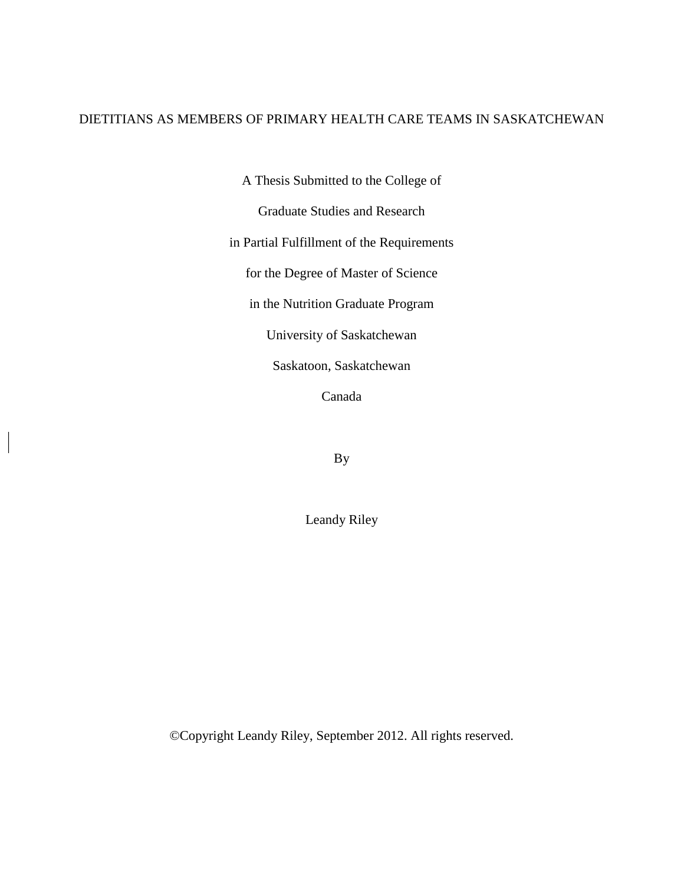# DIETITIANS AS MEMBERS OF PRIMARY HEALTH CARE TEAMS IN SASKATCHEWAN

A Thesis Submitted to the College of

Graduate Studies and Research

in Partial Fulfillment of the Requirements

for the Degree of Master of Science

in the Nutrition Graduate Program

University of Saskatchewan

Saskatoon, Saskatchewan

Canada

By

Leandy Riley

©Copyright Leandy Riley, September 2012. All rights reserved.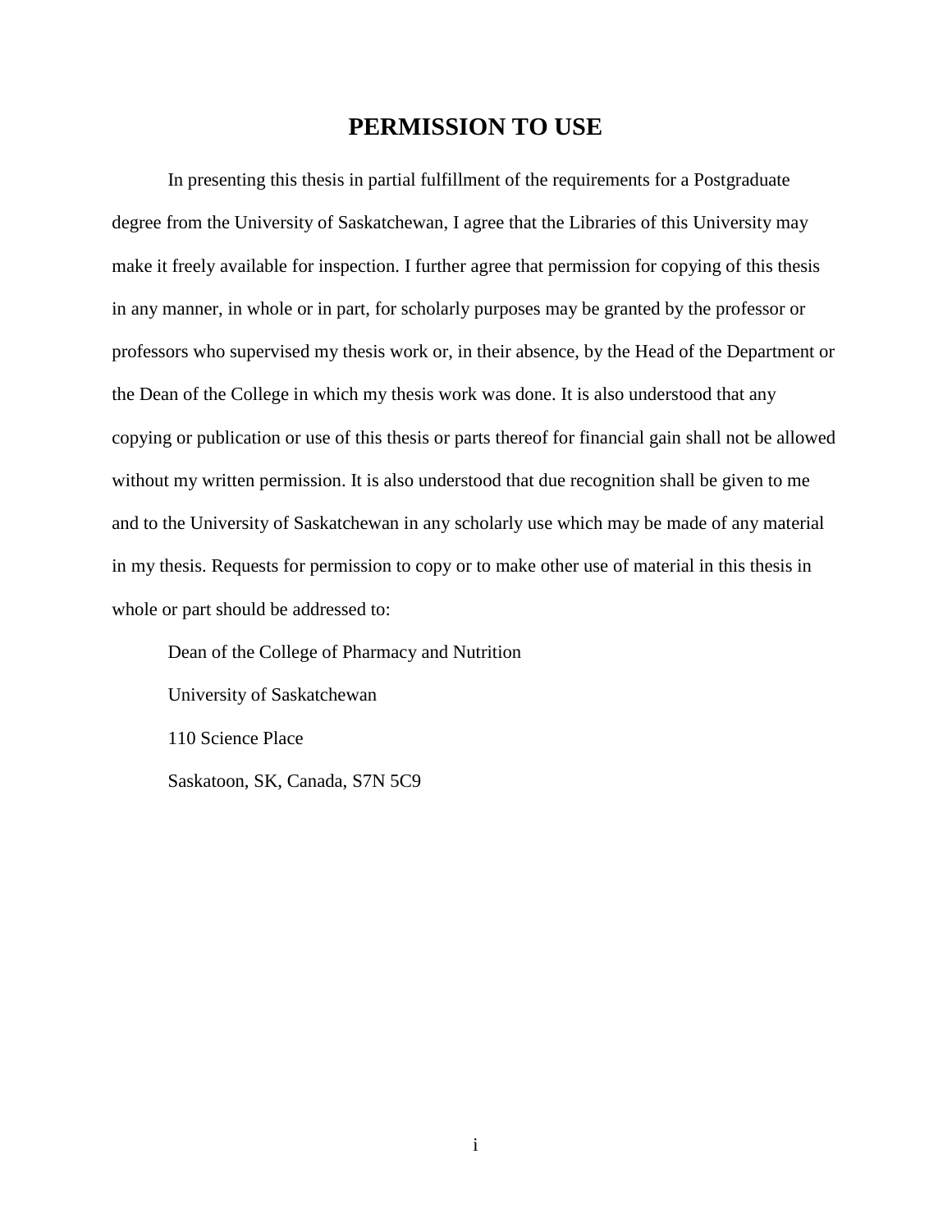# PERMISSION TO USE

In presenting this thesis in partial fulfillment of the requirements for a Postgraduate degree from the University of Saskatchewan, I agree that the Libraries of this University may make it freely available for inspection. I further agree that permission for copying of this thesis in any manner, in whole or in part, for scholarly purposes may be granted by the professor or professors who supervised my thesis work or, in their absence, by the Head of the Department or the Dean of the College in which my thesis work was done. It is also understood that any copying or publication or use of this thesis or parts thereof for financial gain shall not be allowed without my written permission. It is also understood that due recognition shall be given to me and to the University of Saskatchewan in any scholarly use which may be made of any material in my thesis. Requests for permission to copy or to make other use of material in this thesis in whole or part should be addressed to:

Dean of the College of Pharmacy and Nutrition

University of Saskatchewan

110 Science Place

Saskatoon, SK, Canada, S7N 5C9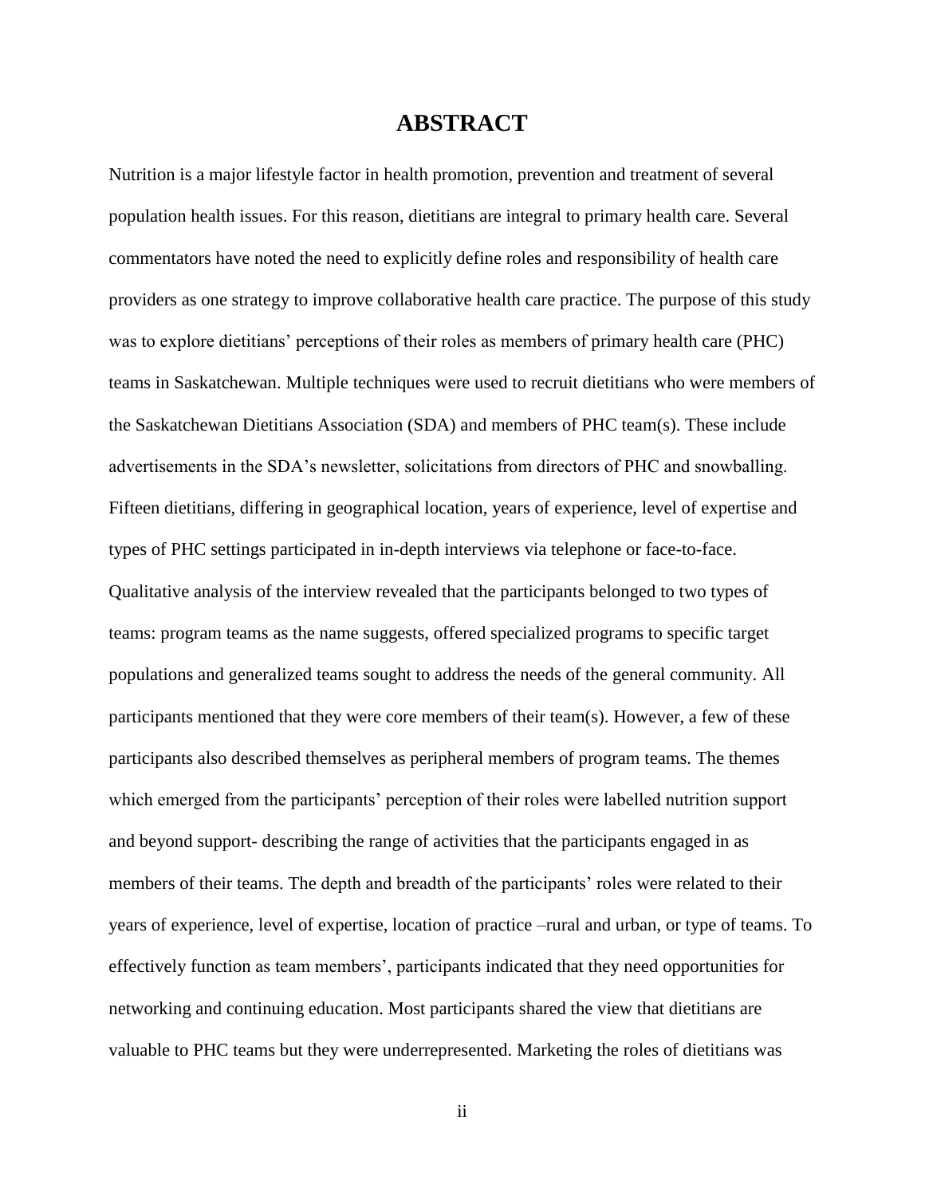# ABSTRACT

Nutrition is a major lifestyle factor in health promotion, prevention and treatment of several population health issues. For this reason, dietitians are integral to primary health care. Several commentators have noted the need to explicitly define roles and responsibility of health care providers as one strategy to improve collaborative health care practice. The purpose of this study was to explore dietitians' perceptions of their roles as members of primary health care (PHC) teams in Saskatchewan. Multiple techniques were used to recruit dietitians who were members of the Saskatchewan Dietitians Association (SDA) and members of PHC team(s). These include advertisements in the SDA's newsletter, solicitations from directors of PHC and snowballing. Fifteen dietitians, differing in geographical location, years of experience, level of expertise and types of PHC settings participated in in-depth interviews via telephone or face-to-face. Qualitative analysis of the interview revealed that the participants belonged to two types of teams: program teams as the name suggests, offered specialized programs to specific target populations and generalized teams sought to address the needs of the general community. All participants mentioned that they were core members of their team(s). However, a few of these participants also described themselves as peripheral members of program teams. The themes which emerged from the participants' perception of their roles were labelled nutrition support and beyond support- describing the range of activities that the participants engaged in as members of their teams. The depth and breadth of the participants' roles were related to their years of experience, level of expertise, location of practice –rural and urban, or type of teams. To effectively function as team members', participants indicated that they need opportunities for networking and continuing education. Most participants shared the view that dietitians are valuable to PHC teams but they were underrepresented. Marketing the roles of dietitians was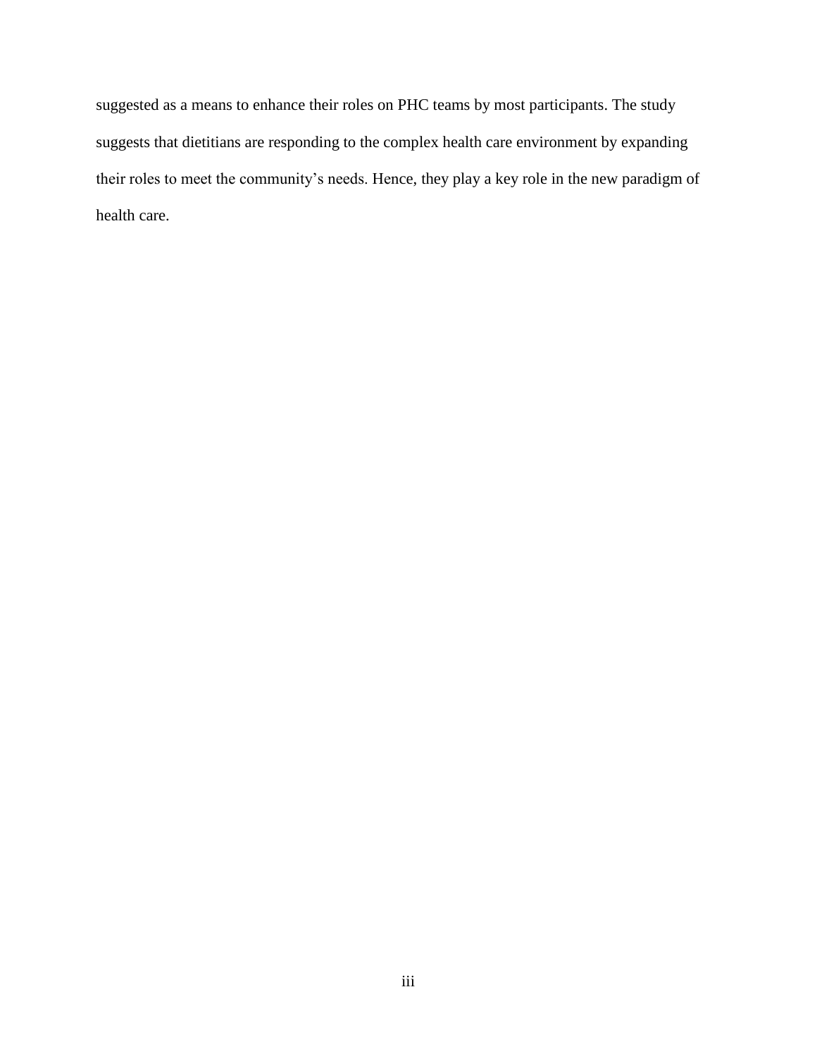suggested as a means to enhance their roles on PHC teams by most participants. The study suggests that dietitians are responding to the complex health care environment by expanding their roles to meet the community's needs. Hence, they play a key role in the new paradigm of health care.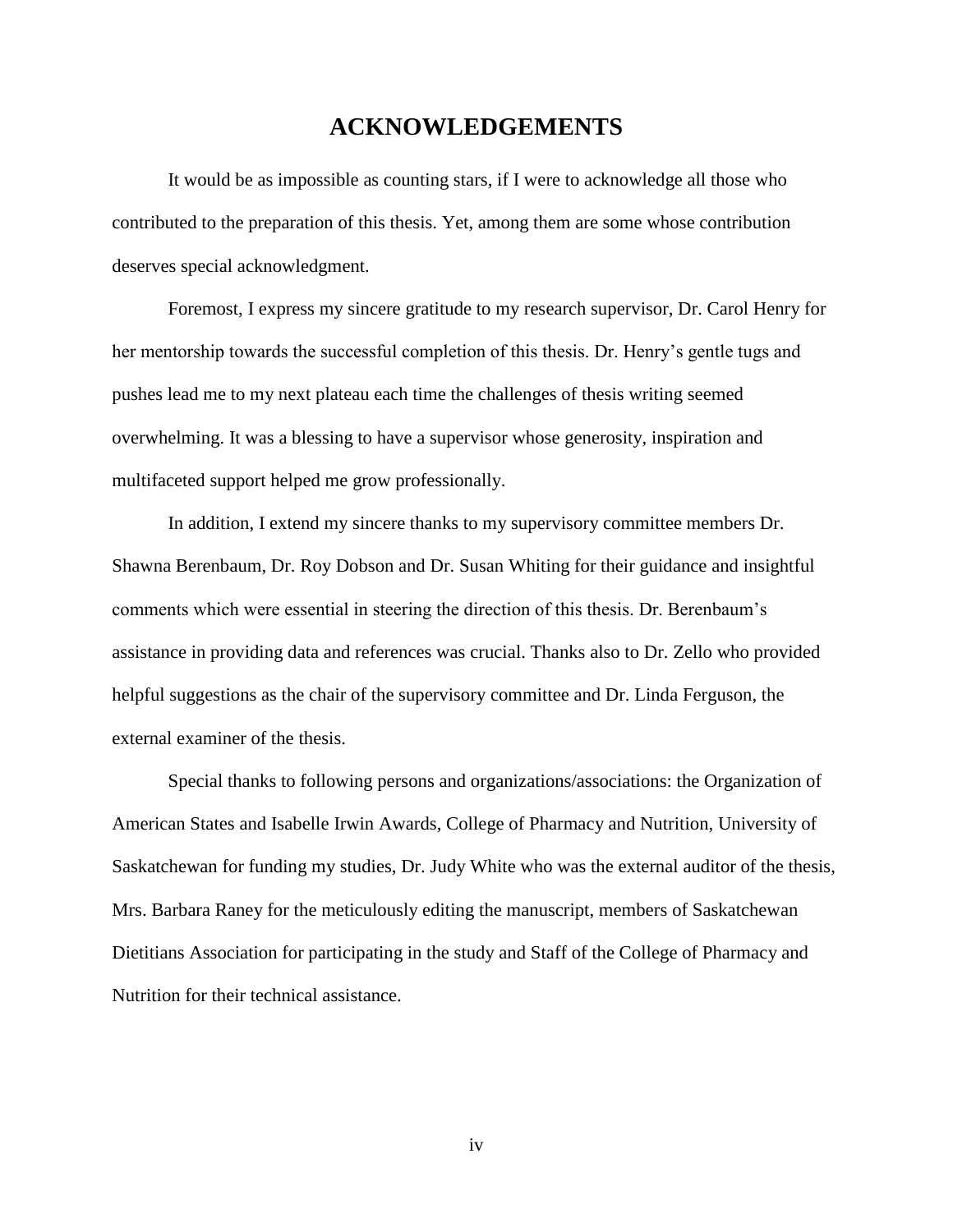# ACKNOWLEDGEMENTS

It would be as impossible as counting stars, if I were to acknowledge all those who contributed to the preparation of this thesis. Yet, among them are some whose contribution deserves special acknowledgment.

Foremost, I express my sincere gratitude to my research supervisor, Dr. Carol Henry for her mentorship towards the successful completion of this thesis. Dr. Henry's gentle tugs and pushes lead me to my next plateau each time the challenges of thesis writing seemed overwhelming. It was a blessing to have a supervisor whose generosity, inspiration and multifaceted support helped me grow professionally.

In addition, I extend my sincere thanks to my supervisory committee members Dr. Shawna Berenbaum, Dr. Roy Dobson and Dr. Susan Whiting for their guidance and insightful comments which were essential in steering the direction of this thesis. Dr. Berenbaum's assistance in providing data and references was crucial. Thanks also to Dr. Zello who provided helpful suggestions as the chair of the supervisory committee and Dr. Linda Ferguson, the external examiner of the thesis.

Special thanks to following persons and organizations/associations: the Organization of American States and Isabelle Irwin Awards, College of Pharmacy and Nutrition, University of Saskatchewan for funding my studies, Dr. Judy White who was the external auditor of the thesis, Mrs. Barbara Raney for the meticulously editing the manuscript, members of Saskatchewan Dietitians Association for participating in the study and Staff of the College of Pharmacy and Nutrition for their technical assistance.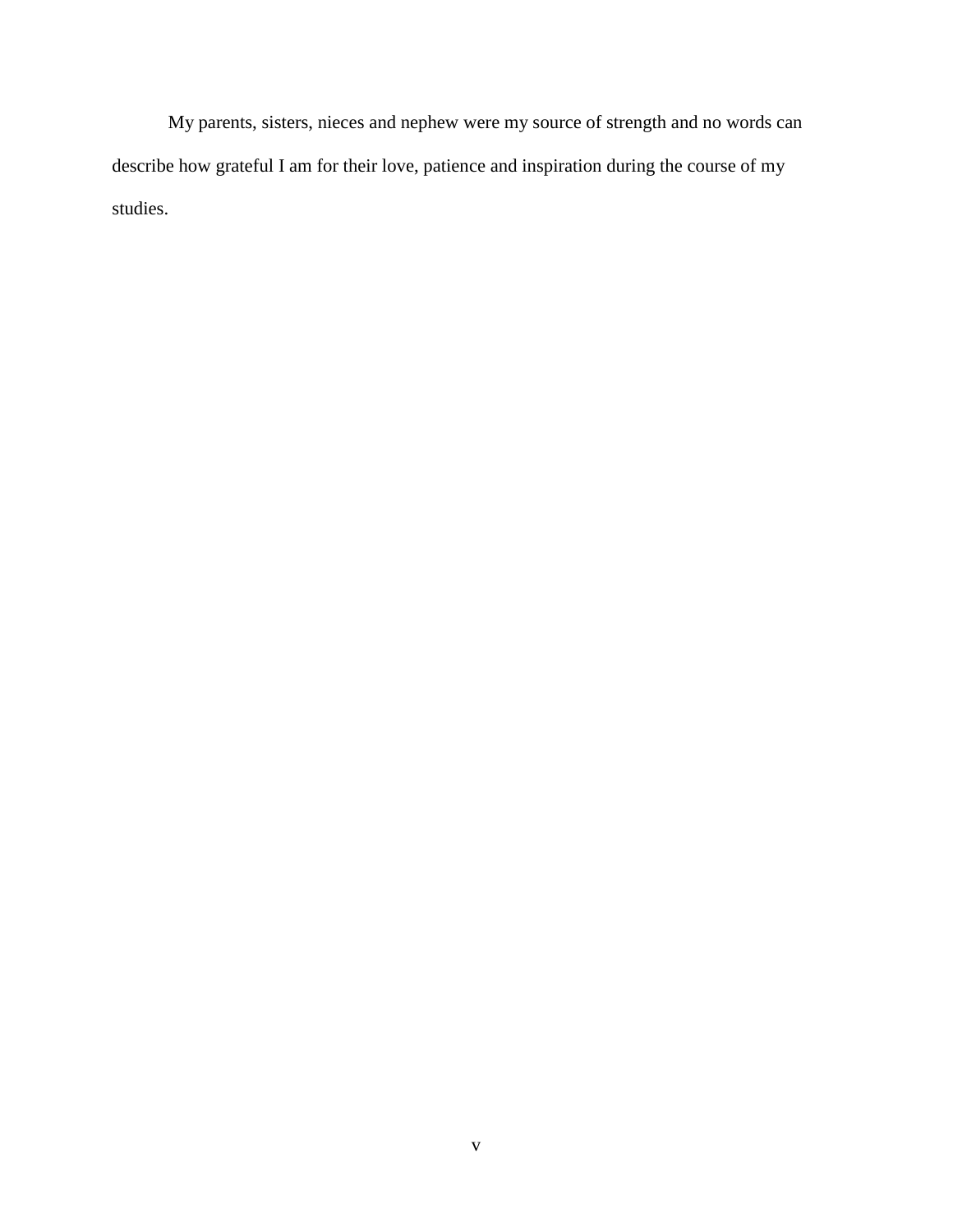My parents, sisters, nieces and nephew were my source of strength and no words can describe how grateful I am for their love, patience and inspiration during the course of my studies.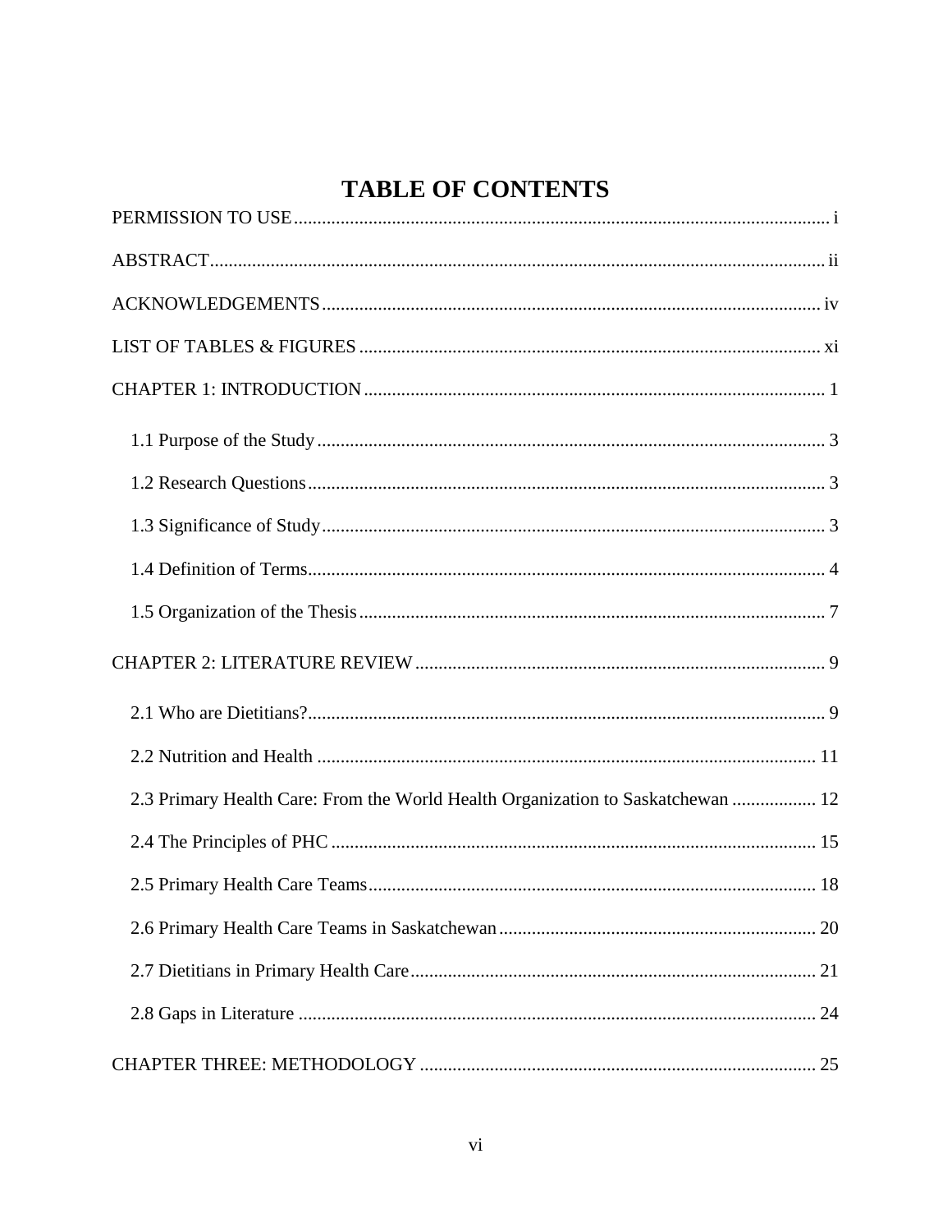# TABLE OF CONTENTS

PERMISSION TO USE .......... i

ABSTRACT .......... ii

ACKNOWLEDGEMENTS .......... iv

LIST OF TABLES & FIGURES .......... xi

CHAPTER 1: INTRODUCTION .......... 1

- 1.1 Purpose of the Study .......... 3
- 1.2 Research Questions .......... 3
- 1.3 Significance of Study .......... 3
- 1.4 Definition of Terms .......... 4
- 1.5 Organization of the Thesis .......... 7

CHAPTER 2: LITERATURE REVIEW .......... 9

- 2.1 Who are Dietitians? .......... 9
- 2.2 Nutrition and Health .......... 11
- 2.3 Primary Health Care: From the World Health Organization to Saskatchewan .......... 12
- 2.4 The Principles of PHC .......... 15
- 2.5 Primary Health Care Teams .......... 18
- 2.6 Primary Health Care Teams in Saskatchewan .......... 20
- 2.7 Dietitians in Primary Health Care .......... 21
- 2.8 Gaps in Literature .......... 24

CHAPTER THREE: METHODOLOGY .......... 25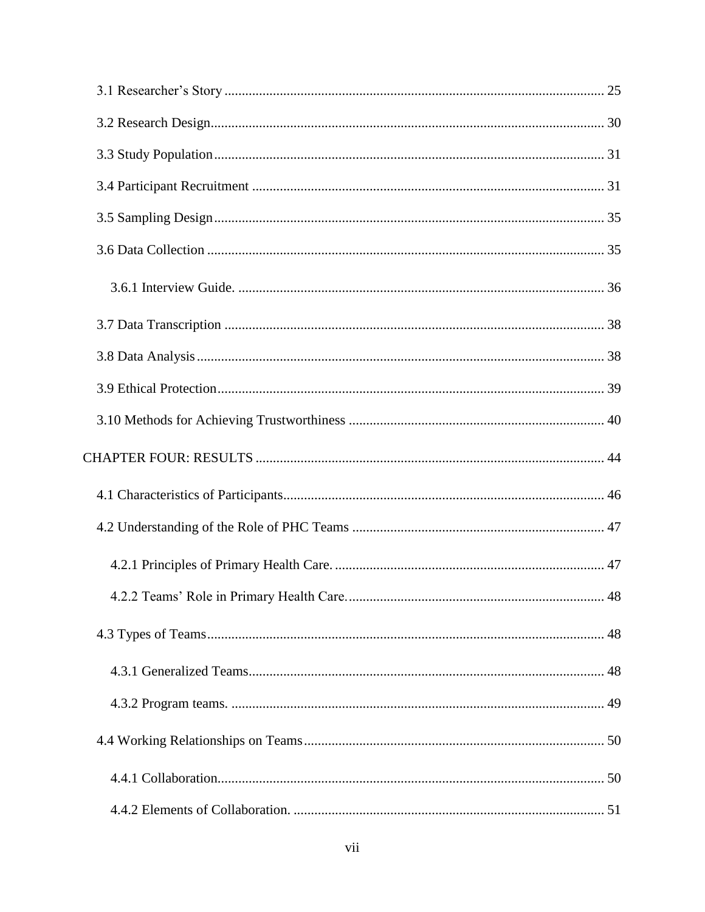3.1 Researcher's Story ............................................................................................................. 25

3.2 Research Design................................................................................................................. 30

3.3 Study Population................................................................................................................ 31

3.4 Participant Recruitment ..................................................................................................... 31

3.5 Sampling Design................................................................................................................ 35

3.6 Data Collection .................................................................................................................. 35

  3.6.1 Interview Guide. ......................................................................................................... 36

3.7 Data Transcription ............................................................................................................. 38

3.8 Data Analysis..................................................................................................................... 38

3.9 Ethical Protection............................................................................................................... 39

3.10 Methods for Achieving Trustworthiness ......................................................................... 40

CHAPTER FOUR: RESULTS .................................................................................................... 44

4.1 Characteristics of Participants............................................................................................ 46

4.2 Understanding of the Role of PHC Teams ......................................................................... 47

  4.2.1 Principles of Primary Health Care. ............................................................................. 47

  4.2.2 Teams' Role in Primary Health Care........................................................................... 48

4.3 Types of Teams.................................................................................................................. 48

  4.3.1 Generalized Teams...................................................................................................... 48

  4.3.2 Program teams. ........................................................................................................... 49

4.4 Working Relationships on Teams...................................................................................... 50

  4.4.1 Collaboration............................................................................................................... 50

  4.4.2 Elements of Collaboration. ......................................................................................... 51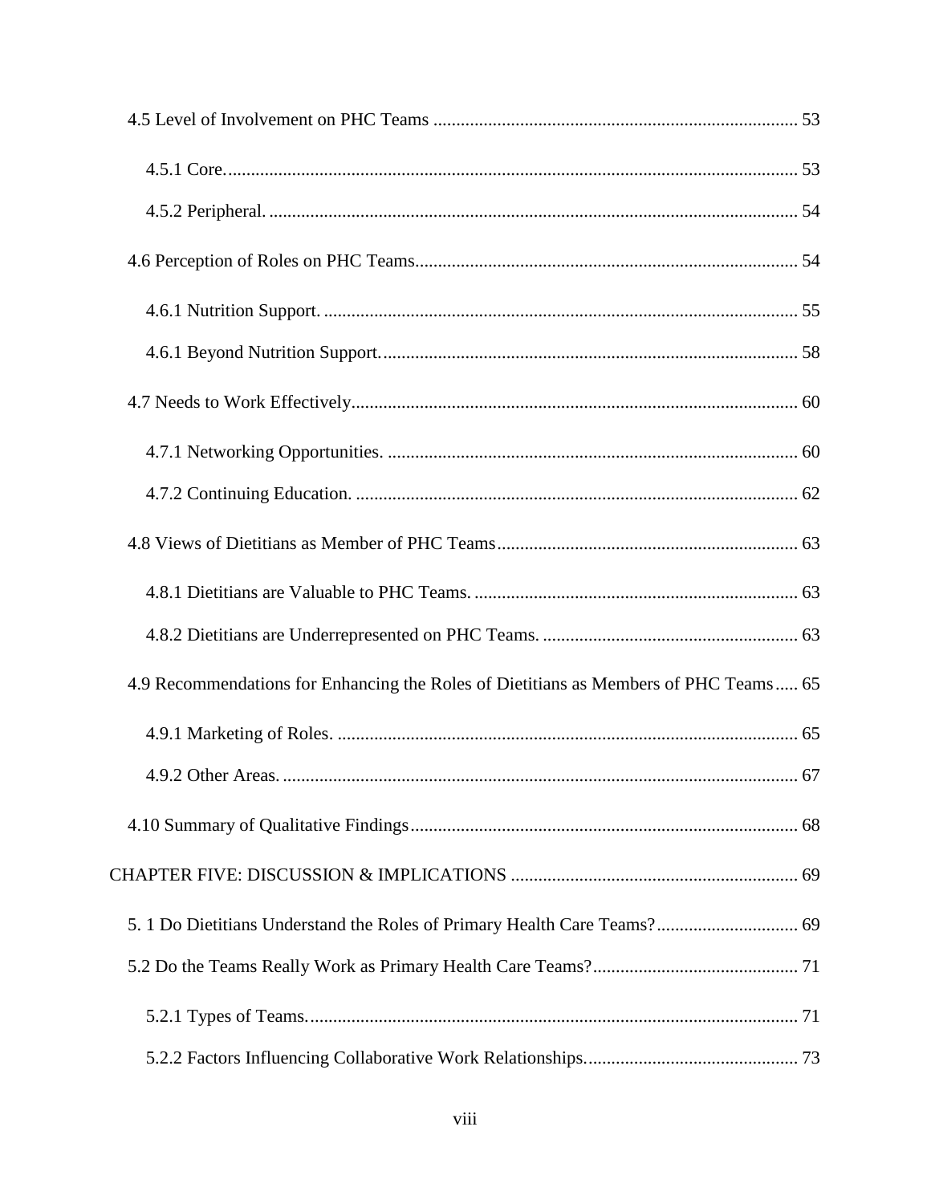4.5 Level of Involvement on PHC Teams ............................................................................. 53

4.5.1 Core. ........................................................................................................................... 53

4.5.2 Peripheral. .................................................................................................................. 54

4.6 Perception of Roles on PHC Teams................................................................................... 54

4.6.1 Nutrition Support. ....................................................................................................... 55

4.6.1 Beyond Nutrition Support. .......................................................................................... 58

4.7 Needs to Work Effectively................................................................................................. 60

4.7.1 Networking Opportunities. ......................................................................................... 60

4.7.2 Continuing Education. ................................................................................................ 62

4.8 Views of Dietitians as Member of PHC Teams................................................................. 63

4.8.1 Dietitians are Valuable to PHC Teams. ...................................................................... 63

4.8.2 Dietitians are Underrepresented on PHC Teams. ........................................................ 63

4.9 Recommendations for Enhancing the Roles of Dietitians as Members of PHC Teams..... 65

4.9.1 Marketing of Roles. .................................................................................................... 65

4.9.2 Other Areas. ................................................................................................................ 67

4.10 Summary of Qualitative Findings.................................................................................... 68

CHAPTER FIVE: DISCUSSION & IMPLICATIONS ............................................................. 69

5. 1 Do Dietitians Understand the Roles of Primary Health Care Teams?............................... 69

5.2 Do the Teams Really Work as Primary Health Care Teams?............................................. 71

5.2.1 Types of Teams. .......................................................................................................... 71

5.2.2 Factors Influencing Collaborative Work Relationships. .............................................. 73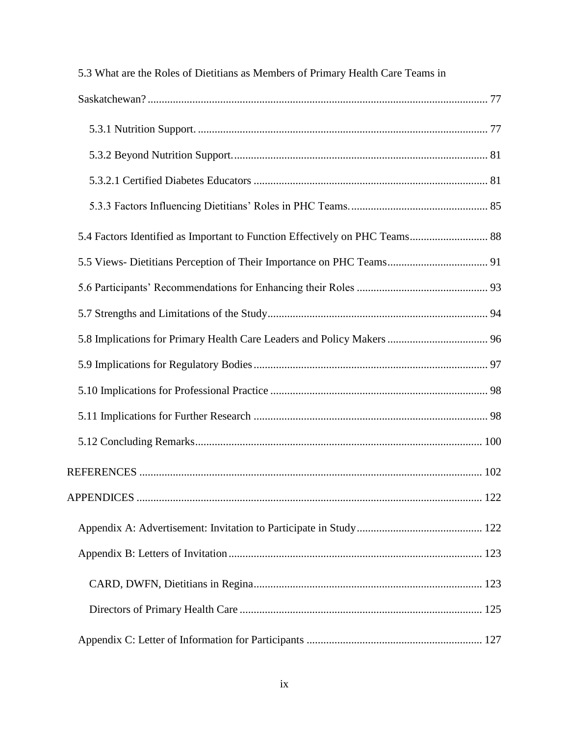5.3 What are the Roles of Dietitians as Members of Primary Health Care Teams in Saskatchewan? ........ 77

5.3.1 Nutrition Support. ........ 77

5.3.2 Beyond Nutrition Support. ........ 81

5.3.2.1 Certified Diabetes Educators ........ 81

5.3.3 Factors Influencing Dietitians' Roles in PHC Teams. ........ 85

5.4 Factors Identified as Important to Function Effectively on PHC Teams ........ 88

5.5 Views- Dietitians Perception of Their Importance on PHC Teams ........ 91

5.6 Participants' Recommendations for Enhancing their Roles ........ 93

5.7 Strengths and Limitations of the Study ........ 94

5.8 Implications for Primary Health Care Leaders and Policy Makers ........ 96

5.9 Implications for Regulatory Bodies ........ 97

5.10 Implications for Professional Practice ........ 98

5.11 Implications for Further Research ........ 98

5.12 Concluding Remarks ........ 100

REFERENCES ........ 102

APPENDICES ........ 122

Appendix A: Advertisement: Invitation to Participate in Study ........ 122

Appendix B: Letters of Invitation ........ 123

CARD, DWFN, Dietitians in Regina ........ 123

Directors of Primary Health Care ........ 125

Appendix C: Letter of Information for Participants ........ 127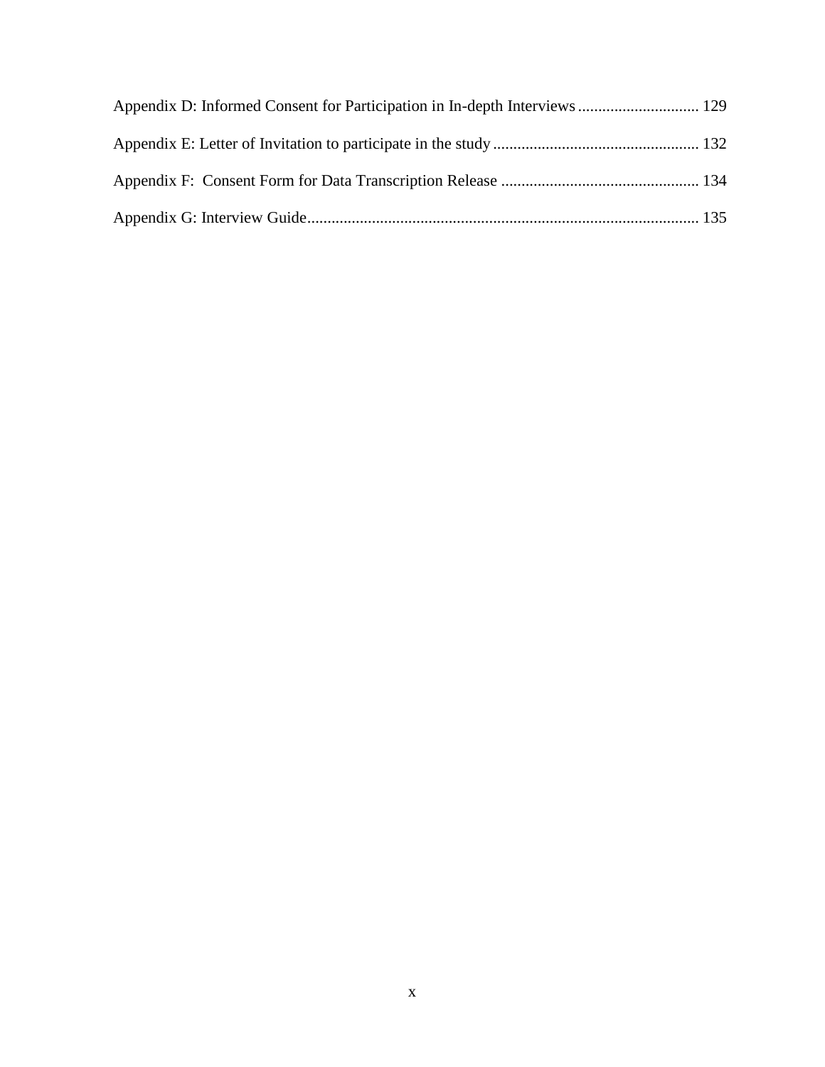Appendix D: Informed Consent for Participation in In-depth Interviews .............................. 129

Appendix E: Letter of Invitation to participate in the study .................................................. 132

Appendix F:  Consent Form for Data Transcription Release ................................................ 134

Appendix G: Interview Guide................................................................................................ 135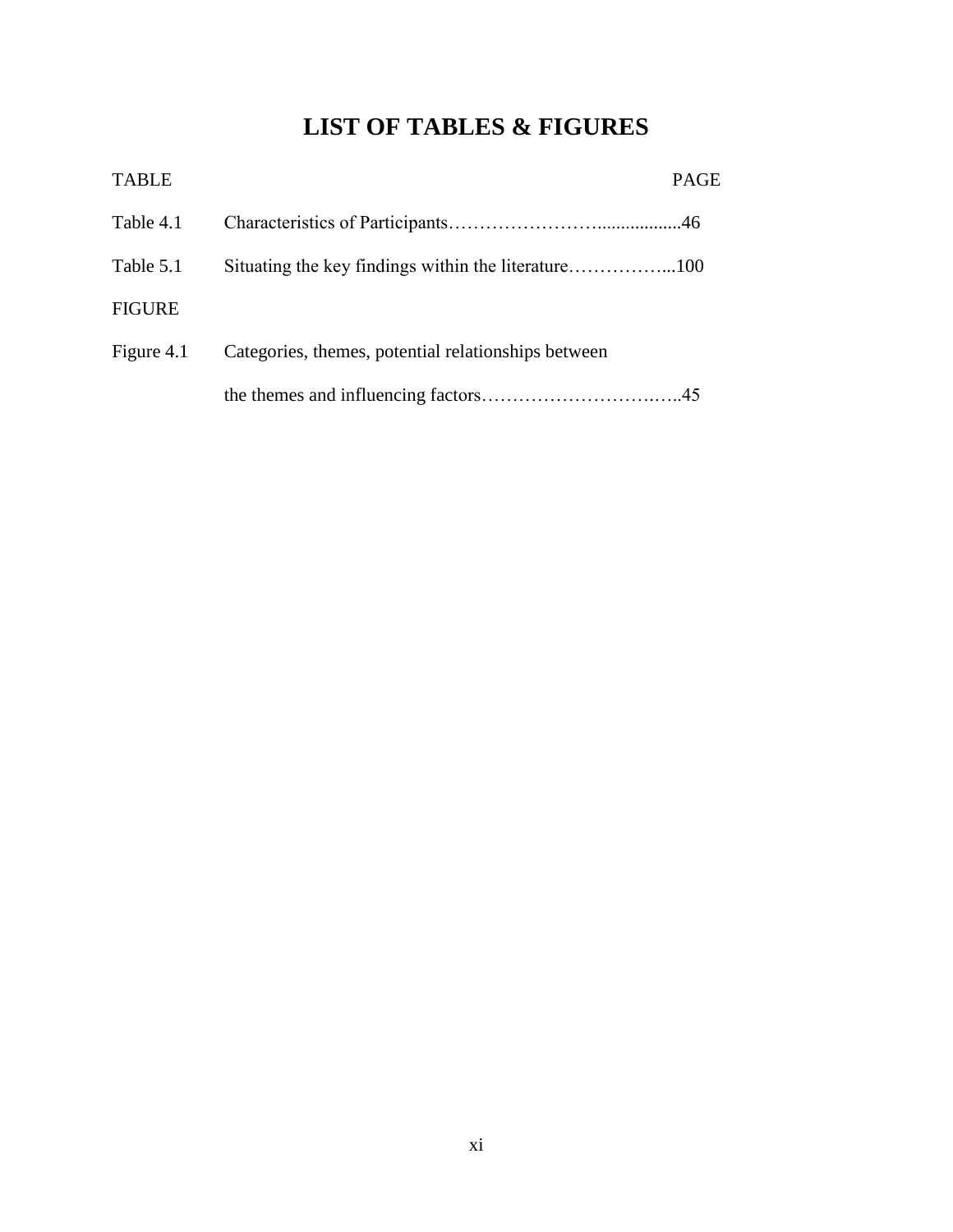# LIST OF TABLES & FIGURES

| TABLE | | PAGE |
|---|---|---|
| Table 4.1 | Characteristics of Participants | 46 |
| Table 5.1 | Situating the key findings within the literature | 100 |
| FIGURE | | |
| Figure 4.1 | Categories, themes, potential relationships between the themes and influencing factors | 45 |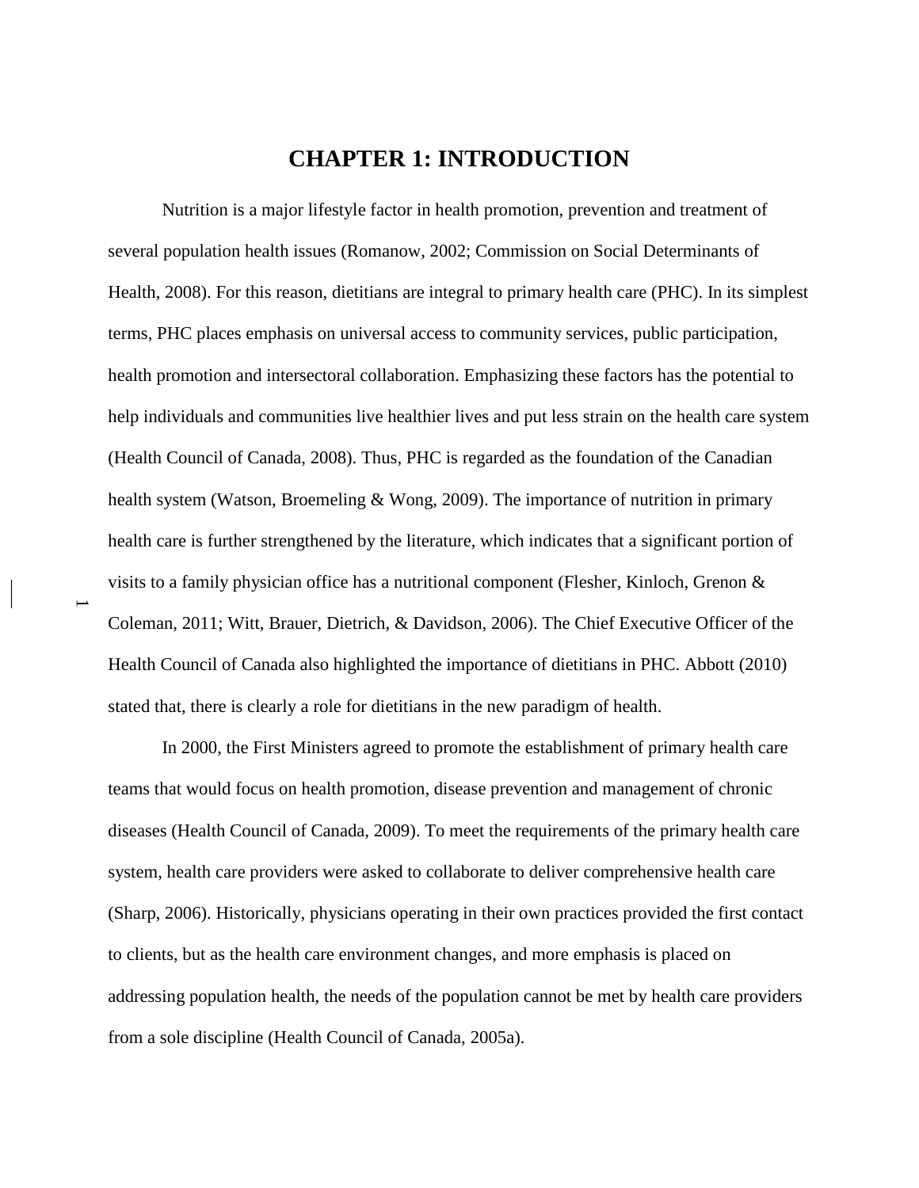# CHAPTER 1: INTRODUCTION

Nutrition is a major lifestyle factor in health promotion, prevention and treatment of several population health issues (Romanow, 2002; Commission on Social Determinants of Health, 2008). For this reason, dietitians are integral to primary health care (PHC). In its simplest terms, PHC places emphasis on universal access to community services, public participation, health promotion and intersectoral collaboration. Emphasizing these factors has the potential to help individuals and communities live healthier lives and put less strain on the health care system (Health Council of Canada, 2008). Thus, PHC is regarded as the foundation of the Canadian health system (Watson, Broemeling & Wong, 2009). The importance of nutrition in primary health care is further strengthened by the literature, which indicates that a significant portion of visits to a family physician office has a nutritional component (Flesher, Kinloch, Grenon & Coleman, 2011; Witt, Brauer, Dietrich, & Davidson, 2006). The Chief Executive Officer of the Health Council of Canada also highlighted the importance of dietitians in PHC. Abbott (2010) stated that, there is clearly a role for dietitians in the new paradigm of health.

In 2000, the First Ministers agreed to promote the establishment of primary health care teams that would focus on health promotion, disease prevention and management of chronic diseases (Health Council of Canada, 2009). To meet the requirements of the primary health care system, health care providers were asked to collaborate to deliver comprehensive health care (Sharp, 2006). Historically, physicians operating in their own practices provided the first contact to clients, but as the health care environment changes, and more emphasis is placed on addressing population health, the needs of the population cannot be met by health care providers from a sole discipline (Health Council of Canada, 2005a).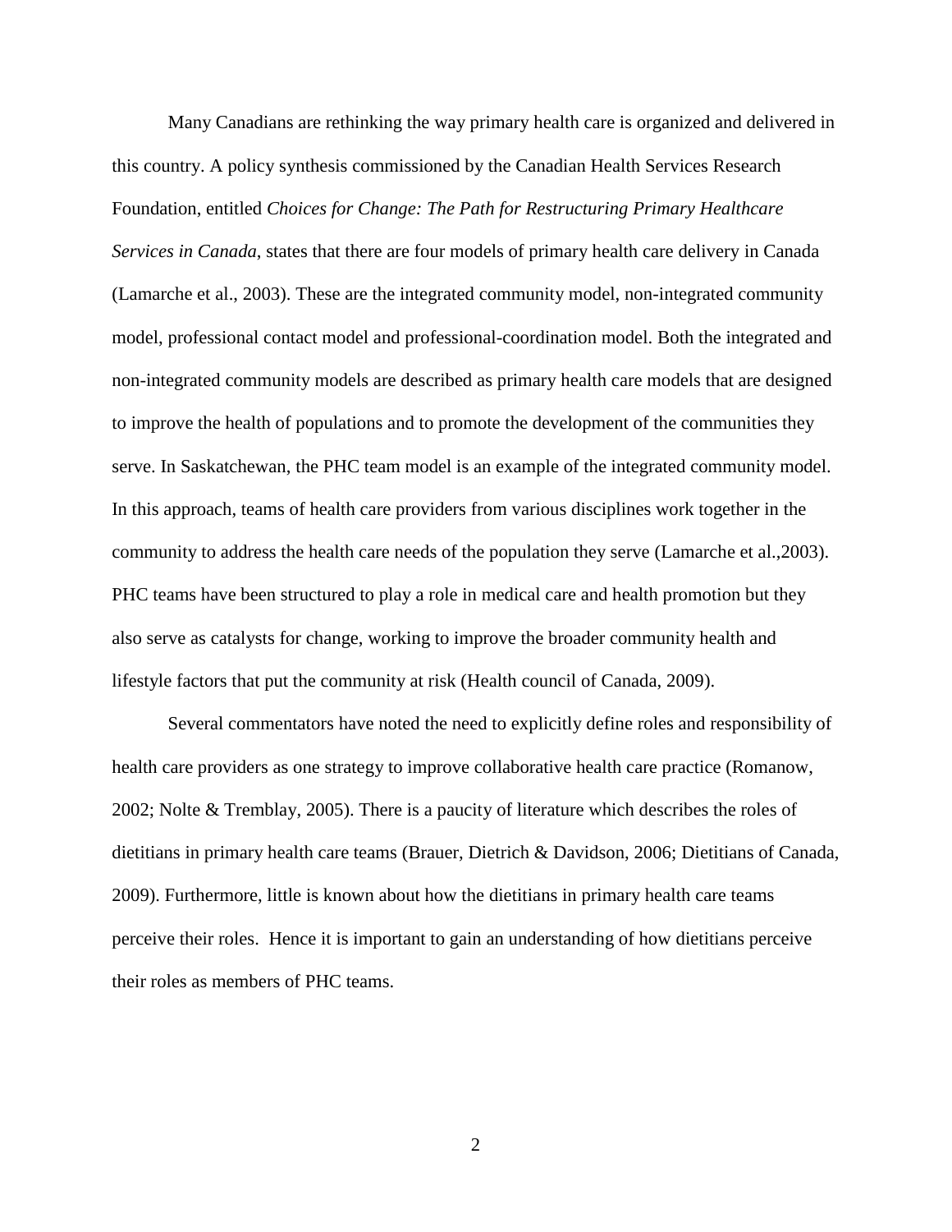Many Canadians are rethinking the way primary health care is organized and delivered in this country. A policy synthesis commissioned by the Canadian Health Services Research Foundation, entitled *Choices for Change: The Path for Restructuring Primary Healthcare Services in Canada*, states that there are four models of primary health care delivery in Canada (Lamarche et al., 2003). These are the integrated community model, non-integrated community model, professional contact model and professional-coordination model. Both the integrated and non-integrated community models are described as primary health care models that are designed to improve the health of populations and to promote the development of the communities they serve. In Saskatchewan, the PHC team model is an example of the integrated community model. In this approach, teams of health care providers from various disciplines work together in the community to address the health care needs of the population they serve (Lamarche et al.,2003). PHC teams have been structured to play a role in medical care and health promotion but they also serve as catalysts for change, working to improve the broader community health and lifestyle factors that put the community at risk (Health council of Canada, 2009).

Several commentators have noted the need to explicitly define roles and responsibility of health care providers as one strategy to improve collaborative health care practice (Romanow, 2002; Nolte & Tremblay, 2005). There is a paucity of literature which describes the roles of dietitians in primary health care teams (Brauer, Dietrich & Davidson, 2006; Dietitians of Canada, 2009). Furthermore, little is known about how the dietitians in primary health care teams perceive their roles. Hence it is important to gain an understanding of how dietitians perceive their roles as members of PHC teams.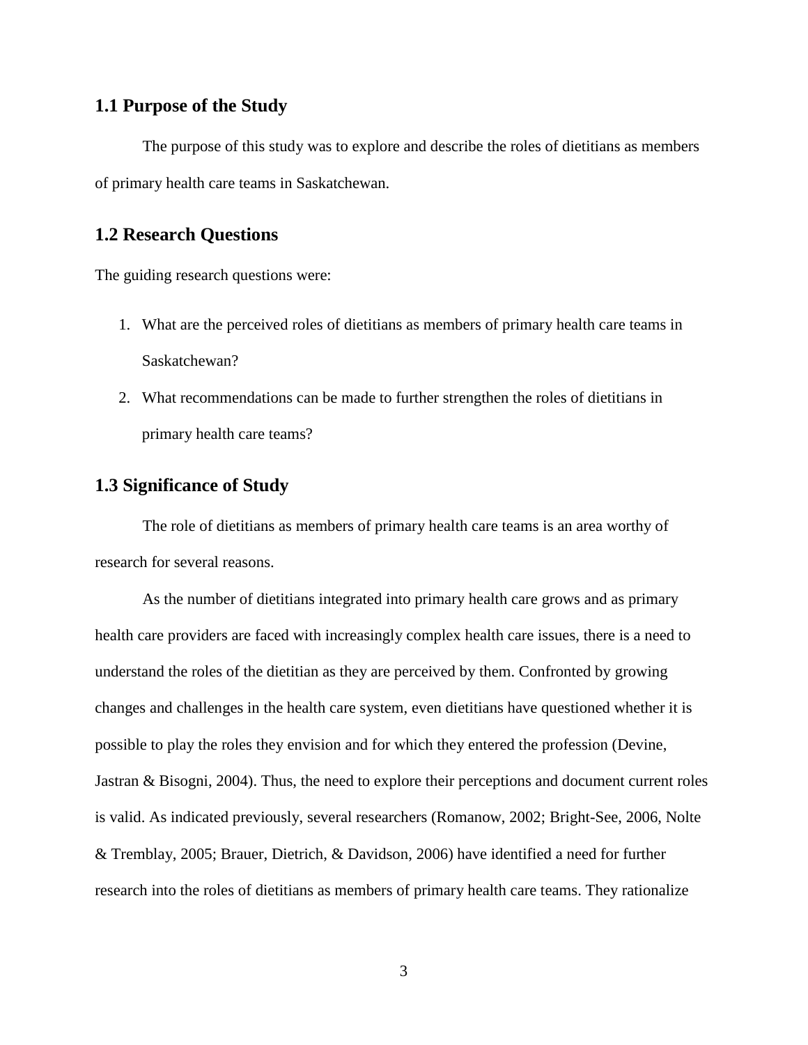## 1.1 Purpose of the Study

The purpose of this study was to explore and describe the roles of dietitians as members of primary health care teams in Saskatchewan.

## 1.2 Research Questions

The guiding research questions were:

1. What are the perceived roles of dietitians as members of primary health care teams in Saskatchewan?
2. What recommendations can be made to further strengthen the roles of dietitians in primary health care teams?

## 1.3 Significance of Study

The role of dietitians as members of primary health care teams is an area worthy of research for several reasons.

As the number of dietitians integrated into primary health care grows and as primary health care providers are faced with increasingly complex health care issues, there is a need to understand the roles of the dietitian as they are perceived by them. Confronted by growing changes and challenges in the health care system, even dietitians have questioned whether it is possible to play the roles they envision and for which they entered the profession (Devine, Jastran & Bisogni, 2004). Thus, the need to explore their perceptions and document current roles is valid. As indicated previously, several researchers (Romanow, 2002; Bright-See, 2006, Nolte & Tremblay, 2005; Brauer, Dietrich, & Davidson, 2006) have identified a need for further research into the roles of dietitians as members of primary health care teams. They rationalize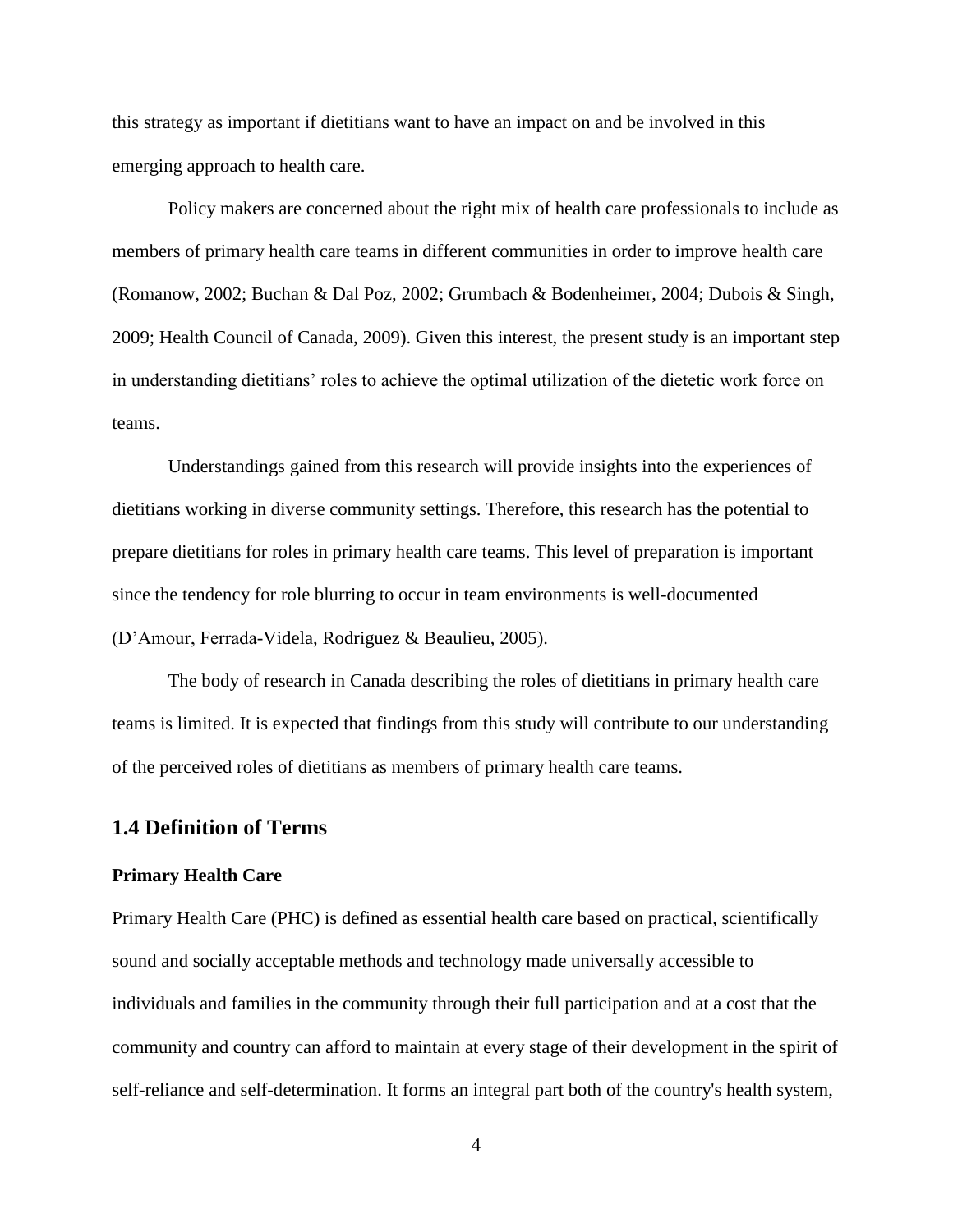this strategy as important if dietitians want to have an impact on and be involved in this emerging approach to health care.

Policy makers are concerned about the right mix of health care professionals to include as members of primary health care teams in different communities in order to improve health care (Romanow, 2002; Buchan & Dal Poz, 2002; Grumbach & Bodenheimer, 2004; Dubois & Singh, 2009; Health Council of Canada, 2009). Given this interest, the present study is an important step in understanding dietitians' roles to achieve the optimal utilization of the dietetic work force on teams.

Understandings gained from this research will provide insights into the experiences of dietitians working in diverse community settings. Therefore, this research has the potential to prepare dietitians for roles in primary health care teams. This level of preparation is important since the tendency for role blurring to occur in team environments is well-documented (D'Amour, Ferrada-Videla, Rodriguez & Beaulieu, 2005).

The body of research in Canada describing the roles of dietitians in primary health care teams is limited. It is expected that findings from this study will contribute to our understanding of the perceived roles of dietitians as members of primary health care teams.

## 1.4 Definition of Terms

**Primary Health Care**

Primary Health Care (PHC) is defined as essential health care based on practical, scientifically sound and socially acceptable methods and technology made universally accessible to individuals and families in the community through their full participation and at a cost that the community and country can afford to maintain at every stage of their development in the spirit of self-reliance and self-determination. It forms an integral part both of the country's health system,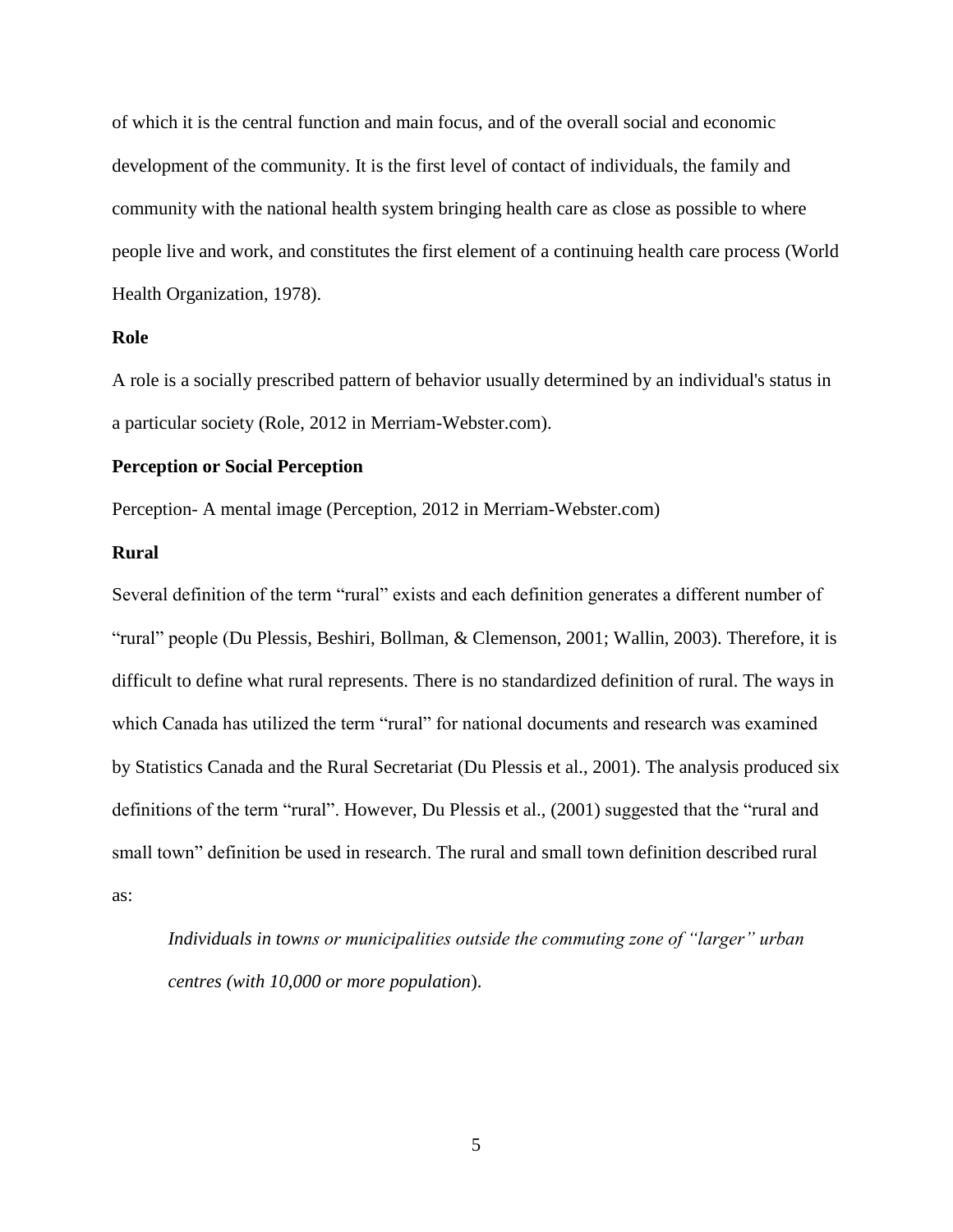of which it is the central function and main focus, and of the overall social and economic development of the community. It is the first level of contact of individuals, the family and community with the national health system bringing health care as close as possible to where people live and work, and constitutes the first element of a continuing health care process (World Health Organization, 1978).

### Role

A role is a socially prescribed pattern of behavior usually determined by an individual's status in a particular society (Role, 2012 in Merriam-Webster.com).

### Perception or Social Perception

Perception- A mental image (Perception, 2012 in Merriam-Webster.com)

### Rural

Several definition of the term "rural" exists and each definition generates a different number of "rural" people (Du Plessis, Beshiri, Bollman, & Clemenson, 2001; Wallin, 2003). Therefore, it is difficult to define what rural represents. There is no standardized definition of rural. The ways in which Canada has utilized the term "rural" for national documents and research was examined by Statistics Canada and the Rural Secretariat (Du Plessis et al., 2001). The analysis produced six definitions of the term "rural". However, Du Plessis et al., (2001) suggested that the "rural and small town" definition be used in research. The rural and small town definition described rural as:

> *Individuals in towns or municipalities outside the commuting zone of "larger" urban centres (with 10,000 or more population*).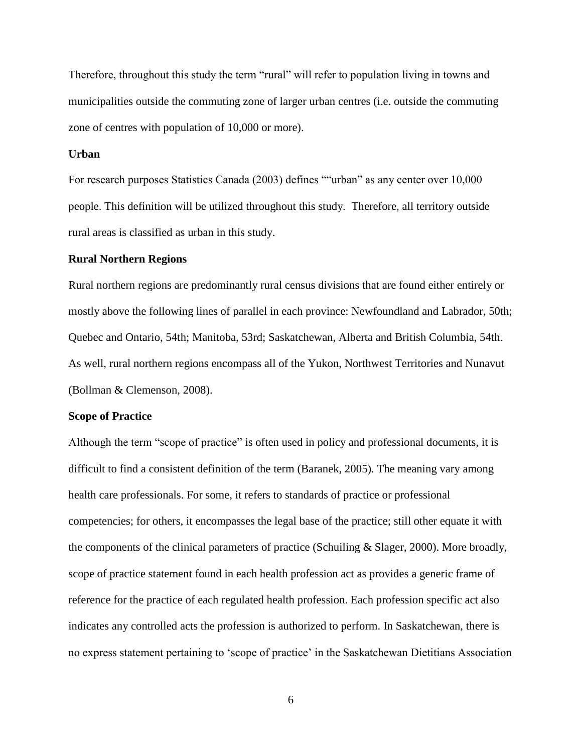Therefore, throughout this study the term "rural" will refer to population living in towns and municipalities outside the commuting zone of larger urban centres (i.e. outside the commuting zone of centres with population of 10,000 or more).

**Urban**

For research purposes Statistics Canada (2003) defines ""urban" as any center over 10,000 people. This definition will be utilized throughout this study. Therefore, all territory outside rural areas is classified as urban in this study.

**Rural Northern Regions**

Rural northern regions are predominantly rural census divisions that are found either entirely or mostly above the following lines of parallel in each province: Newfoundland and Labrador, 50th; Quebec and Ontario, 54th; Manitoba, 53rd; Saskatchewan, Alberta and British Columbia, 54th. As well, rural northern regions encompass all of the Yukon, Northwest Territories and Nunavut (Bollman & Clemenson, 2008).

**Scope of Practice**

Although the term "scope of practice" is often used in policy and professional documents, it is difficult to find a consistent definition of the term (Baranek, 2005). The meaning vary among health care professionals. For some, it refers to standards of practice or professional competencies; for others, it encompasses the legal base of the practice; still other equate it with the components of the clinical parameters of practice (Schuiling & Slager, 2000). More broadly, scope of practice statement found in each health profession act as provides a generic frame of reference for the practice of each regulated health profession. Each profession specific act also indicates any controlled acts the profession is authorized to perform. In Saskatchewan, there is no express statement pertaining to 'scope of practice' in the Saskatchewan Dietitians Association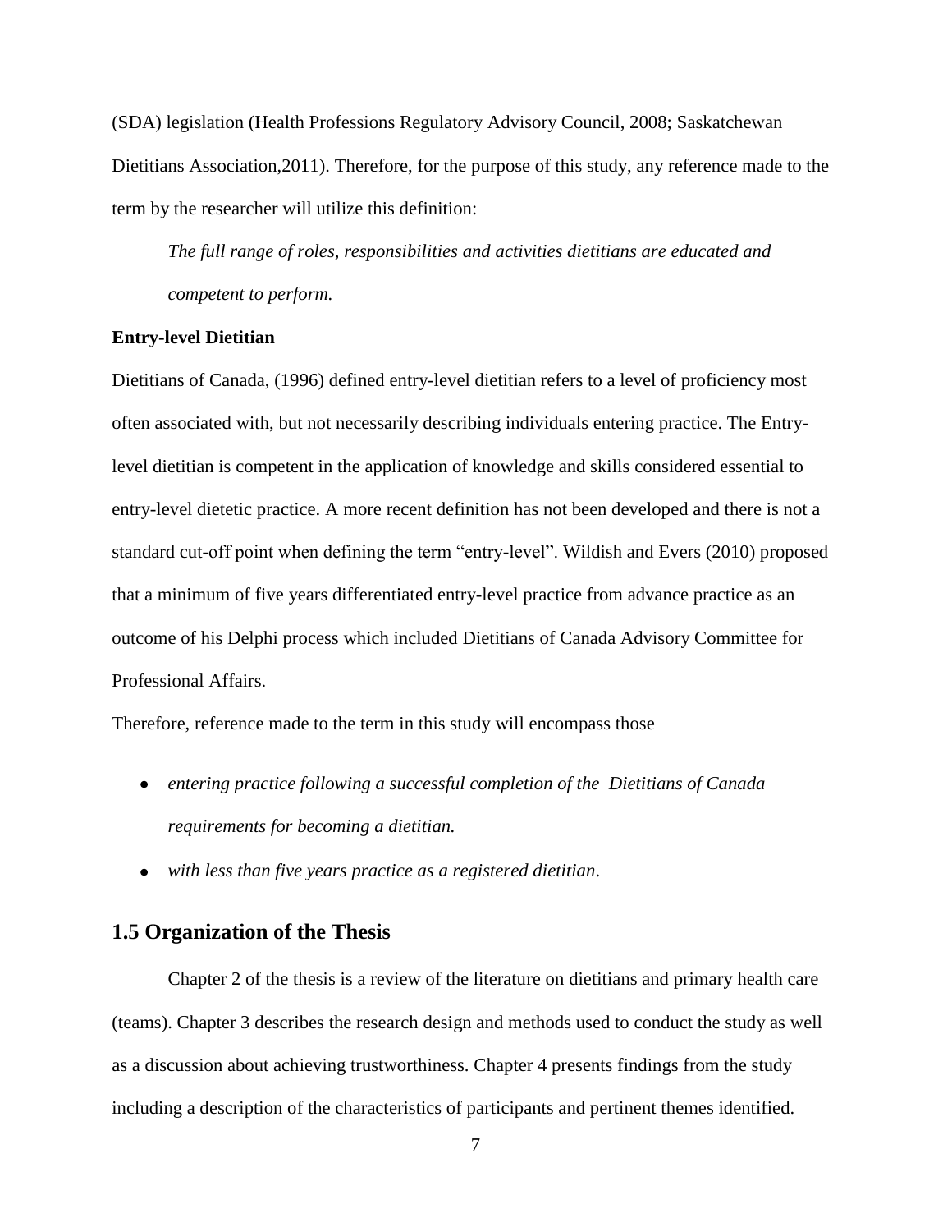(SDA) legislation (Health Professions Regulatory Advisory Council, 2008; Saskatchewan Dietitians Association,2011). Therefore, for the purpose of this study, any reference made to the term by the researcher will utilize this definition:

> *The full range of roles, responsibilities and activities dietitians are educated and competent to perform.*

**Entry-level Dietitian**

Dietitians of Canada, (1996) defined entry-level dietitian refers to a level of proficiency most often associated with, but not necessarily describing individuals entering practice. The Entry-level dietitian is competent in the application of knowledge and skills considered essential to entry-level dietetic practice. A more recent definition has not been developed and there is not a standard cut-off point when defining the term "entry-level". Wildish and Evers (2010) proposed that a minimum of five years differentiated entry-level practice from advance practice as an outcome of his Delphi process which included Dietitians of Canada Advisory Committee for Professional Affairs.

Therefore, reference made to the term in this study will encompass those

- *entering practice following a successful completion of the Dietitians of Canada requirements for becoming a dietitian.*
- *with less than five years practice as a registered dietitian*.

## 1.5 Organization of the Thesis

Chapter 2 of the thesis is a review of the literature on dietitians and primary health care (teams). Chapter 3 describes the research design and methods used to conduct the study as well as a discussion about achieving trustworthiness. Chapter 4 presents findings from the study including a description of the characteristics of participants and pertinent themes identified.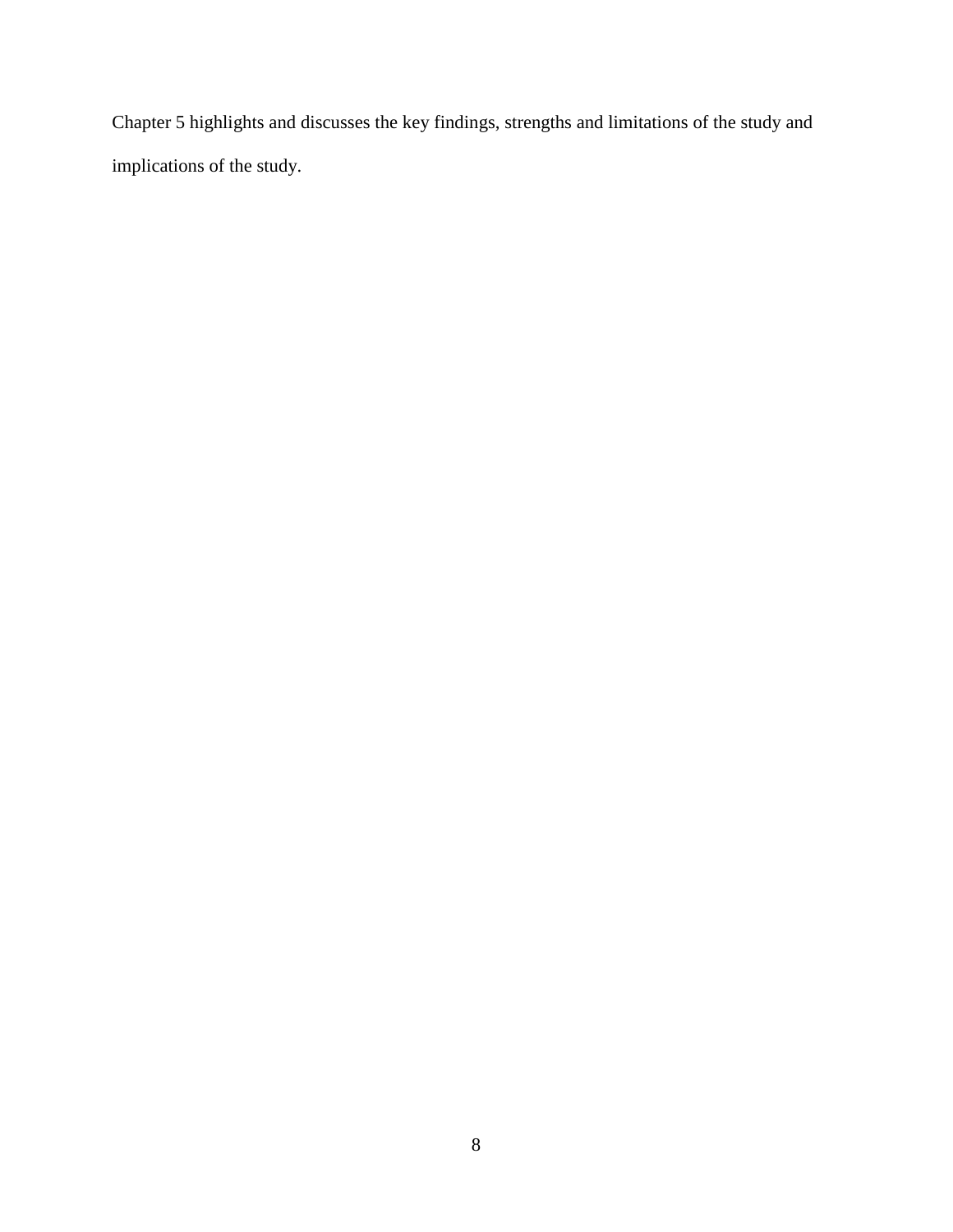Chapter 5 highlights and discusses the key findings, strengths and limitations of the study and implications of the study.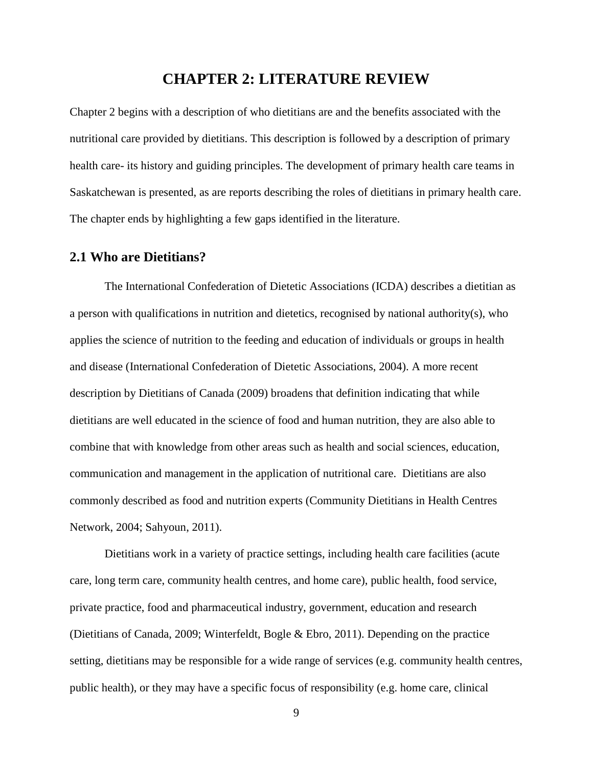# CHAPTER 2: LITERATURE REVIEW

Chapter 2 begins with a description of who dietitians are and the benefits associated with the nutritional care provided by dietitians. This description is followed by a description of primary health care- its history and guiding principles. The development of primary health care teams in Saskatchewan is presented, as are reports describing the roles of dietitians in primary health care. The chapter ends by highlighting a few gaps identified in the literature.

## 2.1 Who are Dietitians?

The International Confederation of Dietetic Associations (ICDA) describes a dietitian as a person with qualifications in nutrition and dietetics, recognised by national authority(s), who applies the science of nutrition to the feeding and education of individuals or groups in health and disease (International Confederation of Dietetic Associations, 2004). A more recent description by Dietitians of Canada (2009) broadens that definition indicating that while dietitians are well educated in the science of food and human nutrition, they are also able to combine that with knowledge from other areas such as health and social sciences, education, communication and management in the application of nutritional care. Dietitians are also commonly described as food and nutrition experts (Community Dietitians in Health Centres Network, 2004; Sahyoun, 2011).

Dietitians work in a variety of practice settings, including health care facilities (acute care, long term care, community health centres, and home care), public health, food service, private practice, food and pharmaceutical industry, government, education and research (Dietitians of Canada, 2009; Winterfeldt, Bogle & Ebro, 2011). Depending on the practice setting, dietitians may be responsible for a wide range of services (e.g. community health centres, public health), or they may have a specific focus of responsibility (e.g. home care, clinical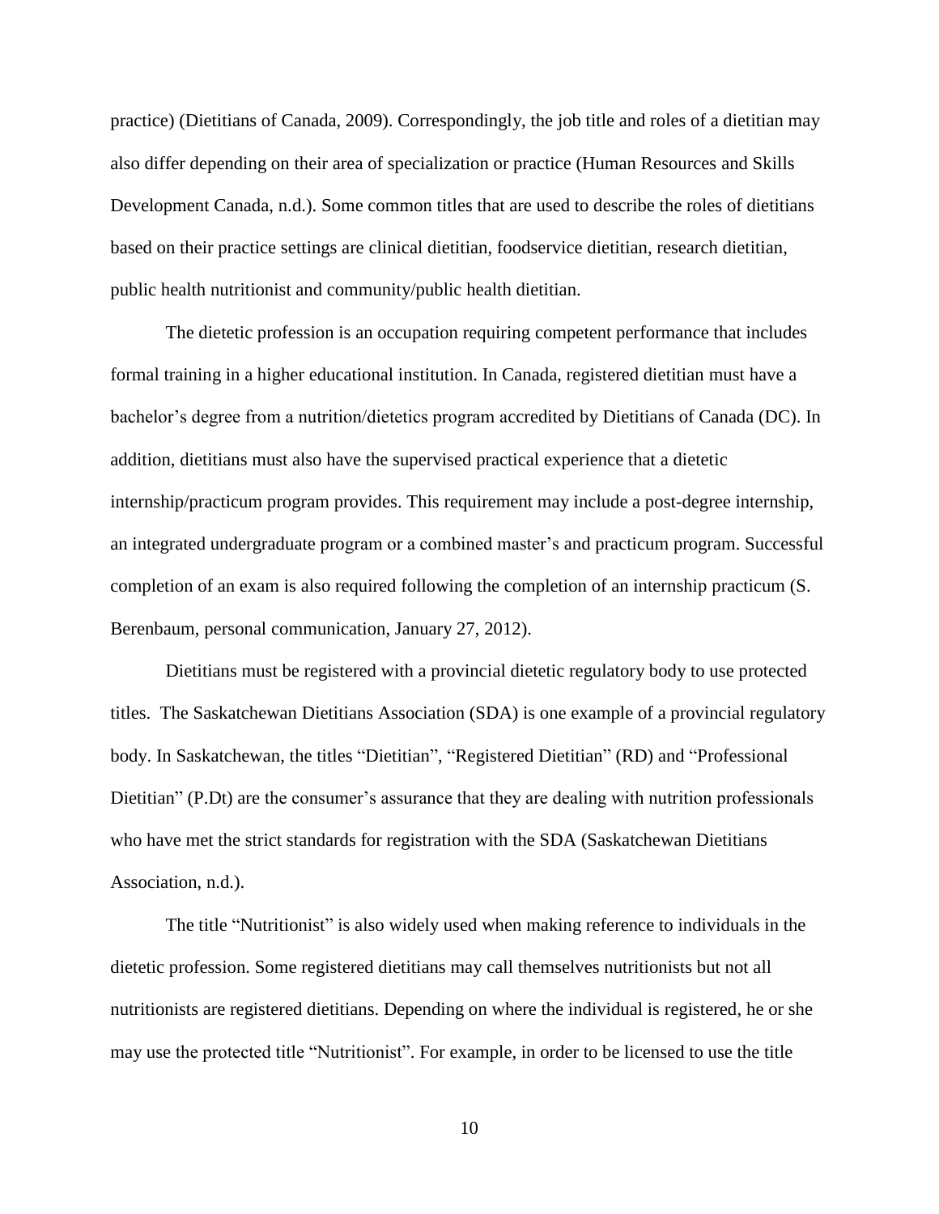practice) (Dietitians of Canada, 2009). Correspondingly, the job title and roles of a dietitian may also differ depending on their area of specialization or practice (Human Resources and Skills Development Canada, n.d.). Some common titles that are used to describe the roles of dietitians based on their practice settings are clinical dietitian, foodservice dietitian, research dietitian, public health nutritionist and community/public health dietitian.

The dietetic profession is an occupation requiring competent performance that includes formal training in a higher educational institution. In Canada, registered dietitian must have a bachelor's degree from a nutrition/dietetics program accredited by Dietitians of Canada (DC). In addition, dietitians must also have the supervised practical experience that a dietetic internship/practicum program provides. This requirement may include a post-degree internship, an integrated undergraduate program or a combined master's and practicum program. Successful completion of an exam is also required following the completion of an internship practicum (S. Berenbaum, personal communication, January 27, 2012).

Dietitians must be registered with a provincial dietetic regulatory body to use protected titles. The Saskatchewan Dietitians Association (SDA) is one example of a provincial regulatory body. In Saskatchewan, the titles "Dietitian", "Registered Dietitian" (RD) and "Professional Dietitian" (P.Dt) are the consumer's assurance that they are dealing with nutrition professionals who have met the strict standards for registration with the SDA (Saskatchewan Dietitians Association, n.d.).

The title "Nutritionist" is also widely used when making reference to individuals in the dietetic profession. Some registered dietitians may call themselves nutritionists but not all nutritionists are registered dietitians. Depending on where the individual is registered, he or she may use the protected title "Nutritionist". For example, in order to be licensed to use the title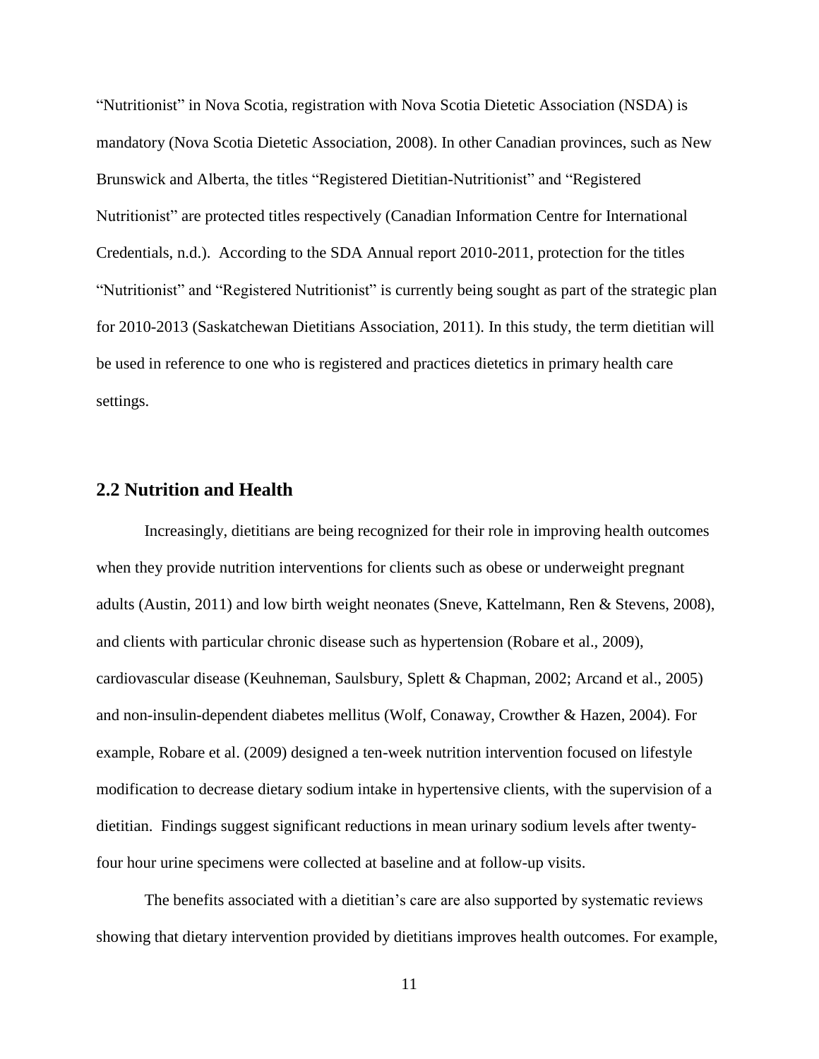"Nutritionist" in Nova Scotia, registration with Nova Scotia Dietetic Association (NSDA) is mandatory (Nova Scotia Dietetic Association, 2008). In other Canadian provinces, such as New Brunswick and Alberta, the titles "Registered Dietitian-Nutritionist" and "Registered Nutritionist" are protected titles respectively (Canadian Information Centre for International Credentials, n.d.). According to the SDA Annual report 2010-2011, protection for the titles "Nutritionist" and "Registered Nutritionist" is currently being sought as part of the strategic plan for 2010-2013 (Saskatchewan Dietitians Association, 2011). In this study, the term dietitian will be used in reference to one who is registered and practices dietetics in primary health care settings.

## 2.2 Nutrition and Health

Increasingly, dietitians are being recognized for their role in improving health outcomes when they provide nutrition interventions for clients such as obese or underweight pregnant adults (Austin, 2011) and low birth weight neonates (Sneve, Kattelmann, Ren & Stevens, 2008), and clients with particular chronic disease such as hypertension (Robare et al., 2009), cardiovascular disease (Keuhneman, Saulsbury, Splett & Chapman, 2002; Arcand et al., 2005) and non-insulin-dependent diabetes mellitus (Wolf, Conaway, Crowther & Hazen, 2004). For example, Robare et al. (2009) designed a ten-week nutrition intervention focused on lifestyle modification to decrease dietary sodium intake in hypertensive clients, with the supervision of a dietitian. Findings suggest significant reductions in mean urinary sodium levels after twenty-four hour urine specimens were collected at baseline and at follow-up visits.

The benefits associated with a dietitian's care are also supported by systematic reviews showing that dietary intervention provided by dietitians improves health outcomes. For example,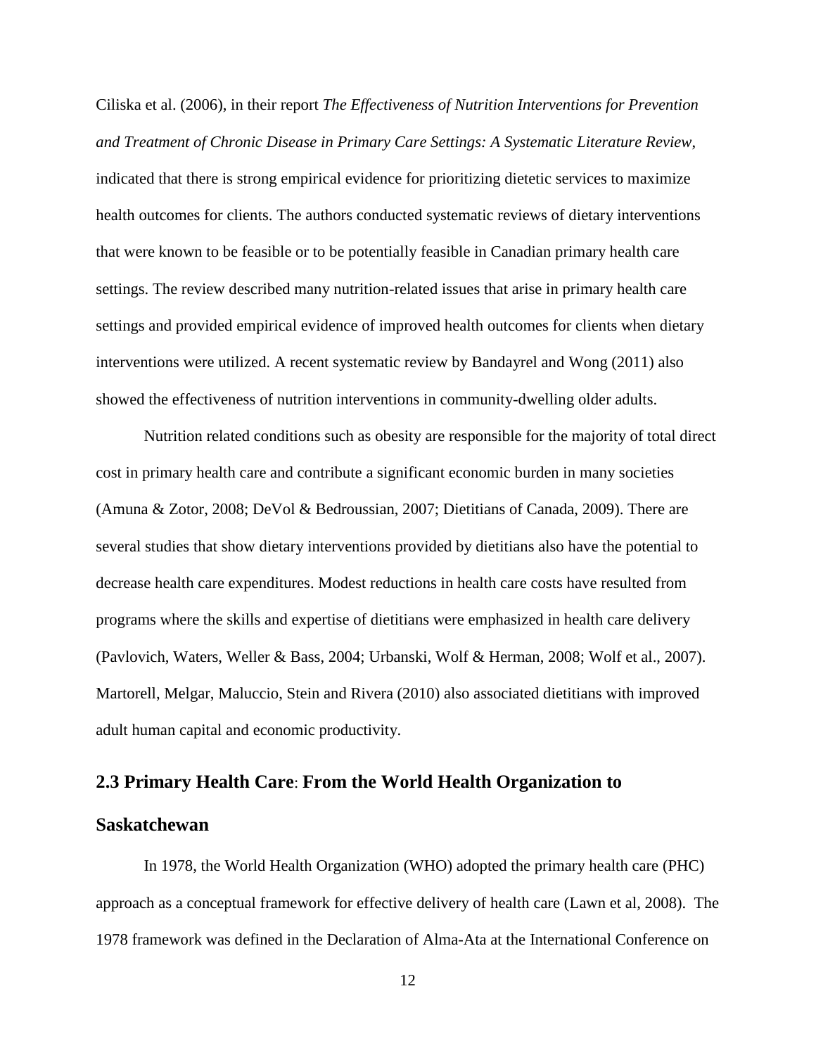Ciliska et al. (2006), in their report *The Effectiveness of Nutrition Interventions for Prevention and Treatment of Chronic Disease in Primary Care Settings: A Systematic Literature Review*, indicated that there is strong empirical evidence for prioritizing dietetic services to maximize health outcomes for clients. The authors conducted systematic reviews of dietary interventions that were known to be feasible or to be potentially feasible in Canadian primary health care settings. The review described many nutrition-related issues that arise in primary health care settings and provided empirical evidence of improved health outcomes for clients when dietary interventions were utilized. A recent systematic review by Bandayrel and Wong (2011) also showed the effectiveness of nutrition interventions in community-dwelling older adults.

Nutrition related conditions such as obesity are responsible for the majority of total direct cost in primary health care and contribute a significant economic burden in many societies (Amuna & Zotor, 2008; DeVol & Bedroussian, 2007; Dietitians of Canada, 2009). There are several studies that show dietary interventions provided by dietitians also have the potential to decrease health care expenditures. Modest reductions in health care costs have resulted from programs where the skills and expertise of dietitians were emphasized in health care delivery (Pavlovich, Waters, Weller & Bass, 2004; Urbanski, Wolf & Herman, 2008; Wolf et al., 2007). Martorell, Melgar, Maluccio, Stein and Rivera (2010) also associated dietitians with improved adult human capital and economic productivity.

## 2.3 Primary Health Care: From the World Health Organization to Saskatchewan

In 1978, the World Health Organization (WHO) adopted the primary health care (PHC) approach as a conceptual framework for effective delivery of health care (Lawn et al, 2008). The 1978 framework was defined in the Declaration of Alma-Ata at the International Conference on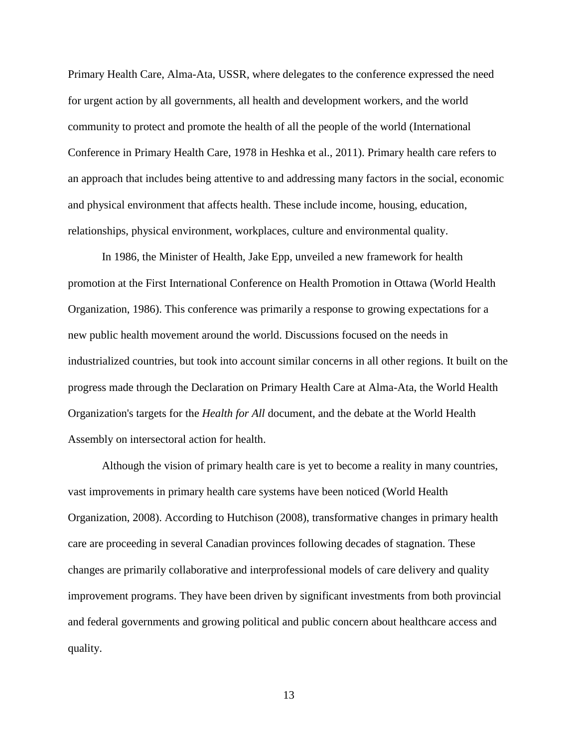Primary Health Care, Alma-Ata, USSR, where delegates to the conference expressed the need for urgent action by all governments, all health and development workers, and the world community to protect and promote the health of all the people of the world (International Conference in Primary Health Care, 1978 in Heshka et al., 2011). Primary health care refers to an approach that includes being attentive to and addressing many factors in the social, economic and physical environment that affects health. These include income, housing, education, relationships, physical environment, workplaces, culture and environmental quality.

In 1986, the Minister of Health, Jake Epp, unveiled a new framework for health promotion at the First International Conference on Health Promotion in Ottawa (World Health Organization, 1986). This conference was primarily a response to growing expectations for a new public health movement around the world. Discussions focused on the needs in industrialized countries, but took into account similar concerns in all other regions. It built on the progress made through the Declaration on Primary Health Care at Alma-Ata, the World Health Organization's targets for the *Health for All* document, and the debate at the World Health Assembly on intersectoral action for health.

Although the vision of primary health care is yet to become a reality in many countries, vast improvements in primary health care systems have been noticed (World Health Organization, 2008). According to Hutchison (2008), transformative changes in primary health care are proceeding in several Canadian provinces following decades of stagnation. These changes are primarily collaborative and interprofessional models of care delivery and quality improvement programs. They have been driven by significant investments from both provincial and federal governments and growing political and public concern about healthcare access and quality.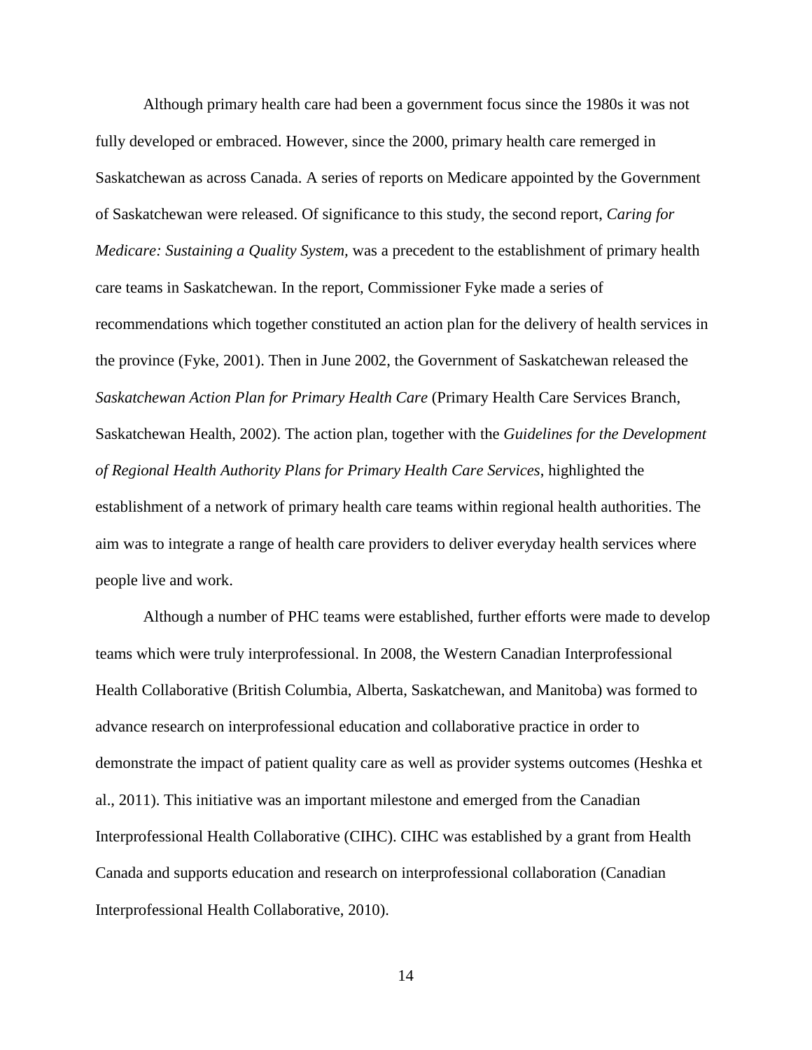Although primary health care had been a government focus since the 1980s it was not fully developed or embraced. However, since the 2000, primary health care remerged in Saskatchewan as across Canada. A series of reports on Medicare appointed by the Government of Saskatchewan were released. Of significance to this study, the second report, *Caring for Medicare: Sustaining a Quality System,* was a precedent to the establishment of primary health care teams in Saskatchewan. In the report, Commissioner Fyke made a series of recommendations which together constituted an action plan for the delivery of health services in the province (Fyke, 2001). Then in June 2002, the Government of Saskatchewan released the *Saskatchewan Action Plan for Primary Health Care* (Primary Health Care Services Branch, Saskatchewan Health, 2002). The action plan, together with the *Guidelines for the Development of Regional Health Authority Plans for Primary Health Care Services*, highlighted the establishment of a network of primary health care teams within regional health authorities. The aim was to integrate a range of health care providers to deliver everyday health services where people live and work.

Although a number of PHC teams were established, further efforts were made to develop teams which were truly interprofessional. In 2008, the Western Canadian Interprofessional Health Collaborative (British Columbia, Alberta, Saskatchewan, and Manitoba) was formed to advance research on interprofessional education and collaborative practice in order to demonstrate the impact of patient quality care as well as provider systems outcomes (Heshka et al., 2011). This initiative was an important milestone and emerged from the Canadian Interprofessional Health Collaborative (CIHC). CIHC was established by a grant from Health Canada and supports education and research on interprofessional collaboration (Canadian Interprofessional Health Collaborative, 2010).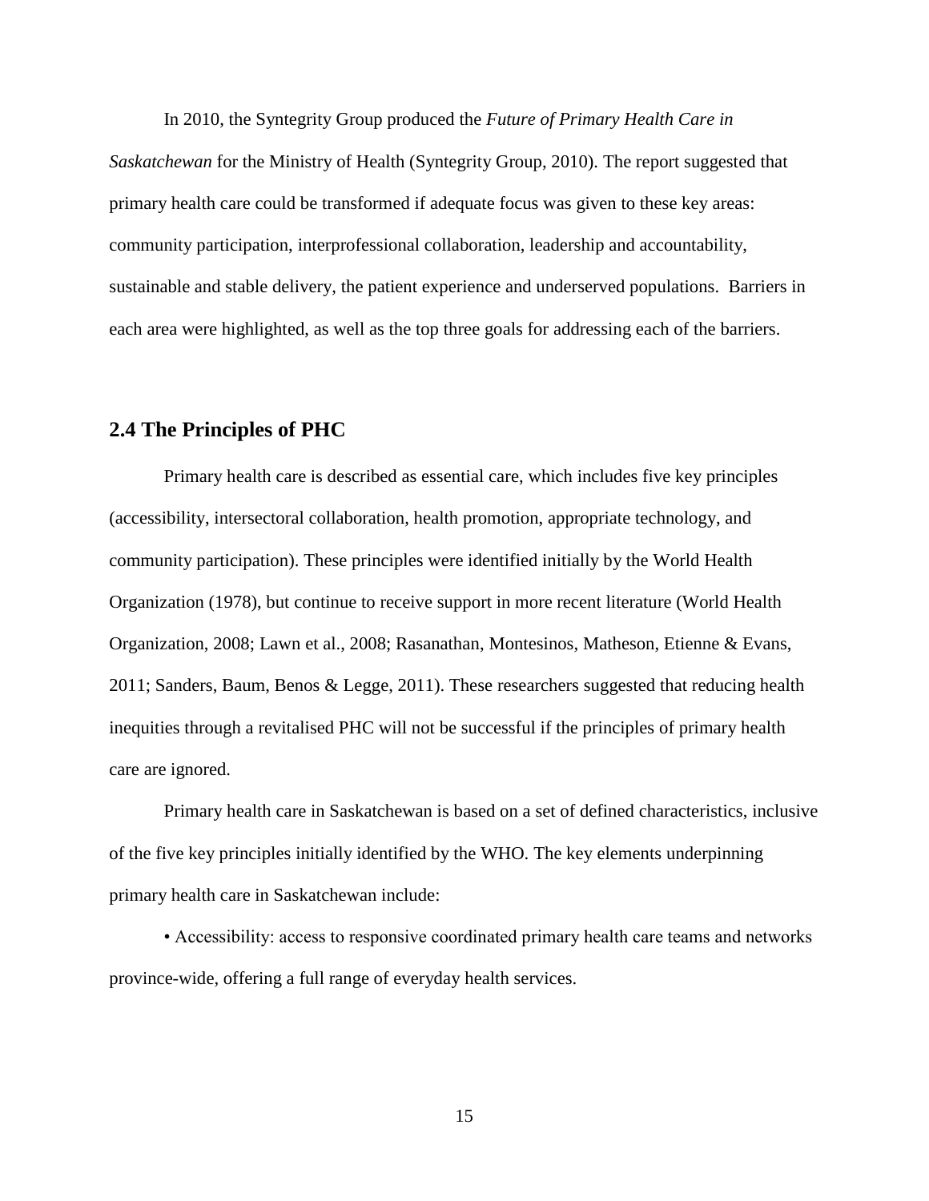In 2010, the Syntegrity Group produced the *Future of Primary Health Care in Saskatchewan* for the Ministry of Health (Syntegrity Group, 2010). The report suggested that primary health care could be transformed if adequate focus was given to these key areas: community participation, interprofessional collaboration, leadership and accountability, sustainable and stable delivery, the patient experience and underserved populations.  Barriers in each area were highlighted, as well as the top three goals for addressing each of the barriers.

## 2.4 The Principles of PHC

Primary health care is described as essential care, which includes five key principles (accessibility, intersectoral collaboration, health promotion, appropriate technology, and community participation). These principles were identified initially by the World Health Organization (1978), but continue to receive support in more recent literature (World Health Organization, 2008; Lawn et al., 2008; Rasanathan, Montesinos, Matheson, Etienne & Evans, 2011; Sanders, Baum, Benos & Legge, 2011). These researchers suggested that reducing health inequities through a revitalised PHC will not be successful if the principles of primary health care are ignored.

Primary health care in Saskatchewan is based on a set of defined characteristics, inclusive of the five key principles initially identified by the WHO. The key elements underpinning primary health care in Saskatchewan include:

• Accessibility: access to responsive coordinated primary health care teams and networks province-wide, offering a full range of everyday health services.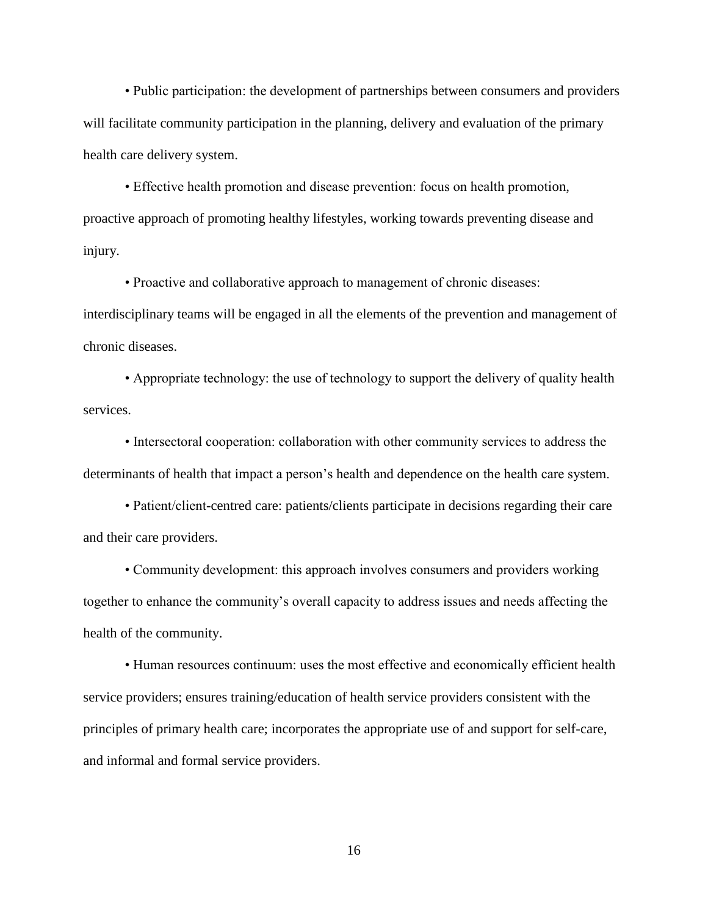• Public participation: the development of partnerships between consumers and providers will facilitate community participation in the planning, delivery and evaluation of the primary health care delivery system.

• Effective health promotion and disease prevention: focus on health promotion, proactive approach of promoting healthy lifestyles, working towards preventing disease and injury.

• Proactive and collaborative approach to management of chronic diseases: interdisciplinary teams will be engaged in all the elements of the prevention and management of chronic diseases.

• Appropriate technology: the use of technology to support the delivery of quality health services.

• Intersectoral cooperation: collaboration with other community services to address the determinants of health that impact a person's health and dependence on the health care system.

• Patient/client-centred care: patients/clients participate in decisions regarding their care and their care providers.

• Community development: this approach involves consumers and providers working together to enhance the community's overall capacity to address issues and needs affecting the health of the community.

• Human resources continuum: uses the most effective and economically efficient health service providers; ensures training/education of health service providers consistent with the principles of primary health care; incorporates the appropriate use of and support for self-care, and informal and formal service providers.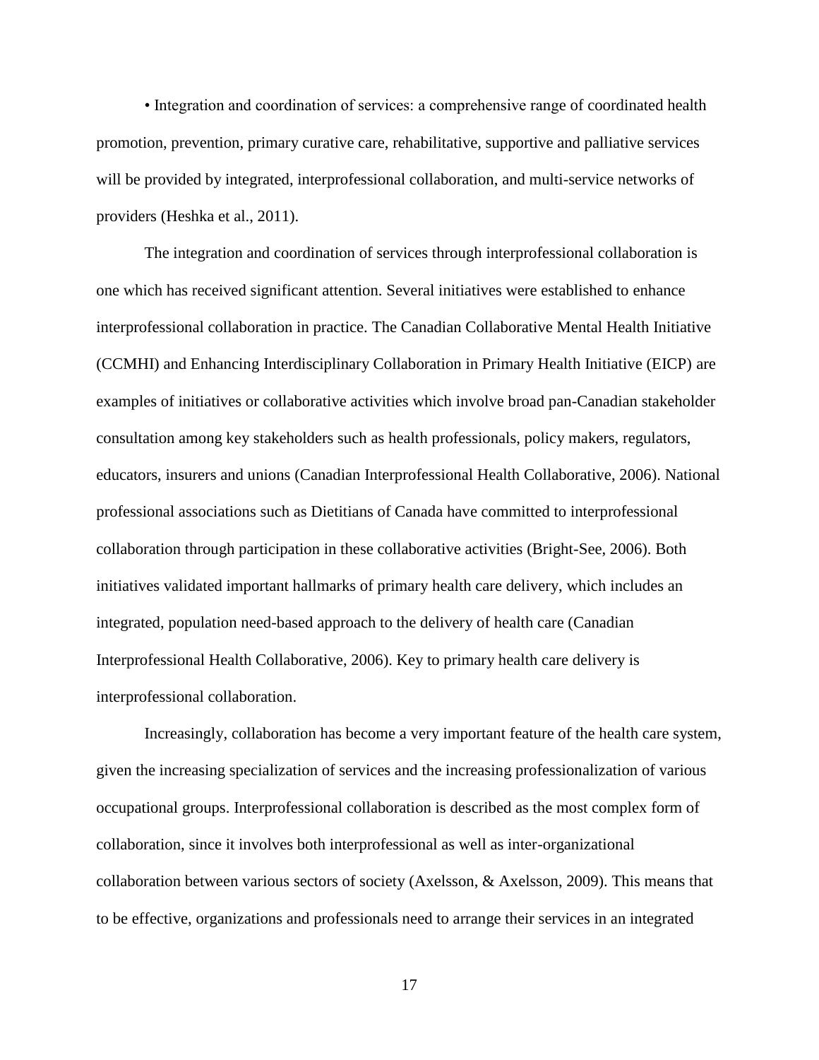• Integration and coordination of services: a comprehensive range of coordinated health promotion, prevention, primary curative care, rehabilitative, supportive and palliative services will be provided by integrated, interprofessional collaboration, and multi-service networks of providers (Heshka et al., 2011).

The integration and coordination of services through interprofessional collaboration is one which has received significant attention. Several initiatives were established to enhance interprofessional collaboration in practice. The Canadian Collaborative Mental Health Initiative (CCMHI) and Enhancing Interdisciplinary Collaboration in Primary Health Initiative (EICP) are examples of initiatives or collaborative activities which involve broad pan-Canadian stakeholder consultation among key stakeholders such as health professionals, policy makers, regulators, educators, insurers and unions (Canadian Interprofessional Health Collaborative, 2006). National professional associations such as Dietitians of Canada have committed to interprofessional collaboration through participation in these collaborative activities (Bright-See, 2006). Both initiatives validated important hallmarks of primary health care delivery, which includes an integrated, population need-based approach to the delivery of health care (Canadian Interprofessional Health Collaborative, 2006). Key to primary health care delivery is interprofessional collaboration.

Increasingly, collaboration has become a very important feature of the health care system, given the increasing specialization of services and the increasing professionalization of various occupational groups. Interprofessional collaboration is described as the most complex form of collaboration, since it involves both interprofessional as well as inter-organizational collaboration between various sectors of society (Axelsson, & Axelsson, 2009). This means that to be effective, organizations and professionals need to arrange their services in an integrated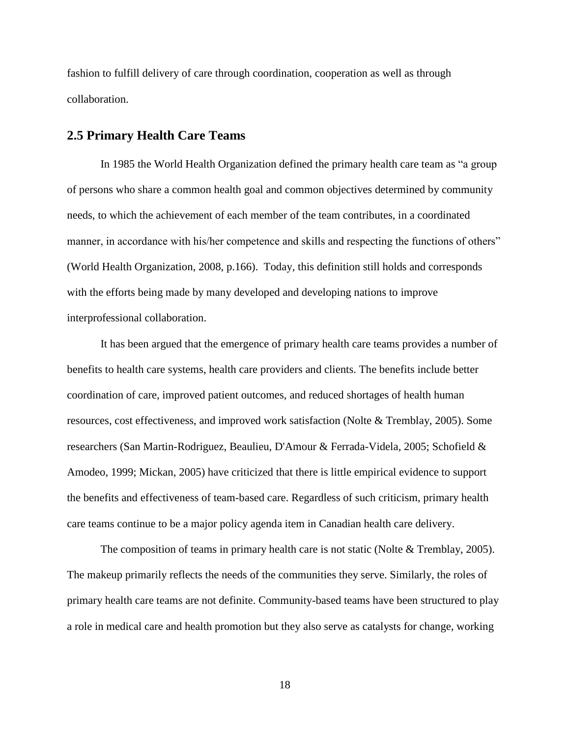fashion to fulfill delivery of care through coordination, cooperation as well as through collaboration.

## 2.5 Primary Health Care Teams

In 1985 the World Health Organization defined the primary health care team as "a group of persons who share a common health goal and common objectives determined by community needs, to which the achievement of each member of the team contributes, in a coordinated manner, in accordance with his/her competence and skills and respecting the functions of others" (World Health Organization, 2008, p.166). Today, this definition still holds and corresponds with the efforts being made by many developed and developing nations to improve interprofessional collaboration.

It has been argued that the emergence of primary health care teams provides a number of benefits to health care systems, health care providers and clients. The benefits include better coordination of care, improved patient outcomes, and reduced shortages of health human resources, cost effectiveness, and improved work satisfaction (Nolte & Tremblay, 2005). Some researchers (San Martin-Rodriguez, Beaulieu, D'Amour & Ferrada-Videla, 2005; Schofield & Amodeo, 1999; Mickan, 2005) have criticized that there is little empirical evidence to support the benefits and effectiveness of team-based care. Regardless of such criticism, primary health care teams continue to be a major policy agenda item in Canadian health care delivery.

The composition of teams in primary health care is not static (Nolte & Tremblay, 2005). The makeup primarily reflects the needs of the communities they serve. Similarly, the roles of primary health care teams are not definite. Community-based teams have been structured to play a role in medical care and health promotion but they also serve as catalysts for change, working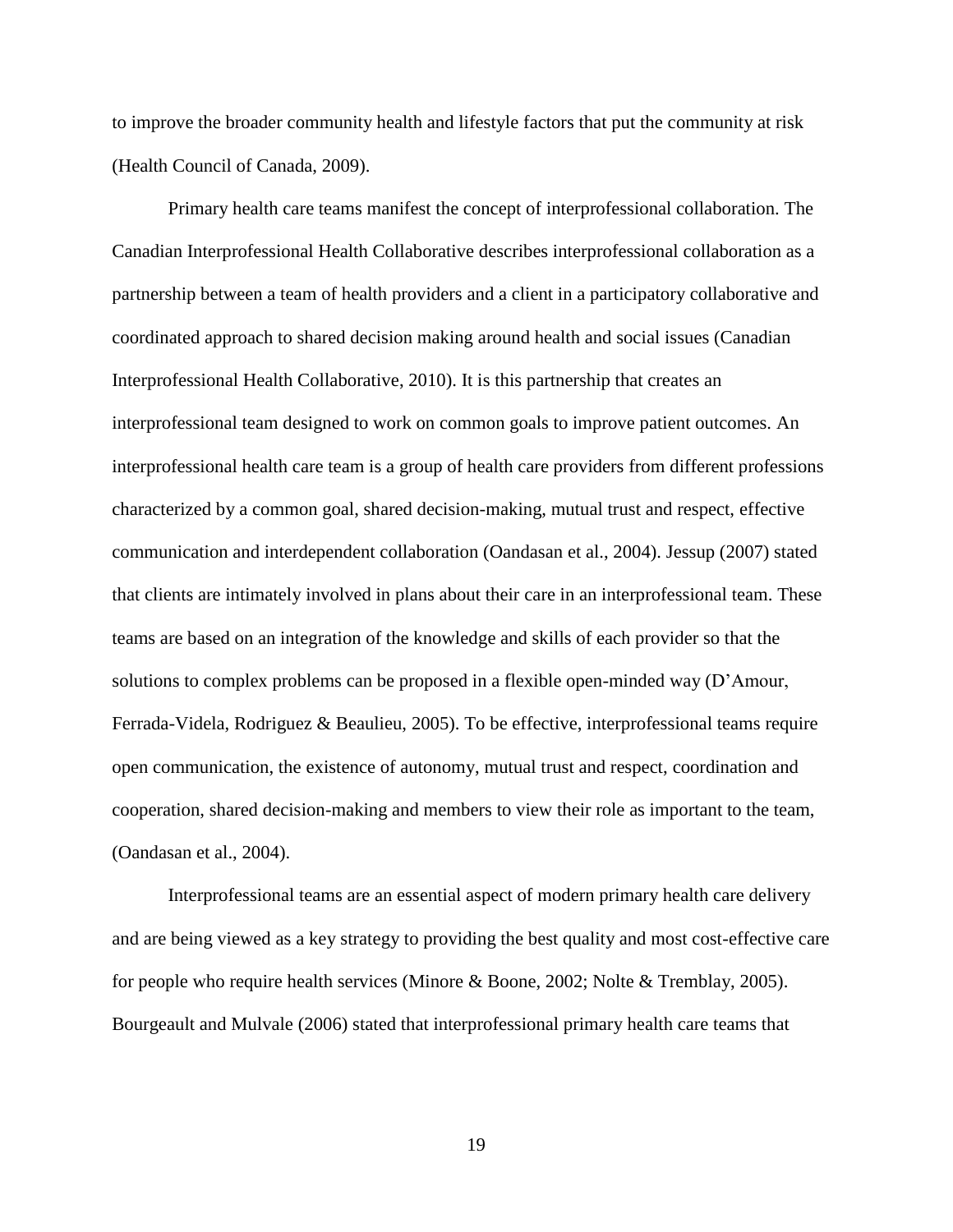to improve the broader community health and lifestyle factors that put the community at risk (Health Council of Canada, 2009).

Primary health care teams manifest the concept of interprofessional collaboration. The Canadian Interprofessional Health Collaborative describes interprofessional collaboration as a partnership between a team of health providers and a client in a participatory collaborative and coordinated approach to shared decision making around health and social issues (Canadian Interprofessional Health Collaborative, 2010). It is this partnership that creates an interprofessional team designed to work on common goals to improve patient outcomes. An interprofessional health care team is a group of health care providers from different professions characterized by a common goal, shared decision-making, mutual trust and respect, effective communication and interdependent collaboration (Oandasan et al., 2004). Jessup (2007) stated that clients are intimately involved in plans about their care in an interprofessional team. These teams are based on an integration of the knowledge and skills of each provider so that the solutions to complex problems can be proposed in a flexible open-minded way (D'Amour, Ferrada-Videla, Rodriguez & Beaulieu, 2005). To be effective, interprofessional teams require open communication, the existence of autonomy, mutual trust and respect, coordination and cooperation, shared decision-making and members to view their role as important to the team, (Oandasan et al., 2004).

Interprofessional teams are an essential aspect of modern primary health care delivery and are being viewed as a key strategy to providing the best quality and most cost-effective care for people who require health services (Minore & Boone, 2002; Nolte & Tremblay, 2005). Bourgeault and Mulvale (2006) stated that interprofessional primary health care teams that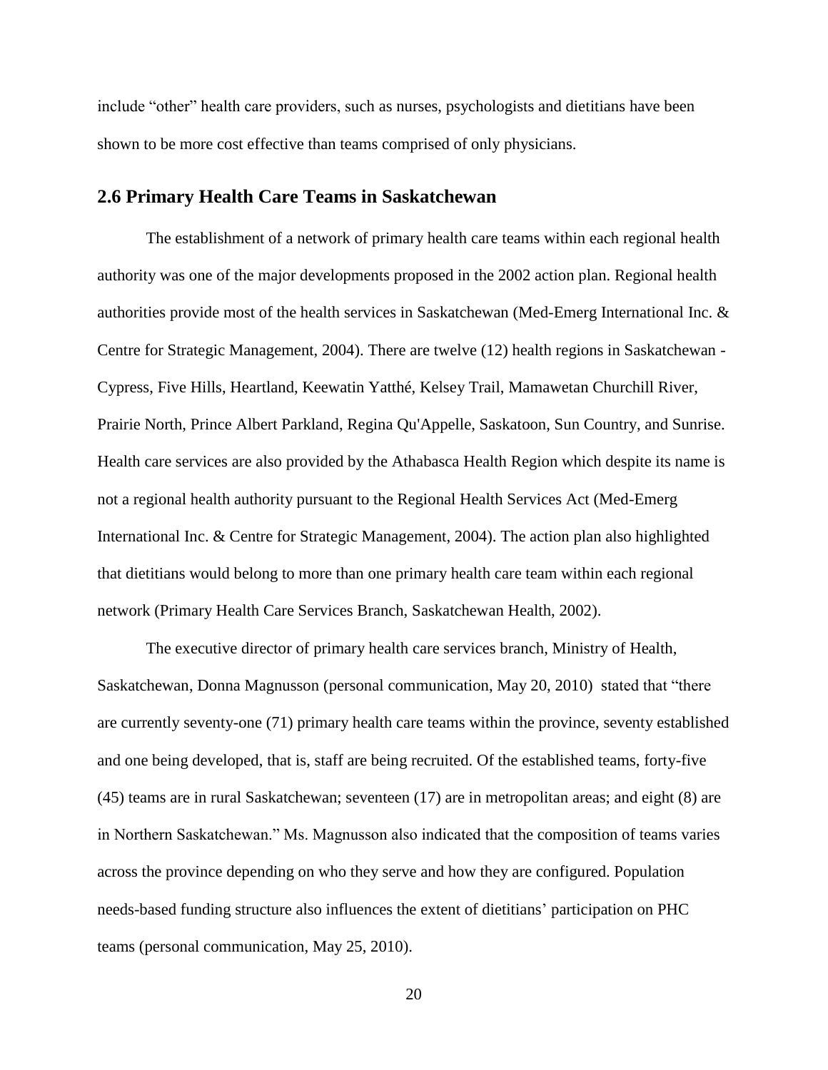include "other" health care providers, such as nurses, psychologists and dietitians have been shown to be more cost effective than teams comprised of only physicians.

## 2.6 Primary Health Care Teams in Saskatchewan

The establishment of a network of primary health care teams within each regional health authority was one of the major developments proposed in the 2002 action plan. Regional health authorities provide most of the health services in Saskatchewan (Med-Emerg International Inc. & Centre for Strategic Management, 2004). There are twelve (12) health regions in Saskatchewan - Cypress, Five Hills, Heartland, Keewatin Yatthé, Kelsey Trail, Mamawetan Churchill River, Prairie North, Prince Albert Parkland, Regina Qu'Appelle, Saskatoon, Sun Country, and Sunrise. Health care services are also provided by the Athabasca Health Region which despite its name is not a regional health authority pursuant to the Regional Health Services Act (Med-Emerg International Inc. & Centre for Strategic Management, 2004). The action plan also highlighted that dietitians would belong to more than one primary health care team within each regional network (Primary Health Care Services Branch, Saskatchewan Health, 2002).

The executive director of primary health care services branch, Ministry of Health, Saskatchewan, Donna Magnusson (personal communication, May 20, 2010) stated that "there are currently seventy-one (71) primary health care teams within the province, seventy established and one being developed, that is, staff are being recruited. Of the established teams, forty-five (45) teams are in rural Saskatchewan; seventeen (17) are in metropolitan areas; and eight (8) are in Northern Saskatchewan." Ms. Magnusson also indicated that the composition of teams varies across the province depending on who they serve and how they are configured. Population needs-based funding structure also influences the extent of dietitians' participation on PHC teams (personal communication, May 25, 2010).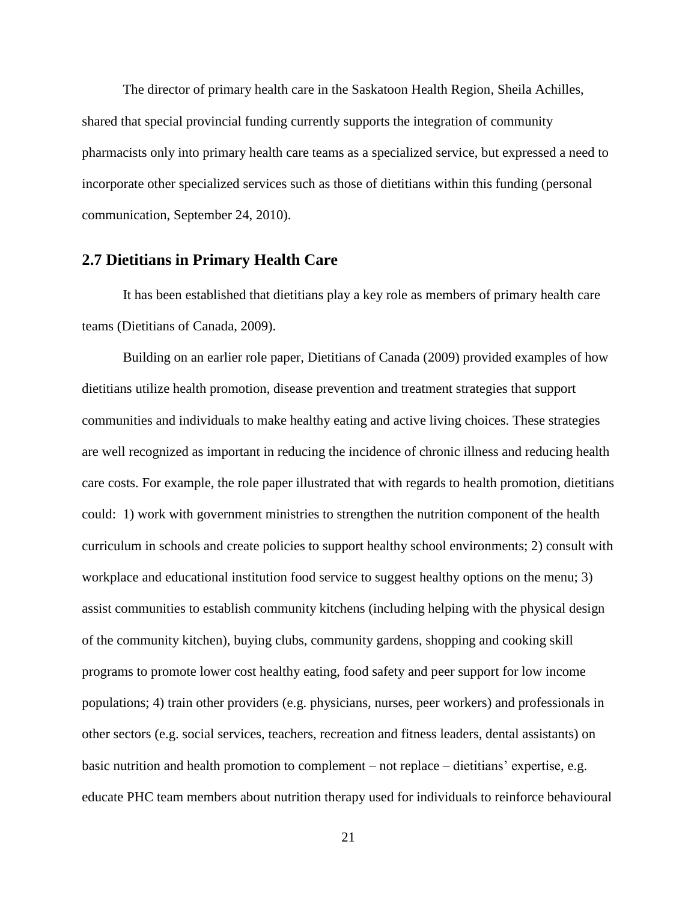The director of primary health care in the Saskatoon Health Region, Sheila Achilles, shared that special provincial funding currently supports the integration of community pharmacists only into primary health care teams as a specialized service, but expressed a need to incorporate other specialized services such as those of dietitians within this funding (personal communication, September 24, 2010).

## 2.7 Dietitians in Primary Health Care

It has been established that dietitians play a key role as members of primary health care teams (Dietitians of Canada, 2009).

Building on an earlier role paper, Dietitians of Canada (2009) provided examples of how dietitians utilize health promotion, disease prevention and treatment strategies that support communities and individuals to make healthy eating and active living choices. These strategies are well recognized as important in reducing the incidence of chronic illness and reducing health care costs. For example, the role paper illustrated that with regards to health promotion, dietitians could: 1) work with government ministries to strengthen the nutrition component of the health curriculum in schools and create policies to support healthy school environments; 2) consult with workplace and educational institution food service to suggest healthy options on the menu; 3) assist communities to establish community kitchens (including helping with the physical design of the community kitchen), buying clubs, community gardens, shopping and cooking skill programs to promote lower cost healthy eating, food safety and peer support for low income populations; 4) train other providers (e.g. physicians, nurses, peer workers) and professionals in other sectors (e.g. social services, teachers, recreation and fitness leaders, dental assistants) on basic nutrition and health promotion to complement – not replace – dietitians' expertise, e.g. educate PHC team members about nutrition therapy used for individuals to reinforce behavioural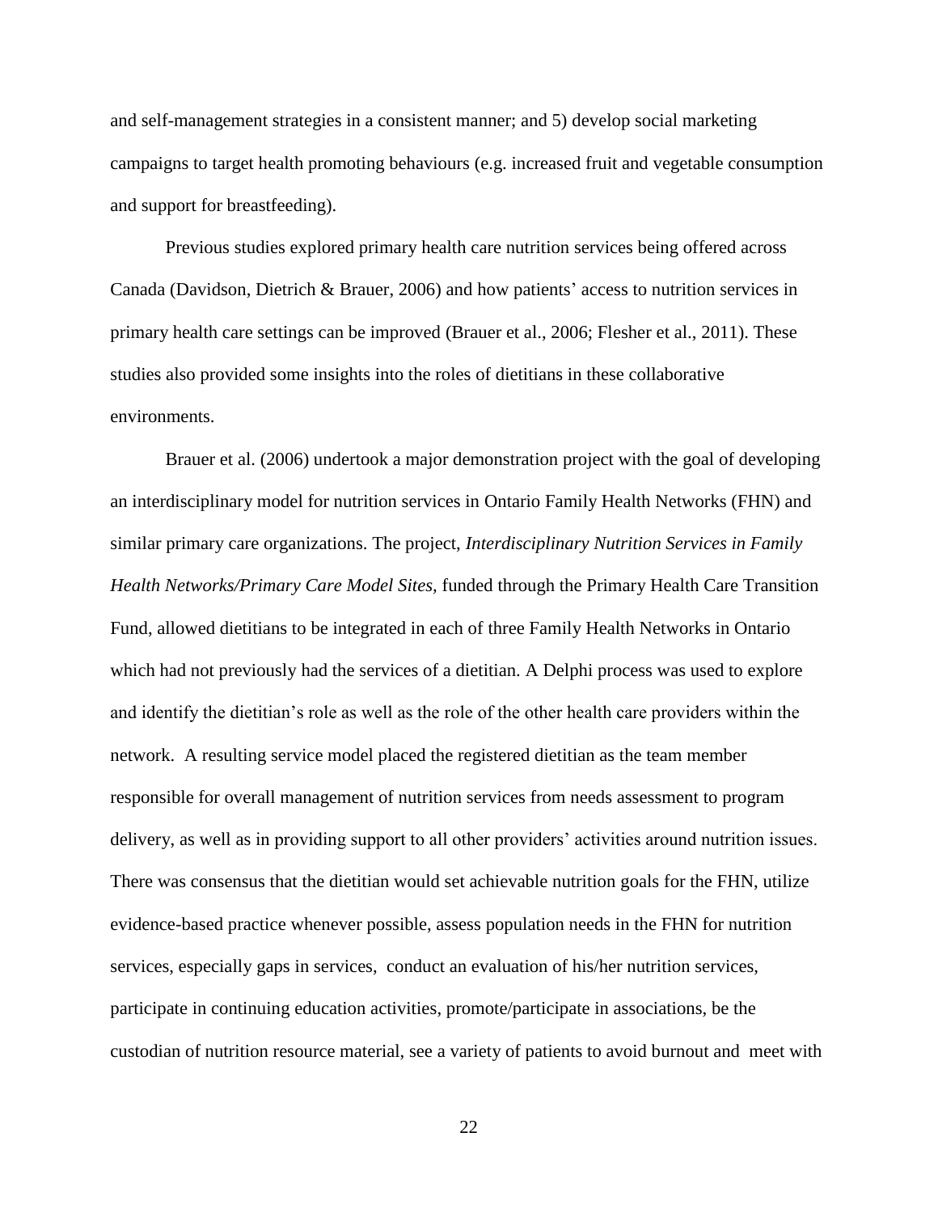and self-management strategies in a consistent manner; and 5) develop social marketing campaigns to target health promoting behaviours (e.g. increased fruit and vegetable consumption and support for breastfeeding).

Previous studies explored primary health care nutrition services being offered across Canada (Davidson, Dietrich & Brauer, 2006) and how patients' access to nutrition services in primary health care settings can be improved (Brauer et al., 2006; Flesher et al., 2011). These studies also provided some insights into the roles of dietitians in these collaborative environments.

Brauer et al. (2006) undertook a major demonstration project with the goal of developing an interdisciplinary model for nutrition services in Ontario Family Health Networks (FHN) and similar primary care organizations. The project, *Interdisciplinary Nutrition Services in Family Health Networks/Primary Care Model Sites,* funded through the Primary Health Care Transition Fund, allowed dietitians to be integrated in each of three Family Health Networks in Ontario which had not previously had the services of a dietitian. A Delphi process was used to explore and identify the dietitian's role as well as the role of the other health care providers within the network. A resulting service model placed the registered dietitian as the team member responsible for overall management of nutrition services from needs assessment to program delivery, as well as in providing support to all other providers' activities around nutrition issues. There was consensus that the dietitian would set achievable nutrition goals for the FHN, utilize evidence-based practice whenever possible, assess population needs in the FHN for nutrition services, especially gaps in services, conduct an evaluation of his/her nutrition services, participate in continuing education activities, promote/participate in associations, be the custodian of nutrition resource material, see a variety of patients to avoid burnout and meet with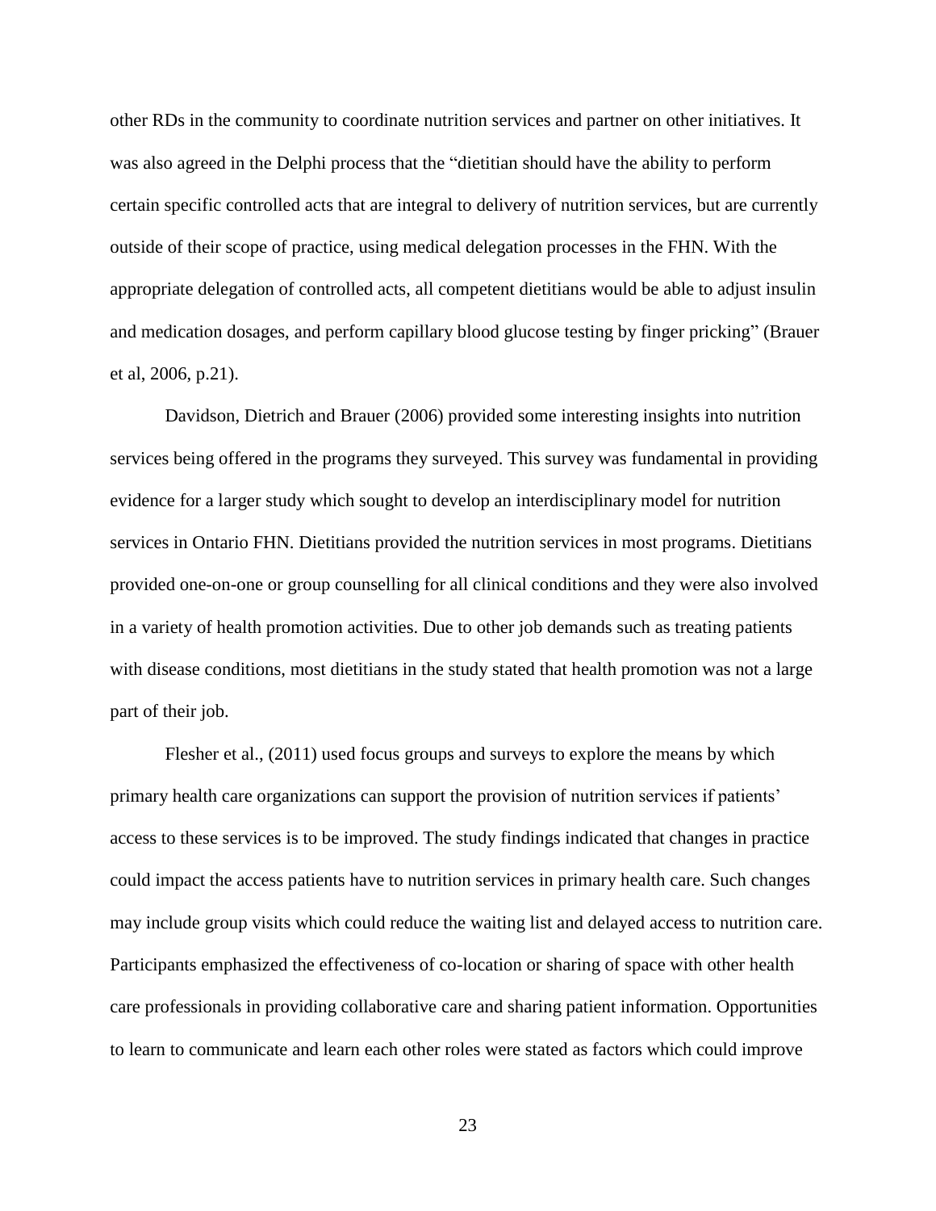other RDs in the community to coordinate nutrition services and partner on other initiatives. It was also agreed in the Delphi process that the "dietitian should have the ability to perform certain specific controlled acts that are integral to delivery of nutrition services, but are currently outside of their scope of practice, using medical delegation processes in the FHN. With the appropriate delegation of controlled acts, all competent dietitians would be able to adjust insulin and medication dosages, and perform capillary blood glucose testing by finger pricking" (Brauer et al, 2006, p.21).

Davidson, Dietrich and Brauer (2006) provided some interesting insights into nutrition services being offered in the programs they surveyed. This survey was fundamental in providing evidence for a larger study which sought to develop an interdisciplinary model for nutrition services in Ontario FHN. Dietitians provided the nutrition services in most programs. Dietitians provided one-on-one or group counselling for all clinical conditions and they were also involved in a variety of health promotion activities. Due to other job demands such as treating patients with disease conditions, most dietitians in the study stated that health promotion was not a large part of their job.

Flesher et al., (2011) used focus groups and surveys to explore the means by which primary health care organizations can support the provision of nutrition services if patients' access to these services is to be improved. The study findings indicated that changes in practice could impact the access patients have to nutrition services in primary health care. Such changes may include group visits which could reduce the waiting list and delayed access to nutrition care. Participants emphasized the effectiveness of co-location or sharing of space with other health care professionals in providing collaborative care and sharing patient information. Opportunities to learn to communicate and learn each other roles were stated as factors which could improve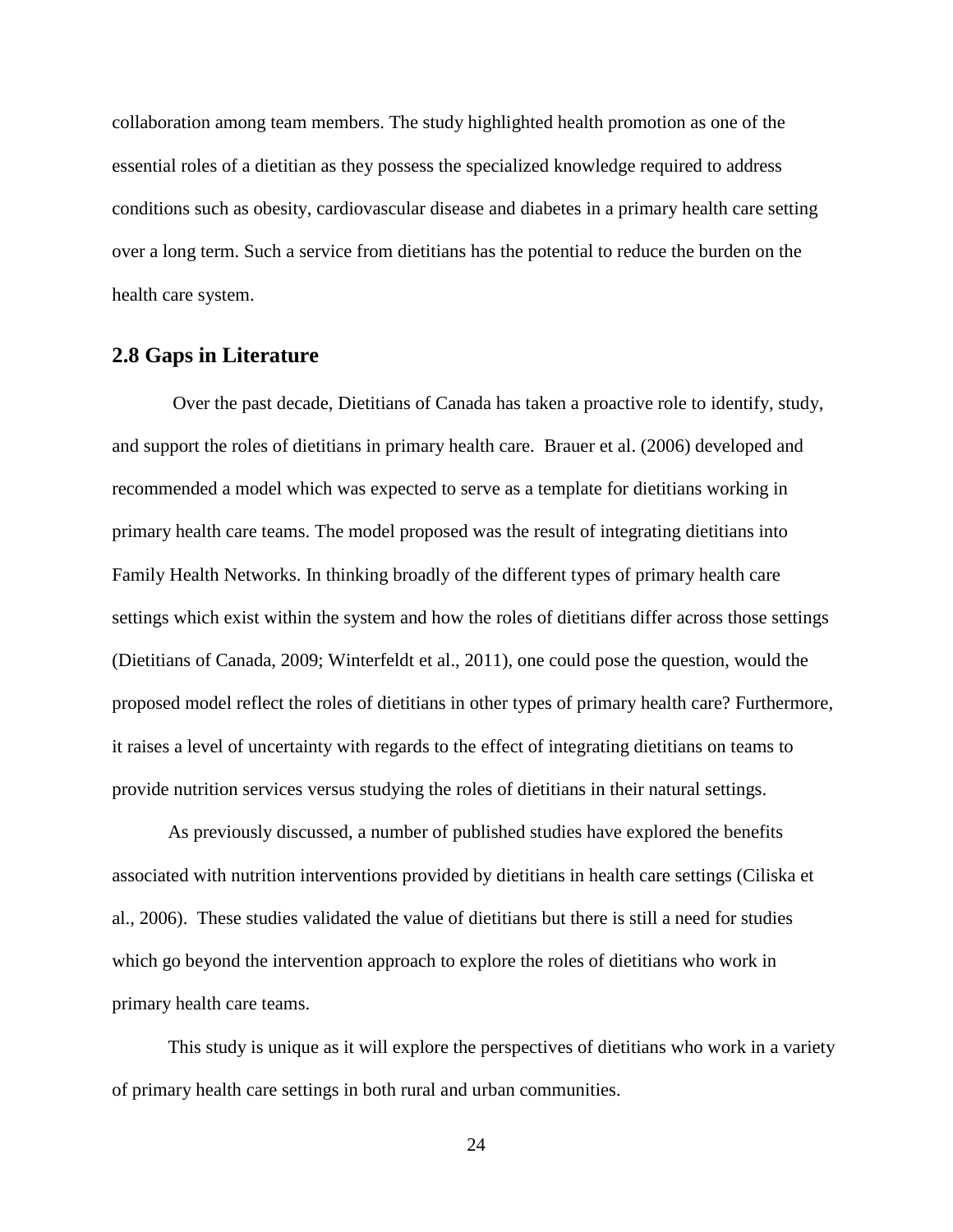collaboration among team members. The study highlighted health promotion as one of the essential roles of a dietitian as they possess the specialized knowledge required to address conditions such as obesity, cardiovascular disease and diabetes in a primary health care setting over a long term. Such a service from dietitians has the potential to reduce the burden on the health care system.

## 2.8 Gaps in Literature

Over the past decade, Dietitians of Canada has taken a proactive role to identify, study, and support the roles of dietitians in primary health care. Brauer et al. (2006) developed and recommended a model which was expected to serve as a template for dietitians working in primary health care teams. The model proposed was the result of integrating dietitians into Family Health Networks. In thinking broadly of the different types of primary health care settings which exist within the system and how the roles of dietitians differ across those settings (Dietitians of Canada, 2009; Winterfeldt et al., 2011), one could pose the question, would the proposed model reflect the roles of dietitians in other types of primary health care? Furthermore, it raises a level of uncertainty with regards to the effect of integrating dietitians on teams to provide nutrition services versus studying the roles of dietitians in their natural settings.

As previously discussed, a number of published studies have explored the benefits associated with nutrition interventions provided by dietitians in health care settings (Ciliska et al., 2006). These studies validated the value of dietitians but there is still a need for studies which go beyond the intervention approach to explore the roles of dietitians who work in primary health care teams.

This study is unique as it will explore the perspectives of dietitians who work in a variety of primary health care settings in both rural and urban communities.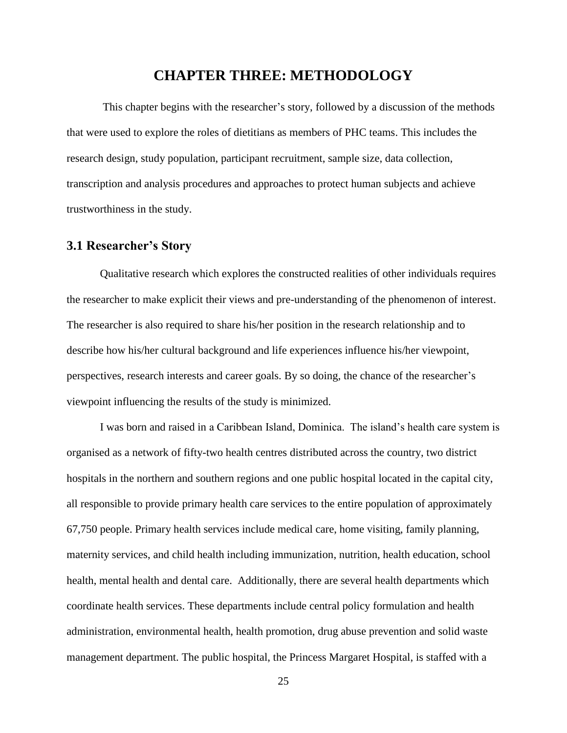# CHAPTER THREE: METHODOLOGY

This chapter begins with the researcher's story, followed by a discussion of the methods that were used to explore the roles of dietitians as members of PHC teams. This includes the research design, study population, participant recruitment, sample size, data collection, transcription and analysis procedures and approaches to protect human subjects and achieve trustworthiness in the study.

## 3.1 Researcher's Story

Qualitative research which explores the constructed realities of other individuals requires the researcher to make explicit their views and pre-understanding of the phenomenon of interest. The researcher is also required to share his/her position in the research relationship and to describe how his/her cultural background and life experiences influence his/her viewpoint, perspectives, research interests and career goals. By so doing, the chance of the researcher's viewpoint influencing the results of the study is minimized.

I was born and raised in a Caribbean Island, Dominica. The island's health care system is organised as a network of fifty-two health centres distributed across the country, two district hospitals in the northern and southern regions and one public hospital located in the capital city, all responsible to provide primary health care services to the entire population of approximately 67,750 people. Primary health services include medical care, home visiting, family planning, maternity services, and child health including immunization, nutrition, health education, school health, mental health and dental care. Additionally, there are several health departments which coordinate health services. These departments include central policy formulation and health administration, environmental health, health promotion, drug abuse prevention and solid waste management department. The public hospital, the Princess Margaret Hospital, is staffed with a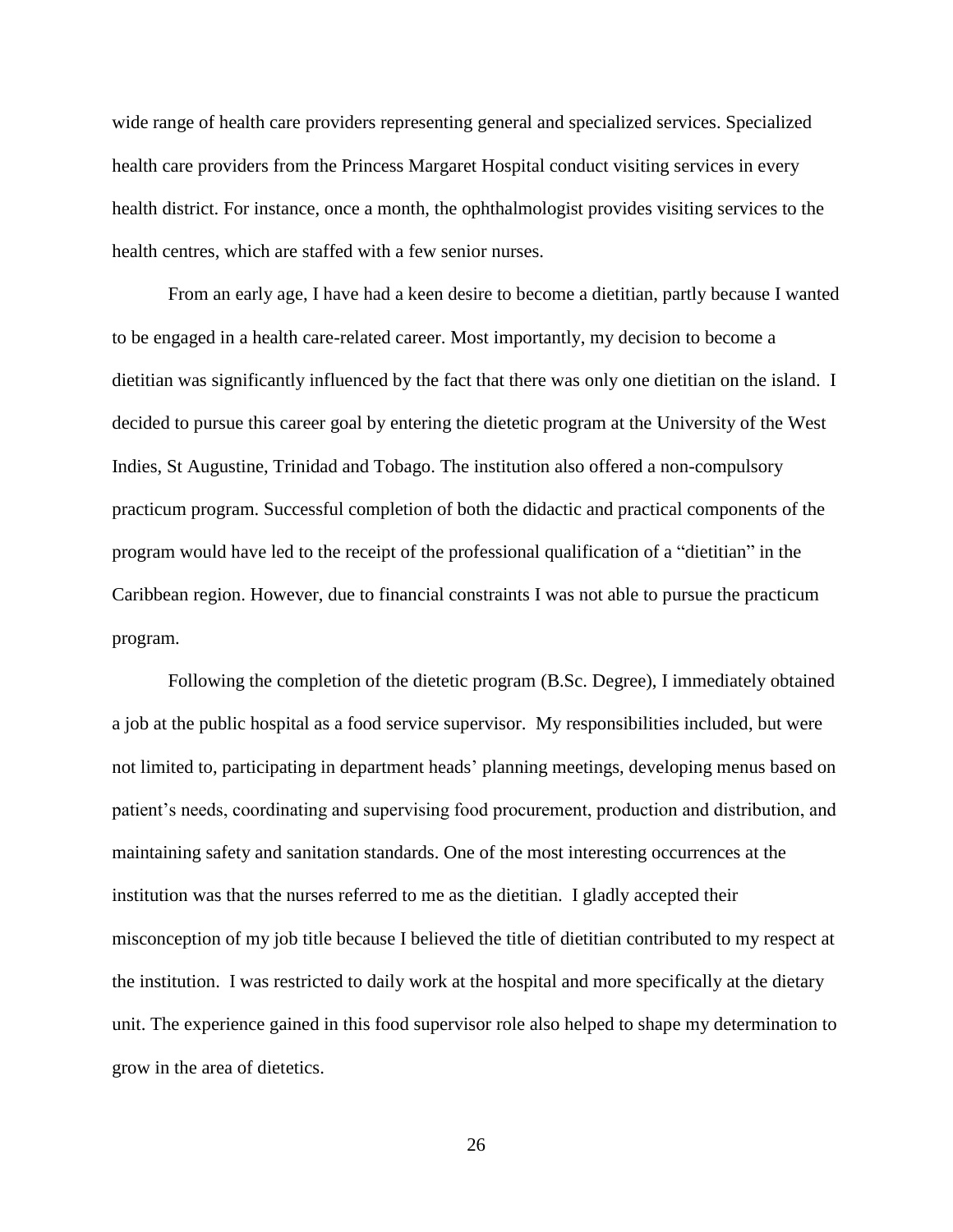wide range of health care providers representing general and specialized services. Specialized health care providers from the Princess Margaret Hospital conduct visiting services in every health district. For instance, once a month, the ophthalmologist provides visiting services to the health centres, which are staffed with a few senior nurses.

From an early age, I have had a keen desire to become a dietitian, partly because I wanted to be engaged in a health care-related career. Most importantly, my decision to become a dietitian was significantly influenced by the fact that there was only one dietitian on the island. I decided to pursue this career goal by entering the dietetic program at the University of the West Indies, St Augustine, Trinidad and Tobago. The institution also offered a non-compulsory practicum program. Successful completion of both the didactic and practical components of the program would have led to the receipt of the professional qualification of a "dietitian" in the Caribbean region. However, due to financial constraints I was not able to pursue the practicum program.

Following the completion of the dietetic program (B.Sc. Degree), I immediately obtained a job at the public hospital as a food service supervisor. My responsibilities included, but were not limited to, participating in department heads' planning meetings, developing menus based on patient's needs, coordinating and supervising food procurement, production and distribution, and maintaining safety and sanitation standards. One of the most interesting occurrences at the institution was that the nurses referred to me as the dietitian. I gladly accepted their misconception of my job title because I believed the title of dietitian contributed to my respect at the institution. I was restricted to daily work at the hospital and more specifically at the dietary unit. The experience gained in this food supervisor role also helped to shape my determination to grow in the area of dietetics.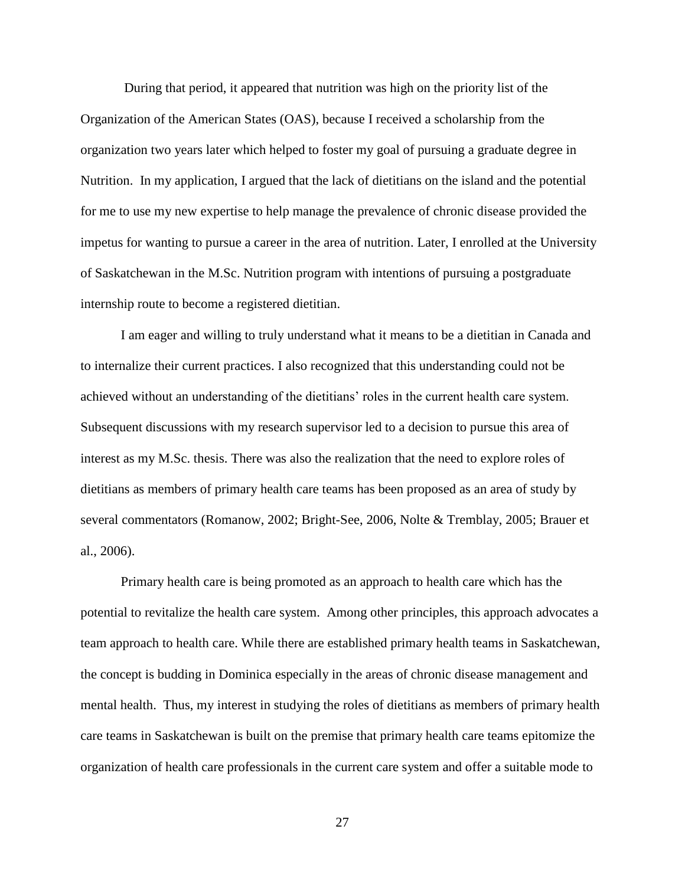During that period, it appeared that nutrition was high on the priority list of the Organization of the American States (OAS), because I received a scholarship from the organization two years later which helped to foster my goal of pursuing a graduate degree in Nutrition. In my application, I argued that the lack of dietitians on the island and the potential for me to use my new expertise to help manage the prevalence of chronic disease provided the impetus for wanting to pursue a career in the area of nutrition. Later, I enrolled at the University of Saskatchewan in the M.Sc. Nutrition program with intentions of pursuing a postgraduate internship route to become a registered dietitian.

I am eager and willing to truly understand what it means to be a dietitian in Canada and to internalize their current practices. I also recognized that this understanding could not be achieved without an understanding of the dietitians' roles in the current health care system. Subsequent discussions with my research supervisor led to a decision to pursue this area of interest as my M.Sc. thesis. There was also the realization that the need to explore roles of dietitians as members of primary health care teams has been proposed as an area of study by several commentators (Romanow, 2002; Bright-See, 2006, Nolte & Tremblay, 2005; Brauer et al., 2006).

Primary health care is being promoted as an approach to health care which has the potential to revitalize the health care system. Among other principles, this approach advocates a team approach to health care. While there are established primary health teams in Saskatchewan, the concept is budding in Dominica especially in the areas of chronic disease management and mental health. Thus, my interest in studying the roles of dietitians as members of primary health care teams in Saskatchewan is built on the premise that primary health care teams epitomize the organization of health care professionals in the current care system and offer a suitable mode to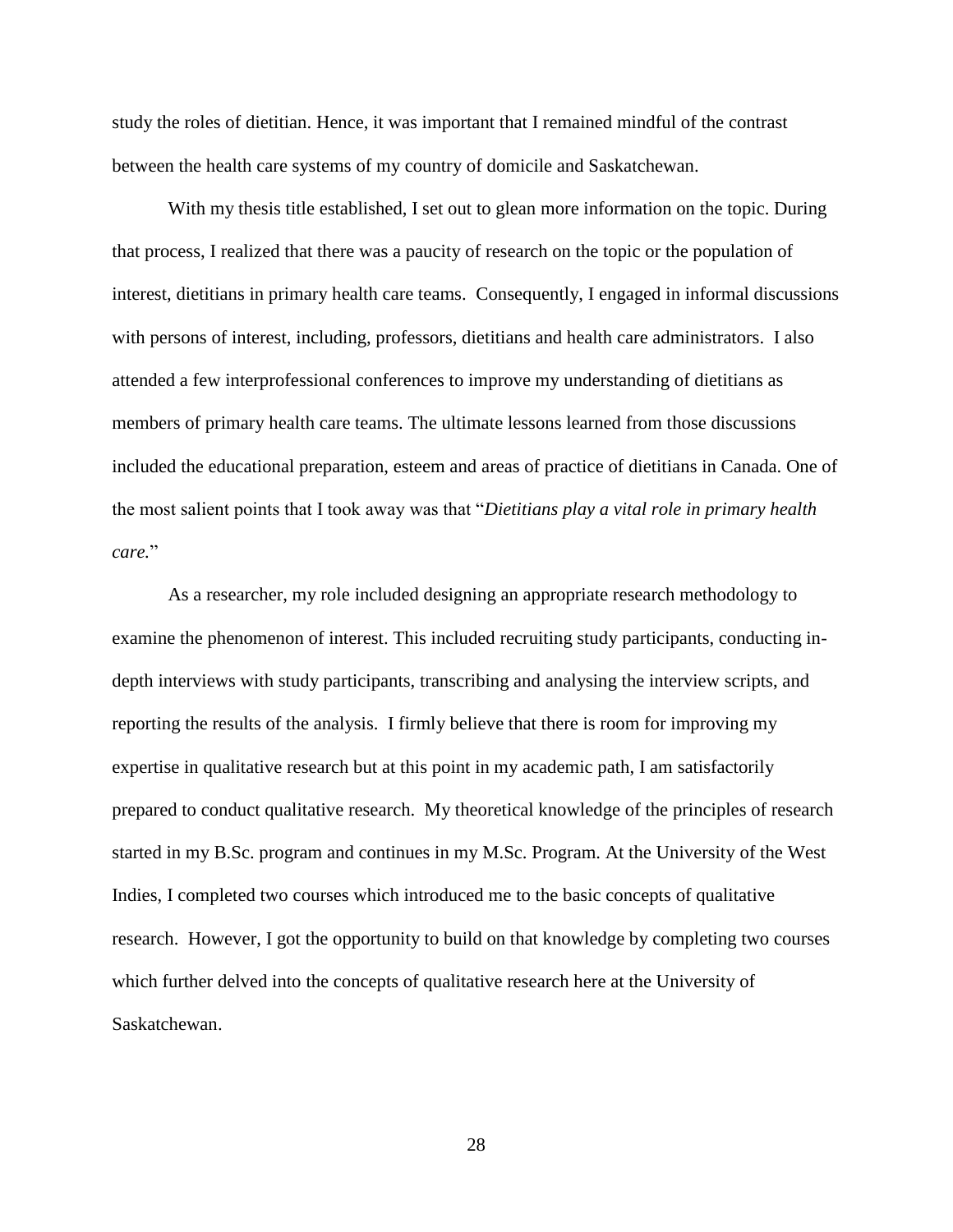study the roles of dietitian. Hence, it was important that I remained mindful of the contrast between the health care systems of my country of domicile and Saskatchewan.

With my thesis title established, I set out to glean more information on the topic. During that process, I realized that there was a paucity of research on the topic or the population of interest, dietitians in primary health care teams. Consequently, I engaged in informal discussions with persons of interest, including, professors, dietitians and health care administrators. I also attended a few interprofessional conferences to improve my understanding of dietitians as members of primary health care teams. The ultimate lessons learned from those discussions included the educational preparation, esteem and areas of practice of dietitians in Canada. One of the most salient points that I took away was that "*Dietitians play a vital role in primary health care.*"

As a researcher, my role included designing an appropriate research methodology to examine the phenomenon of interest. This included recruiting study participants, conducting in-depth interviews with study participants, transcribing and analysing the interview scripts, and reporting the results of the analysis. I firmly believe that there is room for improving my expertise in qualitative research but at this point in my academic path, I am satisfactorily prepared to conduct qualitative research. My theoretical knowledge of the principles of research started in my B.Sc. program and continues in my M.Sc. Program. At the University of the West Indies, I completed two courses which introduced me to the basic concepts of qualitative research. However, I got the opportunity to build on that knowledge by completing two courses which further delved into the concepts of qualitative research here at the University of Saskatchewan.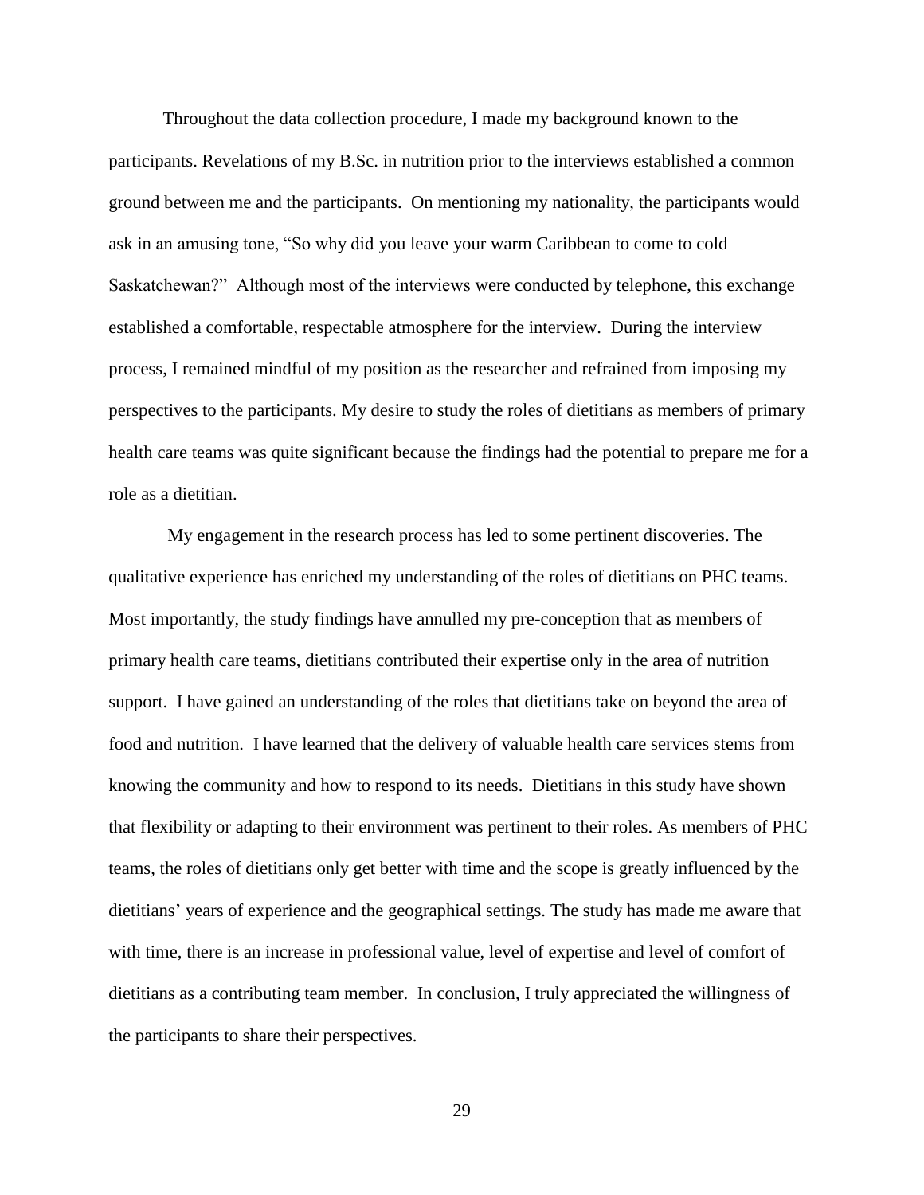Throughout the data collection procedure, I made my background known to the participants. Revelations of my B.Sc. in nutrition prior to the interviews established a common ground between me and the participants. On mentioning my nationality, the participants would ask in an amusing tone, "So why did you leave your warm Caribbean to come to cold Saskatchewan?" Although most of the interviews were conducted by telephone, this exchange established a comfortable, respectable atmosphere for the interview. During the interview process, I remained mindful of my position as the researcher and refrained from imposing my perspectives to the participants. My desire to study the roles of dietitians as members of primary health care teams was quite significant because the findings had the potential to prepare me for a role as a dietitian.

My engagement in the research process has led to some pertinent discoveries. The qualitative experience has enriched my understanding of the roles of dietitians on PHC teams. Most importantly, the study findings have annulled my pre-conception that as members of primary health care teams, dietitians contributed their expertise only in the area of nutrition support. I have gained an understanding of the roles that dietitians take on beyond the area of food and nutrition. I have learned that the delivery of valuable health care services stems from knowing the community and how to respond to its needs. Dietitians in this study have shown that flexibility or adapting to their environment was pertinent to their roles. As members of PHC teams, the roles of dietitians only get better with time and the scope is greatly influenced by the dietitians' years of experience and the geographical settings. The study has made me aware that with time, there is an increase in professional value, level of expertise and level of comfort of dietitians as a contributing team member. In conclusion, I truly appreciated the willingness of the participants to share their perspectives.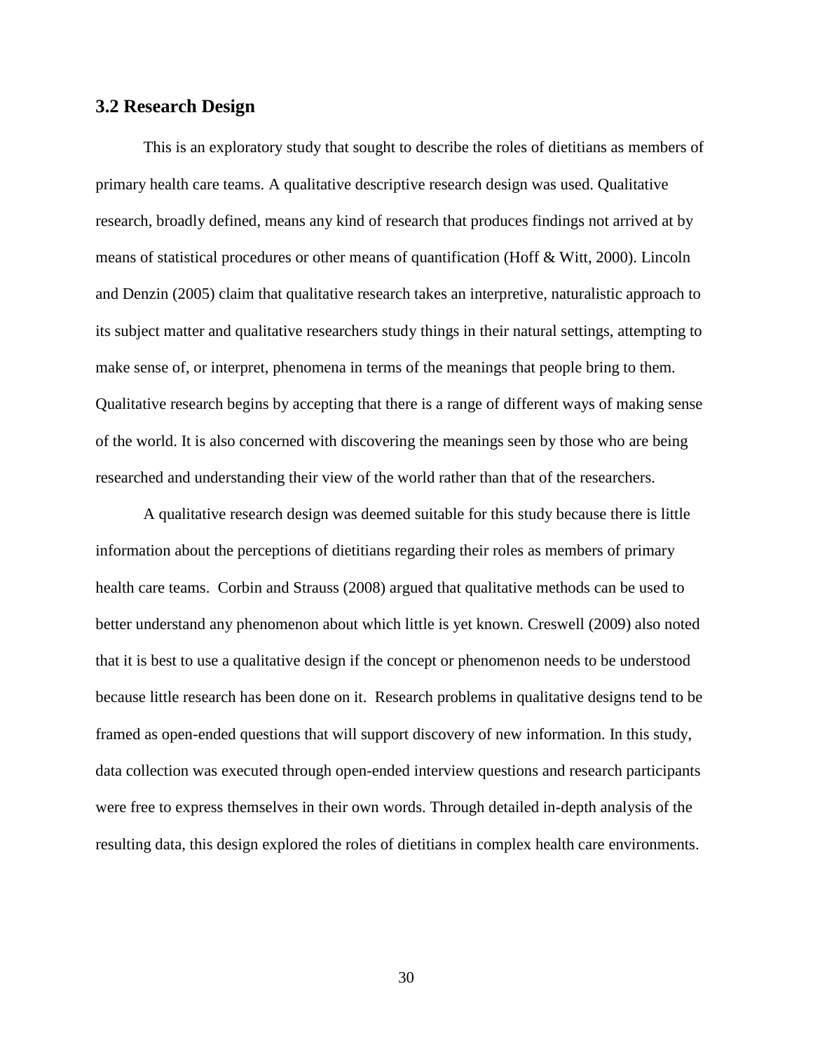## 3.2 Research Design

This is an exploratory study that sought to describe the roles of dietitians as members of primary health care teams. A qualitative descriptive research design was used. Qualitative research, broadly defined, means any kind of research that produces findings not arrived at by means of statistical procedures or other means of quantification (Hoff & Witt, 2000). Lincoln and Denzin (2005) claim that qualitative research takes an interpretive, naturalistic approach to its subject matter and qualitative researchers study things in their natural settings, attempting to make sense of, or interpret, phenomena in terms of the meanings that people bring to them. Qualitative research begins by accepting that there is a range of different ways of making sense of the world. It is also concerned with discovering the meanings seen by those who are being researched and understanding their view of the world rather than that of the researchers.

A qualitative research design was deemed suitable for this study because there is little information about the perceptions of dietitians regarding their roles as members of primary health care teams. Corbin and Strauss (2008) argued that qualitative methods can be used to better understand any phenomenon about which little is yet known. Creswell (2009) also noted that it is best to use a qualitative design if the concept or phenomenon needs to be understood because little research has been done on it. Research problems in qualitative designs tend to be framed as open-ended questions that will support discovery of new information. In this study, data collection was executed through open-ended interview questions and research participants were free to express themselves in their own words. Through detailed in-depth analysis of the resulting data, this design explored the roles of dietitians in complex health care environments.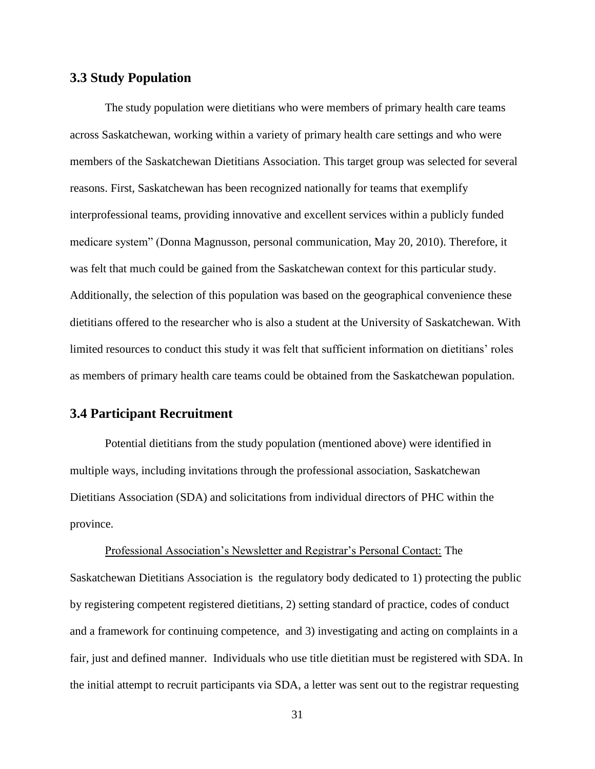## 3.3 Study Population

The study population were dietitians who were members of primary health care teams across Saskatchewan, working within a variety of primary health care settings and who were members of the Saskatchewan Dietitians Association. This target group was selected for several reasons. First, Saskatchewan has been recognized nationally for teams that exemplify interprofessional teams, providing innovative and excellent services within a publicly funded medicare system" (Donna Magnusson, personal communication, May 20, 2010). Therefore, it was felt that much could be gained from the Saskatchewan context for this particular study. Additionally, the selection of this population was based on the geographical convenience these dietitians offered to the researcher who is also a student at the University of Saskatchewan. With limited resources to conduct this study it was felt that sufficient information on dietitians' roles as members of primary health care teams could be obtained from the Saskatchewan population.

## 3.4 Participant Recruitment

Potential dietitians from the study population (mentioned above) were identified in multiple ways, including invitations through the professional association, Saskatchewan Dietitians Association (SDA) and solicitations from individual directors of PHC within the province.

<u>Professional Association's Newsletter and Registrar's Personal Contact:</u> The Saskatchewan Dietitians Association is the regulatory body dedicated to 1) protecting the public by registering competent registered dietitians, 2) setting standard of practice, codes of conduct and a framework for continuing competence, and 3) investigating and acting on complaints in a fair, just and defined manner. Individuals who use title dietitian must be registered with SDA. In the initial attempt to recruit participants via SDA, a letter was sent out to the registrar requesting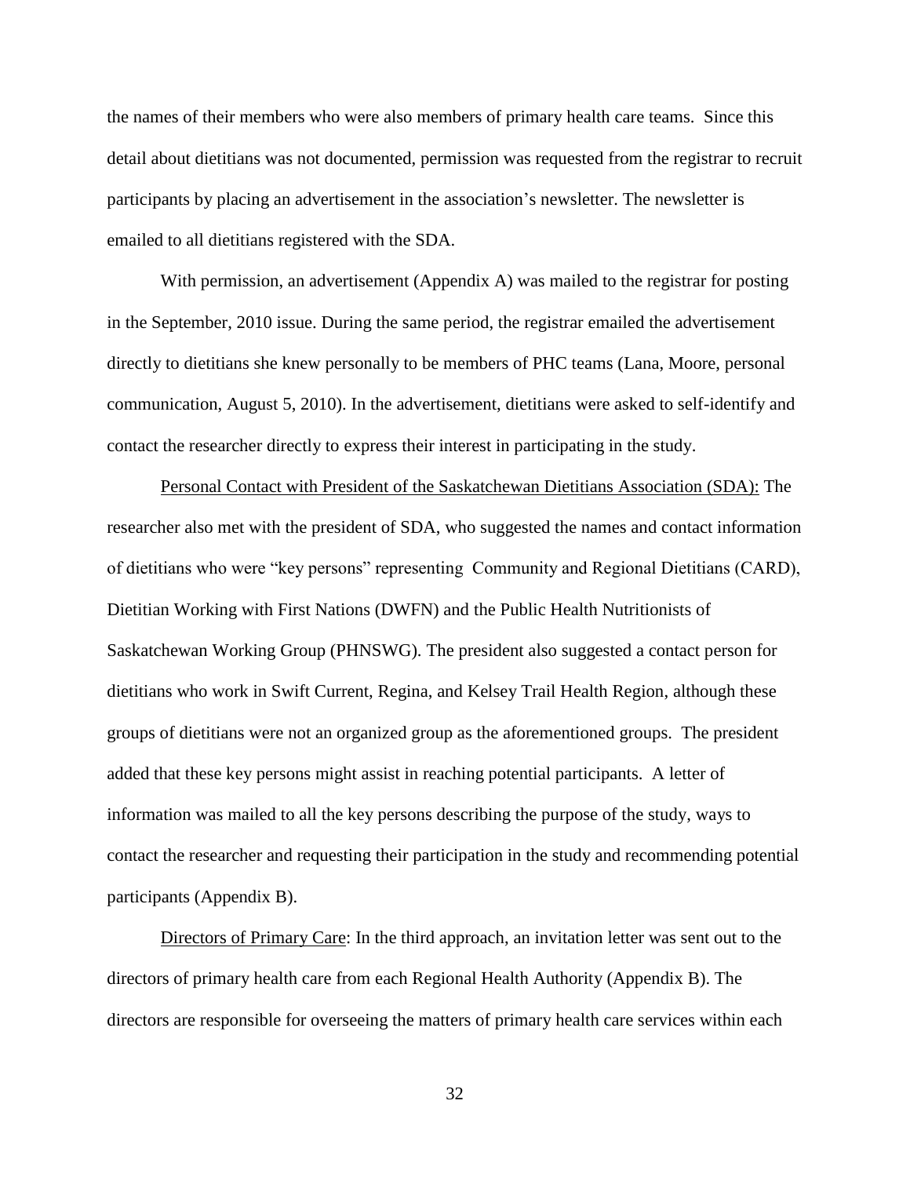the names of their members who were also members of primary health care teams. Since this detail about dietitians was not documented, permission was requested from the registrar to recruit participants by placing an advertisement in the association's newsletter. The newsletter is emailed to all dietitians registered with the SDA.

With permission, an advertisement (Appendix A) was mailed to the registrar for posting in the September, 2010 issue. During the same period, the registrar emailed the advertisement directly to dietitians she knew personally to be members of PHC teams (Lana, Moore, personal communication, August 5, 2010). In the advertisement, dietitians were asked to self-identify and contact the researcher directly to express their interest in participating in the study.

<u>Personal Contact with President of the Saskatchewan Dietitians Association (SDA):</u> The researcher also met with the president of SDA, who suggested the names and contact information of dietitians who were "key persons" representing Community and Regional Dietitians (CARD), Dietitian Working with First Nations (DWFN) and the Public Health Nutritionists of Saskatchewan Working Group (PHNSWG). The president also suggested a contact person for dietitians who work in Swift Current, Regina, and Kelsey Trail Health Region, although these groups of dietitians were not an organized group as the aforementioned groups. The president added that these key persons might assist in reaching potential participants. A letter of information was mailed to all the key persons describing the purpose of the study, ways to contact the researcher and requesting their participation in the study and recommending potential participants (Appendix B).

<u>Directors of Primary Care</u>: In the third approach, an invitation letter was sent out to the directors of primary health care from each Regional Health Authority (Appendix B). The directors are responsible for overseeing the matters of primary health care services within each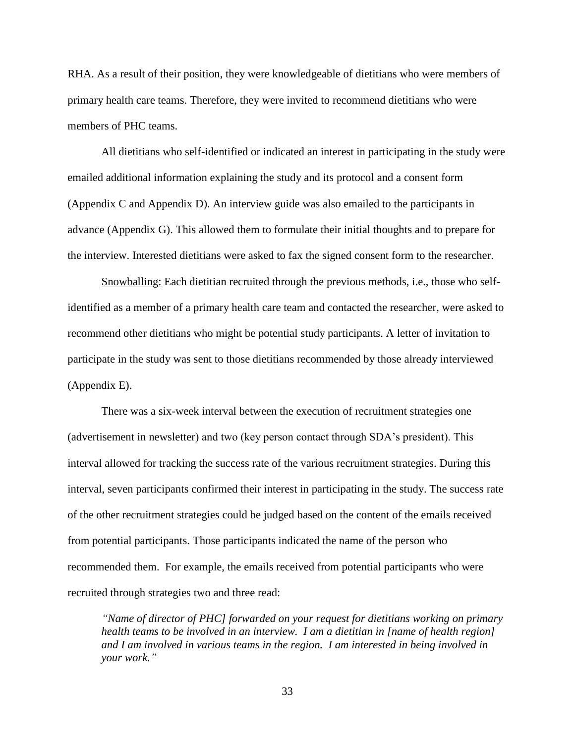RHA. As a result of their position, they were knowledgeable of dietitians who were members of primary health care teams. Therefore, they were invited to recommend dietitians who were members of PHC teams.

All dietitians who self-identified or indicated an interest in participating in the study were emailed additional information explaining the study and its protocol and a consent form (Appendix C and Appendix D). An interview guide was also emailed to the participants in advance (Appendix G). This allowed them to formulate their initial thoughts and to prepare for the interview. Interested dietitians were asked to fax the signed consent form to the researcher.

<u>Snowballing:</u> Each dietitian recruited through the previous methods, i.e., those who self-identified as a member of a primary health care team and contacted the researcher, were asked to recommend other dietitians who might be potential study participants. A letter of invitation to participate in the study was sent to those dietitians recommended by those already interviewed (Appendix E).

There was a six-week interval between the execution of recruitment strategies one (advertisement in newsletter) and two (key person contact through SDA's president). This interval allowed for tracking the success rate of the various recruitment strategies. During this interval, seven participants confirmed their interest in participating in the study. The success rate of the other recruitment strategies could be judged based on the content of the emails received from potential participants. Those participants indicated the name of the person who recommended them. For example, the emails received from potential participants who were recruited through strategies two and three read:

> *"Name of director of PHC] forwarded on your request for dietitians working on primary health teams to be involved in an interview. I am a dietitian in [name of health region] and I am involved in various teams in the region. I am interested in being involved in your work."*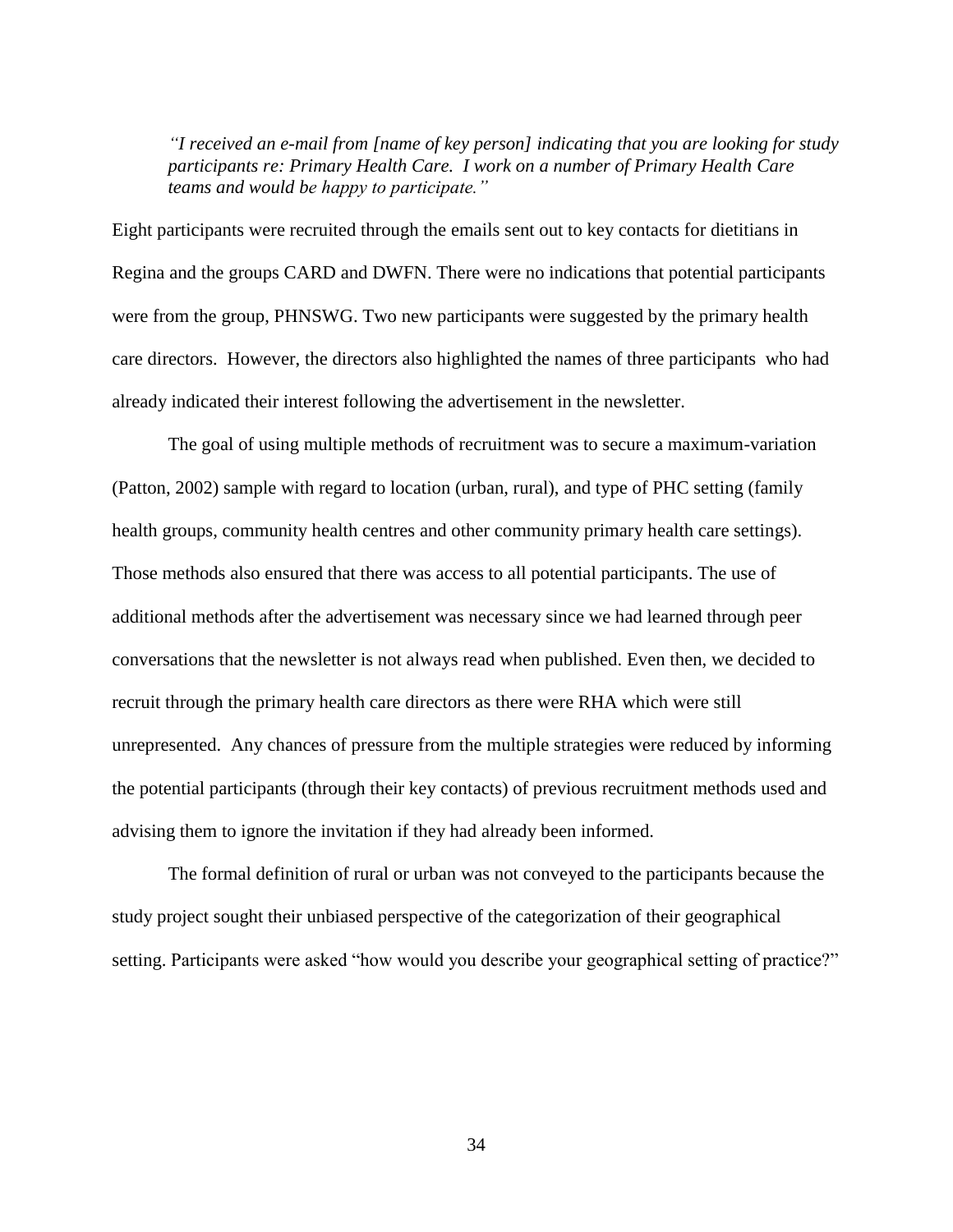> *"I received an e-mail from [name of key person] indicating that you are looking for study participants re: Primary Health Care. I work on a number of Primary Health Care teams and would be happy to participate."*

Eight participants were recruited through the emails sent out to key contacts for dietitians in Regina and the groups CARD and DWFN. There were no indications that potential participants were from the group, PHNSWG. Two new participants were suggested by the primary health care directors. However, the directors also highlighted the names of three participants who had already indicated their interest following the advertisement in the newsletter.

The goal of using multiple methods of recruitment was to secure a maximum-variation (Patton, 2002) sample with regard to location (urban, rural), and type of PHC setting (family health groups, community health centres and other community primary health care settings). Those methods also ensured that there was access to all potential participants. The use of additional methods after the advertisement was necessary since we had learned through peer conversations that the newsletter is not always read when published. Even then, we decided to recruit through the primary health care directors as there were RHA which were still unrepresented. Any chances of pressure from the multiple strategies were reduced by informing the potential participants (through their key contacts) of previous recruitment methods used and advising them to ignore the invitation if they had already been informed.

The formal definition of rural or urban was not conveyed to the participants because the study project sought their unbiased perspective of the categorization of their geographical setting. Participants were asked "how would you describe your geographical setting of practice?"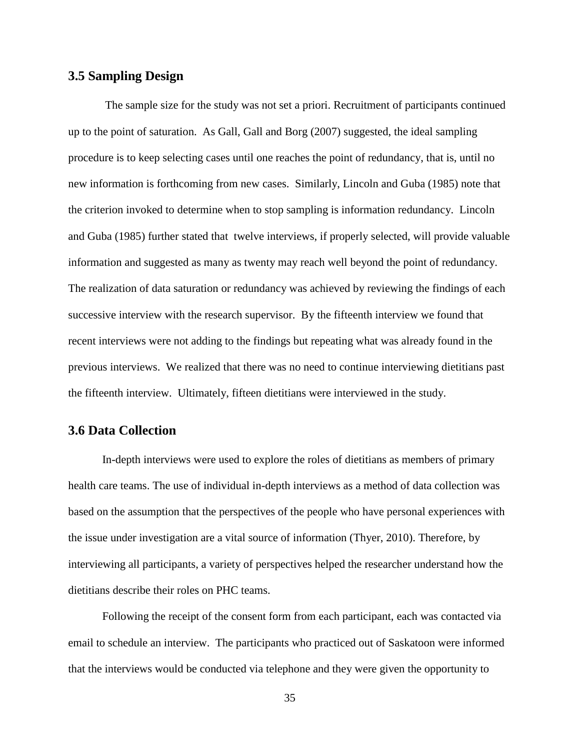## 3.5 Sampling Design

The sample size for the study was not set a priori. Recruitment of participants continued up to the point of saturation. As Gall, Gall and Borg (2007) suggested, the ideal sampling procedure is to keep selecting cases until one reaches the point of redundancy, that is, until no new information is forthcoming from new cases. Similarly, Lincoln and Guba (1985) note that the criterion invoked to determine when to stop sampling is information redundancy. Lincoln and Guba (1985) further stated that twelve interviews, if properly selected, will provide valuable information and suggested as many as twenty may reach well beyond the point of redundancy. The realization of data saturation or redundancy was achieved by reviewing the findings of each successive interview with the research supervisor. By the fifteenth interview we found that recent interviews were not adding to the findings but repeating what was already found in the previous interviews. We realized that there was no need to continue interviewing dietitians past the fifteenth interview. Ultimately, fifteen dietitians were interviewed in the study.

## 3.6 Data Collection

In-depth interviews were used to explore the roles of dietitians as members of primary health care teams. The use of individual in-depth interviews as a method of data collection was based on the assumption that the perspectives of the people who have personal experiences with the issue under investigation are a vital source of information (Thyer, 2010). Therefore, by interviewing all participants, a variety of perspectives helped the researcher understand how the dietitians describe their roles on PHC teams.

Following the receipt of the consent form from each participant, each was contacted via email to schedule an interview. The participants who practiced out of Saskatoon were informed that the interviews would be conducted via telephone and they were given the opportunity to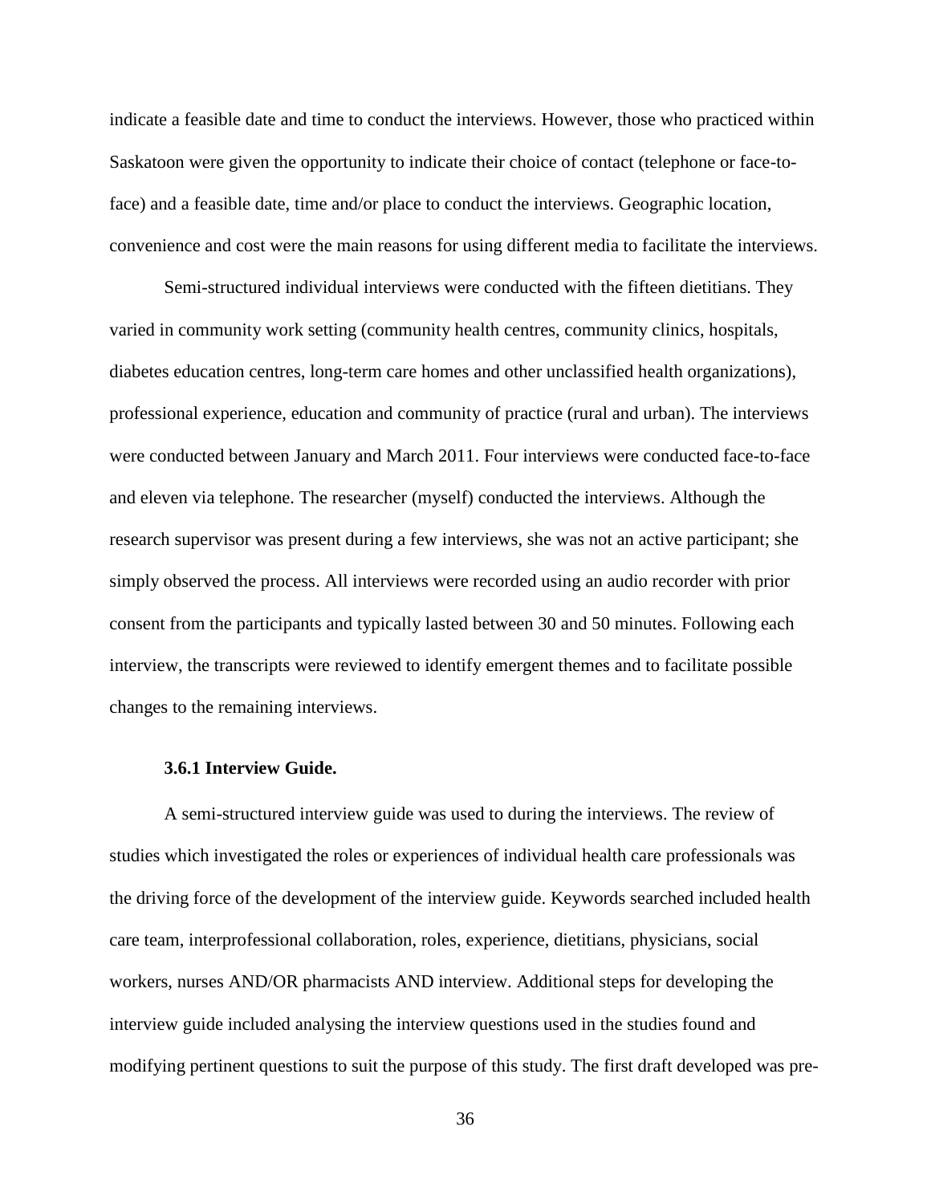indicate a feasible date and time to conduct the interviews. However, those who practiced within Saskatoon were given the opportunity to indicate their choice of contact (telephone or face-to-face) and a feasible date, time and/or place to conduct the interviews. Geographic location, convenience and cost were the main reasons for using different media to facilitate the interviews.

Semi-structured individual interviews were conducted with the fifteen dietitians. They varied in community work setting (community health centres, community clinics, hospitals, diabetes education centres, long-term care homes and other unclassified health organizations), professional experience, education and community of practice (rural and urban). The interviews were conducted between January and March 2011. Four interviews were conducted face-to-face and eleven via telephone. The researcher (myself) conducted the interviews. Although the research supervisor was present during a few interviews, she was not an active participant; she simply observed the process. All interviews were recorded using an audio recorder with prior consent from the participants and typically lasted between 30 and 50 minutes. Following each interview, the transcripts were reviewed to identify emergent themes and to facilitate possible changes to the remaining interviews.

### 3.6.1 Interview Guide.

A semi-structured interview guide was used to during the interviews. The review of studies which investigated the roles or experiences of individual health care professionals was the driving force of the development of the interview guide. Keywords searched included health care team, interprofessional collaboration, roles, experience, dietitians, physicians, social workers, nurses AND/OR pharmacists AND interview. Additional steps for developing the interview guide included analysing the interview questions used in the studies found and modifying pertinent questions to suit the purpose of this study. The first draft developed was pre-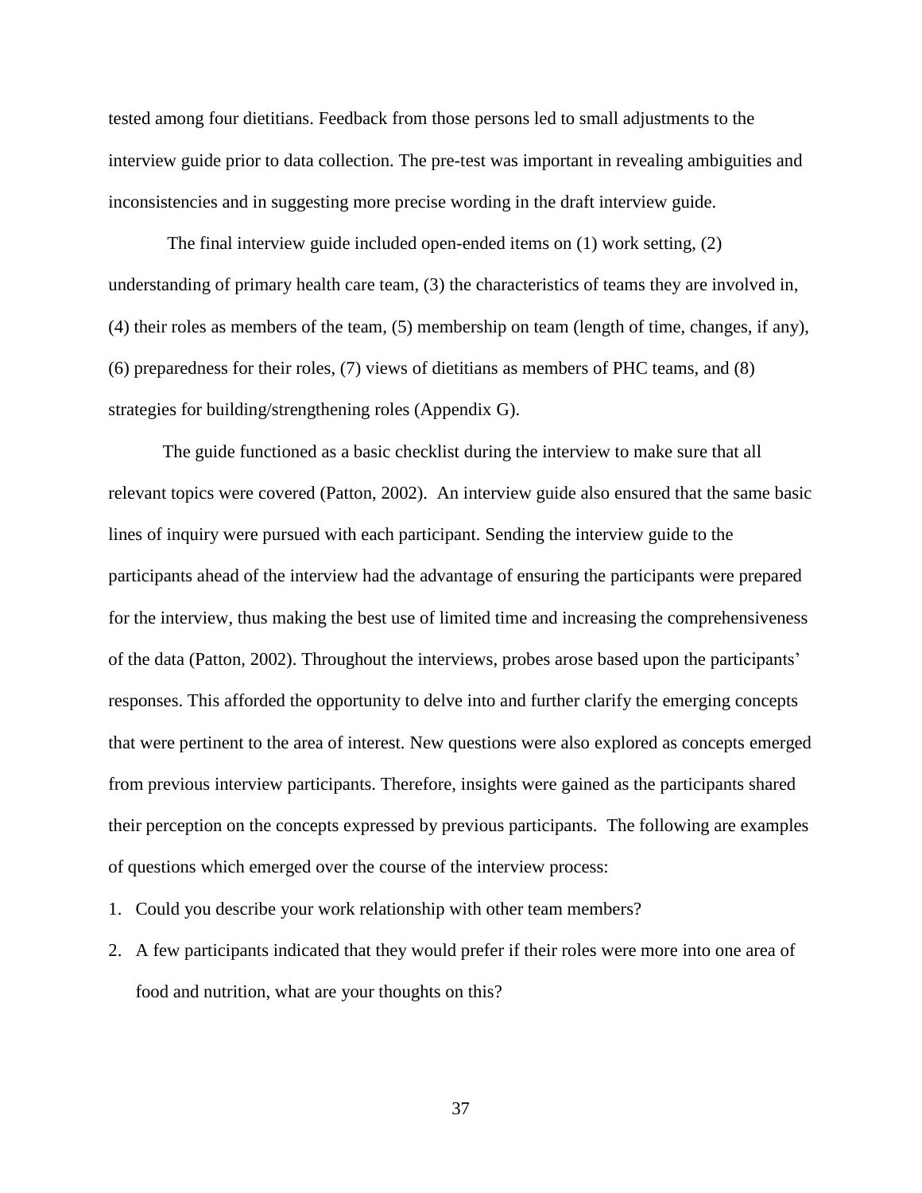tested among four dietitians. Feedback from those persons led to small adjustments to the interview guide prior to data collection. The pre-test was important in revealing ambiguities and inconsistencies and in suggesting more precise wording in the draft interview guide.

The final interview guide included open-ended items on (1) work setting, (2) understanding of primary health care team, (3) the characteristics of teams they are involved in, (4) their roles as members of the team, (5) membership on team (length of time, changes, if any), (6) preparedness for their roles, (7) views of dietitians as members of PHC teams, and (8) strategies for building/strengthening roles (Appendix G).

The guide functioned as a basic checklist during the interview to make sure that all relevant topics were covered (Patton, 2002). An interview guide also ensured that the same basic lines of inquiry were pursued with each participant. Sending the interview guide to the participants ahead of the interview had the advantage of ensuring the participants were prepared for the interview, thus making the best use of limited time and increasing the comprehensiveness of the data (Patton, 2002). Throughout the interviews, probes arose based upon the participants' responses. This afforded the opportunity to delve into and further clarify the emerging concepts that were pertinent to the area of interest. New questions were also explored as concepts emerged from previous interview participants. Therefore, insights were gained as the participants shared their perception on the concepts expressed by previous participants. The following are examples of questions which emerged over the course of the interview process:

1. Could you describe your work relationship with other team members?
2. A few participants indicated that they would prefer if their roles were more into one area of food and nutrition, what are your thoughts on this?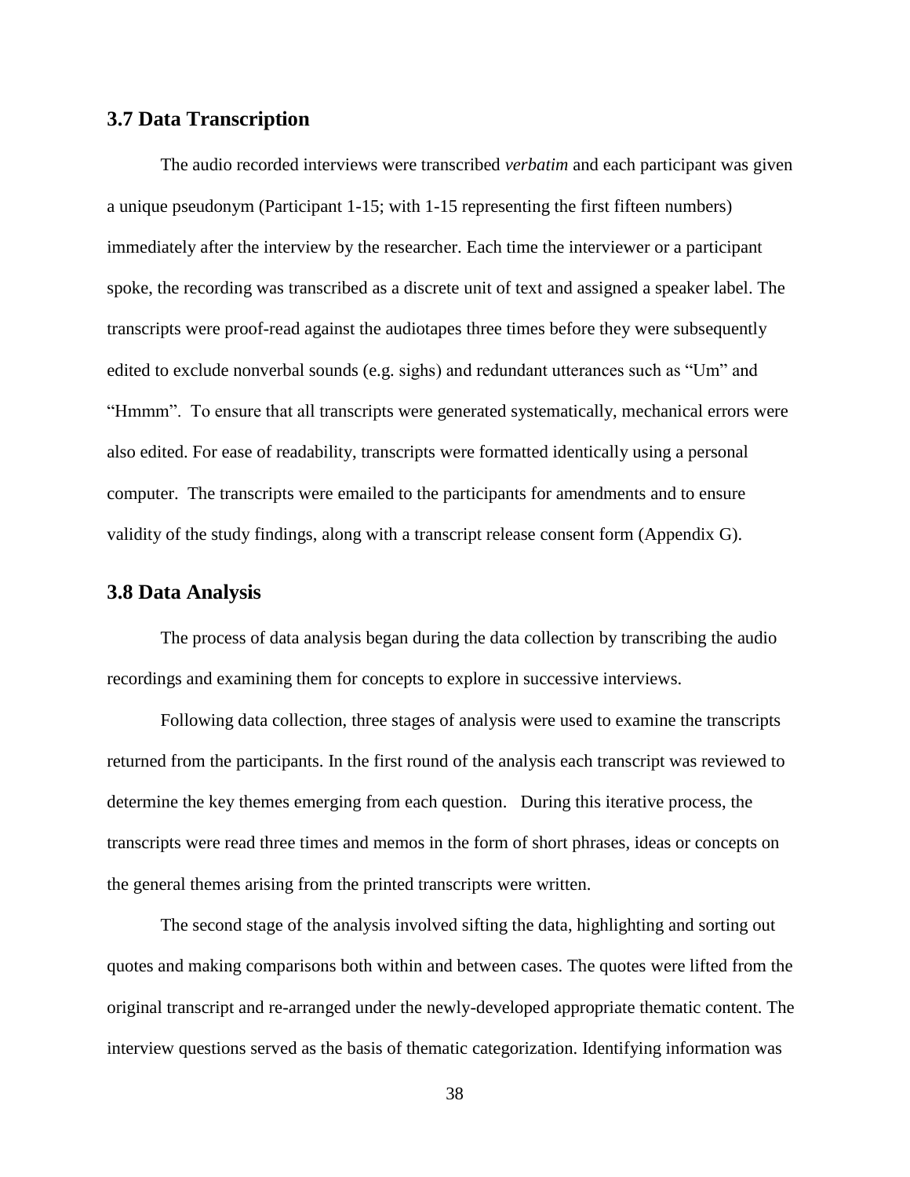## 3.7 Data Transcription

The audio recorded interviews were transcribed *verbatim* and each participant was given a unique pseudonym (Participant 1-15; with 1-15 representing the first fifteen numbers) immediately after the interview by the researcher. Each time the interviewer or a participant spoke, the recording was transcribed as a discrete unit of text and assigned a speaker label. The transcripts were proof-read against the audiotapes three times before they were subsequently edited to exclude nonverbal sounds (e.g. sighs) and redundant utterances such as "Um" and "Hmmm". To ensure that all transcripts were generated systematically, mechanical errors were also edited. For ease of readability, transcripts were formatted identically using a personal computer. The transcripts were emailed to the participants for amendments and to ensure validity of the study findings, along with a transcript release consent form (Appendix G).

## 3.8 Data Analysis

The process of data analysis began during the data collection by transcribing the audio recordings and examining them for concepts to explore in successive interviews.

Following data collection, three stages of analysis were used to examine the transcripts returned from the participants. In the first round of the analysis each transcript was reviewed to determine the key themes emerging from each question. During this iterative process, the transcripts were read three times and memos in the form of short phrases, ideas or concepts on the general themes arising from the printed transcripts were written.

The second stage of the analysis involved sifting the data, highlighting and sorting out quotes and making comparisons both within and between cases. The quotes were lifted from the original transcript and re-arranged under the newly-developed appropriate thematic content. The interview questions served as the basis of thematic categorization. Identifying information was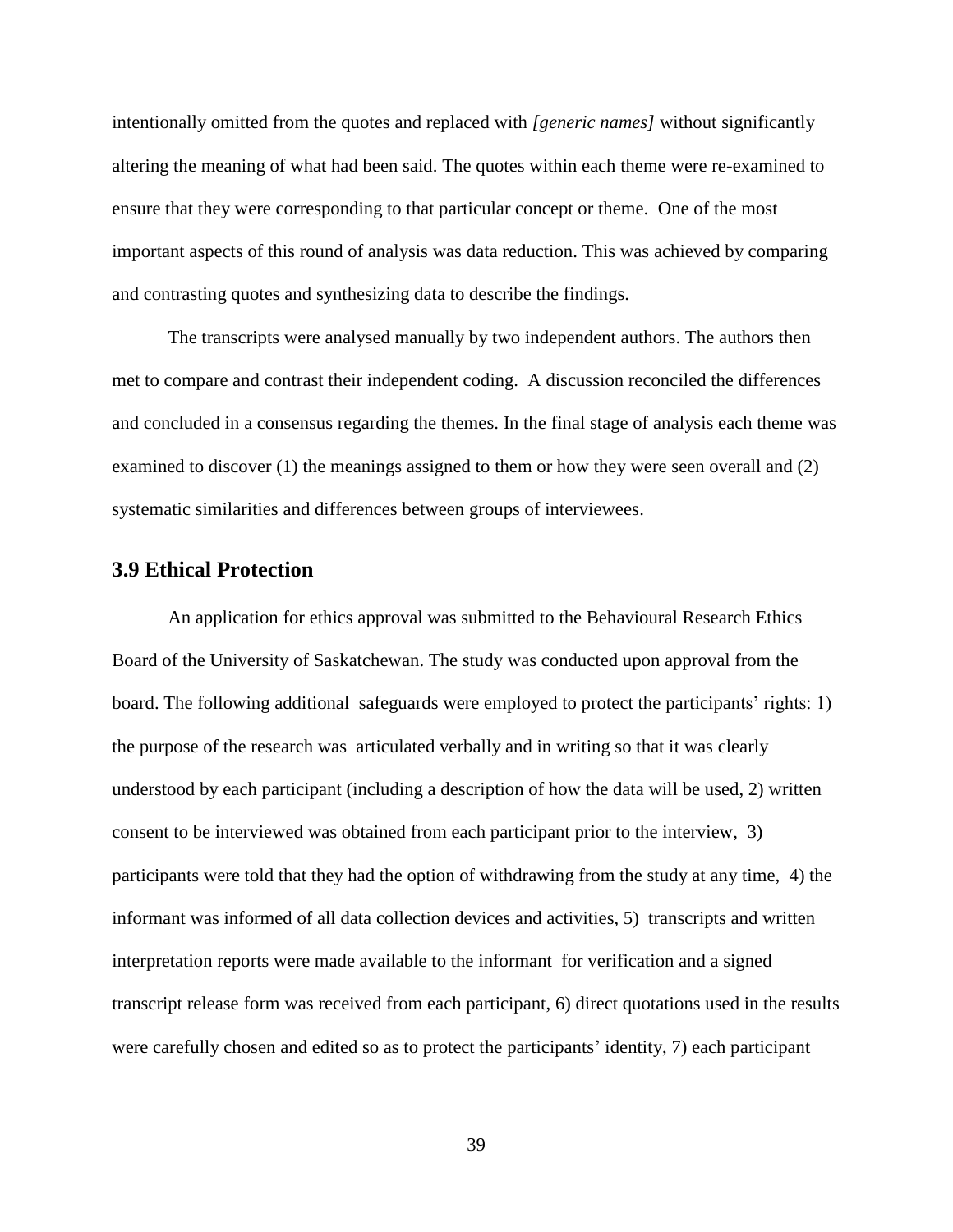intentionally omitted from the quotes and replaced with *[generic names]* without significantly altering the meaning of what had been said. The quotes within each theme were re-examined to ensure that they were corresponding to that particular concept or theme. One of the most important aspects of this round of analysis was data reduction. This was achieved by comparing and contrasting quotes and synthesizing data to describe the findings.

The transcripts were analysed manually by two independent authors. The authors then met to compare and contrast their independent coding. A discussion reconciled the differences and concluded in a consensus regarding the themes. In the final stage of analysis each theme was examined to discover (1) the meanings assigned to them or how they were seen overall and (2) systematic similarities and differences between groups of interviewees.

## 3.9 Ethical Protection

An application for ethics approval was submitted to the Behavioural Research Ethics Board of the University of Saskatchewan. The study was conducted upon approval from the board. The following additional safeguards were employed to protect the participants' rights: 1) the purpose of the research was articulated verbally and in writing so that it was clearly understood by each participant (including a description of how the data will be used, 2) written consent to be interviewed was obtained from each participant prior to the interview, 3) participants were told that they had the option of withdrawing from the study at any time, 4) the informant was informed of all data collection devices and activities, 5) transcripts and written interpretation reports were made available to the informant for verification and a signed transcript release form was received from each participant, 6) direct quotations used in the results were carefully chosen and edited so as to protect the participants' identity, 7) each participant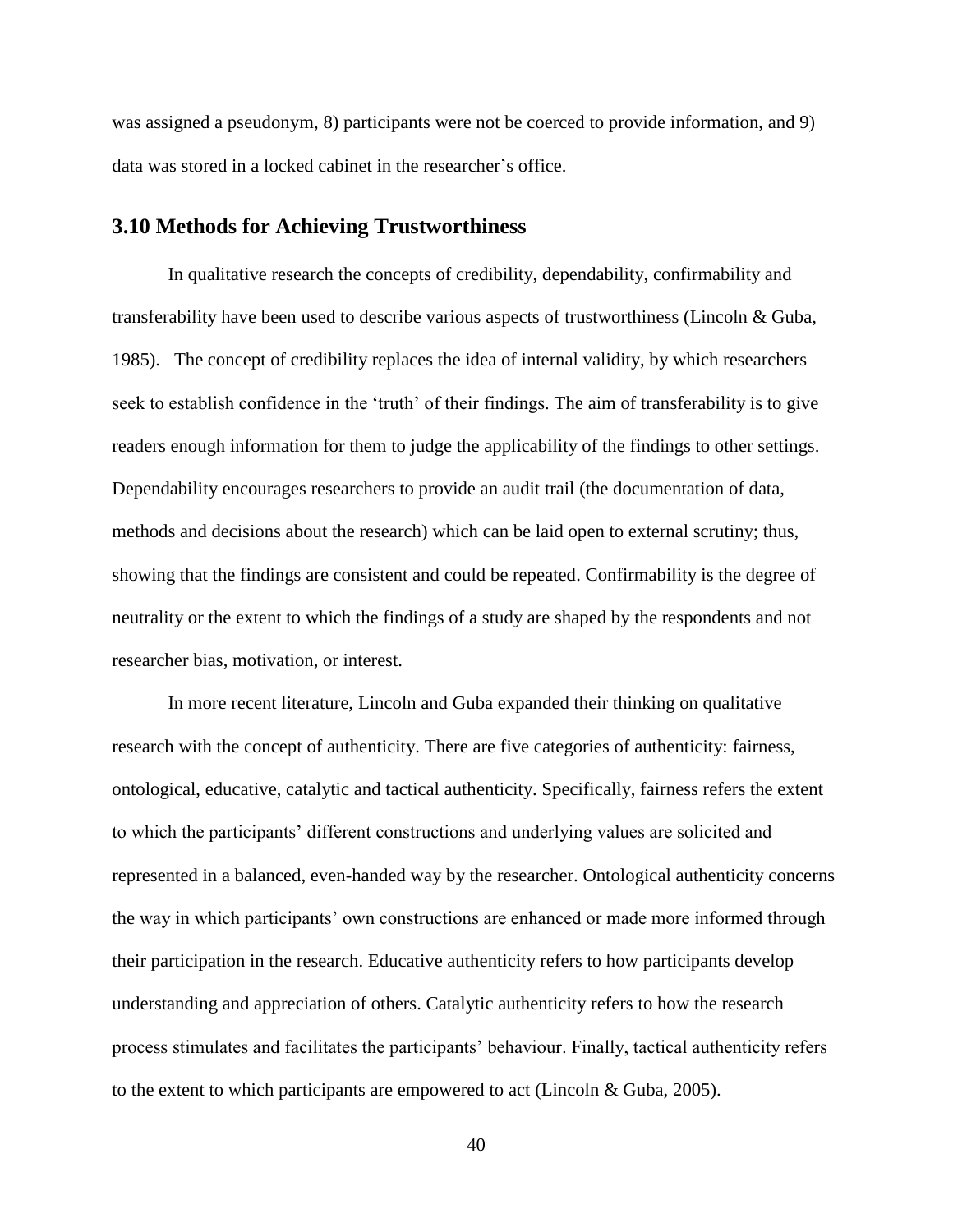was assigned a pseudonym, 8) participants were not be coerced to provide information, and 9) data was stored in a locked cabinet in the researcher's office.

## 3.10 Methods for Achieving Trustworthiness

In qualitative research the concepts of credibility, dependability, confirmability and transferability have been used to describe various aspects of trustworthiness (Lincoln & Guba, 1985). The concept of credibility replaces the idea of internal validity, by which researchers seek to establish confidence in the 'truth' of their findings. The aim of transferability is to give readers enough information for them to judge the applicability of the findings to other settings. Dependability encourages researchers to provide an audit trail (the documentation of data, methods and decisions about the research) which can be laid open to external scrutiny; thus, showing that the findings are consistent and could be repeated. Confirmability is the degree of neutrality or the extent to which the findings of a study are shaped by the respondents and not researcher bias, motivation, or interest.

In more recent literature, Lincoln and Guba expanded their thinking on qualitative research with the concept of authenticity. There are five categories of authenticity: fairness, ontological, educative, catalytic and tactical authenticity. Specifically, fairness refers the extent to which the participants' different constructions and underlying values are solicited and represented in a balanced, even-handed way by the researcher. Ontological authenticity concerns the way in which participants' own constructions are enhanced or made more informed through their participation in the research. Educative authenticity refers to how participants develop understanding and appreciation of others. Catalytic authenticity refers to how the research process stimulates and facilitates the participants' behaviour. Finally, tactical authenticity refers to the extent to which participants are empowered to act (Lincoln & Guba, 2005).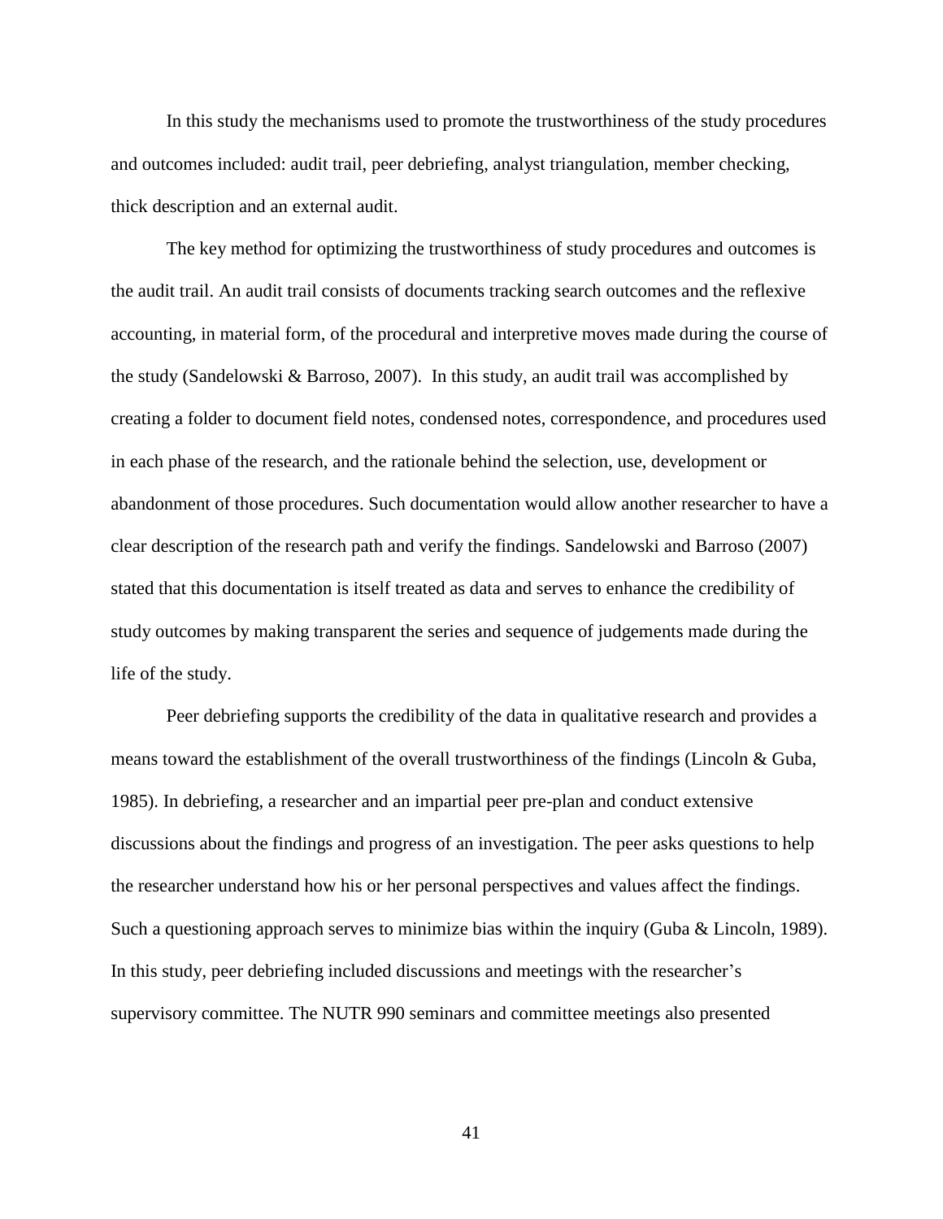In this study the mechanisms used to promote the trustworthiness of the study procedures and outcomes included: audit trail, peer debriefing, analyst triangulation, member checking, thick description and an external audit.

The key method for optimizing the trustworthiness of study procedures and outcomes is the audit trail. An audit trail consists of documents tracking search outcomes and the reflexive accounting, in material form, of the procedural and interpretive moves made during the course of the study (Sandelowski & Barroso, 2007). In this study, an audit trail was accomplished by creating a folder to document field notes, condensed notes, correspondence, and procedures used in each phase of the research, and the rationale behind the selection, use, development or abandonment of those procedures. Such documentation would allow another researcher to have a clear description of the research path and verify the findings. Sandelowski and Barroso (2007) stated that this documentation is itself treated as data and serves to enhance the credibility of study outcomes by making transparent the series and sequence of judgements made during the life of the study.

Peer debriefing supports the credibility of the data in qualitative research and provides a means toward the establishment of the overall trustworthiness of the findings (Lincoln & Guba, 1985). In debriefing, a researcher and an impartial peer pre-plan and conduct extensive discussions about the findings and progress of an investigation. The peer asks questions to help the researcher understand how his or her personal perspectives and values affect the findings. Such a questioning approach serves to minimize bias within the inquiry (Guba & Lincoln, 1989). In this study, peer debriefing included discussions and meetings with the researcher's supervisory committee. The NUTR 990 seminars and committee meetings also presented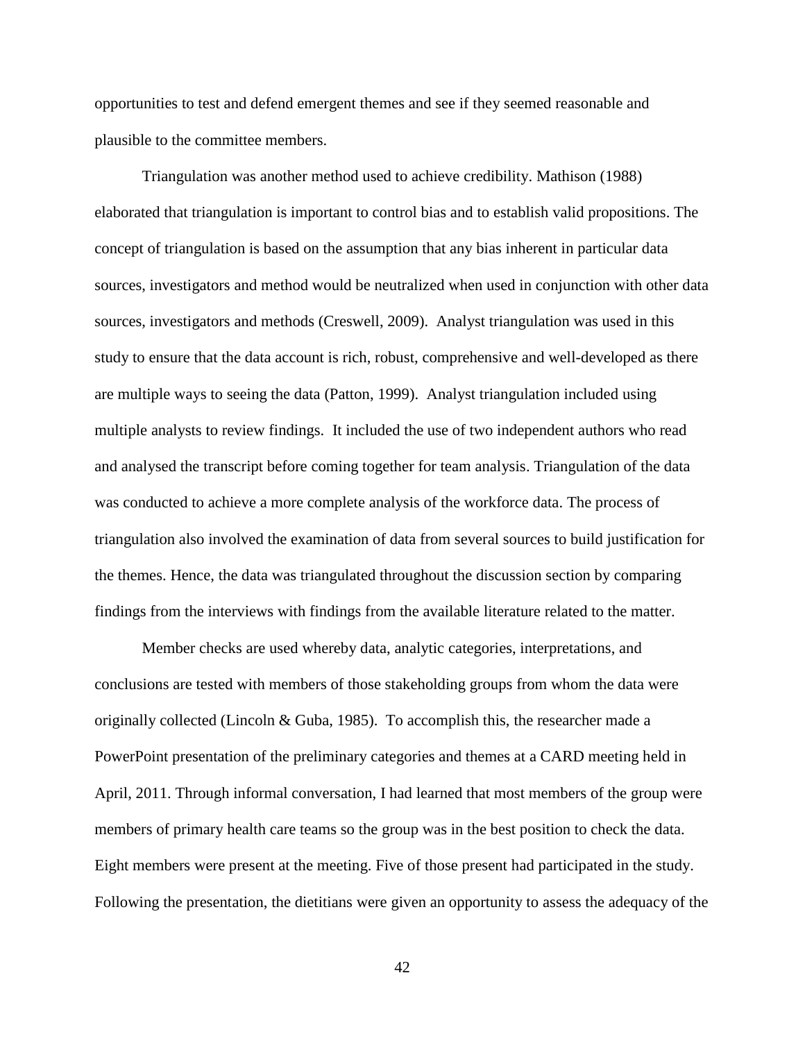opportunities to test and defend emergent themes and see if they seemed reasonable and plausible to the committee members.

Triangulation was another method used to achieve credibility. Mathison (1988) elaborated that triangulation is important to control bias and to establish valid propositions. The concept of triangulation is based on the assumption that any bias inherent in particular data sources, investigators and method would be neutralized when used in conjunction with other data sources, investigators and methods (Creswell, 2009). Analyst triangulation was used in this study to ensure that the data account is rich, robust, comprehensive and well-developed as there are multiple ways to seeing the data (Patton, 1999). Analyst triangulation included using multiple analysts to review findings. It included the use of two independent authors who read and analysed the transcript before coming together for team analysis. Triangulation of the data was conducted to achieve a more complete analysis of the workforce data. The process of triangulation also involved the examination of data from several sources to build justification for the themes. Hence, the data was triangulated throughout the discussion section by comparing findings from the interviews with findings from the available literature related to the matter.

Member checks are used whereby data, analytic categories, interpretations, and conclusions are tested with members of those stakeholding groups from whom the data were originally collected (Lincoln & Guba, 1985). To accomplish this, the researcher made a PowerPoint presentation of the preliminary categories and themes at a CARD meeting held in April, 2011. Through informal conversation, I had learned that most members of the group were members of primary health care teams so the group was in the best position to check the data. Eight members were present at the meeting. Five of those present had participated in the study. Following the presentation, the dietitians were given an opportunity to assess the adequacy of the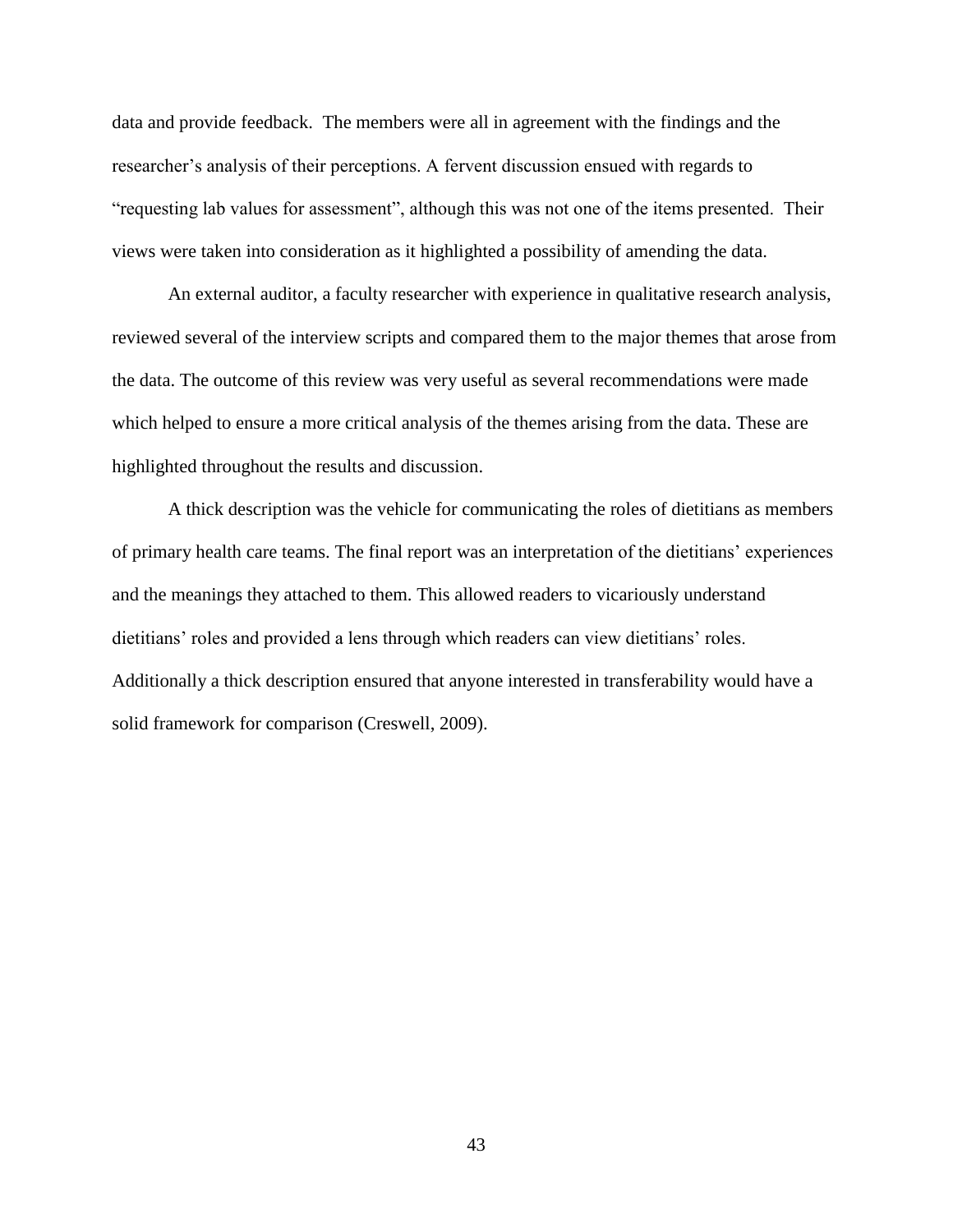data and provide feedback. The members were all in agreement with the findings and the researcher's analysis of their perceptions. A fervent discussion ensued with regards to "requesting lab values for assessment", although this was not one of the items presented. Their views were taken into consideration as it highlighted a possibility of amending the data.

An external auditor, a faculty researcher with experience in qualitative research analysis, reviewed several of the interview scripts and compared them to the major themes that arose from the data. The outcome of this review was very useful as several recommendations were made which helped to ensure a more critical analysis of the themes arising from the data. These are highlighted throughout the results and discussion.

A thick description was the vehicle for communicating the roles of dietitians as members of primary health care teams. The final report was an interpretation of the dietitians' experiences and the meanings they attached to them. This allowed readers to vicariously understand dietitians' roles and provided a lens through which readers can view dietitians' roles. Additionally a thick description ensured that anyone interested in transferability would have a solid framework for comparison (Creswell, 2009).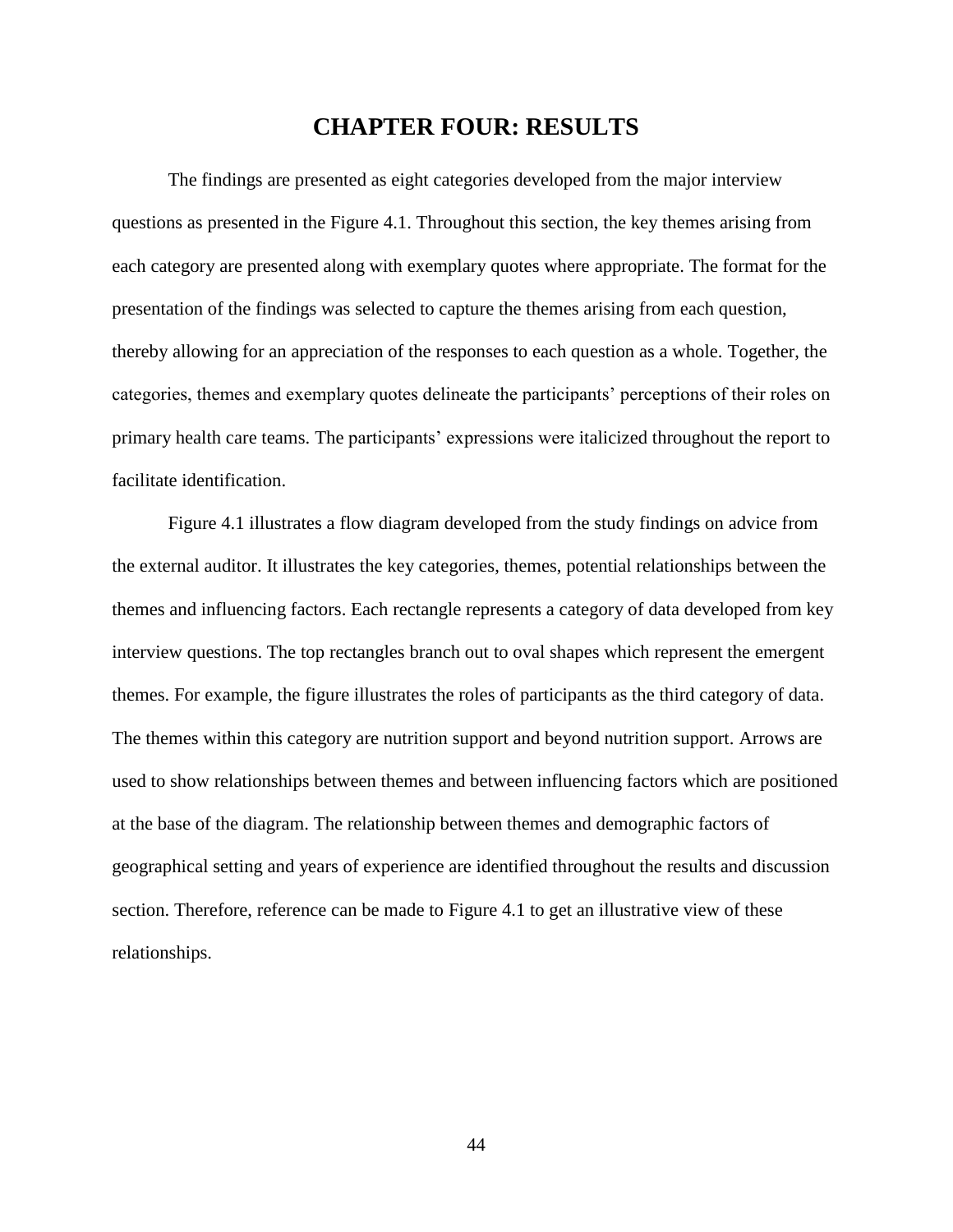# CHAPTER FOUR: RESULTS

The findings are presented as eight categories developed from the major interview questions as presented in the Figure 4.1. Throughout this section, the key themes arising from each category are presented along with exemplary quotes where appropriate. The format for the presentation of the findings was selected to capture the themes arising from each question, thereby allowing for an appreciation of the responses to each question as a whole. Together, the categories, themes and exemplary quotes delineate the participants' perceptions of their roles on primary health care teams. The participants' expressions were italicized throughout the report to facilitate identification.

Figure 4.1 illustrates a flow diagram developed from the study findings on advice from the external auditor. It illustrates the key categories, themes, potential relationships between the themes and influencing factors. Each rectangle represents a category of data developed from key interview questions. The top rectangles branch out to oval shapes which represent the emergent themes. For example, the figure illustrates the roles of participants as the third category of data. The themes within this category are nutrition support and beyond nutrition support. Arrows are used to show relationships between themes and between influencing factors which are positioned at the base of the diagram. The relationship between themes and demographic factors of geographical setting and years of experience are identified throughout the results and discussion section. Therefore, reference can be made to Figure 4.1 to get an illustrative view of these relationships.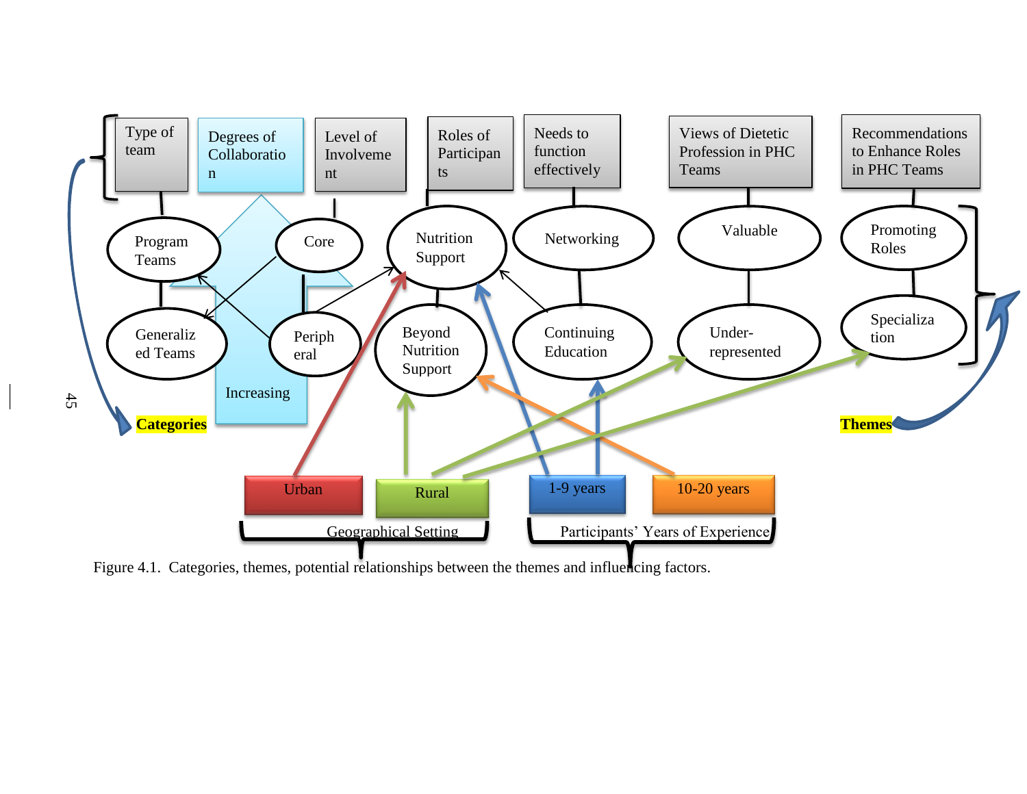Type of team

Degrees of Collaboration

Level of Involvement

Roles of Participants

Needs to function effectively

Views of Dietetic Profession in PHC Teams

Recommendations to Enhance Roles in PHC Teams

Program Teams

Generalized Teams

Core

Peripheral

Increasing

Nutrition Support

Beyond Nutrition Support

Networking

Continuing Education

Valuable

Under-represented

Promoting Roles

Specialization

**Categories**

**Themes**

Urban

Rural

Geographical Setting

1-9 years

10-20 years

Participants' Years of Experience

Figure 4.1. Categories, themes, potential relationships between the themes and influencing factors.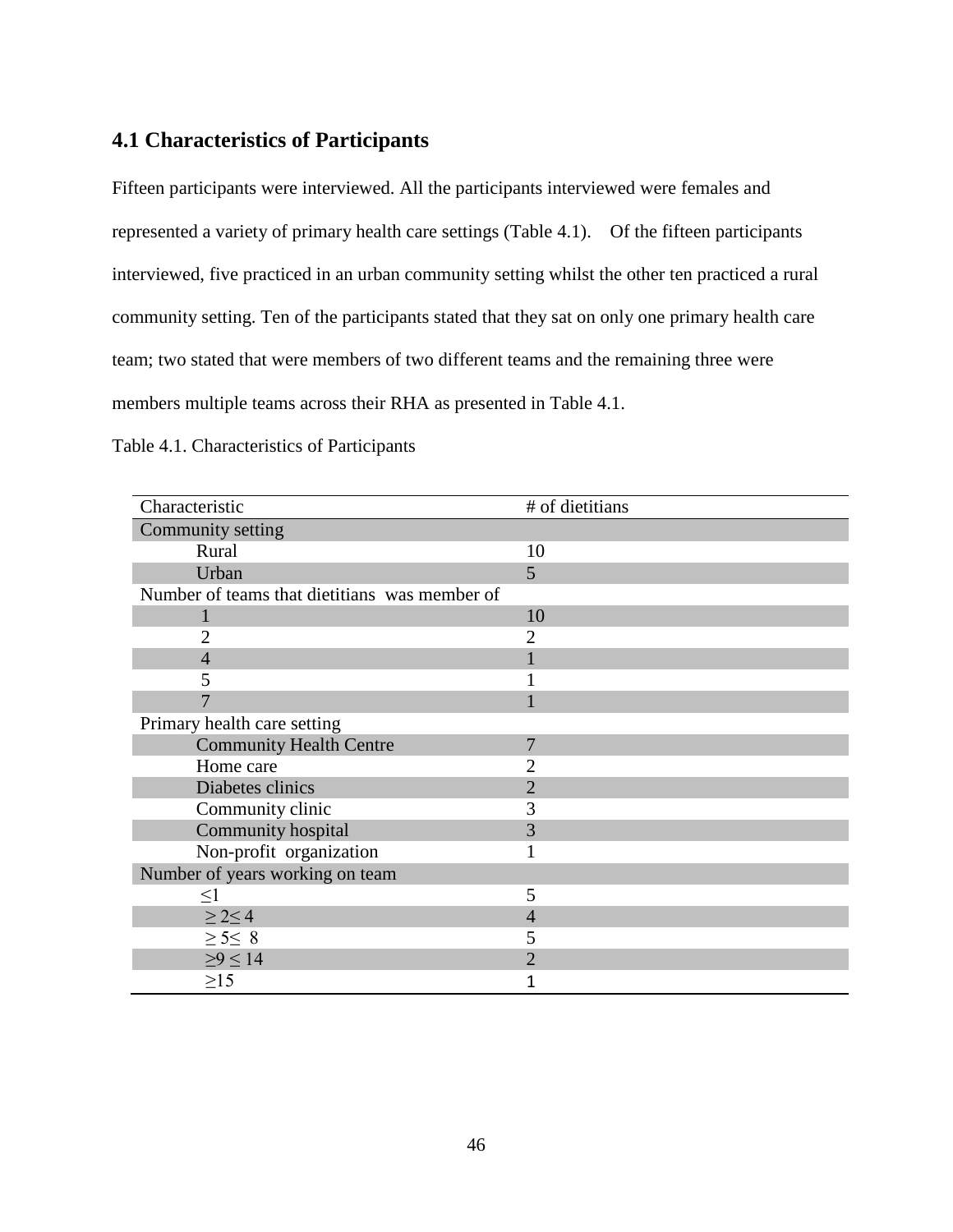## 4.1 Characteristics of Participants

Fifteen participants were interviewed. All the participants interviewed were females and represented a variety of primary health care settings (Table 4.1). Of the fifteen participants interviewed, five practiced in an urban community setting whilst the other ten practiced a rural community setting. Ten of the participants stated that they sat on only one primary health care team; two stated that were members of two different teams and the remaining three were members multiple teams across their RHA as presented in Table 4.1.

Table 4.1. Characteristics of Participants

| Characteristic | # of dietitians |
|---|---|
| Community setting | |
| Rural | 10 |
| Urban | 5 |
| Number of teams that dietitians was member of | |
| 1 | 10 |
| 2 | 2 |
| 4 | 1 |
| 5 | 1 |
| 7 | 1 |
| Primary health care setting | |
| Community Health Centre | 7 |
| Home care | 2 |
| Diabetes clinics | 2 |
| Community clinic | 3 |
| Community hospital | 3 |
| Non-profit organization | 1 |
| Number of years working on team | |
| $\leq 1$ | 5 |
| $\geq 2 \leq 4$ | 4 |
| $\geq 5 \leq 8$ | 5 |
| $\geq 9 \leq 14$ | 2 |
| $\geq 15$ | 1 |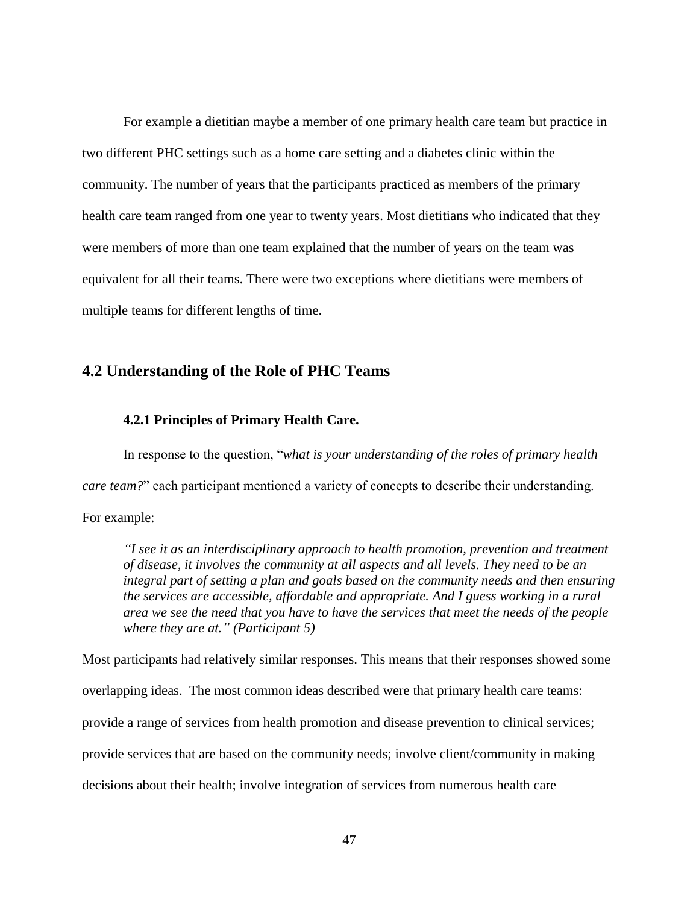For example a dietitian maybe a member of one primary health care team but practice in two different PHC settings such as a home care setting and a diabetes clinic within the community. The number of years that the participants practiced as members of the primary health care team ranged from one year to twenty years. Most dietitians who indicated that they were members of more than one team explained that the number of years on the team was equivalent for all their teams. There were two exceptions where dietitians were members of multiple teams for different lengths of time.

## 4.2 Understanding of the Role of PHC Teams

### 4.2.1 Principles of Primary Health Care.

In response to the question, "*what is your understanding of the roles of primary health care team?*" each participant mentioned a variety of concepts to describe their understanding. For example:

> *"I see it as an interdisciplinary approach to health promotion, prevention and treatment of disease, it involves the community at all aspects and all levels. They need to be an integral part of setting a plan and goals based on the community needs and then ensuring the services are accessible, affordable and appropriate. And I guess working in a rural area we see the need that you have to have the services that meet the needs of the people where they are at." (Participant 5)*

Most participants had relatively similar responses. This means that their responses showed some overlapping ideas. The most common ideas described were that primary health care teams: provide a range of services from health promotion and disease prevention to clinical services; provide services that are based on the community needs; involve client/community in making decisions about their health; involve integration of services from numerous health care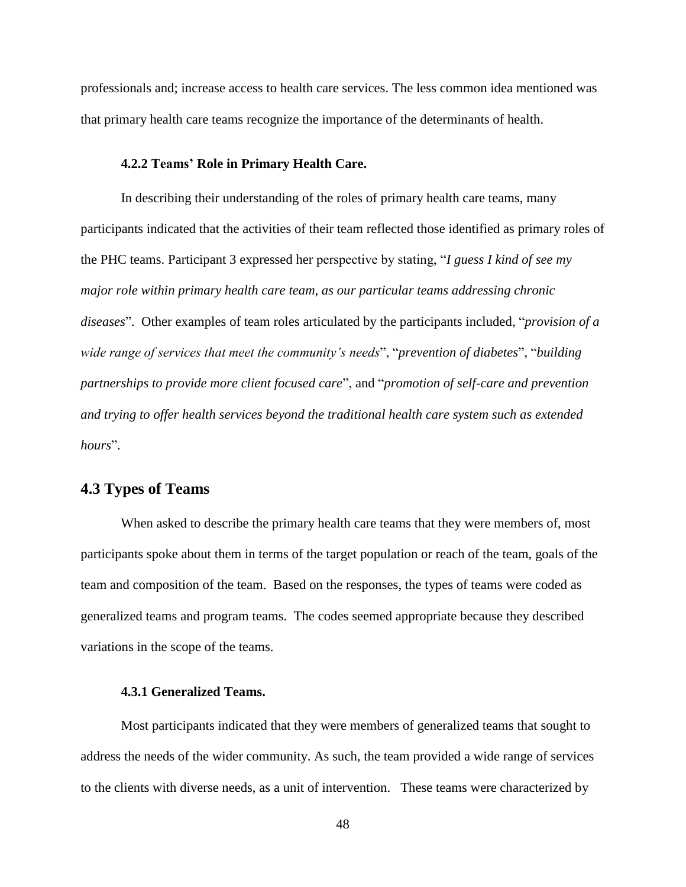professionals and; increase access to health care services. The less common idea mentioned was that primary health care teams recognize the importance of the determinants of health.

### 4.2.2 Teams' Role in Primary Health Care.

In describing their understanding of the roles of primary health care teams, many participants indicated that the activities of their team reflected those identified as primary roles of the PHC teams. Participant 3 expressed her perspective by stating, "*I guess I kind of see my major role within primary health care team, as our particular teams addressing chronic diseases*". Other examples of team roles articulated by the participants included, "*provision of a wide range of services that meet the community's needs*", "*prevention of diabetes*", "*building partnerships to provide more client focused care*", and "*promotion of self-care and prevention and trying to offer health services beyond the traditional health care system such as extended hours*".

## 4.3 Types of Teams

When asked to describe the primary health care teams that they were members of, most participants spoke about them in terms of the target population or reach of the team, goals of the team and composition of the team. Based on the responses, the types of teams were coded as generalized teams and program teams. The codes seemed appropriate because they described variations in the scope of the teams.

### 4.3.1 Generalized Teams.

Most participants indicated that they were members of generalized teams that sought to address the needs of the wider community. As such, the team provided a wide range of services to the clients with diverse needs, as a unit of intervention. These teams were characterized by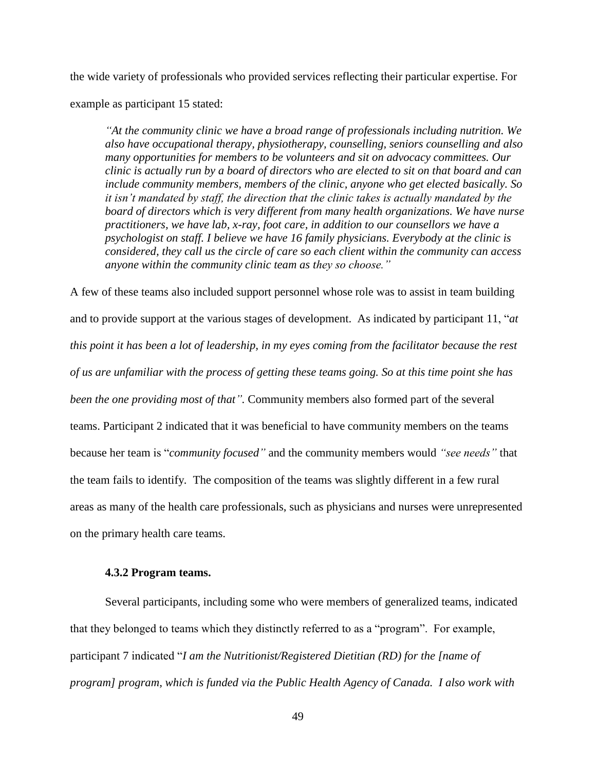the wide variety of professionals who provided services reflecting their particular expertise. For example as participant 15 stated:

> *"At the community clinic we have a broad range of professionals including nutrition. We also have occupational therapy, physiotherapy, counselling, seniors counselling and also many opportunities for members to be volunteers and sit on advocacy committees. Our clinic is actually run by a board of directors who are elected to sit on that board and can include community members, members of the clinic, anyone who get elected basically. So it isn't mandated by staff, the direction that the clinic takes is actually mandated by the board of directors which is very different from many health organizations. We have nurse practitioners, we have lab, x-ray, foot care, in addition to our counsellors we have a psychologist on staff. I believe we have 16 family physicians. Everybody at the clinic is considered, they call us the circle of care so each client within the community can access anyone within the community clinic team as they so choose."*

A few of these teams also included support personnel whose role was to assist in team building and to provide support at the various stages of development. As indicated by participant 11, "*at this point it has been a lot of leadership, in my eyes coming from the facilitator because the rest of us are unfamiliar with the process of getting these teams going. So at this time point she has been the one providing most of that".* Community members also formed part of the several teams. Participant 2 indicated that it was beneficial to have community members on the teams because her team is "*community focused"* and the community members would *"see needs"* that the team fails to identify. The composition of the teams was slightly different in a few rural areas as many of the health care professionals, such as physicians and nurses were unrepresented on the primary health care teams.

#### 4.3.2 Program teams.

Several participants, including some who were members of generalized teams, indicated that they belonged to teams which they distinctly referred to as a "program". For example, participant 7 indicated "*I am the Nutritionist/Registered Dietitian (RD) for the [name of program] program, which is funded via the Public Health Agency of Canada. I also work with*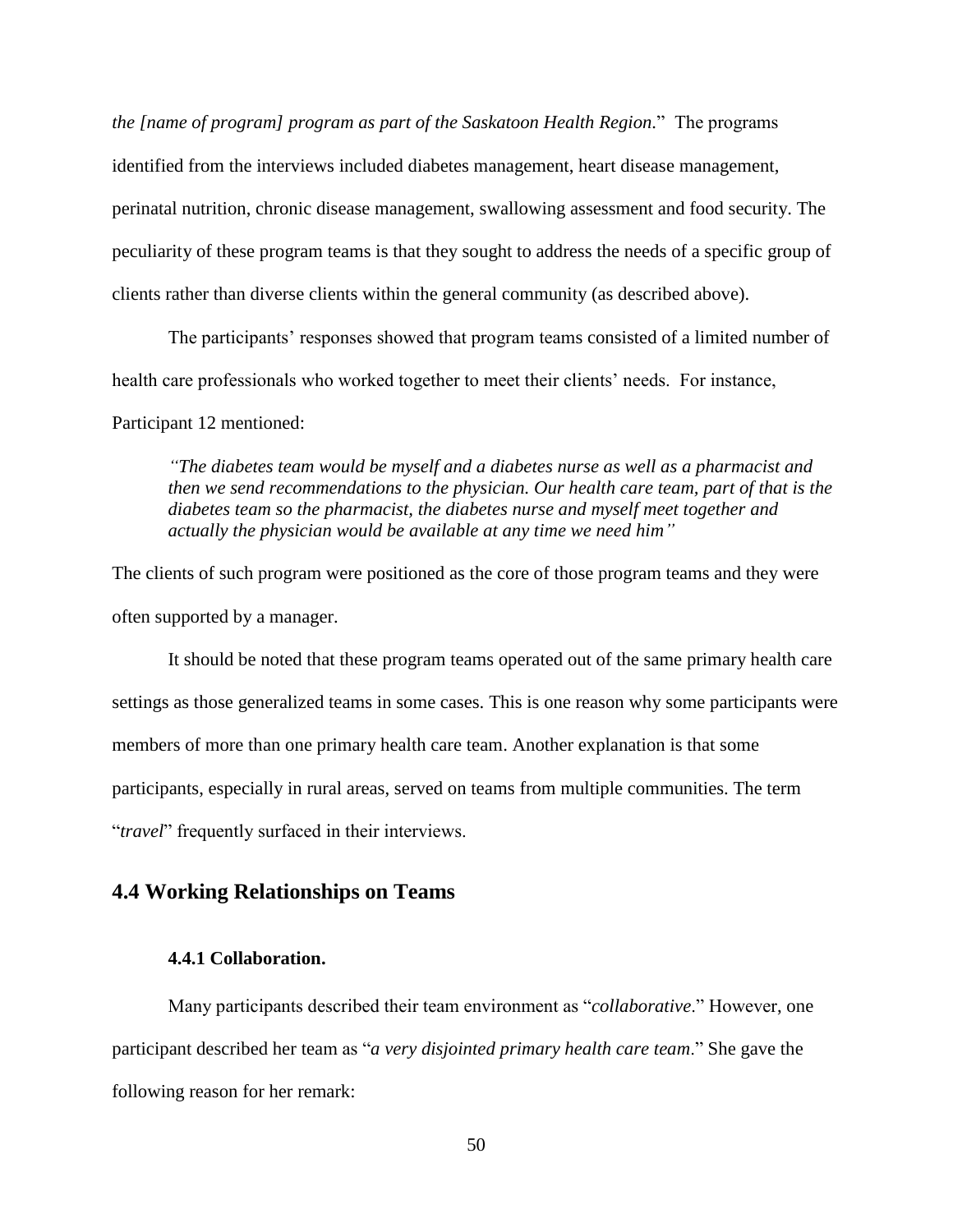*the [name of program] program as part of the Saskatoon Health Region.*" The programs identified from the interviews included diabetes management, heart disease management, perinatal nutrition, chronic disease management, swallowing assessment and food security. The peculiarity of these program teams is that they sought to address the needs of a specific group of clients rather than diverse clients within the general community (as described above).

The participants' responses showed that program teams consisted of a limited number of health care professionals who worked together to meet their clients' needs. For instance, Participant 12 mentioned:

> *"The diabetes team would be myself and a diabetes nurse as well as a pharmacist and then we send recommendations to the physician. Our health care team, part of that is the diabetes team so the pharmacist, the diabetes nurse and myself meet together and actually the physician would be available at any time we need him"*

The clients of such program were positioned as the core of those program teams and they were often supported by a manager.

It should be noted that these program teams operated out of the same primary health care settings as those generalized teams in some cases. This is one reason why some participants were members of more than one primary health care team. Another explanation is that some participants, especially in rural areas, served on teams from multiple communities. The term "*travel*" frequently surfaced in their interviews.

## 4.4 Working Relationships on Teams

### 4.4.1 Collaboration.

Many participants described their team environment as "*collaborative*." However, one participant described her team as "*a very disjointed primary health care team*." She gave the following reason for her remark: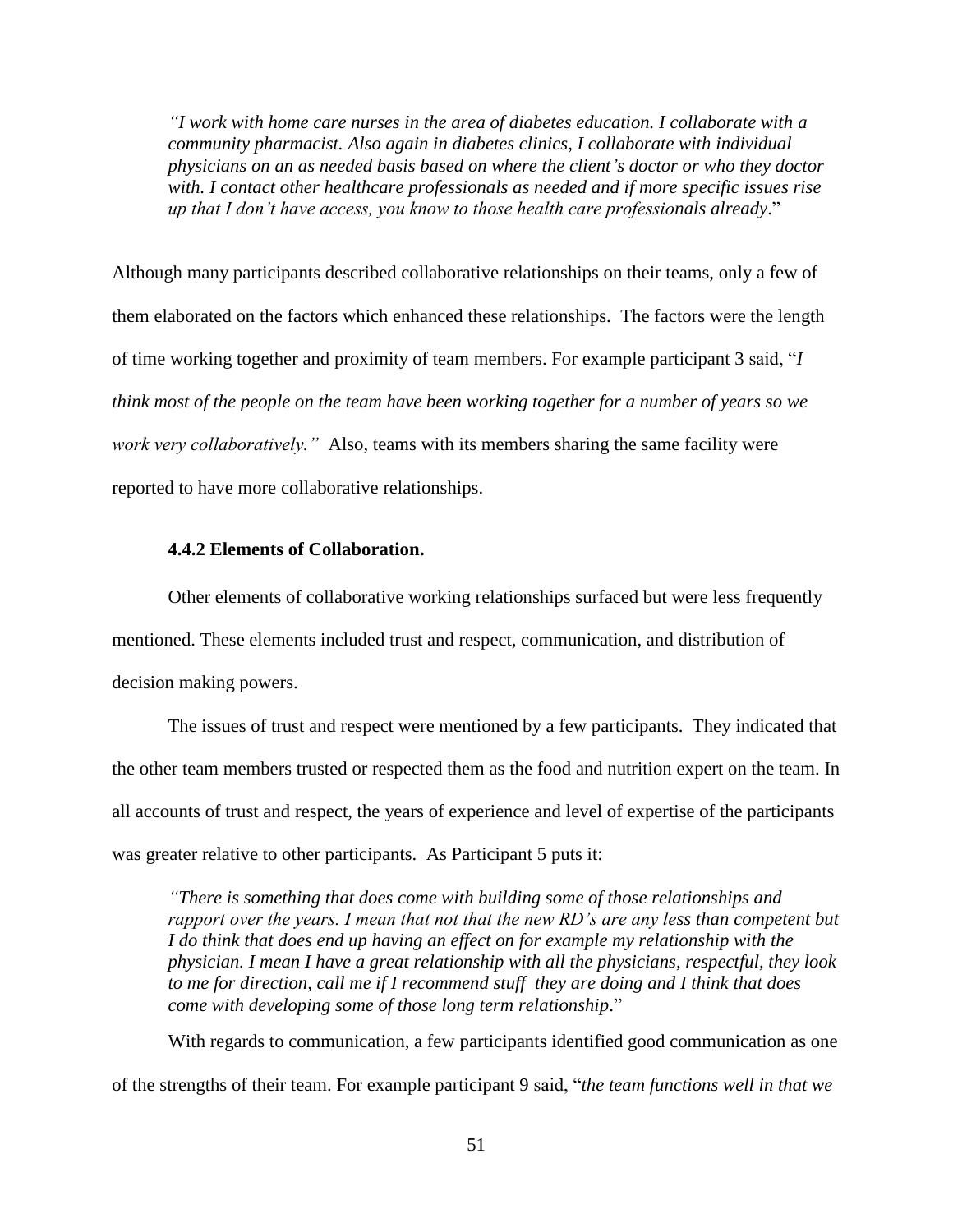> *"I work with home care nurses in the area of diabetes education. I collaborate with a community pharmacist. Also again in diabetes clinics, I collaborate with individual physicians on an as needed basis based on where the client's doctor or who they doctor with. I contact other healthcare professionals as needed and if more specific issues rise up that I don't have access, you know to those health care professionals already*."

Although many participants described collaborative relationships on their teams, only a few of them elaborated on the factors which enhanced these relationships. The factors were the length of time working together and proximity of team members. For example participant 3 said, "*I think most of the people on the team have been working together for a number of years so we work very collaboratively."* Also, teams with its members sharing the same facility were reported to have more collaborative relationships.

### 4.4.2 Elements of Collaboration.

Other elements of collaborative working relationships surfaced but were less frequently mentioned. These elements included trust and respect, communication, and distribution of decision making powers.

The issues of trust and respect were mentioned by a few participants. They indicated that the other team members trusted or respected them as the food and nutrition expert on the team. In all accounts of trust and respect, the years of experience and level of expertise of the participants was greater relative to other participants. As Participant 5 puts it:

> *"There is something that does come with building some of those relationships and rapport over the years. I mean that not that the new RD's are any less than competent but I do think that does end up having an effect on for example my relationship with the physician. I mean I have a great relationship with all the physicians, respectful, they look to me for direction, call me if I recommend stuff they are doing and I think that does come with developing some of those long term relationship*."

With regards to communication, a few participants identified good communication as one of the strengths of their team. For example participant 9 said, "*the team functions well in that we*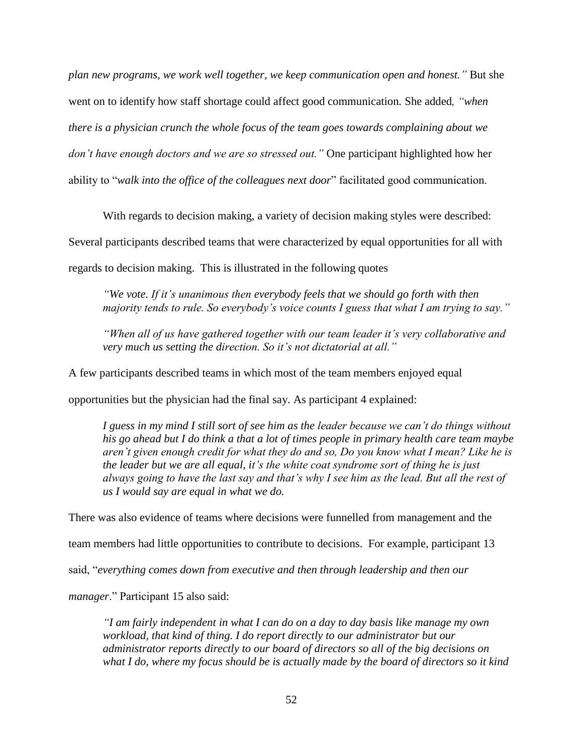*plan new programs, we work well together, we keep communication open and honest."* But she went on to identify how staff shortage could affect good communication. She added*, "when there is a physician crunch the whole focus of the team goes towards complaining about we don't have enough doctors and we are so stressed out."* One participant highlighted how her ability to "*walk into the office of the colleagues next door*" facilitated good communication.

With regards to decision making, a variety of decision making styles were described: Several participants described teams that were characterized by equal opportunities for all with regards to decision making. This is illustrated in the following quotes

> *"We vote. If it's unanimous then everybody feels that we should go forth with then majority tends to rule. So everybody's voice counts I guess that what I am trying to say."*
>
> *"When all of us have gathered together with our team leader it's very collaborative and very much us setting the direction. So it's not dictatorial at all."*

A few participants described teams in which most of the team members enjoyed equal opportunities but the physician had the final say. As participant 4 explained:

> *I guess in my mind I still sort of see him as the leader because we can't do things without his go ahead but I do think a that a lot of times people in primary health care team maybe aren't given enough credit for what they do and so, Do you know what I mean? Like he is the leader but we are all equal, it's the white coat syndrome sort of thing he is just always going to have the last say and that's why I see him as the lead. But all the rest of us I would say are equal in what we do.*

There was also evidence of teams where decisions were funnelled from management and the team members had little opportunities to contribute to decisions. For example, participant 13 said, "*everything comes down from executive and then through leadership and then our manager*." Participant 15 also said:

> *"I am fairly independent in what I can do on a day to day basis like manage my own workload, that kind of thing. I do report directly to our administrator but our administrator reports directly to our board of directors so all of the big decisions on what I do, where my focus should be is actually made by the board of directors so it kind*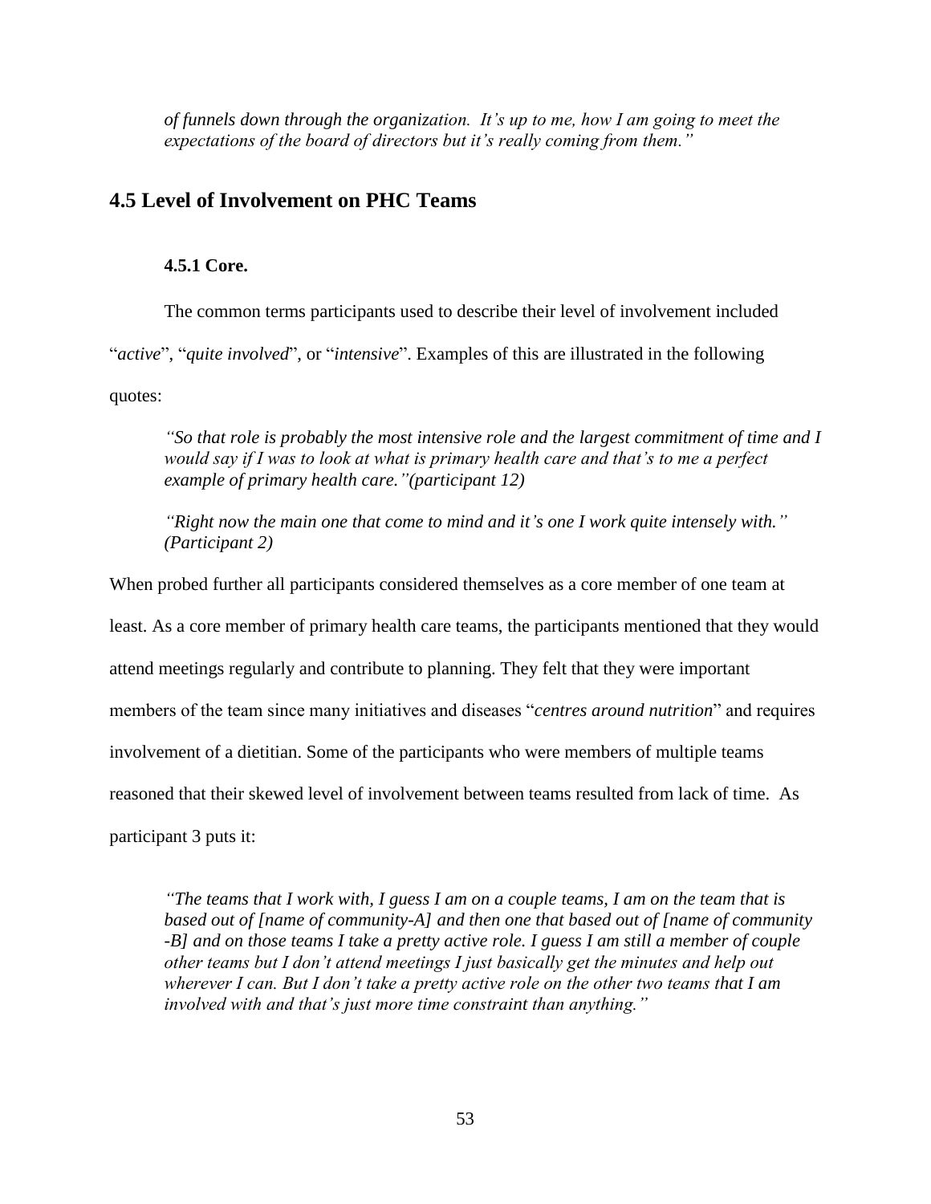*of funnels down through the organization. It's up to me, how I am going to meet the expectations of the board of directors but it's really coming from them."*

## 4.5 Level of Involvement on PHC Teams

### 4.5.1 Core.

The common terms participants used to describe their level of involvement included "*active*", "*quite involved*", or "*intensive*". Examples of this are illustrated in the following quotes:

> *"So that role is probably the most intensive role and the largest commitment of time and I would say if I was to look at what is primary health care and that's to me a perfect example of primary health care."(participant 12)*

> *"Right now the main one that come to mind and it's one I work quite intensely with." (Participant 2)*

When probed further all participants considered themselves as a core member of one team at least. As a core member of primary health care teams, the participants mentioned that they would attend meetings regularly and contribute to planning. They felt that they were important members of the team since many initiatives and diseases "*centres around nutrition*" and requires involvement of a dietitian. Some of the participants who were members of multiple teams reasoned that their skewed level of involvement between teams resulted from lack of time. As participant 3 puts it:

> *"The teams that I work with, I guess I am on a couple teams, I am on the team that is based out of [name of community-A] and then one that based out of [name of community -B] and on those teams I take a pretty active role. I guess I am still a member of couple other teams but I don't attend meetings I just basically get the minutes and help out wherever I can. But I don't take a pretty active role on the other two teams that I am involved with and that's just more time constraint than anything."*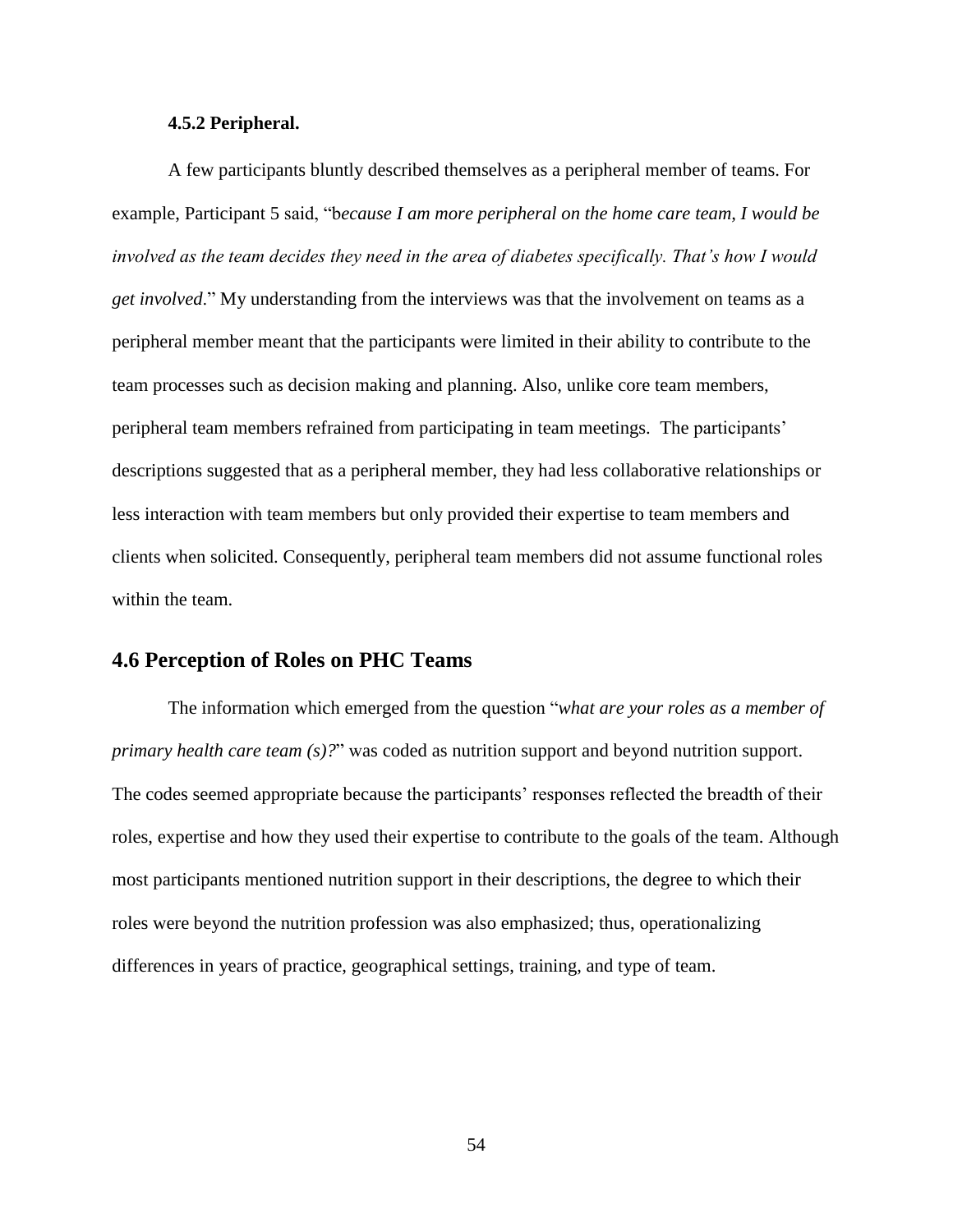#### 4.5.2 Peripheral.

A few participants bluntly described themselves as a peripheral member of teams. For example, Participant 5 said, "b*ecause I am more peripheral on the home care team, I would be involved as the team decides they need in the area of diabetes specifically. That's how I would get involved*." My understanding from the interviews was that the involvement on teams as a peripheral member meant that the participants were limited in their ability to contribute to the team processes such as decision making and planning. Also, unlike core team members, peripheral team members refrained from participating in team meetings. The participants' descriptions suggested that as a peripheral member, they had less collaborative relationships or less interaction with team members but only provided their expertise to team members and clients when solicited. Consequently, peripheral team members did not assume functional roles within the team.

## 4.6 Perception of Roles on PHC Teams

The information which emerged from the question "*what are your roles as a member of primary health care team (s)?*" was coded as nutrition support and beyond nutrition support. The codes seemed appropriate because the participants' responses reflected the breadth of their roles, expertise and how they used their expertise to contribute to the goals of the team. Although most participants mentioned nutrition support in their descriptions, the degree to which their roles were beyond the nutrition profession was also emphasized; thus, operationalizing differences in years of practice, geographical settings, training, and type of team.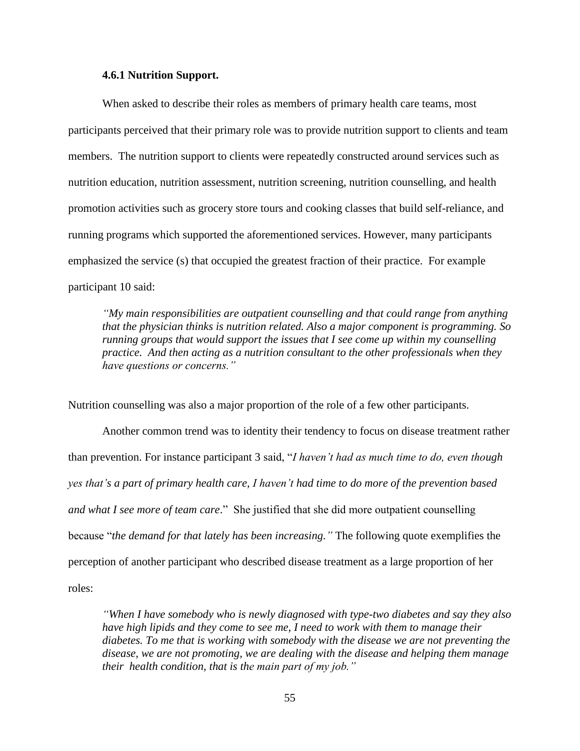#### 4.6.1 Nutrition Support.

When asked to describe their roles as members of primary health care teams, most participants perceived that their primary role was to provide nutrition support to clients and team members. The nutrition support to clients were repeatedly constructed around services such as nutrition education, nutrition assessment, nutrition screening, nutrition counselling, and health promotion activities such as grocery store tours and cooking classes that build self-reliance, and running programs which supported the aforementioned services. However, many participants emphasized the service (s) that occupied the greatest fraction of their practice. For example participant 10 said:

> *"My main responsibilities are outpatient counselling and that could range from anything that the physician thinks is nutrition related. Also a major component is programming. So running groups that would support the issues that I see come up within my counselling practice. And then acting as a nutrition consultant to the other professionals when they have questions or concerns."*

Nutrition counselling was also a major proportion of the role of a few other participants.

Another common trend was to identity their tendency to focus on disease treatment rather than prevention. For instance participant 3 said, "*I haven't had as much time to do, even though yes that's a part of primary health care, I haven't had time to do more of the prevention based and what I see more of team care*." She justified that she did more outpatient counselling because "*the demand for that lately has been increasing."* The following quote exemplifies the perception of another participant who described disease treatment as a large proportion of her roles:

> *"When I have somebody who is newly diagnosed with type-two diabetes and say they also have high lipids and they come to see me, I need to work with them to manage their diabetes. To me that is working with somebody with the disease we are not preventing the disease, we are not promoting, we are dealing with the disease and helping them manage their health condition, that is the main part of my job."*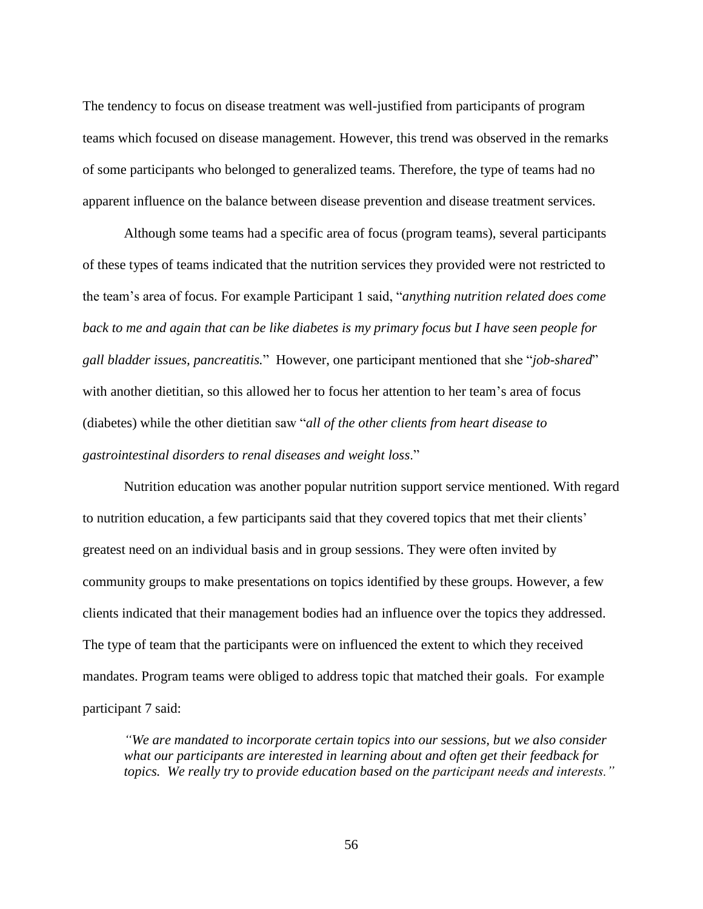The tendency to focus on disease treatment was well-justified from participants of program teams which focused on disease management. However, this trend was observed in the remarks of some participants who belonged to generalized teams. Therefore, the type of teams had no apparent influence on the balance between disease prevention and disease treatment services.

Although some teams had a specific area of focus (program teams), several participants of these types of teams indicated that the nutrition services they provided were not restricted to the team's area of focus. For example Participant 1 said, "*anything nutrition related does come back to me and again that can be like diabetes is my primary focus but I have seen people for gall bladder issues, pancreatitis.*" However, one participant mentioned that she "*job-shared*" with another dietitian, so this allowed her to focus her attention to her team's area of focus (diabetes) while the other dietitian saw "*all of the other clients from heart disease to gastrointestinal disorders to renal diseases and weight loss*."

Nutrition education was another popular nutrition support service mentioned. With regard to nutrition education, a few participants said that they covered topics that met their clients' greatest need on an individual basis and in group sessions. They were often invited by community groups to make presentations on topics identified by these groups. However, a few clients indicated that their management bodies had an influence over the topics they addressed. The type of team that the participants were on influenced the extent to which they received mandates. Program teams were obliged to address topic that matched their goals. For example participant 7 said:

> *"We are mandated to incorporate certain topics into our sessions, but we also consider what our participants are interested in learning about and often get their feedback for topics. We really try to provide education based on the participant needs and interests."*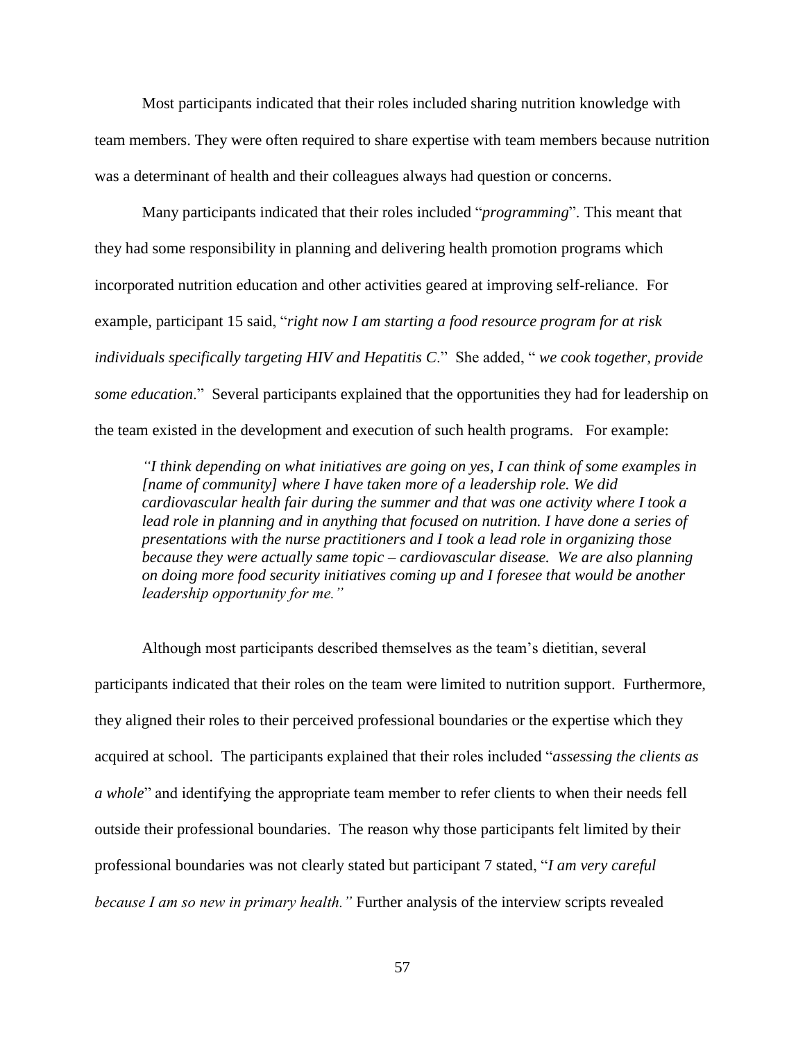Most participants indicated that their roles included sharing nutrition knowledge with team members. They were often required to share expertise with team members because nutrition was a determinant of health and their colleagues always had question or concerns.

Many participants indicated that their roles included "*programming*". This meant that they had some responsibility in planning and delivering health promotion programs which incorporated nutrition education and other activities geared at improving self-reliance. For example, participant 15 said, "*right now I am starting a food resource program for at risk individuals specifically targeting HIV and Hepatitis C*." She added, " *we cook together, provide some education.*" Several participants explained that the opportunities they had for leadership on the team existed in the development and execution of such health programs. For example:

> *"I think depending on what initiatives are going on yes, I can think of some examples in [name of community] where I have taken more of a leadership role. We did cardiovascular health fair during the summer and that was one activity where I took a lead role in planning and in anything that focused on nutrition. I have done a series of presentations with the nurse practitioners and I took a lead role in organizing those because they were actually same topic – cardiovascular disease. We are also planning on doing more food security initiatives coming up and I foresee that would be another leadership opportunity for me."*

Although most participants described themselves as the team's dietitian, several participants indicated that their roles on the team were limited to nutrition support. Furthermore, they aligned their roles to their perceived professional boundaries or the expertise which they acquired at school. The participants explained that their roles included "*assessing the clients as a whole*" and identifying the appropriate team member to refer clients to when their needs fell outside their professional boundaries. The reason why those participants felt limited by their professional boundaries was not clearly stated but participant 7 stated, "*I am very careful because I am so new in primary health."* Further analysis of the interview scripts revealed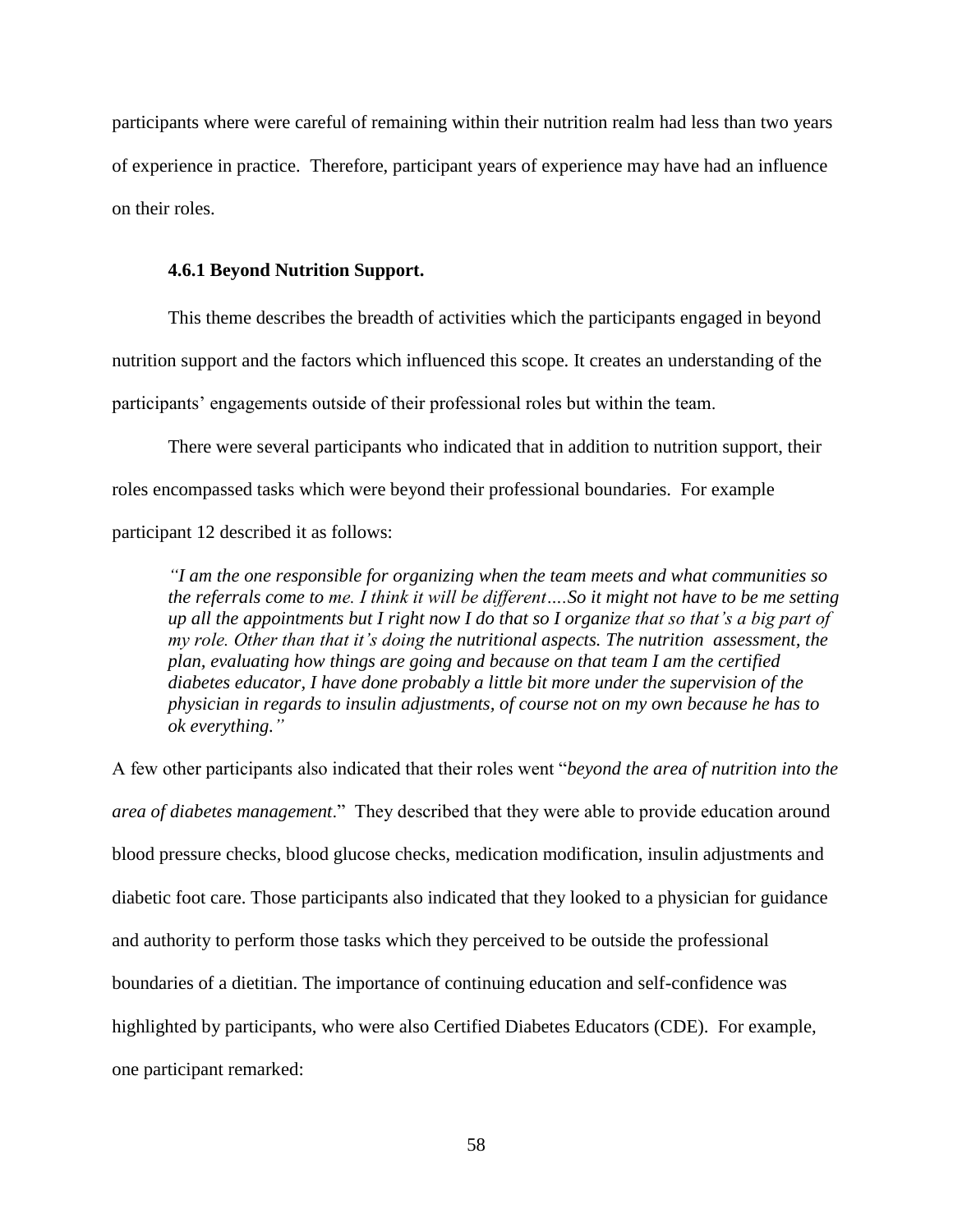participants where were careful of remaining within their nutrition realm had less than two years of experience in practice. Therefore, participant years of experience may have had an influence on their roles.

### 4.6.1 Beyond Nutrition Support.

This theme describes the breadth of activities which the participants engaged in beyond nutrition support and the factors which influenced this scope. It creates an understanding of the participants' engagements outside of their professional roles but within the team.

There were several participants who indicated that in addition to nutrition support, their roles encompassed tasks which were beyond their professional boundaries. For example participant 12 described it as follows:

> *"I am the one responsible for organizing when the team meets and what communities so the referrals come to me. I think it will be different….So it might not have to be me setting up all the appointments but I right now I do that so I organize that so that's a big part of my role. Other than that it's doing the nutritional aspects. The nutrition assessment, the plan, evaluating how things are going and because on that team I am the certified diabetes educator, I have done probably a little bit more under the supervision of the physician in regards to insulin adjustments, of course not on my own because he has to ok everything."*

A few other participants also indicated that their roles went "*beyond the area of nutrition into the area of diabetes management*." They described that they were able to provide education around blood pressure checks, blood glucose checks, medication modification, insulin adjustments and diabetic foot care. Those participants also indicated that they looked to a physician for guidance and authority to perform those tasks which they perceived to be outside the professional boundaries of a dietitian. The importance of continuing education and self-confidence was highlighted by participants, who were also Certified Diabetes Educators (CDE). For example, one participant remarked: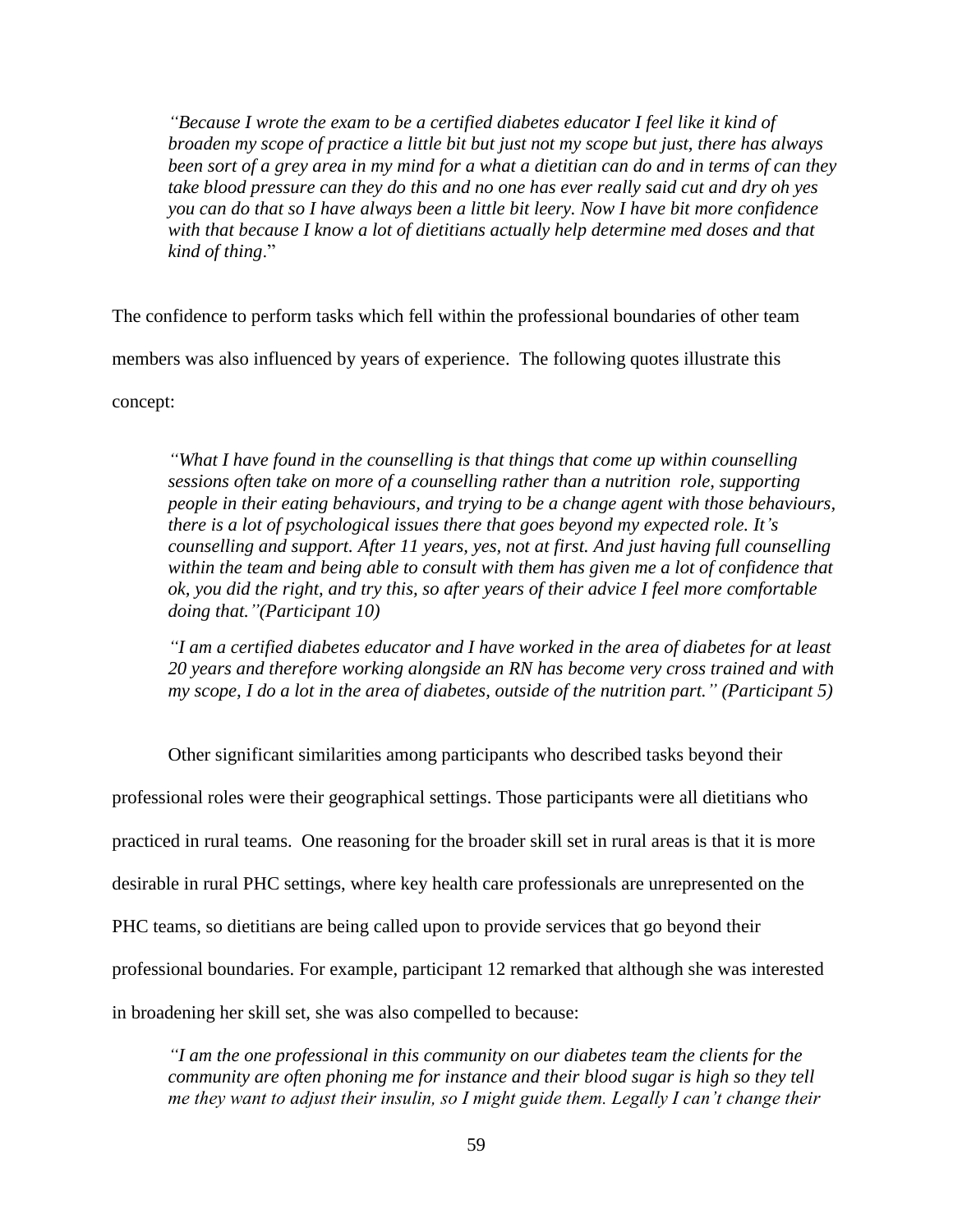*"Because I wrote the exam to be a certified diabetes educator I feel like it kind of broaden my scope of practice a little bit but just not my scope but just, there has always been sort of a grey area in my mind for a what a dietitian can do and in terms of can they take blood pressure can they do this and no one has ever really said cut and dry oh yes you can do that so I have always been a little bit leery. Now I have bit more confidence with that because I know a lot of dietitians actually help determine med doses and that kind of thing*."

The confidence to perform tasks which fell within the professional boundaries of other team members was also influenced by years of experience. The following quotes illustrate this concept:

*"What I have found in the counselling is that things that come up within counselling sessions often take on more of a counselling rather than a nutrition role, supporting people in their eating behaviours, and trying to be a change agent with those behaviours, there is a lot of psychological issues there that goes beyond my expected role. It's counselling and support. After 11 years, yes, not at first. And just having full counselling within the team and being able to consult with them has given me a lot of confidence that ok, you did the right, and try this, so after years of their advice I feel more comfortable doing that."(Participant 10)*

*"I am a certified diabetes educator and I have worked in the area of diabetes for at least 20 years and therefore working alongside an RN has become very cross trained and with my scope, I do a lot in the area of diabetes, outside of the nutrition part." (Participant 5)*

Other significant similarities among participants who described tasks beyond their professional roles were their geographical settings. Those participants were all dietitians who practiced in rural teams. One reasoning for the broader skill set in rural areas is that it is more desirable in rural PHC settings, where key health care professionals are unrepresented on the PHC teams, so dietitians are being called upon to provide services that go beyond their professional boundaries. For example, participant 12 remarked that although she was interested in broadening her skill set, she was also compelled to because:

*"I am the one professional in this community on our diabetes team the clients for the community are often phoning me for instance and their blood sugar is high so they tell me they want to adjust their insulin, so I might guide them. Legally I can't change their*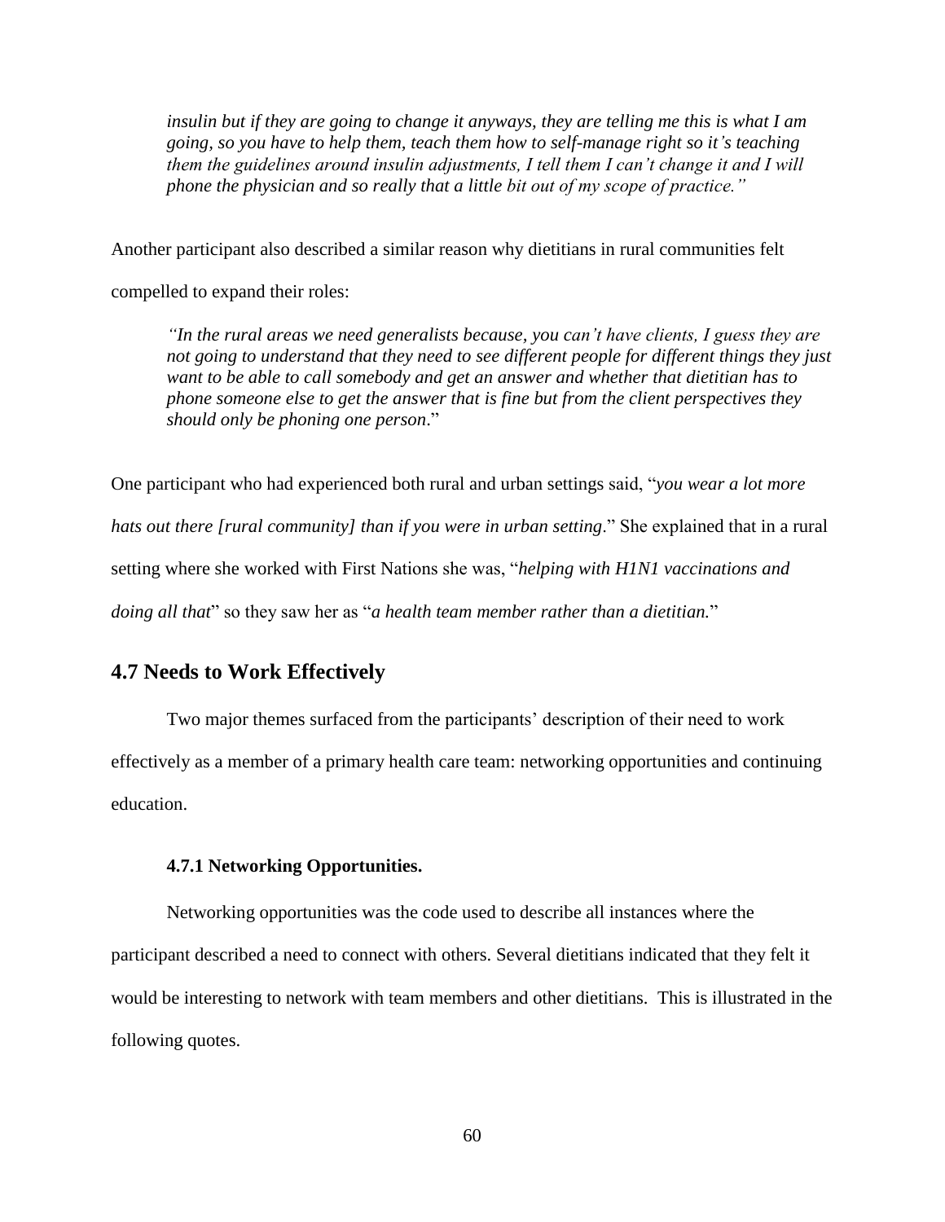> *insulin but if they are going to change it anyways, they are telling me this is what I am going, so you have to help them, teach them how to self-manage right so it's teaching them the guidelines around insulin adjustments, I tell them I can't change it and I will phone the physician and so really that a little bit out of my scope of practice."*

Another participant also described a similar reason why dietitians in rural communities felt compelled to expand their roles:

> *"In the rural areas we need generalists because, you can't have clients, I guess they are not going to understand that they need to see different people for different things they just want to be able to call somebody and get an answer and whether that dietitian has to phone someone else to get the answer that is fine but from the client perspectives they should only be phoning one person*."

One participant who had experienced both rural and urban settings said, "*you wear a lot more hats out there [rural community] than if you were in urban setting*." She explained that in a rural setting where she worked with First Nations she was, "*helping with H1N1 vaccinations and doing all that*" so they saw her as "*a health team member rather than a dietitian.*"

## 4.7 Needs to Work Effectively

Two major themes surfaced from the participants' description of their need to work effectively as a member of a primary health care team: networking opportunities and continuing education.

### 4.7.1 Networking Opportunities.

Networking opportunities was the code used to describe all instances where the participant described a need to connect with others. Several dietitians indicated that they felt it would be interesting to network with team members and other dietitians. This is illustrated in the following quotes.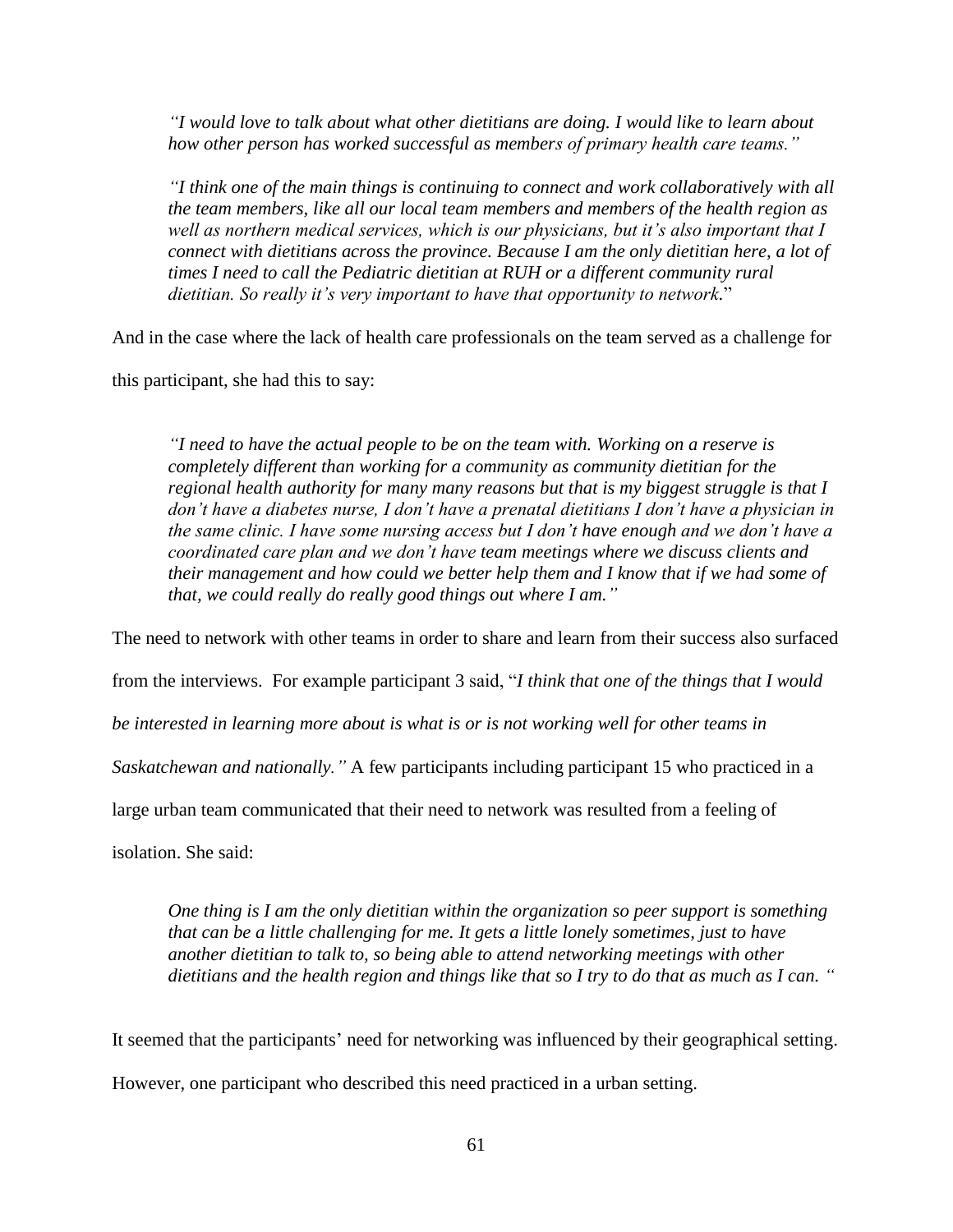> *"I would love to talk about what other dietitians are doing. I would like to learn about how other person has worked successful as members of primary health care teams."*
>
> *"I think one of the main things is continuing to connect and work collaboratively with all the team members, like all our local team members and members of the health region as well as northern medical services, which is our physicians, but it's also important that I connect with dietitians across the province. Because I am the only dietitian here, a lot of times I need to call the Pediatric dietitian at RUH or a different community rural dietitian. So really it's very important to have that opportunity to network.*"

And in the case where the lack of health care professionals on the team served as a challenge for this participant, she had this to say:

> *"I need to have the actual people to be on the team with. Working on a reserve is completely different than working for a community as community dietitian for the regional health authority for many many reasons but that is my biggest struggle is that I don't have a diabetes nurse, I don't have a prenatal dietitians I don't have a physician in the same clinic. I have some nursing access but I don't have enough and we don't have a coordinated care plan and we don't have team meetings where we discuss clients and their management and how could we better help them and I know that if we had some of that, we could really do really good things out where I am."*

The need to network with other teams in order to share and learn from their success also surfaced from the interviews. For example participant 3 said, "*I think that one of the things that I would be interested in learning more about is what is or is not working well for other teams in Saskatchewan and nationally."* A few participants including participant 15 who practiced in a large urban team communicated that their need to network was resulted from a feeling of isolation. She said:

> *One thing is I am the only dietitian within the organization so peer support is something that can be a little challenging for me. It gets a little lonely sometimes, just to have another dietitian to talk to, so being able to attend networking meetings with other dietitians and the health region and things like that so I try to do that as much as I can. "*

It seemed that the participants' need for networking was influenced by their geographical setting. However, one participant who described this need practiced in a urban setting.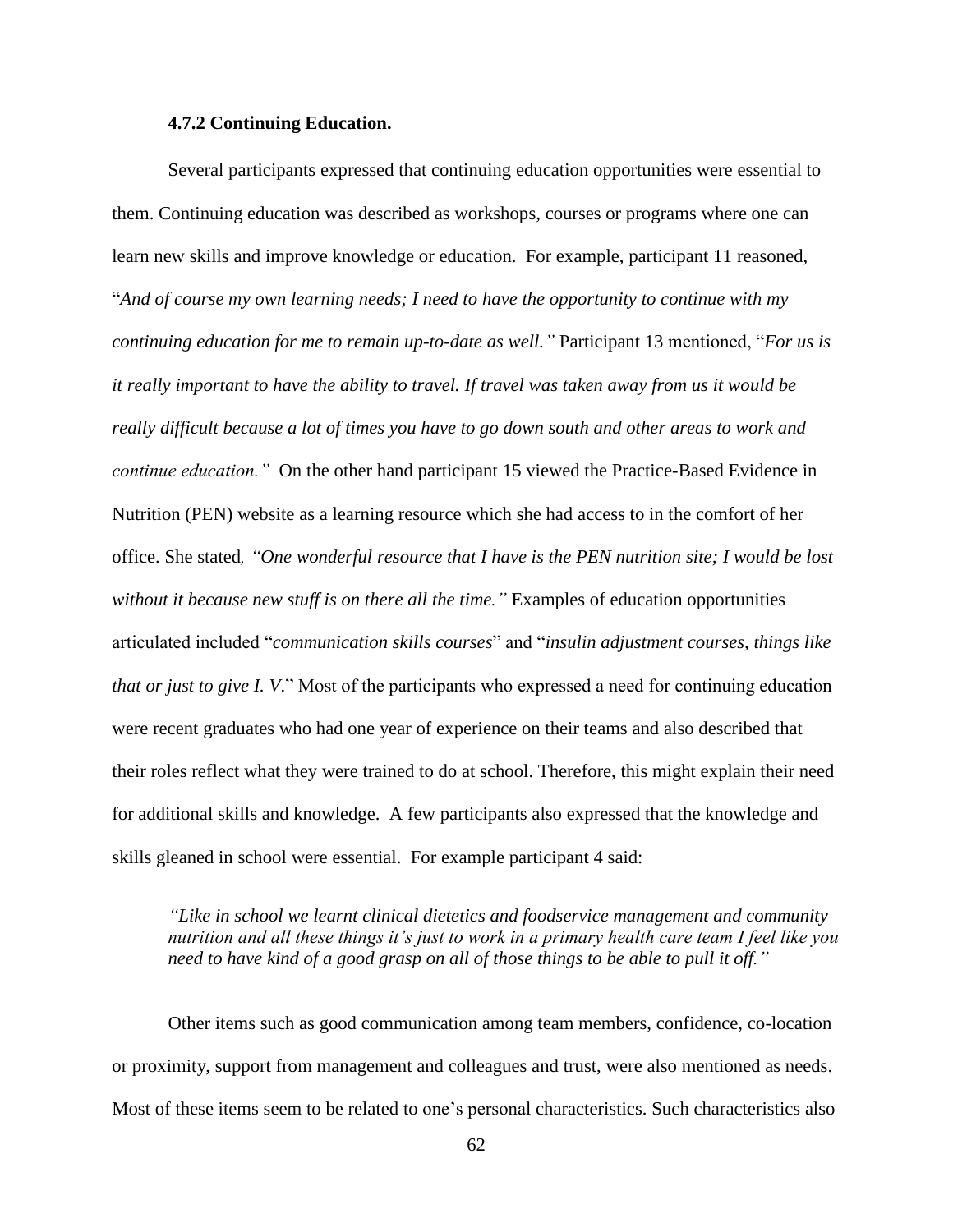#### 4.7.2 Continuing Education.

Several participants expressed that continuing education opportunities were essential to them. Continuing education was described as workshops, courses or programs where one can learn new skills and improve knowledge or education. For example, participant 11 reasoned, "*And of course my own learning needs; I need to have the opportunity to continue with my continuing education for me to remain up-to-date as well."* Participant 13 mentioned, "*For us is it really important to have the ability to travel. If travel was taken away from us it would be really difficult because a lot of times you have to go down south and other areas to work and continue education."* On the other hand participant 15 viewed the Practice-Based Evidence in Nutrition (PEN) website as a learning resource which she had access to in the comfort of her office. She stated*, "One wonderful resource that I have is the PEN nutrition site; I would be lost without it because new stuff is on there all the time."* Examples of education opportunities articulated included "*communication skills courses*" and "*insulin adjustment courses, things like that or just to give I. V*." Most of the participants who expressed a need for continuing education were recent graduates who had one year of experience on their teams and also described that their roles reflect what they were trained to do at school. Therefore, this might explain their need for additional skills and knowledge. A few participants also expressed that the knowledge and skills gleaned in school were essential. For example participant 4 said:

> *"Like in school we learnt clinical dietetics and foodservice management and community nutrition and all these things it's just to work in a primary health care team I feel like you need to have kind of a good grasp on all of those things to be able to pull it off."*

Other items such as good communication among team members, confidence, co-location or proximity, support from management and colleagues and trust, were also mentioned as needs. Most of these items seem to be related to one's personal characteristics. Such characteristics also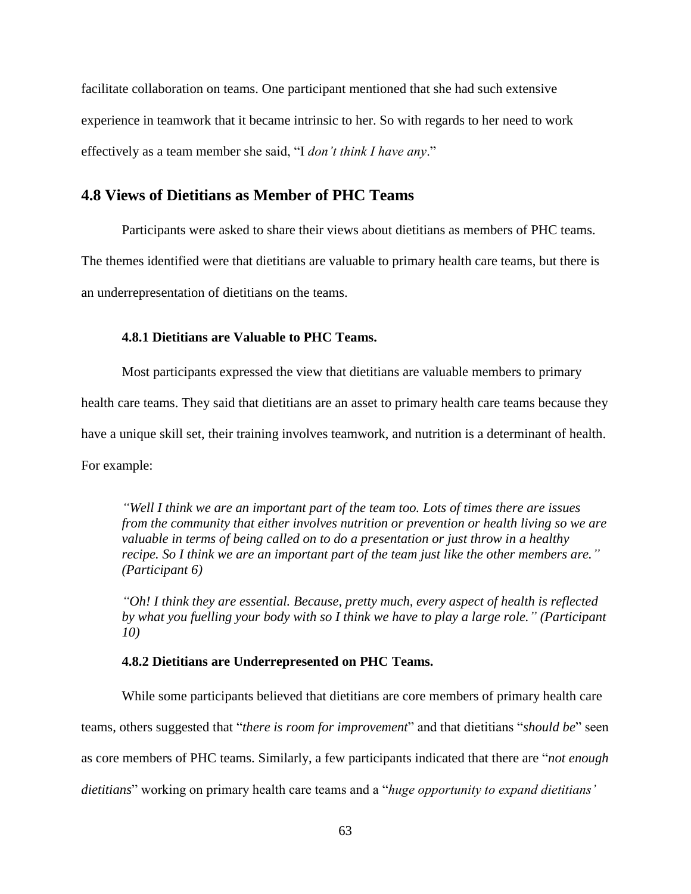facilitate collaboration on teams. One participant mentioned that she had such extensive experience in teamwork that it became intrinsic to her. So with regards to her need to work effectively as a team member she said, "I *don't think I have any*."

## 4.8 Views of Dietitians as Member of PHC Teams

Participants were asked to share their views about dietitians as members of PHC teams. The themes identified were that dietitians are valuable to primary health care teams, but there is an underrepresentation of dietitians on the teams.

### 4.8.1 Dietitians are Valuable to PHC Teams.

Most participants expressed the view that dietitians are valuable members to primary health care teams. They said that dietitians are an asset to primary health care teams because they have a unique skill set, their training involves teamwork, and nutrition is a determinant of health. For example:

> *"Well I think we are an important part of the team too. Lots of times there are issues from the community that either involves nutrition or prevention or health living so we are valuable in terms of being called on to do a presentation or just throw in a healthy recipe. So I think we are an important part of the team just like the other members are." (Participant 6)*

> *"Oh! I think they are essential. Because, pretty much, every aspect of health is reflected by what you fuelling your body with so I think we have to play a large role." (Participant 10)*

### 4.8.2 Dietitians are Underrepresented on PHC Teams.

While some participants believed that dietitians are core members of primary health care teams, others suggested that "*there is room for improvement*" and that dietitians "*should be*" seen as core members of PHC teams. Similarly, a few participants indicated that there are "*not enough dietitians*" working on primary health care teams and a "*huge opportunity to expand dietitians'*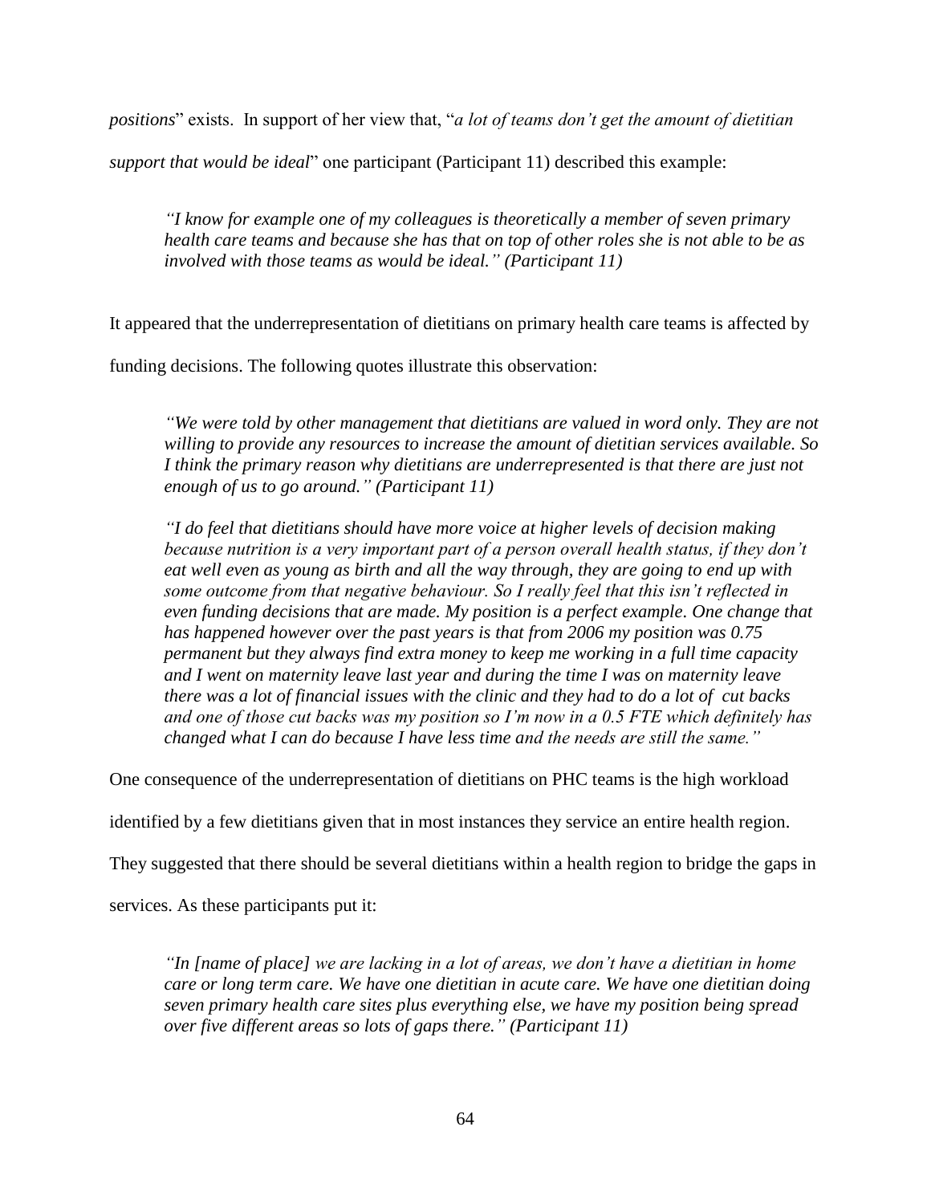*positions*" exists. In support of her view that, "*a lot of teams don't get the amount of dietitian support that would be ideal*" one participant (Participant 11) described this example:

> *"I know for example one of my colleagues is theoretically a member of seven primary health care teams and because she has that on top of other roles she is not able to be as involved with those teams as would be ideal." (Participant 11)*

It appeared that the underrepresentation of dietitians on primary health care teams is affected by funding decisions. The following quotes illustrate this observation:

> *"We were told by other management that dietitians are valued in word only. They are not willing to provide any resources to increase the amount of dietitian services available. So I think the primary reason why dietitians are underrepresented is that there are just not enough of us to go around." (Participant 11)*

> *"I do feel that dietitians should have more voice at higher levels of decision making because nutrition is a very important part of a person overall health status, if they don't eat well even as young as birth and all the way through, they are going to end up with some outcome from that negative behaviour. So I really feel that this isn't reflected in even funding decisions that are made. My position is a perfect example. One change that has happened however over the past years is that from 2006 my position was 0.75 permanent but they always find extra money to keep me working in a full time capacity and I went on maternity leave last year and during the time I was on maternity leave there was a lot of financial issues with the clinic and they had to do a lot of cut backs and one of those cut backs was my position so I'm now in a 0.5 FTE which definitely has changed what I can do because I have less time and the needs are still the same."*

One consequence of the underrepresentation of dietitians on PHC teams is the high workload identified by a few dietitians given that in most instances they service an entire health region. They suggested that there should be several dietitians within a health region to bridge the gaps in services. As these participants put it:

> *"In [name of place] we are lacking in a lot of areas, we don't have a dietitian in home care or long term care. We have one dietitian in acute care. We have one dietitian doing seven primary health care sites plus everything else, we have my position being spread over five different areas so lots of gaps there." (Participant 11)*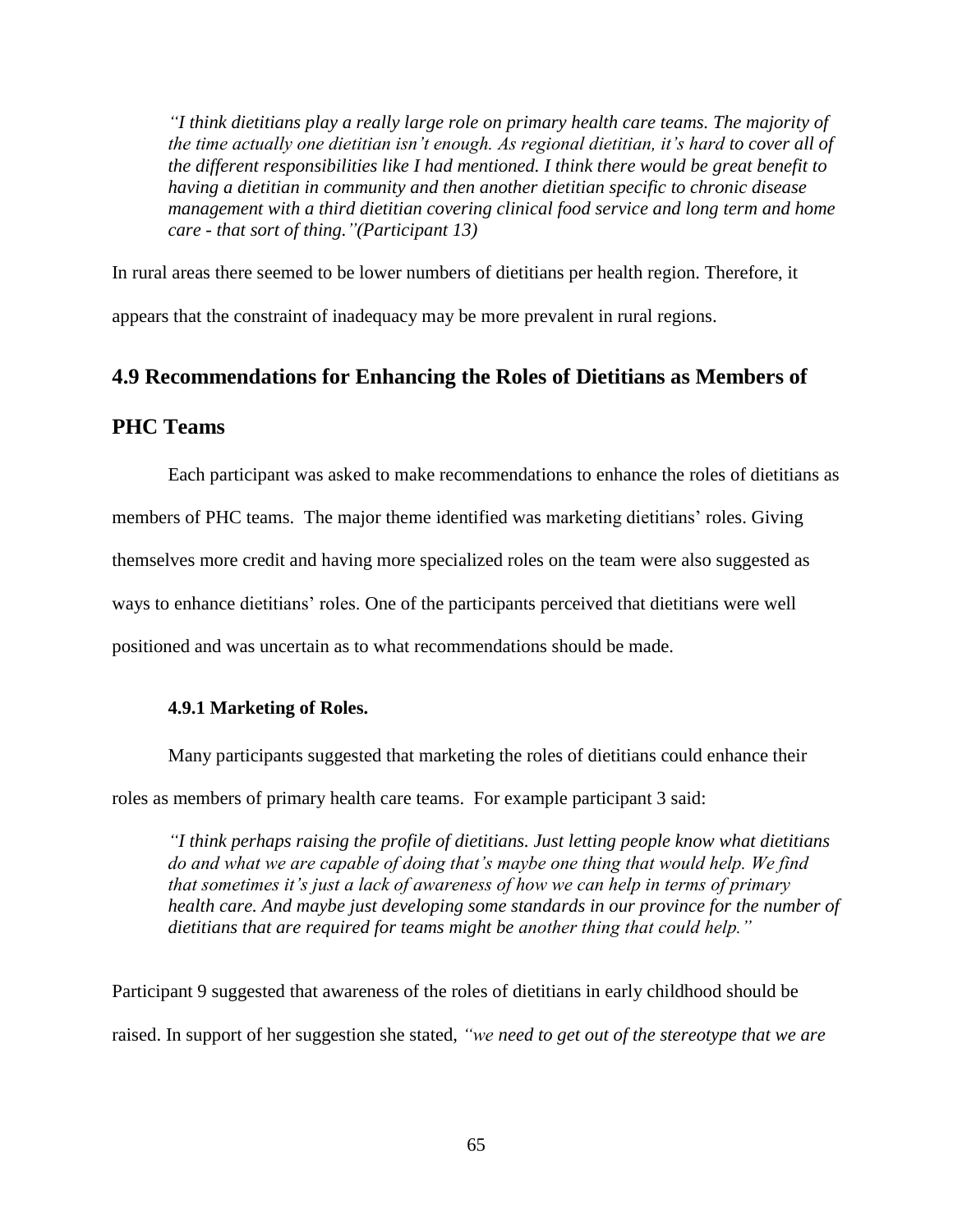*"I think dietitians play a really large role on primary health care teams. The majority of the time actually one dietitian isn't enough. As regional dietitian, it's hard to cover all of the different responsibilities like I had mentioned. I think there would be great benefit to having a dietitian in community and then another dietitian specific to chronic disease management with a third dietitian covering clinical food service and long term and home care - that sort of thing."(Participant 13)*

In rural areas there seemed to be lower numbers of dietitians per health region. Therefore, it appears that the constraint of inadequacy may be more prevalent in rural regions.

## 4.9 Recommendations for Enhancing the Roles of Dietitians as Members of PHC Teams

Each participant was asked to make recommendations to enhance the roles of dietitians as members of PHC teams. The major theme identified was marketing dietitians' roles. Giving themselves more credit and having more specialized roles on the team were also suggested as ways to enhance dietitians' roles. One of the participants perceived that dietitians were well positioned and was uncertain as to what recommendations should be made.

### 4.9.1 Marketing of Roles.

Many participants suggested that marketing the roles of dietitians could enhance their roles as members of primary health care teams. For example participant 3 said:

*"I think perhaps raising the profile of dietitians. Just letting people know what dietitians do and what we are capable of doing that's maybe one thing that would help. We find that sometimes it's just a lack of awareness of how we can help in terms of primary health care. And maybe just developing some standards in our province for the number of dietitians that are required for teams might be another thing that could help."*

Participant 9 suggested that awareness of the roles of dietitians in early childhood should be raised. In support of her suggestion she stated, *"we need to get out of the stereotype that we are*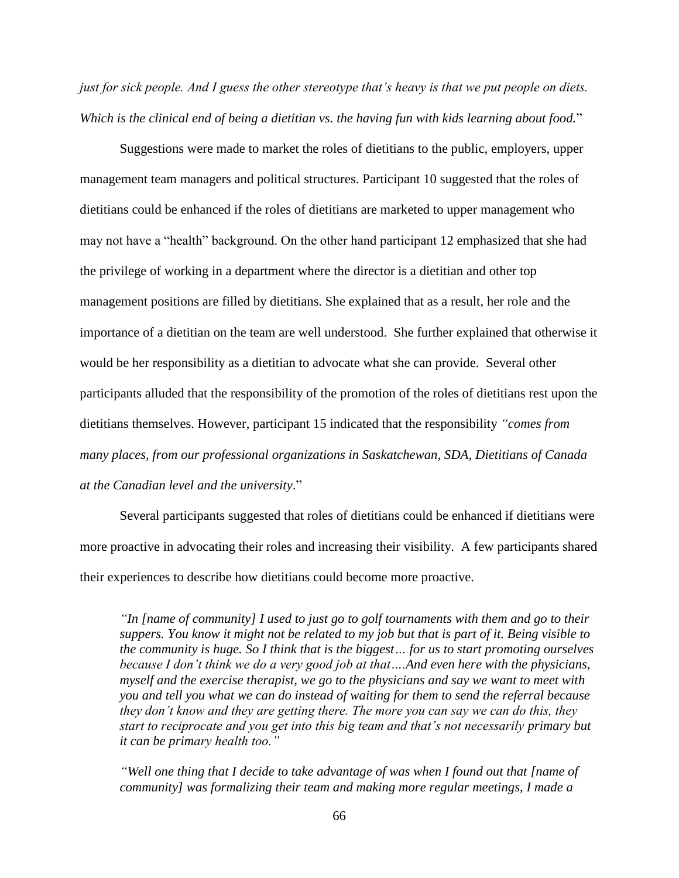*just for sick people. And I guess the other stereotype that's heavy is that we put people on diets. Which is the clinical end of being a dietitian vs. the having fun with kids learning about food.*"

Suggestions were made to market the roles of dietitians to the public, employers, upper management team managers and political structures. Participant 10 suggested that the roles of dietitians could be enhanced if the roles of dietitians are marketed to upper management who may not have a "health" background. On the other hand participant 12 emphasized that she had the privilege of working in a department where the director is a dietitian and other top management positions are filled by dietitians. She explained that as a result, her role and the importance of a dietitian on the team are well understood. She further explained that otherwise it would be her responsibility as a dietitian to advocate what she can provide. Several other participants alluded that the responsibility of the promotion of the roles of dietitians rest upon the dietitians themselves. However, participant 15 indicated that the responsibility *"comes from many places, from our professional organizations in Saskatchewan, SDA, Dietitians of Canada at the Canadian level and the university*."

Several participants suggested that roles of dietitians could be enhanced if dietitians were more proactive in advocating their roles and increasing their visibility. A few participants shared their experiences to describe how dietitians could become more proactive.

> *"In [name of community] I used to just go to golf tournaments with them and go to their suppers. You know it might not be related to my job but that is part of it. Being visible to the community is huge. So I think that is the biggest… for us to start promoting ourselves because I don't think we do a very good job at that….And even here with the physicians, myself and the exercise therapist, we go to the physicians and say we want to meet with you and tell you what we can do instead of waiting for them to send the referral because they don't know and they are getting there. The more you can say we can do this, they start to reciprocate and you get into this big team and that's not necessarily primary but it can be primary health too."*

> *"Well one thing that I decide to take advantage of was when I found out that [name of community] was formalizing their team and making more regular meetings, I made a*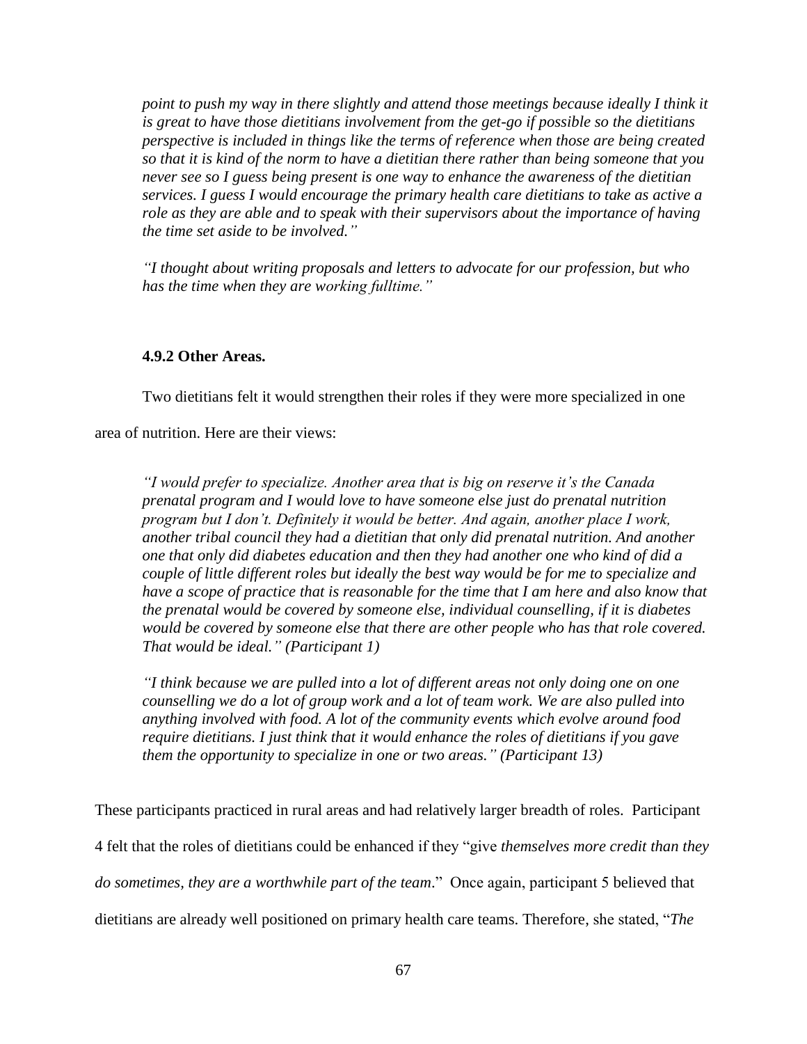*point to push my way in there slightly and attend those meetings because ideally I think it is great to have those dietitians involvement from the get-go if possible so the dietitians perspective is included in things like the terms of reference when those are being created so that it is kind of the norm to have a dietitian there rather than being someone that you never see so I guess being present is one way to enhance the awareness of the dietitian services. I guess I would encourage the primary health care dietitians to take as active a role as they are able and to speak with their supervisors about the importance of having the time set aside to be involved."*

*"I thought about writing proposals and letters to advocate for our profession, but who has the time when they are working fulltime."*

#### 4.9.2 Other Areas.

Two dietitians felt it would strengthen their roles if they were more specialized in one area of nutrition. Here are their views:

*"I would prefer to specialize. Another area that is big on reserve it's the Canada prenatal program and I would love to have someone else just do prenatal nutrition program but I don't. Definitely it would be better. And again, another place I work, another tribal council they had a dietitian that only did prenatal nutrition. And another one that only did diabetes education and then they had another one who kind of did a couple of little different roles but ideally the best way would be for me to specialize and have a scope of practice that is reasonable for the time that I am here and also know that the prenatal would be covered by someone else, individual counselling, if it is diabetes would be covered by someone else that there are other people who has that role covered. That would be ideal." (Participant 1)*

*"I think because we are pulled into a lot of different areas not only doing one on one counselling we do a lot of group work and a lot of team work. We are also pulled into anything involved with food. A lot of the community events which evolve around food require dietitians. I just think that it would enhance the roles of dietitians if you gave them the opportunity to specialize in one or two areas." (Participant 13)*

These participants practiced in rural areas and had relatively larger breadth of roles. Participant 4 felt that the roles of dietitians could be enhanced if they "give *themselves more credit than they do sometimes, they are a worthwhile part of the team*." Once again, participant 5 believed that dietitians are already well positioned on primary health care teams. Therefore, she stated, "*The*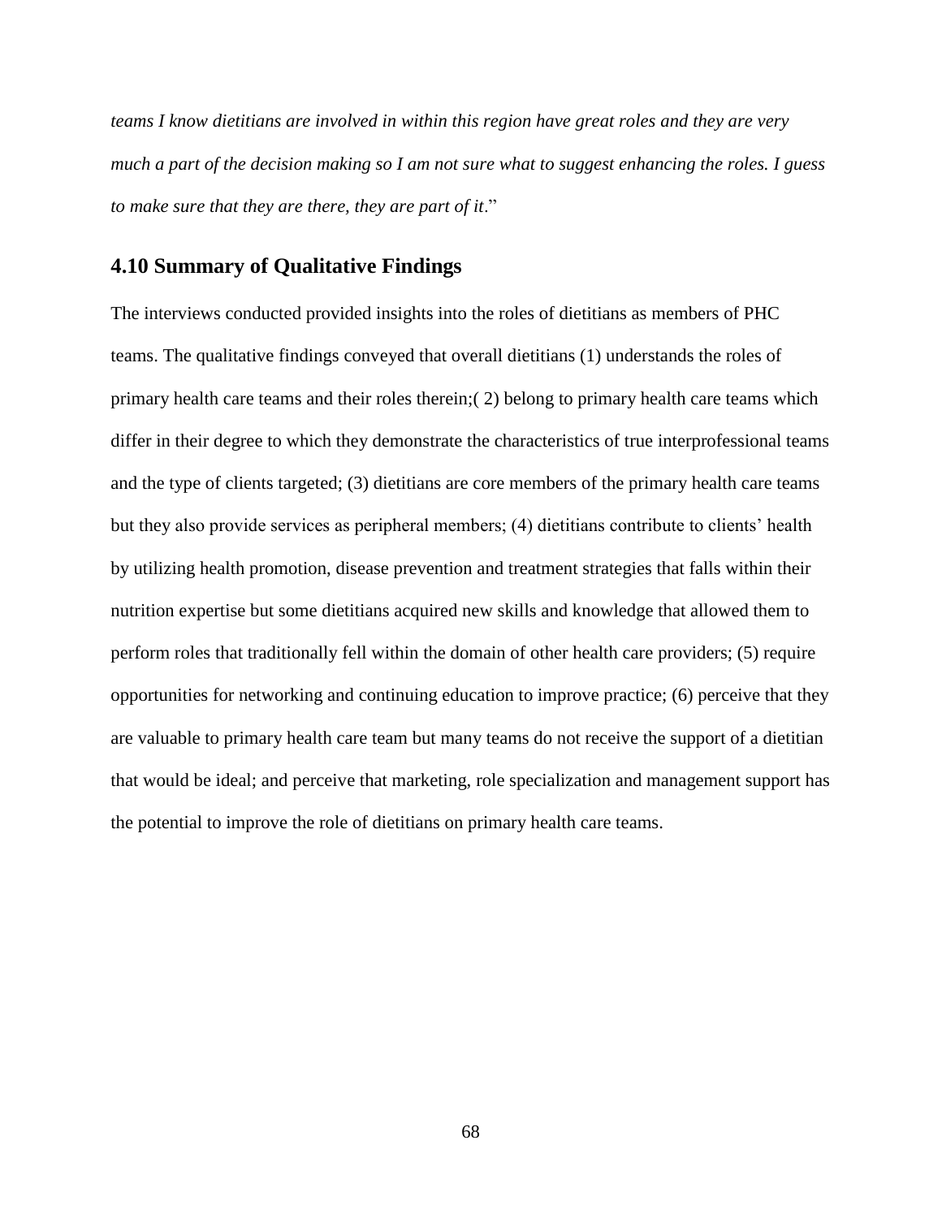*teams I know dietitians are involved in within this region have great roles and they are very much a part of the decision making so I am not sure what to suggest enhancing the roles. I guess to make sure that they are there, they are part of it*."

## 4.10 Summary of Qualitative Findings

The interviews conducted provided insights into the roles of dietitians as members of PHC teams. The qualitative findings conveyed that overall dietitians (1) understands the roles of primary health care teams and their roles therein;( 2) belong to primary health care teams which differ in their degree to which they demonstrate the characteristics of true interprofessional teams and the type of clients targeted; (3) dietitians are core members of the primary health care teams but they also provide services as peripheral members; (4) dietitians contribute to clients' health by utilizing health promotion, disease prevention and treatment strategies that falls within their nutrition expertise but some dietitians acquired new skills and knowledge that allowed them to perform roles that traditionally fell within the domain of other health care providers; (5) require opportunities for networking and continuing education to improve practice; (6) perceive that they are valuable to primary health care team but many teams do not receive the support of a dietitian that would be ideal; and perceive that marketing, role specialization and management support has the potential to improve the role of dietitians on primary health care teams.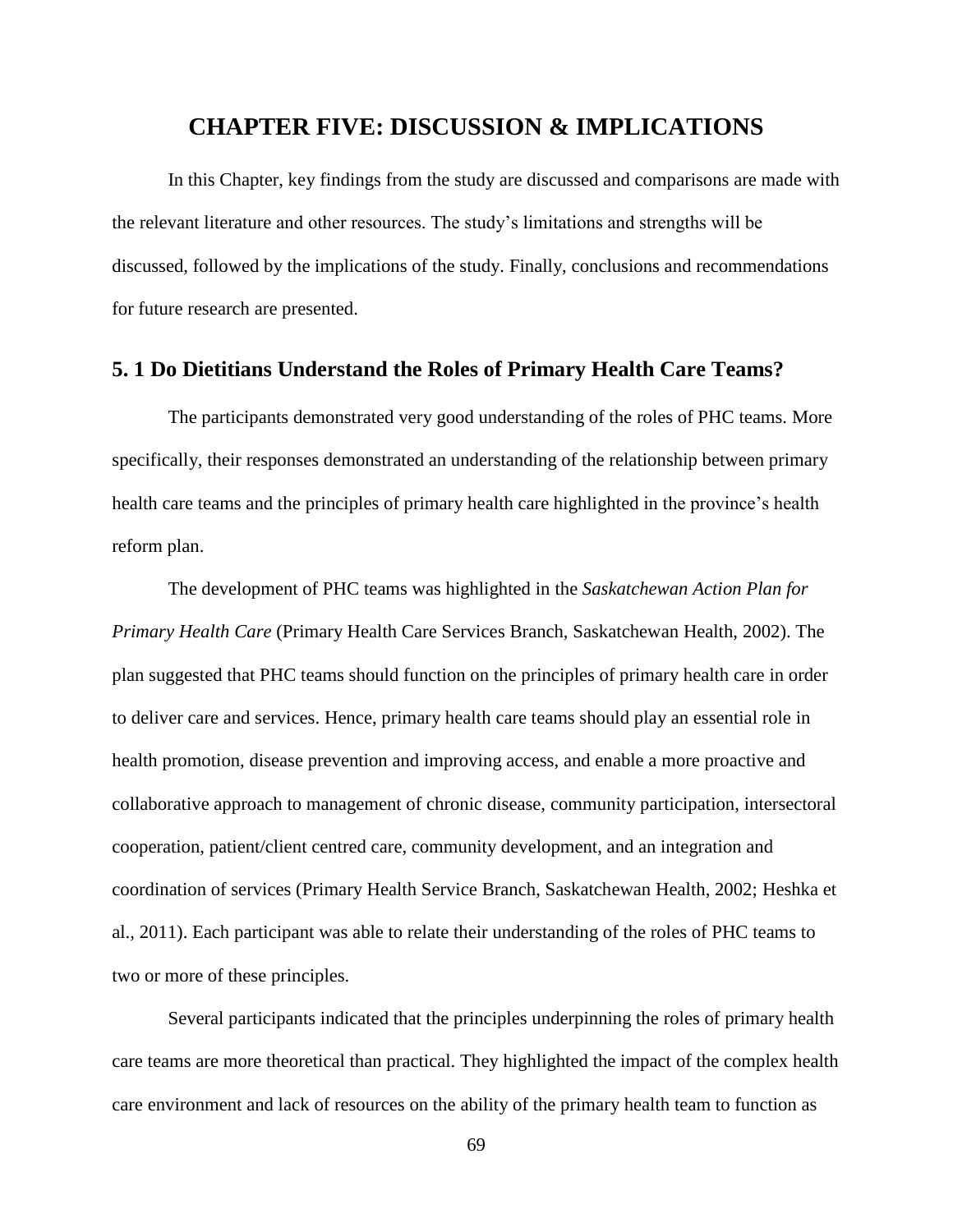# CHAPTER FIVE: DISCUSSION & IMPLICATIONS

In this Chapter, key findings from the study are discussed and comparisons are made with the relevant literature and other resources. The study's limitations and strengths will be discussed, followed by the implications of the study. Finally, conclusions and recommendations for future research are presented.

## 5. 1 Do Dietitians Understand the Roles of Primary Health Care Teams?

The participants demonstrated very good understanding of the roles of PHC teams. More specifically, their responses demonstrated an understanding of the relationship between primary health care teams and the principles of primary health care highlighted in the province's health reform plan.

The development of PHC teams was highlighted in the *Saskatchewan Action Plan for Primary Health Care* (Primary Health Care Services Branch, Saskatchewan Health, 2002). The plan suggested that PHC teams should function on the principles of primary health care in order to deliver care and services. Hence, primary health care teams should play an essential role in health promotion, disease prevention and improving access, and enable a more proactive and collaborative approach to management of chronic disease, community participation, intersectoral cooperation, patient/client centred care, community development, and an integration and coordination of services (Primary Health Service Branch, Saskatchewan Health, 2002; Heshka et al., 2011). Each participant was able to relate their understanding of the roles of PHC teams to two or more of these principles.

Several participants indicated that the principles underpinning the roles of primary health care teams are more theoretical than practical. They highlighted the impact of the complex health care environment and lack of resources on the ability of the primary health team to function as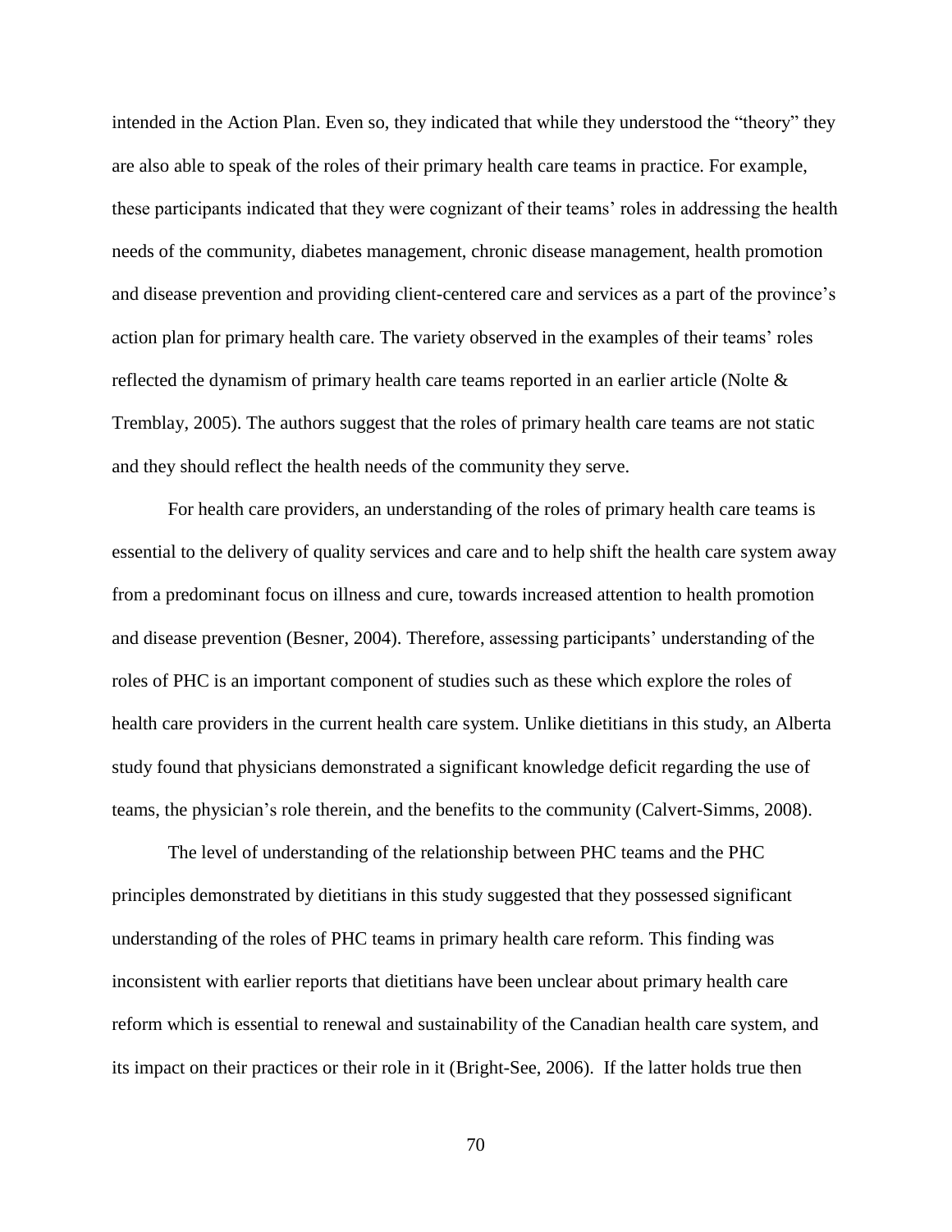intended in the Action Plan. Even so, they indicated that while they understood the "theory" they are also able to speak of the roles of their primary health care teams in practice. For example, these participants indicated that they were cognizant of their teams' roles in addressing the health needs of the community, diabetes management, chronic disease management, health promotion and disease prevention and providing client-centered care and services as a part of the province's action plan for primary health care. The variety observed in the examples of their teams' roles reflected the dynamism of primary health care teams reported in an earlier article (Nolte & Tremblay, 2005). The authors suggest that the roles of primary health care teams are not static and they should reflect the health needs of the community they serve.

For health care providers, an understanding of the roles of primary health care teams is essential to the delivery of quality services and care and to help shift the health care system away from a predominant focus on illness and cure, towards increased attention to health promotion and disease prevention (Besner, 2004). Therefore, assessing participants' understanding of the roles of PHC is an important component of studies such as these which explore the roles of health care providers in the current health care system. Unlike dietitians in this study, an Alberta study found that physicians demonstrated a significant knowledge deficit regarding the use of teams, the physician's role therein, and the benefits to the community (Calvert-Simms, 2008).

The level of understanding of the relationship between PHC teams and the PHC principles demonstrated by dietitians in this study suggested that they possessed significant understanding of the roles of PHC teams in primary health care reform. This finding was inconsistent with earlier reports that dietitians have been unclear about primary health care reform which is essential to renewal and sustainability of the Canadian health care system, and its impact on their practices or their role in it (Bright-See, 2006). If the latter holds true then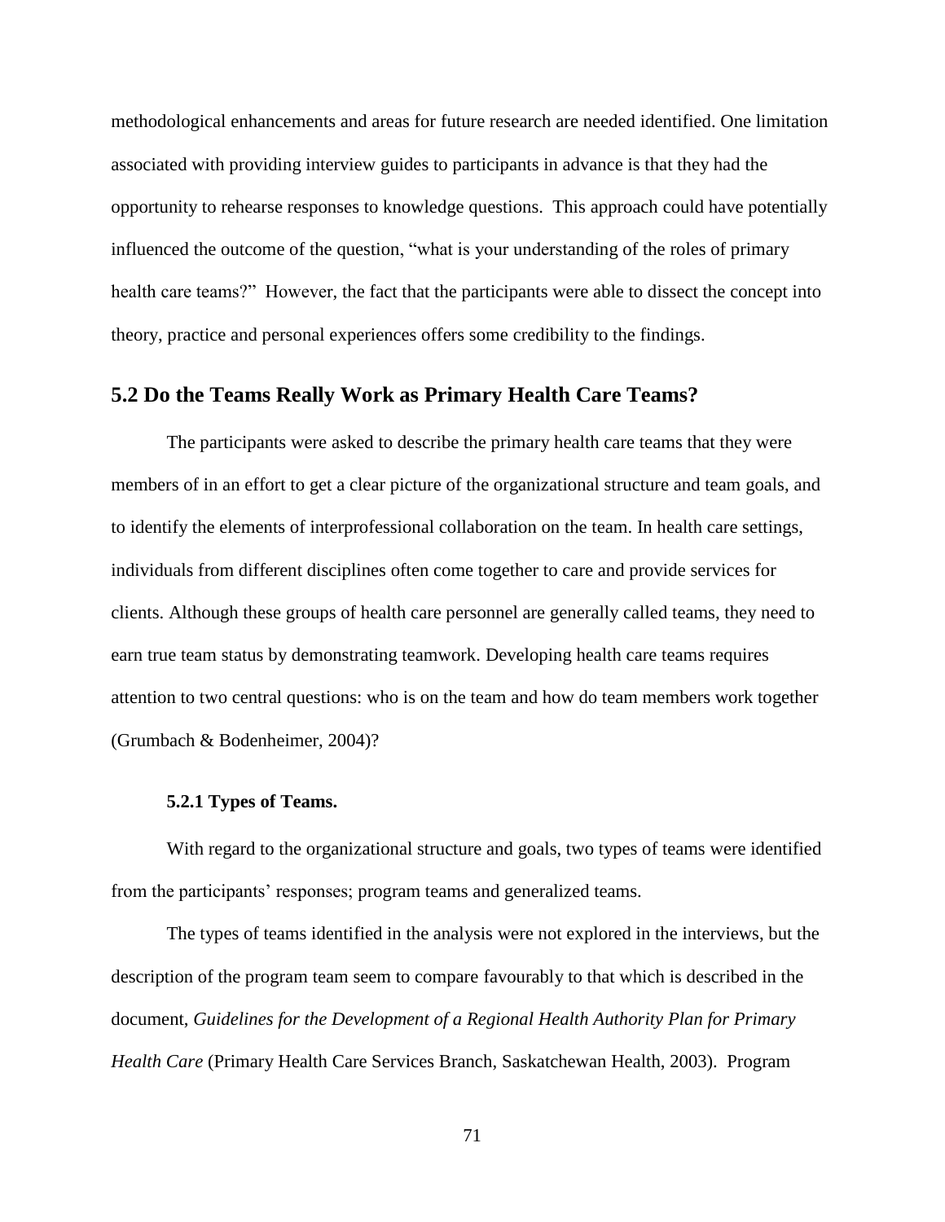methodological enhancements and areas for future research are needed identified. One limitation associated with providing interview guides to participants in advance is that they had the opportunity to rehearse responses to knowledge questions. This approach could have potentially influenced the outcome of the question, "what is your understanding of the roles of primary health care teams?" However, the fact that the participants were able to dissect the concept into theory, practice and personal experiences offers some credibility to the findings.

## 5.2 Do the Teams Really Work as Primary Health Care Teams?

The participants were asked to describe the primary health care teams that they were members of in an effort to get a clear picture of the organizational structure and team goals, and to identify the elements of interprofessional collaboration on the team. In health care settings, individuals from different disciplines often come together to care and provide services for clients. Although these groups of health care personnel are generally called teams, they need to earn true team status by demonstrating teamwork. Developing health care teams requires attention to two central questions: who is on the team and how do team members work together (Grumbach & Bodenheimer, 2004)?

### 5.2.1 Types of Teams.

With regard to the organizational structure and goals, two types of teams were identified from the participants' responses; program teams and generalized teams.

The types of teams identified in the analysis were not explored in the interviews, but the description of the program team seem to compare favourably to that which is described in the document, *Guidelines for the Development of a Regional Health Authority Plan for Primary Health Care* (Primary Health Care Services Branch, Saskatchewan Health, 2003). Program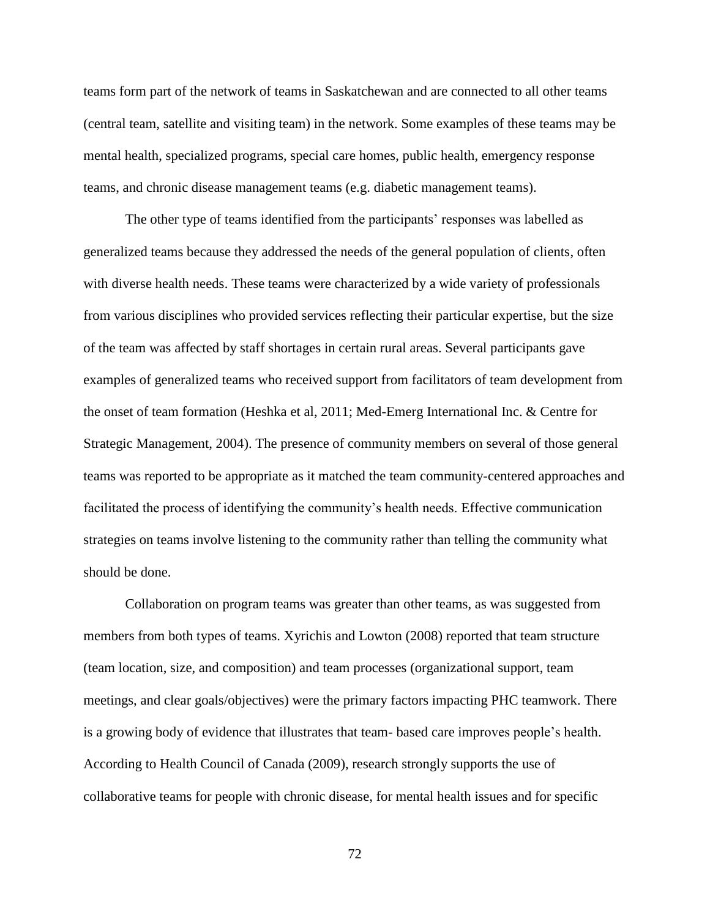teams form part of the network of teams in Saskatchewan and are connected to all other teams (central team, satellite and visiting team) in the network. Some examples of these teams may be mental health, specialized programs, special care homes, public health, emergency response teams, and chronic disease management teams (e.g. diabetic management teams).

The other type of teams identified from the participants' responses was labelled as generalized teams because they addressed the needs of the general population of clients, often with diverse health needs. These teams were characterized by a wide variety of professionals from various disciplines who provided services reflecting their particular expertise, but the size of the team was affected by staff shortages in certain rural areas. Several participants gave examples of generalized teams who received support from facilitators of team development from the onset of team formation (Heshka et al, 2011; Med-Emerg International Inc. & Centre for Strategic Management, 2004). The presence of community members on several of those general teams was reported to be appropriate as it matched the team community-centered approaches and facilitated the process of identifying the community's health needs. Effective communication strategies on teams involve listening to the community rather than telling the community what should be done.

Collaboration on program teams was greater than other teams, as was suggested from members from both types of teams. Xyrichis and Lowton (2008) reported that team structure (team location, size, and composition) and team processes (organizational support, team meetings, and clear goals/objectives) were the primary factors impacting PHC teamwork. There is a growing body of evidence that illustrates that team- based care improves people's health. According to Health Council of Canada (2009), research strongly supports the use of collaborative teams for people with chronic disease, for mental health issues and for specific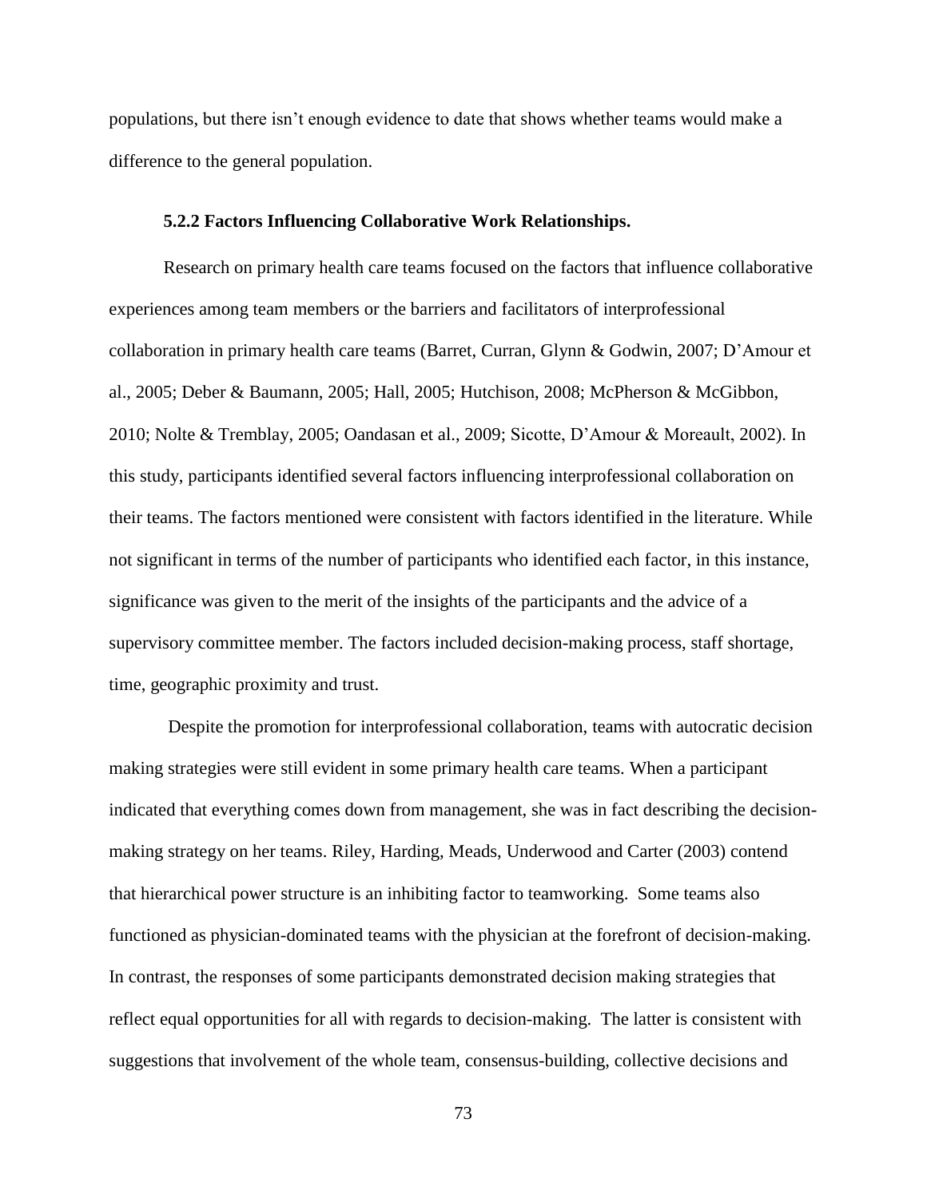populations, but there isn't enough evidence to date that shows whether teams would make a difference to the general population.

### 5.2.2 Factors Influencing Collaborative Work Relationships.

Research on primary health care teams focused on the factors that influence collaborative experiences among team members or the barriers and facilitators of interprofessional collaboration in primary health care teams (Barret, Curran, Glynn & Godwin, 2007; D'Amour et al., 2005; Deber & Baumann, 2005; Hall, 2005; Hutchison, 2008; McPherson & McGibbon, 2010; Nolte & Tremblay, 2005; Oandasan et al., 2009; Sicotte, D'Amour & Moreault, 2002). In this study, participants identified several factors influencing interprofessional collaboration on their teams. The factors mentioned were consistent with factors identified in the literature. While not significant in terms of the number of participants who identified each factor, in this instance, significance was given to the merit of the insights of the participants and the advice of a supervisory committee member. The factors included decision-making process, staff shortage, time, geographic proximity and trust.

Despite the promotion for interprofessional collaboration, teams with autocratic decision making strategies were still evident in some primary health care teams. When a participant indicated that everything comes down from management, she was in fact describing the decision-making strategy on her teams. Riley, Harding, Meads, Underwood and Carter (2003) contend that hierarchical power structure is an inhibiting factor to teamworking. Some teams also functioned as physician-dominated teams with the physician at the forefront of decision-making. In contrast, the responses of some participants demonstrated decision making strategies that reflect equal opportunities for all with regards to decision-making. The latter is consistent with suggestions that involvement of the whole team, consensus-building, collective decisions and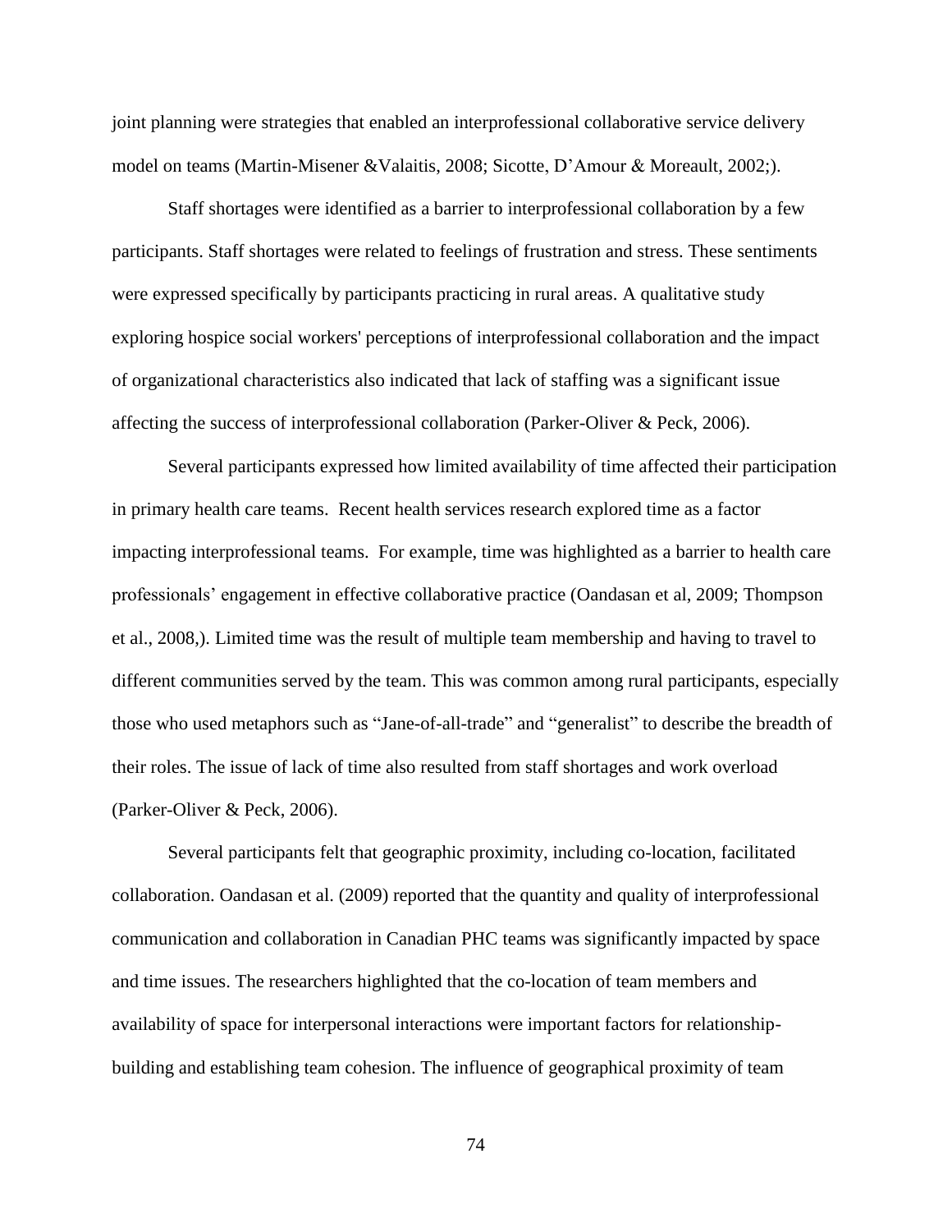joint planning were strategies that enabled an interprofessional collaborative service delivery model on teams (Martin-Misener &Valaitis, 2008; Sicotte, D'Amour & Moreault, 2002;).

Staff shortages were identified as a barrier to interprofessional collaboration by a few participants. Staff shortages were related to feelings of frustration and stress. These sentiments were expressed specifically by participants practicing in rural areas. A qualitative study exploring hospice social workers' perceptions of interprofessional collaboration and the impact of organizational characteristics also indicated that lack of staffing was a significant issue affecting the success of interprofessional collaboration (Parker-Oliver & Peck, 2006).

Several participants expressed how limited availability of time affected their participation in primary health care teams. Recent health services research explored time as a factor impacting interprofessional teams. For example, time was highlighted as a barrier to health care professionals' engagement in effective collaborative practice (Oandasan et al, 2009; Thompson et al., 2008,). Limited time was the result of multiple team membership and having to travel to different communities served by the team. This was common among rural participants, especially those who used metaphors such as "Jane-of-all-trade" and "generalist" to describe the breadth of their roles. The issue of lack of time also resulted from staff shortages and work overload (Parker-Oliver & Peck, 2006).

Several participants felt that geographic proximity, including co-location, facilitated collaboration. Oandasan et al. (2009) reported that the quantity and quality of interprofessional communication and collaboration in Canadian PHC teams was significantly impacted by space and time issues. The researchers highlighted that the co-location of team members and availability of space for interpersonal interactions were important factors for relationship-building and establishing team cohesion. The influence of geographical proximity of team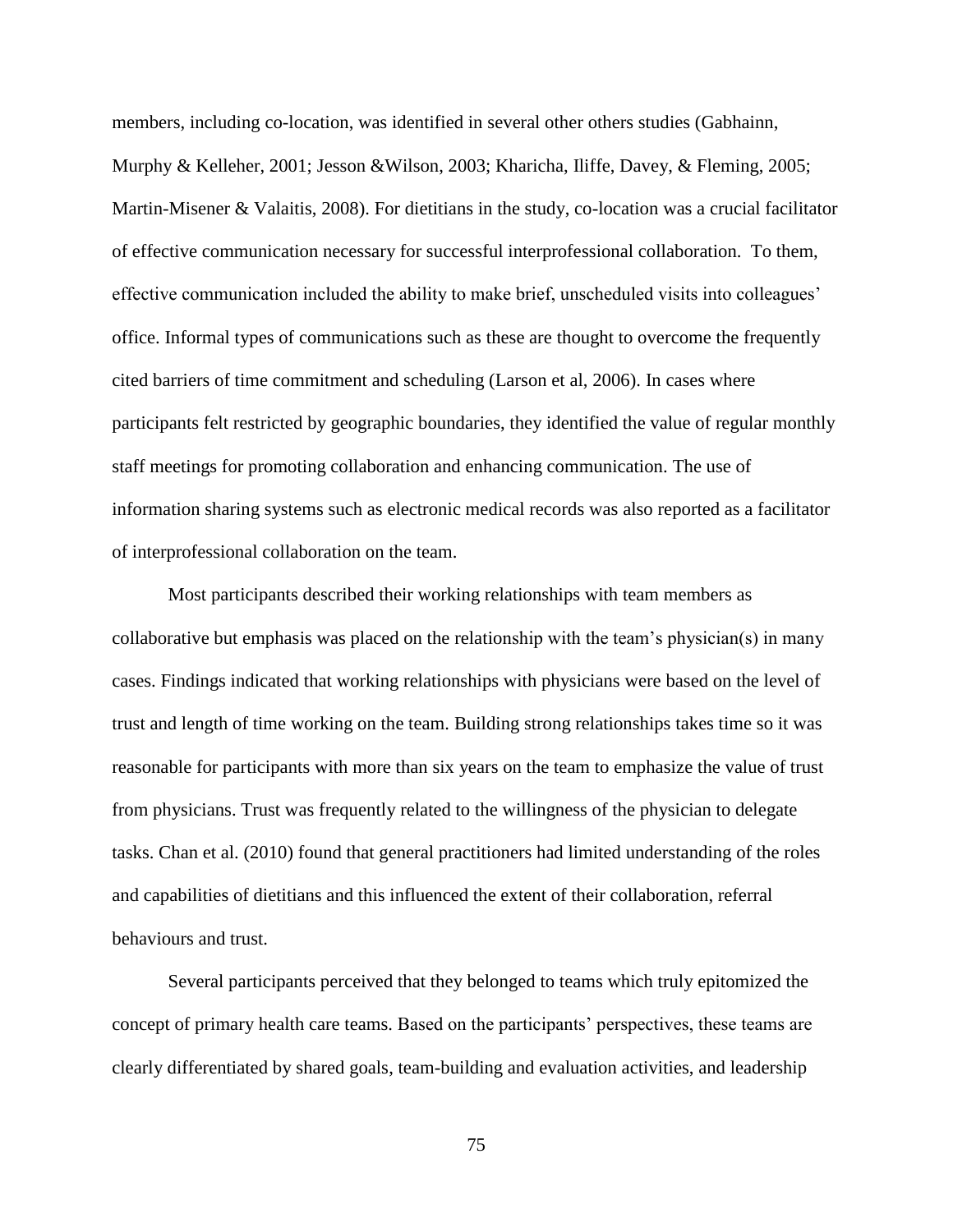members, including co-location, was identified in several other others studies (Gabhainn, Murphy & Kelleher, 2001; Jesson &Wilson, 2003; Kharicha, Iliffe, Davey, & Fleming, 2005; Martin-Misener & Valaitis, 2008). For dietitians in the study, co-location was a crucial facilitator of effective communication necessary for successful interprofessional collaboration. To them, effective communication included the ability to make brief, unscheduled visits into colleagues' office. Informal types of communications such as these are thought to overcome the frequently cited barriers of time commitment and scheduling (Larson et al, 2006). In cases where participants felt restricted by geographic boundaries, they identified the value of regular monthly staff meetings for promoting collaboration and enhancing communication. The use of information sharing systems such as electronic medical records was also reported as a facilitator of interprofessional collaboration on the team.

Most participants described their working relationships with team members as collaborative but emphasis was placed on the relationship with the team's physician(s) in many cases. Findings indicated that working relationships with physicians were based on the level of trust and length of time working on the team. Building strong relationships takes time so it was reasonable for participants with more than six years on the team to emphasize the value of trust from physicians. Trust was frequently related to the willingness of the physician to delegate tasks. Chan et al. (2010) found that general practitioners had limited understanding of the roles and capabilities of dietitians and this influenced the extent of their collaboration, referral behaviours and trust.

Several participants perceived that they belonged to teams which truly epitomized the concept of primary health care teams. Based on the participants' perspectives, these teams are clearly differentiated by shared goals, team-building and evaluation activities, and leadership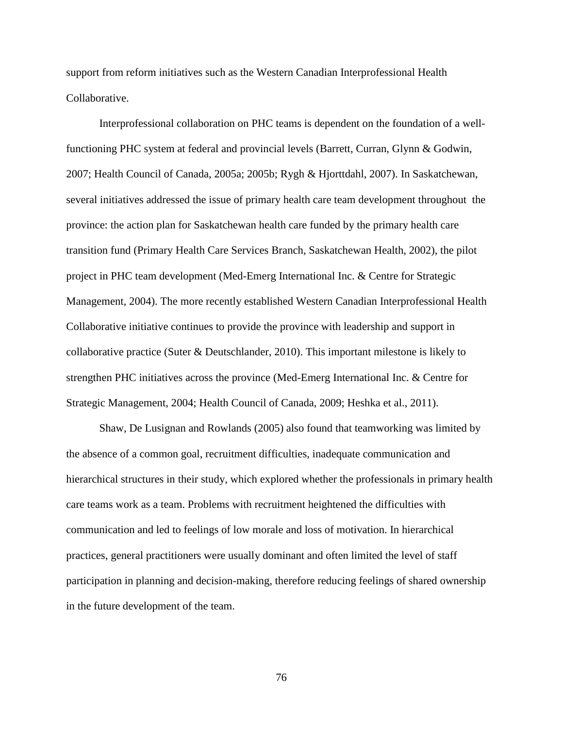support from reform initiatives such as the Western Canadian Interprofessional Health Collaborative.

Interprofessional collaboration on PHC teams is dependent on the foundation of a well-functioning PHC system at federal and provincial levels (Barrett, Curran, Glynn & Godwin, 2007; Health Council of Canada, 2005a; 2005b; Rygh & Hjorttdahl, 2007). In Saskatchewan, several initiatives addressed the issue of primary health care team development throughout the province: the action plan for Saskatchewan health care funded by the primary health care transition fund (Primary Health Care Services Branch, Saskatchewan Health, 2002), the pilot project in PHC team development (Med-Emerg International Inc. & Centre for Strategic Management, 2004). The more recently established Western Canadian Interprofessional Health Collaborative initiative continues to provide the province with leadership and support in collaborative practice (Suter & Deutschlander, 2010). This important milestone is likely to strengthen PHC initiatives across the province (Med-Emerg International Inc. & Centre for Strategic Management, 2004; Health Council of Canada, 2009; Heshka et al., 2011).

Shaw, De Lusignan and Rowlands (2005) also found that teamworking was limited by the absence of a common goal, recruitment difficulties, inadequate communication and hierarchical structures in their study, which explored whether the professionals in primary health care teams work as a team. Problems with recruitment heightened the difficulties with communication and led to feelings of low morale and loss of motivation. In hierarchical practices, general practitioners were usually dominant and often limited the level of staff participation in planning and decision-making, therefore reducing feelings of shared ownership in the future development of the team.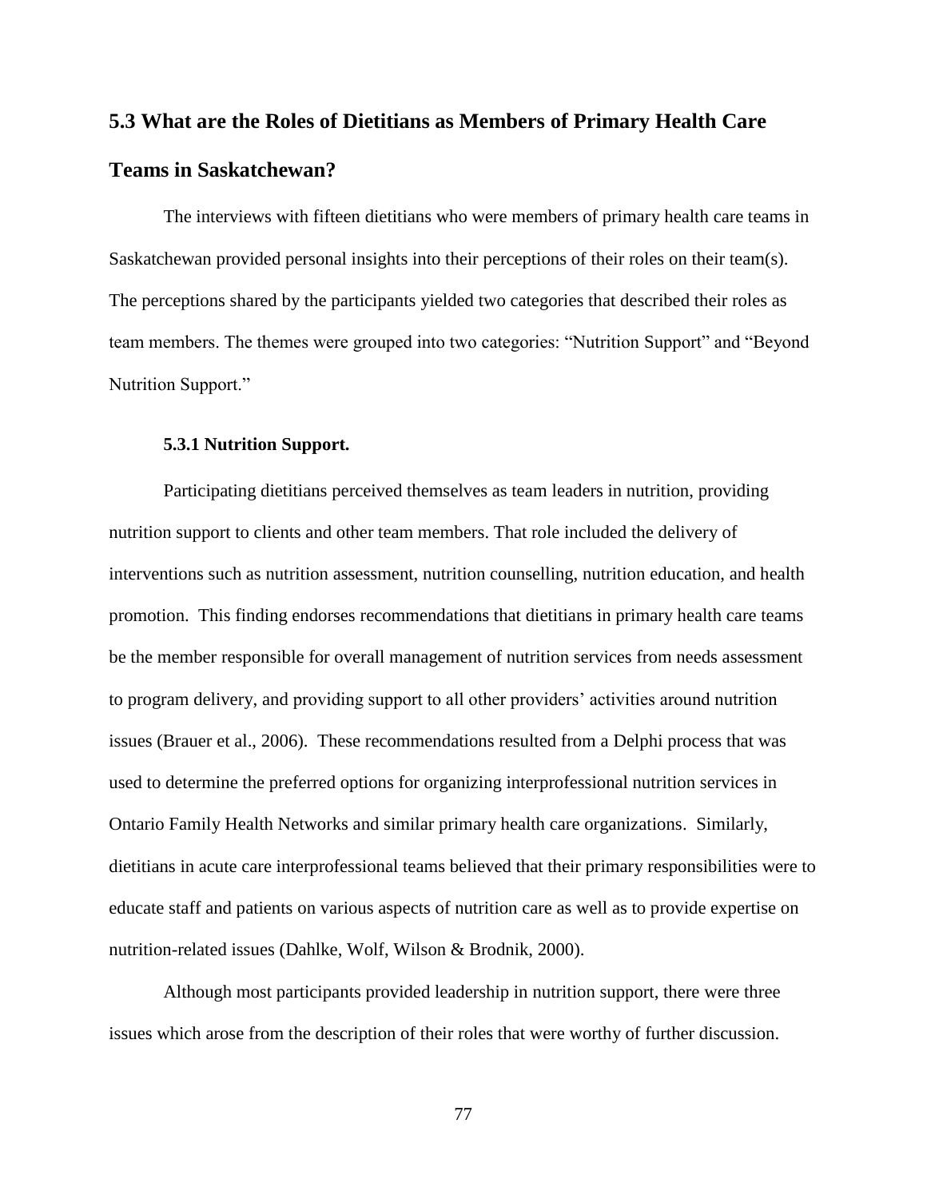## 5.3 What are the Roles of Dietitians as Members of Primary Health Care Teams in Saskatchewan?

The interviews with fifteen dietitians who were members of primary health care teams in Saskatchewan provided personal insights into their perceptions of their roles on their team(s). The perceptions shared by the participants yielded two categories that described their roles as team members. The themes were grouped into two categories: “Nutrition Support” and “Beyond Nutrition Support.”

### 5.3.1 Nutrition Support.

Participating dietitians perceived themselves as team leaders in nutrition, providing nutrition support to clients and other team members. That role included the delivery of interventions such as nutrition assessment, nutrition counselling, nutrition education, and health promotion. This finding endorses recommendations that dietitians in primary health care teams be the member responsible for overall management of nutrition services from needs assessment to program delivery, and providing support to all other providers’ activities around nutrition issues (Brauer et al., 2006). These recommendations resulted from a Delphi process that was used to determine the preferred options for organizing interprofessional nutrition services in Ontario Family Health Networks and similar primary health care organizations. Similarly, dietitians in acute care interprofessional teams believed that their primary responsibilities were to educate staff and patients on various aspects of nutrition care as well as to provide expertise on nutrition-related issues (Dahlke, Wolf, Wilson & Brodnik, 2000).

Although most participants provided leadership in nutrition support, there were three issues which arose from the description of their roles that were worthy of further discussion.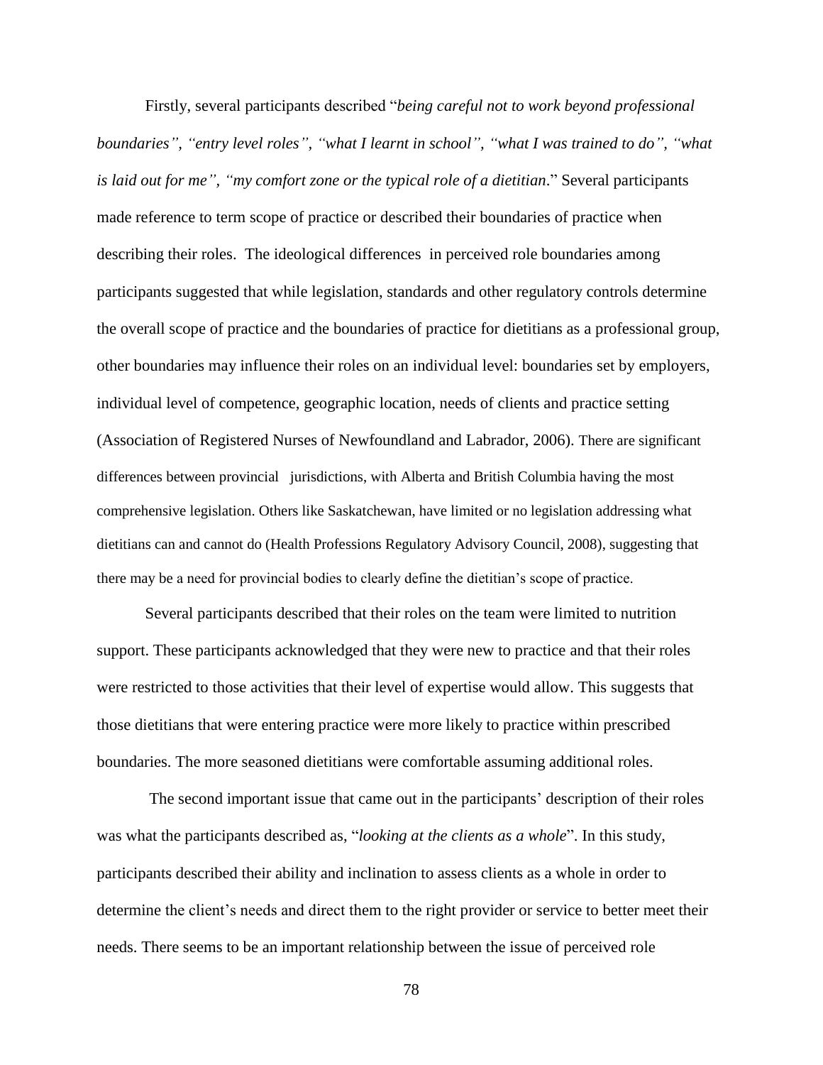Firstly, several participants described "*being careful not to work beyond professional boundaries", "entry level roles", "what I learnt in school", "what I was trained to do", "what is laid out for me", "my comfort zone or the typical role of a dietitian*." Several participants made reference to term scope of practice or described their boundaries of practice when describing their roles. The ideological differences in perceived role boundaries among participants suggested that while legislation, standards and other regulatory controls determine the overall scope of practice and the boundaries of practice for dietitians as a professional group, other boundaries may influence their roles on an individual level: boundaries set by employers, individual level of competence, geographic location, needs of clients and practice setting (Association of Registered Nurses of Newfoundland and Labrador, 2006). There are significant differences between provincial jurisdictions, with Alberta and British Columbia having the most comprehensive legislation. Others like Saskatchewan, have limited or no legislation addressing what dietitians can and cannot do (Health Professions Regulatory Advisory Council, 2008), suggesting that there may be a need for provincial bodies to clearly define the dietitian's scope of practice.

Several participants described that their roles on the team were limited to nutrition support. These participants acknowledged that they were new to practice and that their roles were restricted to those activities that their level of expertise would allow. This suggests that those dietitians that were entering practice were more likely to practice within prescribed boundaries. The more seasoned dietitians were comfortable assuming additional roles.

The second important issue that came out in the participants' description of their roles was what the participants described as, "*looking at the clients as a whole*". In this study, participants described their ability and inclination to assess clients as a whole in order to determine the client's needs and direct them to the right provider or service to better meet their needs. There seems to be an important relationship between the issue of perceived role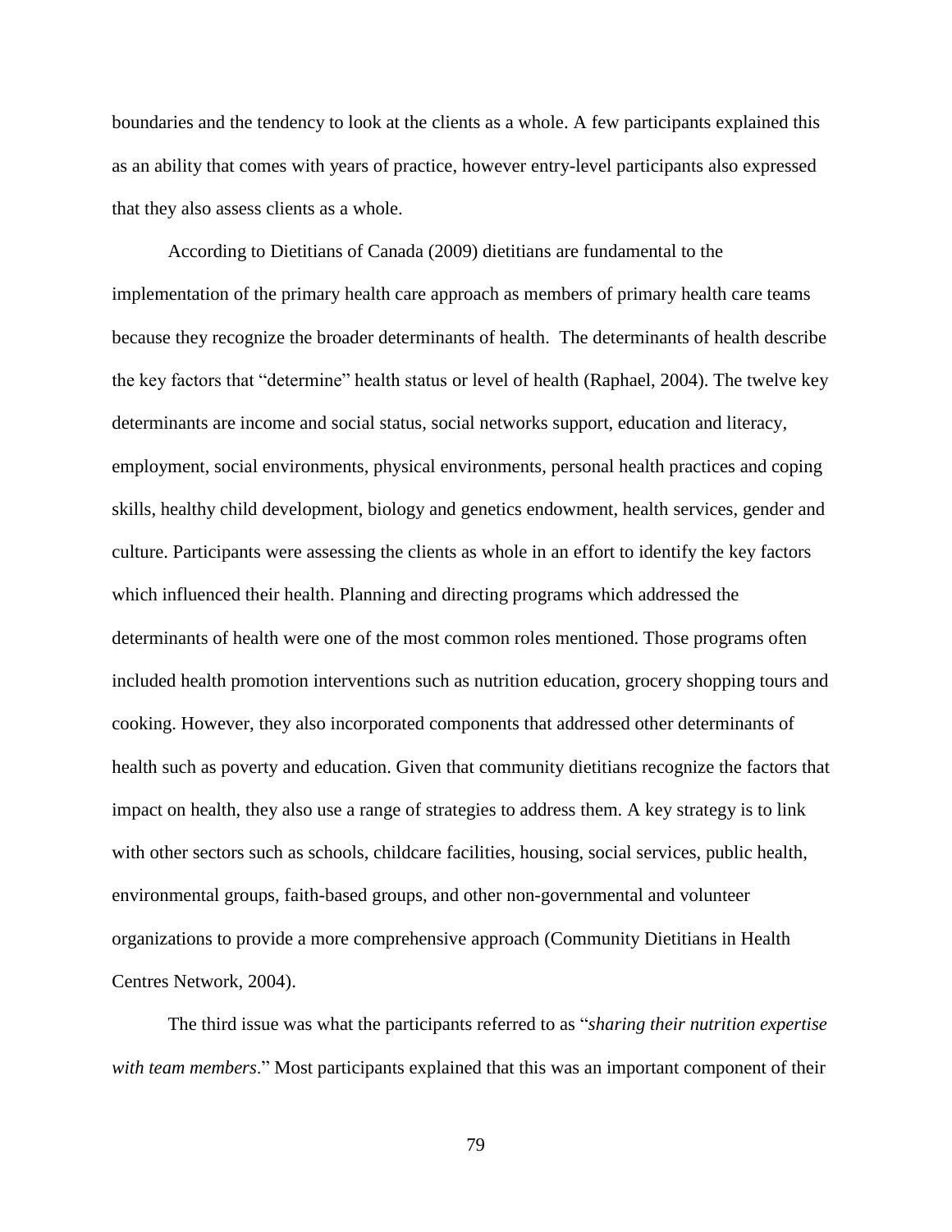boundaries and the tendency to look at the clients as a whole. A few participants explained this as an ability that comes with years of practice, however entry-level participants also expressed that they also assess clients as a whole.

According to Dietitians of Canada (2009) dietitians are fundamental to the implementation of the primary health care approach as members of primary health care teams because they recognize the broader determinants of health. The determinants of health describe the key factors that "determine" health status or level of health (Raphael, 2004). The twelve key determinants are income and social status, social networks support, education and literacy, employment, social environments, physical environments, personal health practices and coping skills, healthy child development, biology and genetics endowment, health services, gender and culture. Participants were assessing the clients as whole in an effort to identify the key factors which influenced their health. Planning and directing programs which addressed the determinants of health were one of the most common roles mentioned. Those programs often included health promotion interventions such as nutrition education, grocery shopping tours and cooking. However, they also incorporated components that addressed other determinants of health such as poverty and education. Given that community dietitians recognize the factors that impact on health, they also use a range of strategies to address them. A key strategy is to link with other sectors such as schools, childcare facilities, housing, social services, public health, environmental groups, faith-based groups, and other non-governmental and volunteer organizations to provide a more comprehensive approach (Community Dietitians in Health Centres Network, 2004).

The third issue was what the participants referred to as "*sharing their nutrition expertise with team members*." Most participants explained that this was an important component of their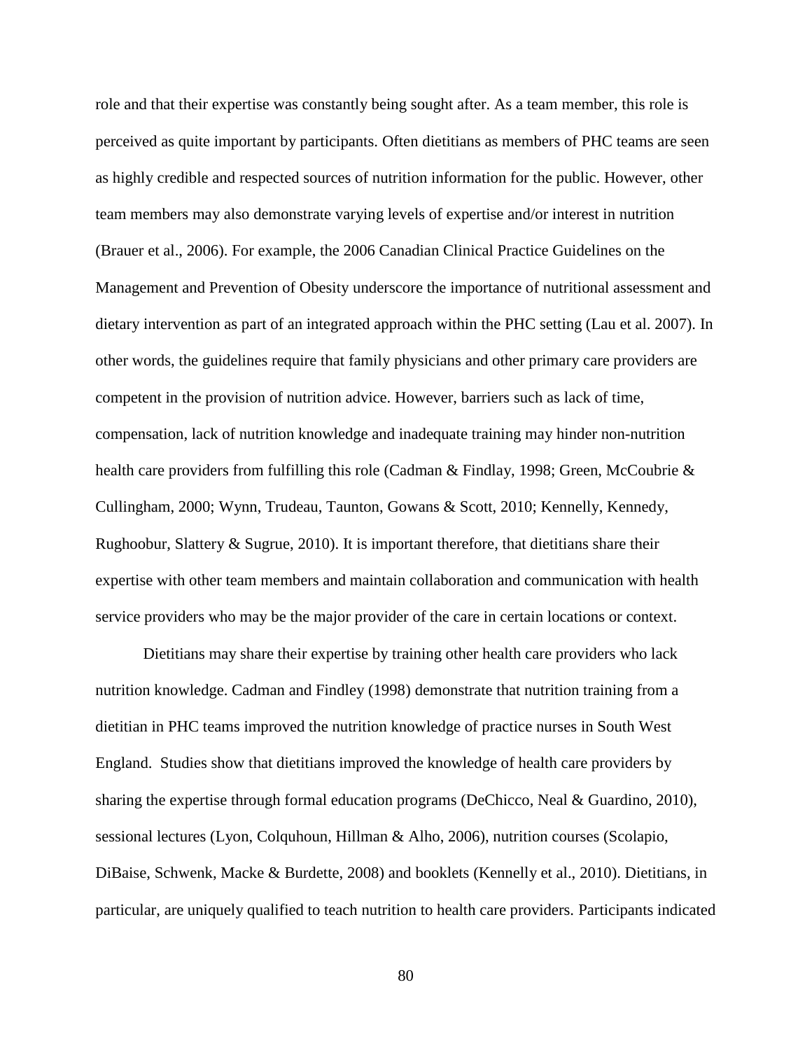role and that their expertise was constantly being sought after. As a team member, this role is perceived as quite important by participants. Often dietitians as members of PHC teams are seen as highly credible and respected sources of nutrition information for the public. However, other team members may also demonstrate varying levels of expertise and/or interest in nutrition (Brauer et al., 2006). For example, the 2006 Canadian Clinical Practice Guidelines on the Management and Prevention of Obesity underscore the importance of nutritional assessment and dietary intervention as part of an integrated approach within the PHC setting (Lau et al. 2007). In other words, the guidelines require that family physicians and other primary care providers are competent in the provision of nutrition advice. However, barriers such as lack of time, compensation, lack of nutrition knowledge and inadequate training may hinder non-nutrition health care providers from fulfilling this role (Cadman & Findlay, 1998; Green, McCoubrie & Cullingham, 2000; Wynn, Trudeau, Taunton, Gowans & Scott, 2010; Kennelly, Kennedy, Rughoobur, Slattery & Sugrue, 2010). It is important therefore, that dietitians share their expertise with other team members and maintain collaboration and communication with health service providers who may be the major provider of the care in certain locations or context.

Dietitians may share their expertise by training other health care providers who lack nutrition knowledge. Cadman and Findley (1998) demonstrate that nutrition training from a dietitian in PHC teams improved the nutrition knowledge of practice nurses in South West England. Studies show that dietitians improved the knowledge of health care providers by sharing the expertise through formal education programs (DeChicco, Neal & Guardino, 2010), sessional lectures (Lyon, Colquhoun, Hillman & Alho, 2006), nutrition courses (Scolapio, DiBaise, Schwenk, Macke & Burdette, 2008) and booklets (Kennelly et al., 2010). Dietitians, in particular, are uniquely qualified to teach nutrition to health care providers. Participants indicated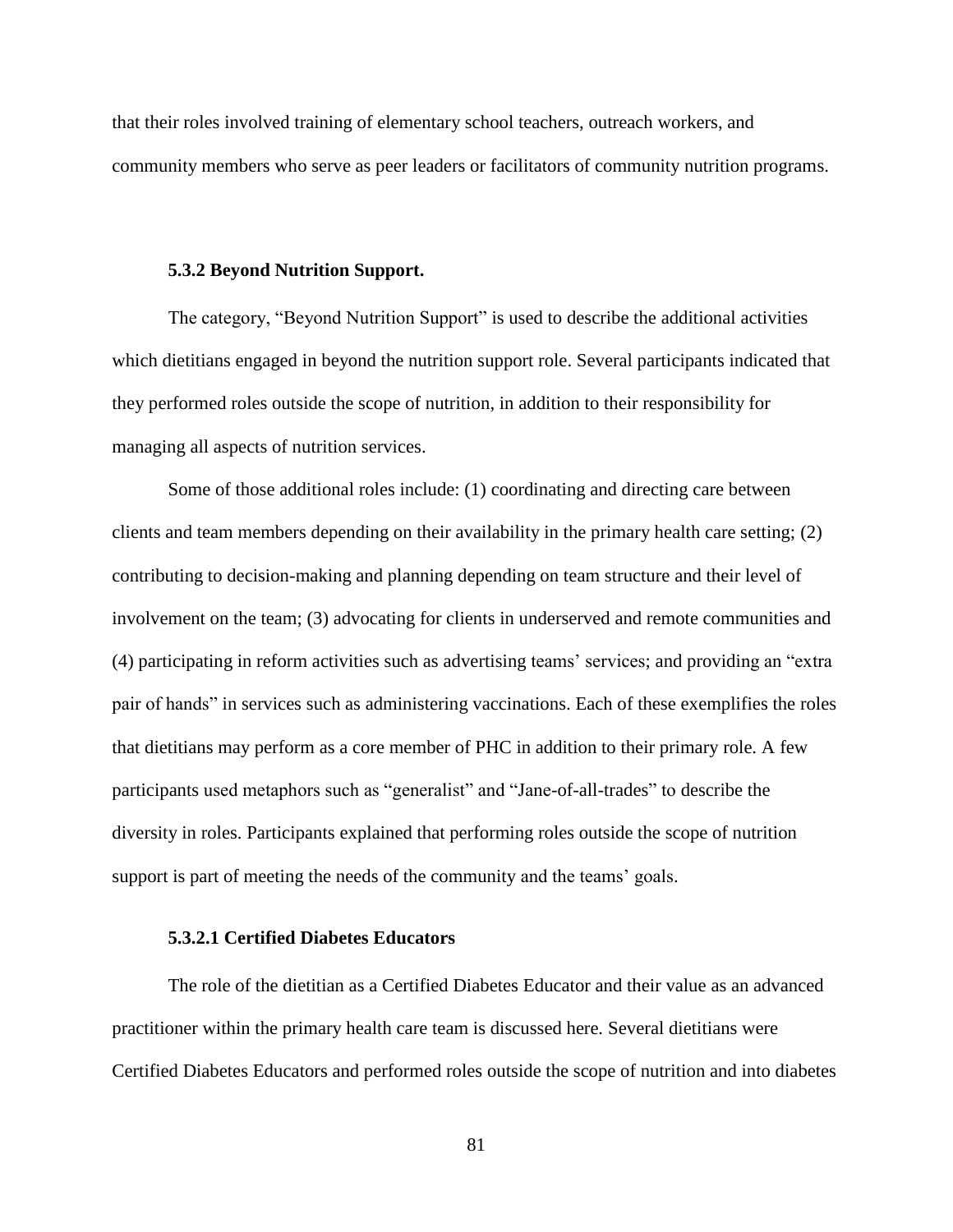that their roles involved training of elementary school teachers, outreach workers, and community members who serve as peer leaders or facilitators of community nutrition programs.

### 5.3.2 Beyond Nutrition Support.

The category, "Beyond Nutrition Support" is used to describe the additional activities which dietitians engaged in beyond the nutrition support role. Several participants indicated that they performed roles outside the scope of nutrition, in addition to their responsibility for managing all aspects of nutrition services.

Some of those additional roles include: (1) coordinating and directing care between clients and team members depending on their availability in the primary health care setting; (2) contributing to decision-making and planning depending on team structure and their level of involvement on the team; (3) advocating for clients in underserved and remote communities and (4) participating in reform activities such as advertising teams' services; and providing an "extra pair of hands" in services such as administering vaccinations. Each of these exemplifies the roles that dietitians may perform as a core member of PHC in addition to their primary role. A few participants used metaphors such as "generalist" and "Jane-of-all-trades" to describe the diversity in roles. Participants explained that performing roles outside the scope of nutrition support is part of meeting the needs of the community and the teams' goals.

#### 5.3.2.1 Certified Diabetes Educators

The role of the dietitian as a Certified Diabetes Educator and their value as an advanced practitioner within the primary health care team is discussed here. Several dietitians were Certified Diabetes Educators and performed roles outside the scope of nutrition and into diabetes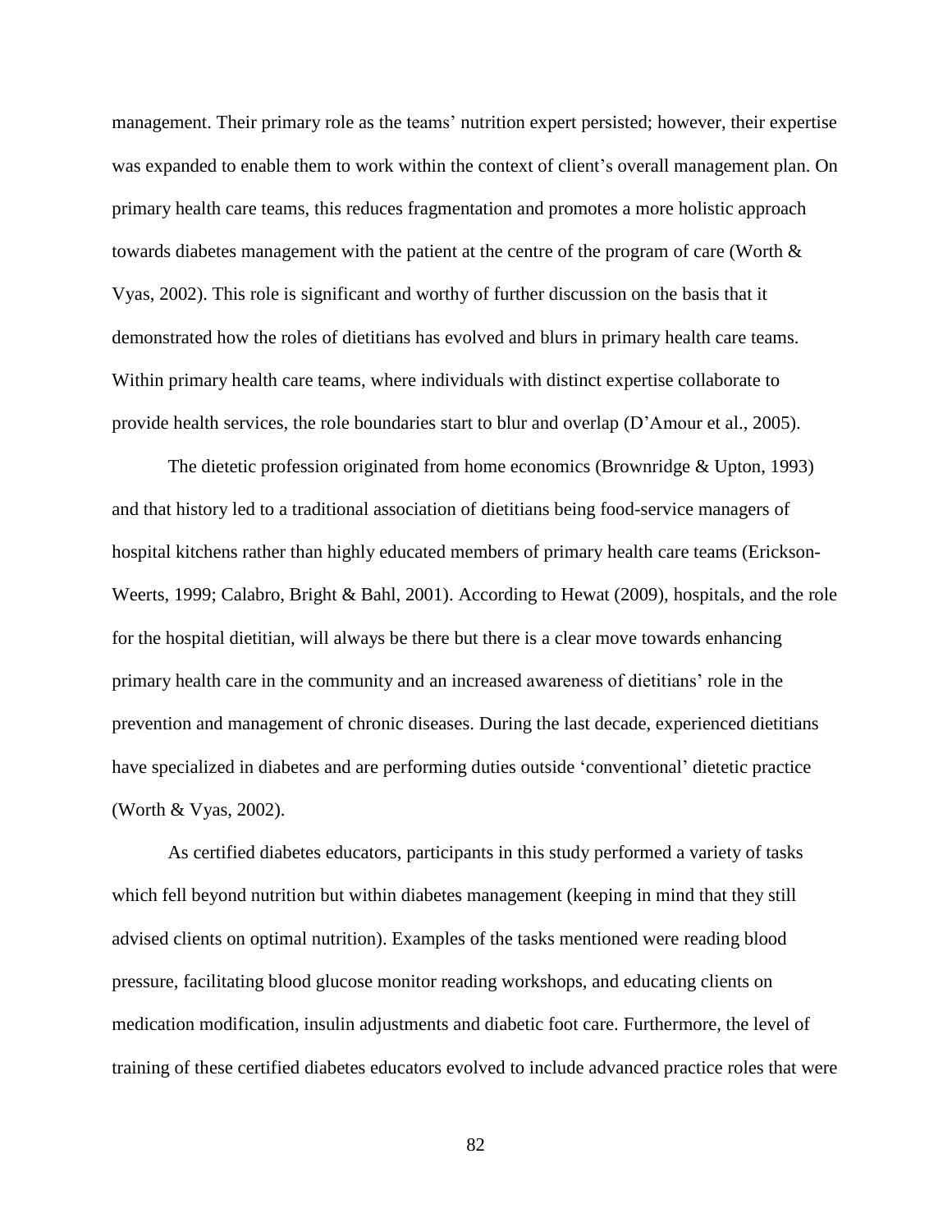management. Their primary role as the teams' nutrition expert persisted; however, their expertise was expanded to enable them to work within the context of client's overall management plan. On primary health care teams, this reduces fragmentation and promotes a more holistic approach towards diabetes management with the patient at the centre of the program of care (Worth & Vyas, 2002). This role is significant and worthy of further discussion on the basis that it demonstrated how the roles of dietitians has evolved and blurs in primary health care teams. Within primary health care teams, where individuals with distinct expertise collaborate to provide health services, the role boundaries start to blur and overlap (D'Amour et al., 2005).

The dietetic profession originated from home economics (Brownridge & Upton, 1993) and that history led to a traditional association of dietitians being food-service managers of hospital kitchens rather than highly educated members of primary health care teams (Erickson-Weerts, 1999; Calabro, Bright & Bahl, 2001). According to Hewat (2009), hospitals, and the role for the hospital dietitian, will always be there but there is a clear move towards enhancing primary health care in the community and an increased awareness of dietitians' role in the prevention and management of chronic diseases. During the last decade, experienced dietitians have specialized in diabetes and are performing duties outside 'conventional' dietetic practice (Worth & Vyas, 2002).

As certified diabetes educators, participants in this study performed a variety of tasks which fell beyond nutrition but within diabetes management (keeping in mind that they still advised clients on optimal nutrition). Examples of the tasks mentioned were reading blood pressure, facilitating blood glucose monitor reading workshops, and educating clients on medication modification, insulin adjustments and diabetic foot care. Furthermore, the level of training of these certified diabetes educators evolved to include advanced practice roles that were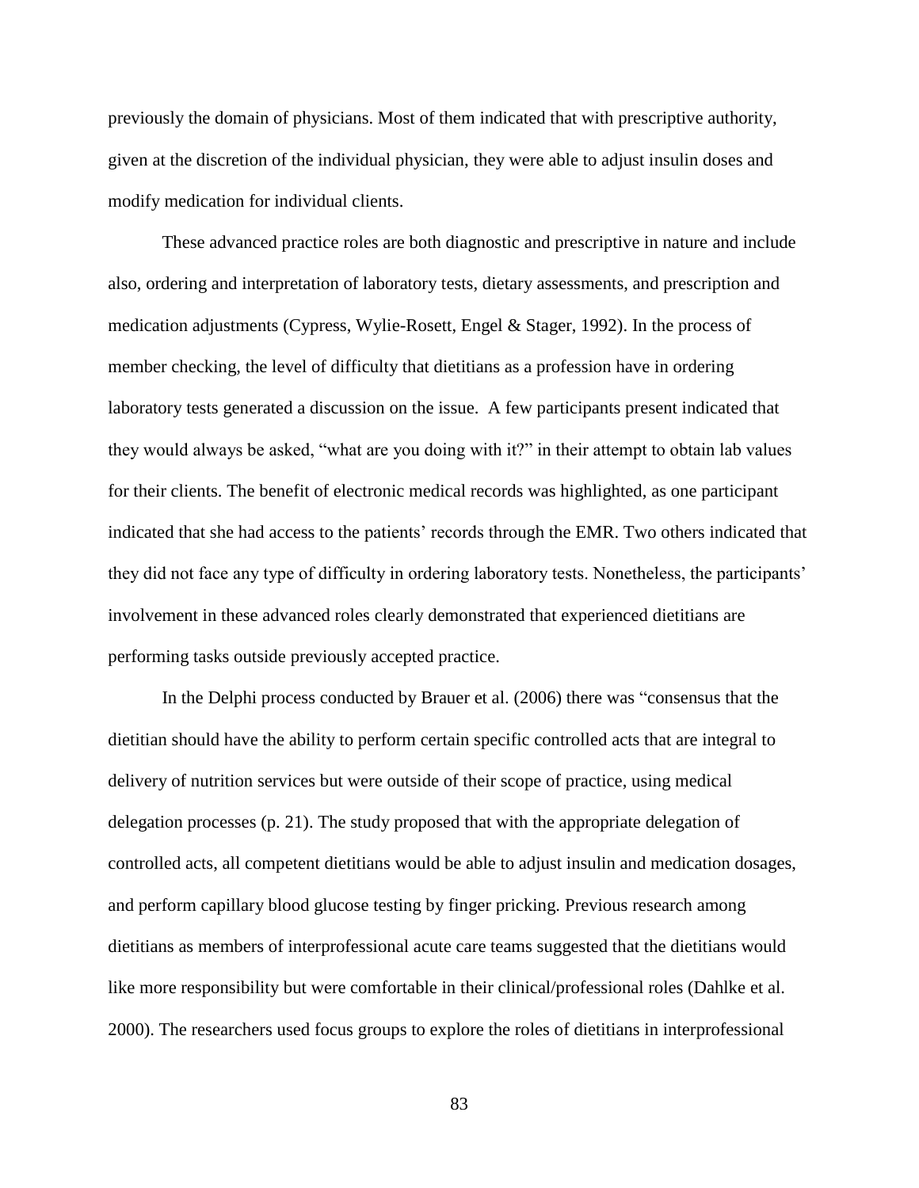previously the domain of physicians. Most of them indicated that with prescriptive authority, given at the discretion of the individual physician, they were able to adjust insulin doses and modify medication for individual clients.

These advanced practice roles are both diagnostic and prescriptive in nature and include also, ordering and interpretation of laboratory tests, dietary assessments, and prescription and medication adjustments (Cypress, Wylie-Rosett, Engel & Stager, 1992). In the process of member checking, the level of difficulty that dietitians as a profession have in ordering laboratory tests generated a discussion on the issue. A few participants present indicated that they would always be asked, "what are you doing with it?" in their attempt to obtain lab values for their clients. The benefit of electronic medical records was highlighted, as one participant indicated that she had access to the patients' records through the EMR. Two others indicated that they did not face any type of difficulty in ordering laboratory tests. Nonetheless, the participants' involvement in these advanced roles clearly demonstrated that experienced dietitians are performing tasks outside previously accepted practice.

In the Delphi process conducted by Brauer et al. (2006) there was "consensus that the dietitian should have the ability to perform certain specific controlled acts that are integral to delivery of nutrition services but were outside of their scope of practice, using medical delegation processes (p. 21). The study proposed that with the appropriate delegation of controlled acts, all competent dietitians would be able to adjust insulin and medication dosages, and perform capillary blood glucose testing by finger pricking. Previous research among dietitians as members of interprofessional acute care teams suggested that the dietitians would like more responsibility but were comfortable in their clinical/professional roles (Dahlke et al. 2000). The researchers used focus groups to explore the roles of dietitians in interprofessional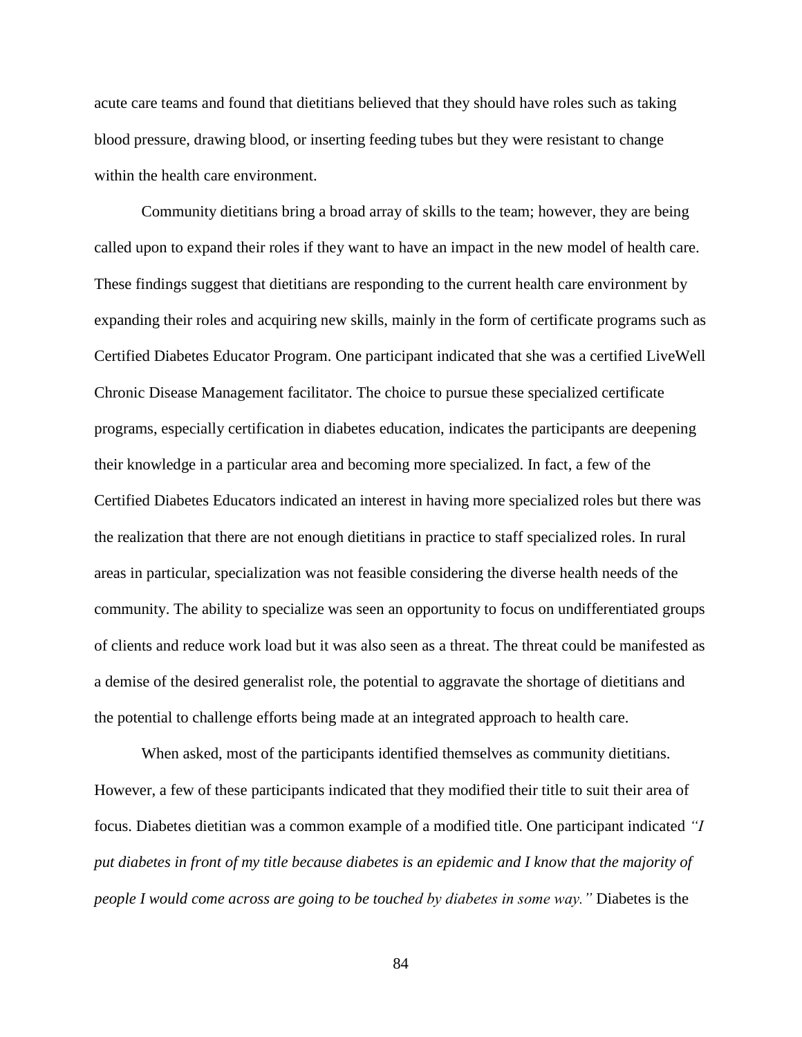acute care teams and found that dietitians believed that they should have roles such as taking blood pressure, drawing blood, or inserting feeding tubes but they were resistant to change within the health care environment.

Community dietitians bring a broad array of skills to the team; however, they are being called upon to expand their roles if they want to have an impact in the new model of health care. These findings suggest that dietitians are responding to the current health care environment by expanding their roles and acquiring new skills, mainly in the form of certificate programs such as Certified Diabetes Educator Program. One participant indicated that she was a certified LiveWell Chronic Disease Management facilitator. The choice to pursue these specialized certificate programs, especially certification in diabetes education, indicates the participants are deepening their knowledge in a particular area and becoming more specialized. In fact, a few of the Certified Diabetes Educators indicated an interest in having more specialized roles but there was the realization that there are not enough dietitians in practice to staff specialized roles. In rural areas in particular, specialization was not feasible considering the diverse health needs of the community. The ability to specialize was seen an opportunity to focus on undifferentiated groups of clients and reduce work load but it was also seen as a threat. The threat could be manifested as a demise of the desired generalist role, the potential to aggravate the shortage of dietitians and the potential to challenge efforts being made at an integrated approach to health care.

When asked, most of the participants identified themselves as community dietitians. However, a few of these participants indicated that they modified their title to suit their area of focus. Diabetes dietitian was a common example of a modified title. One participant indicated *"I put diabetes in front of my title because diabetes is an epidemic and I know that the majority of people I would come across are going to be touched by diabetes in some way."* Diabetes is the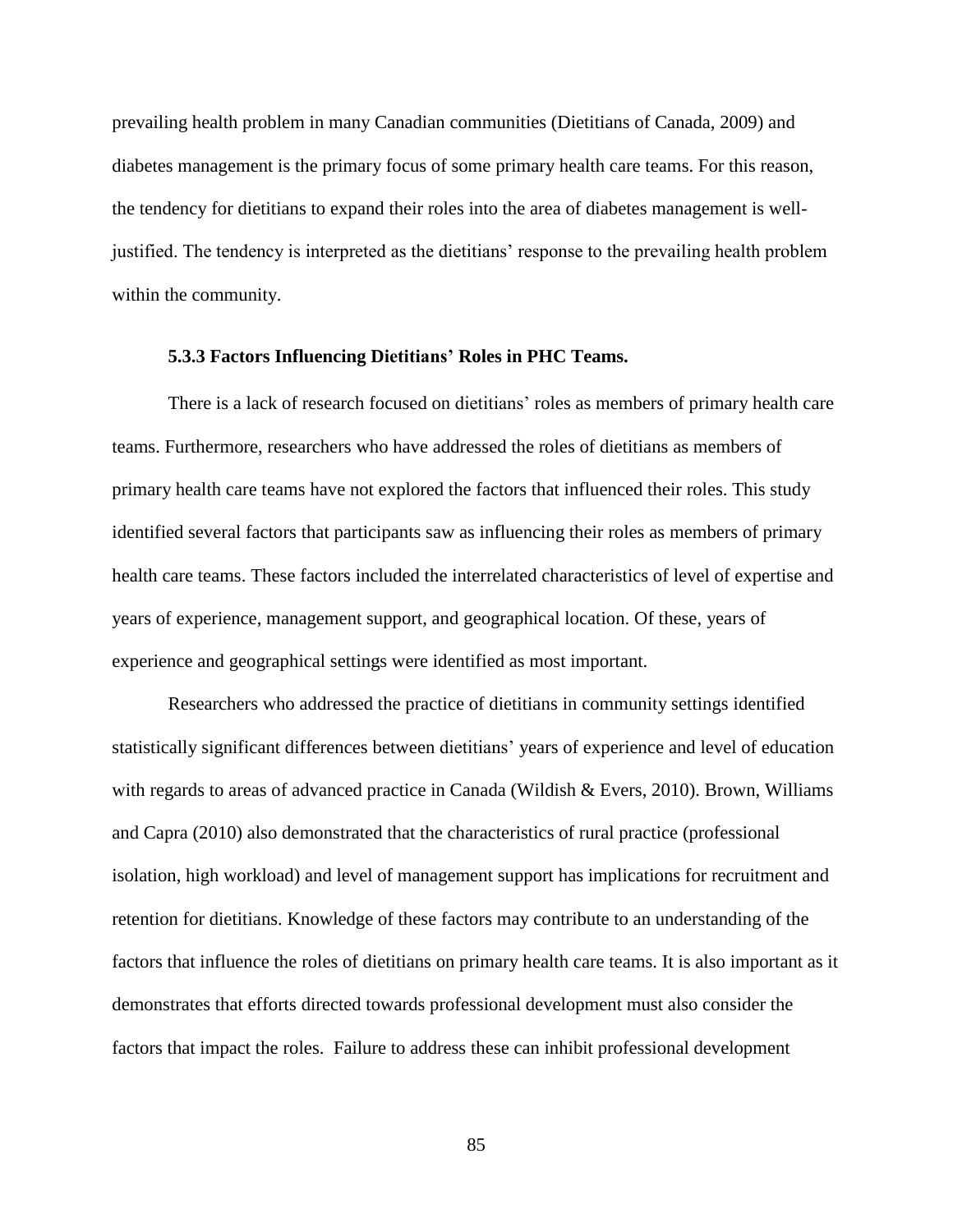prevailing health problem in many Canadian communities (Dietitians of Canada, 2009) and diabetes management is the primary focus of some primary health care teams. For this reason, the tendency for dietitians to expand their roles into the area of diabetes management is well-justified. The tendency is interpreted as the dietitians' response to the prevailing health problem within the community.

### 5.3.3 Factors Influencing Dietitians' Roles in PHC Teams.

There is a lack of research focused on dietitians' roles as members of primary health care teams. Furthermore, researchers who have addressed the roles of dietitians as members of primary health care teams have not explored the factors that influenced their roles. This study identified several factors that participants saw as influencing their roles as members of primary health care teams. These factors included the interrelated characteristics of level of expertise and years of experience, management support, and geographical location. Of these, years of experience and geographical settings were identified as most important.

Researchers who addressed the practice of dietitians in community settings identified statistically significant differences between dietitians' years of experience and level of education with regards to areas of advanced practice in Canada (Wildish & Evers, 2010). Brown, Williams and Capra (2010) also demonstrated that the characteristics of rural practice (professional isolation, high workload) and level of management support has implications for recruitment and retention for dietitians. Knowledge of these factors may contribute to an understanding of the factors that influence the roles of dietitians on primary health care teams. It is also important as it demonstrates that efforts directed towards professional development must also consider the factors that impact the roles. Failure to address these can inhibit professional development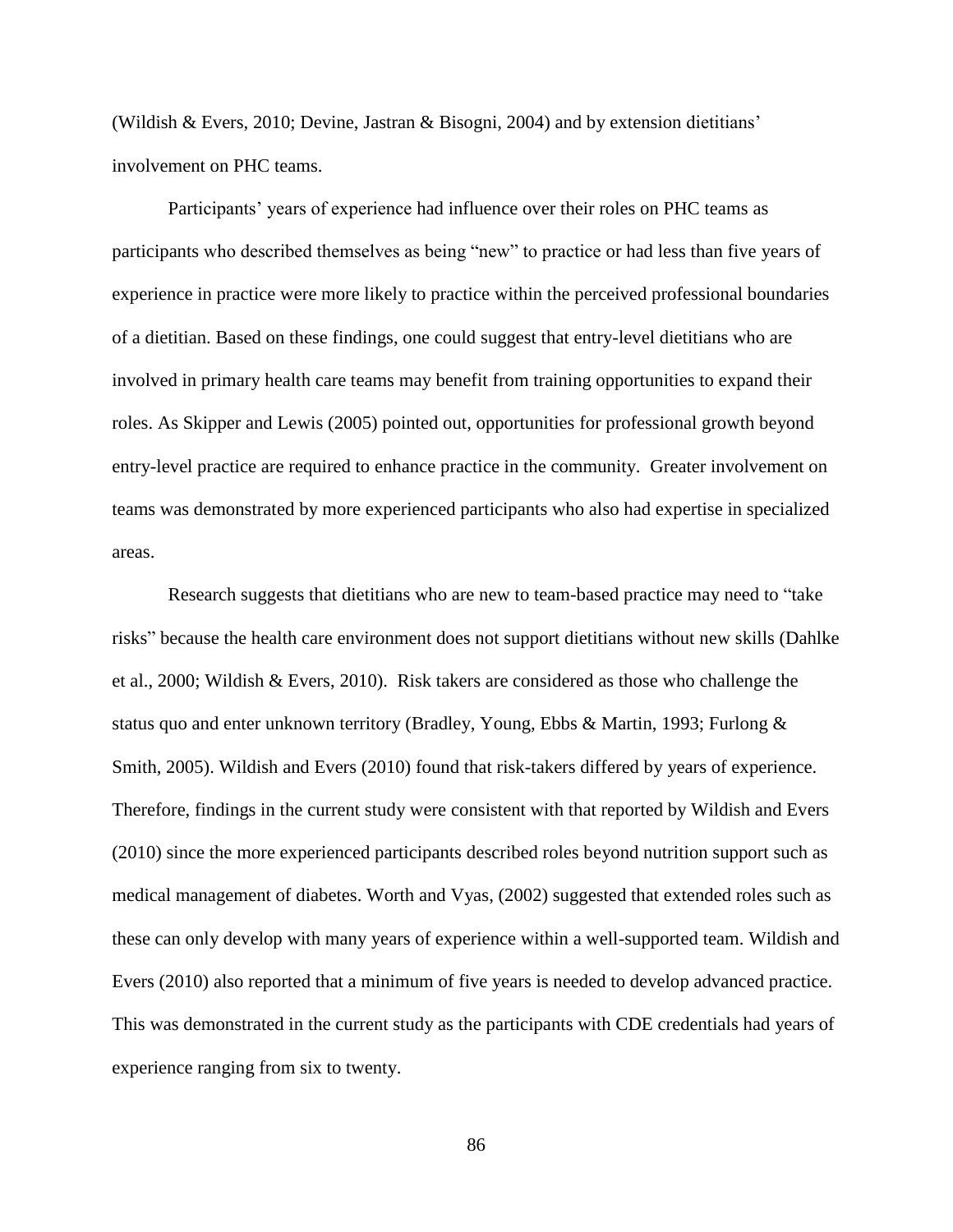(Wildish & Evers, 2010; Devine, Jastran & Bisogni, 2004) and by extension dietitians' involvement on PHC teams.

Participants' years of experience had influence over their roles on PHC teams as participants who described themselves as being "new" to practice or had less than five years of experience in practice were more likely to practice within the perceived professional boundaries of a dietitian. Based on these findings, one could suggest that entry-level dietitians who are involved in primary health care teams may benefit from training opportunities to expand their roles. As Skipper and Lewis (2005) pointed out, opportunities for professional growth beyond entry-level practice are required to enhance practice in the community. Greater involvement on teams was demonstrated by more experienced participants who also had expertise in specialized areas.

Research suggests that dietitians who are new to team-based practice may need to "take risks" because the health care environment does not support dietitians without new skills (Dahlke et al., 2000; Wildish & Evers, 2010). Risk takers are considered as those who challenge the status quo and enter unknown territory (Bradley, Young, Ebbs & Martin, 1993; Furlong & Smith, 2005). Wildish and Evers (2010) found that risk-takers differed by years of experience. Therefore, findings in the current study were consistent with that reported by Wildish and Evers (2010) since the more experienced participants described roles beyond nutrition support such as medical management of diabetes. Worth and Vyas, (2002) suggested that extended roles such as these can only develop with many years of experience within a well-supported team. Wildish and Evers (2010) also reported that a minimum of five years is needed to develop advanced practice. This was demonstrated in the current study as the participants with CDE credentials had years of experience ranging from six to twenty.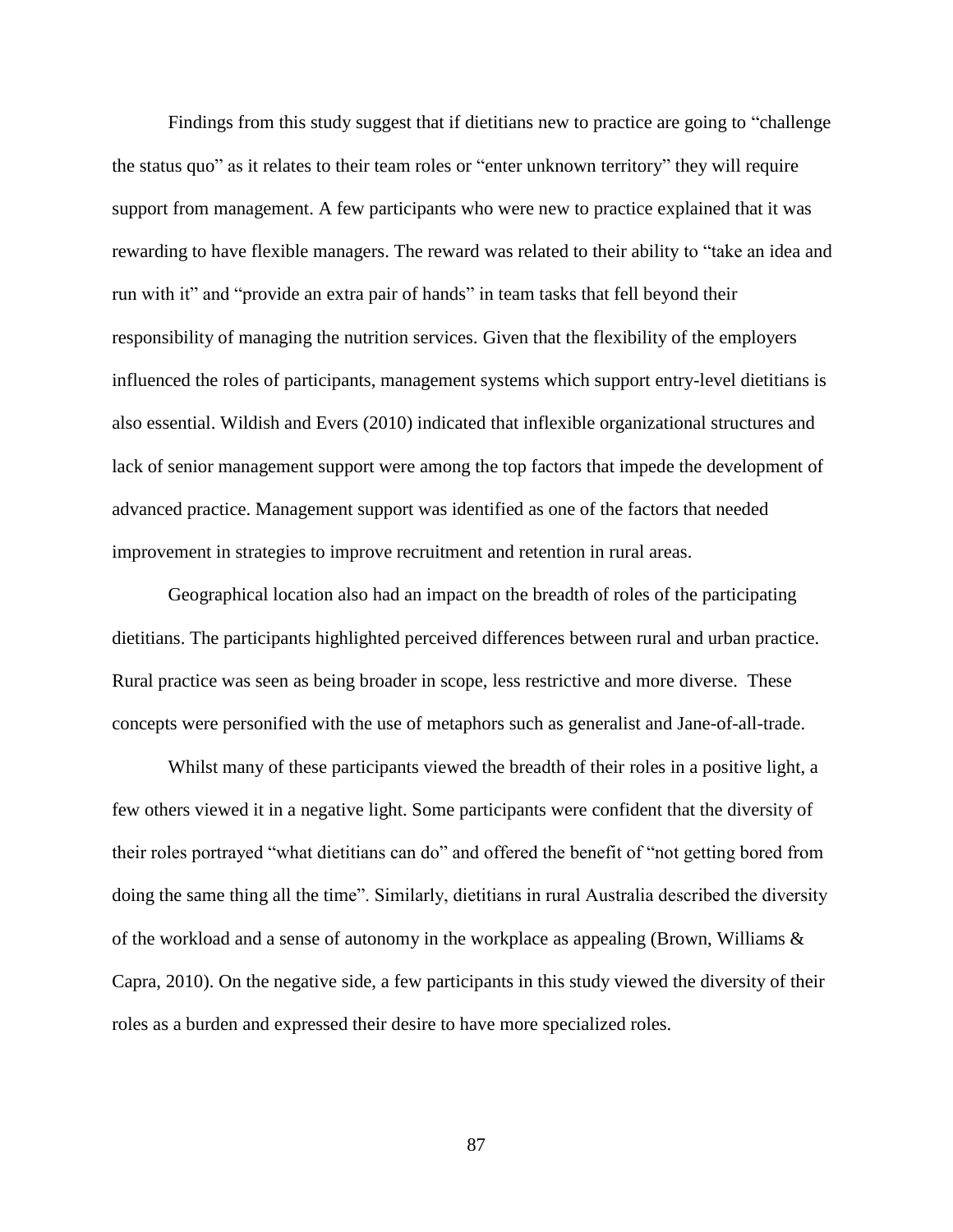Findings from this study suggest that if dietitians new to practice are going to "challenge the status quo" as it relates to their team roles or "enter unknown territory" they will require support from management. A few participants who were new to practice explained that it was rewarding to have flexible managers. The reward was related to their ability to "take an idea and run with it" and "provide an extra pair of hands" in team tasks that fell beyond their responsibility of managing the nutrition services. Given that the flexibility of the employers influenced the roles of participants, management systems which support entry-level dietitians is also essential. Wildish and Evers (2010) indicated that inflexible organizational structures and lack of senior management support were among the top factors that impede the development of advanced practice. Management support was identified as one of the factors that needed improvement in strategies to improve recruitment and retention in rural areas.

Geographical location also had an impact on the breadth of roles of the participating dietitians. The participants highlighted perceived differences between rural and urban practice. Rural practice was seen as being broader in scope, less restrictive and more diverse. These concepts were personified with the use of metaphors such as generalist and Jane-of-all-trade.

Whilst many of these participants viewed the breadth of their roles in a positive light, a few others viewed it in a negative light. Some participants were confident that the diversity of their roles portrayed "what dietitians can do" and offered the benefit of "not getting bored from doing the same thing all the time". Similarly, dietitians in rural Australia described the diversity of the workload and a sense of autonomy in the workplace as appealing (Brown, Williams & Capra, 2010). On the negative side, a few participants in this study viewed the diversity of their roles as a burden and expressed their desire to have more specialized roles.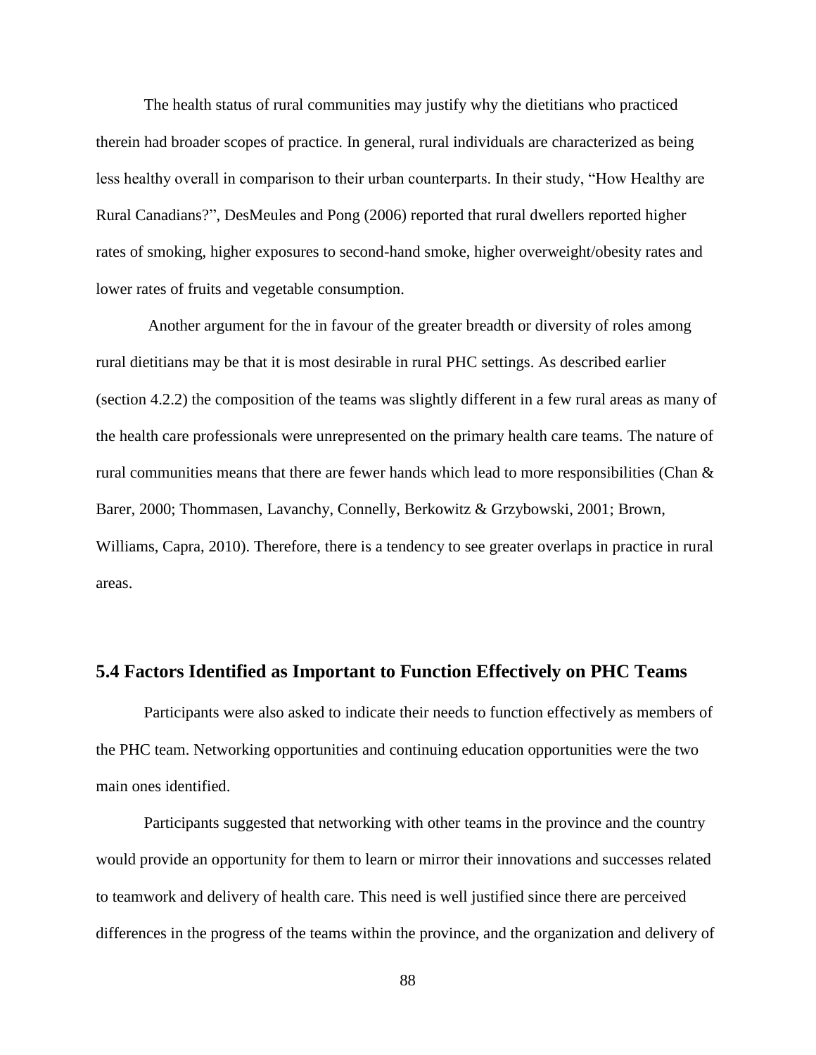The health status of rural communities may justify why the dietitians who practiced therein had broader scopes of practice. In general, rural individuals are characterized as being less healthy overall in comparison to their urban counterparts. In their study, "How Healthy are Rural Canadians?", DesMeules and Pong (2006) reported that rural dwellers reported higher rates of smoking, higher exposures to second-hand smoke, higher overweight/obesity rates and lower rates of fruits and vegetable consumption.

Another argument for the in favour of the greater breadth or diversity of roles among rural dietitians may be that it is most desirable in rural PHC settings. As described earlier (section 4.2.2) the composition of the teams was slightly different in a few rural areas as many of the health care professionals were unrepresented on the primary health care teams. The nature of rural communities means that there are fewer hands which lead to more responsibilities (Chan & Barer, 2000; Thommasen, Lavanchy, Connelly, Berkowitz & Grzybowski, 2001; Brown, Williams, Capra, 2010). Therefore, there is a tendency to see greater overlaps in practice in rural areas.

## 5.4 Factors Identified as Important to Function Effectively on PHC Teams

Participants were also asked to indicate their needs to function effectively as members of the PHC team. Networking opportunities and continuing education opportunities were the two main ones identified.

Participants suggested that networking with other teams in the province and the country would provide an opportunity for them to learn or mirror their innovations and successes related to teamwork and delivery of health care. This need is well justified since there are perceived differences in the progress of the teams within the province, and the organization and delivery of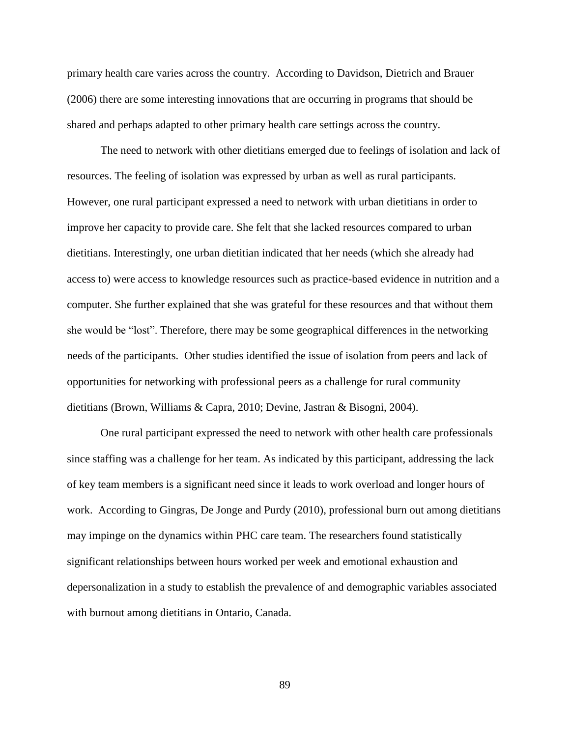primary health care varies across the country. According to Davidson, Dietrich and Brauer (2006) there are some interesting innovations that are occurring in programs that should be shared and perhaps adapted to other primary health care settings across the country.

The need to network with other dietitians emerged due to feelings of isolation and lack of resources. The feeling of isolation was expressed by urban as well as rural participants. However, one rural participant expressed a need to network with urban dietitians in order to improve her capacity to provide care. She felt that she lacked resources compared to urban dietitians. Interestingly, one urban dietitian indicated that her needs (which she already had access to) were access to knowledge resources such as practice-based evidence in nutrition and a computer. She further explained that she was grateful for these resources and that without them she would be "lost". Therefore, there may be some geographical differences in the networking needs of the participants. Other studies identified the issue of isolation from peers and lack of opportunities for networking with professional peers as a challenge for rural community dietitians (Brown, Williams & Capra, 2010; Devine, Jastran & Bisogni, 2004).

One rural participant expressed the need to network with other health care professionals since staffing was a challenge for her team. As indicated by this participant, addressing the lack of key team members is a significant need since it leads to work overload and longer hours of work. According to Gingras, De Jonge and Purdy (2010), professional burn out among dietitians may impinge on the dynamics within PHC care team. The researchers found statistically significant relationships between hours worked per week and emotional exhaustion and depersonalization in a study to establish the prevalence of and demographic variables associated with burnout among dietitians in Ontario, Canada.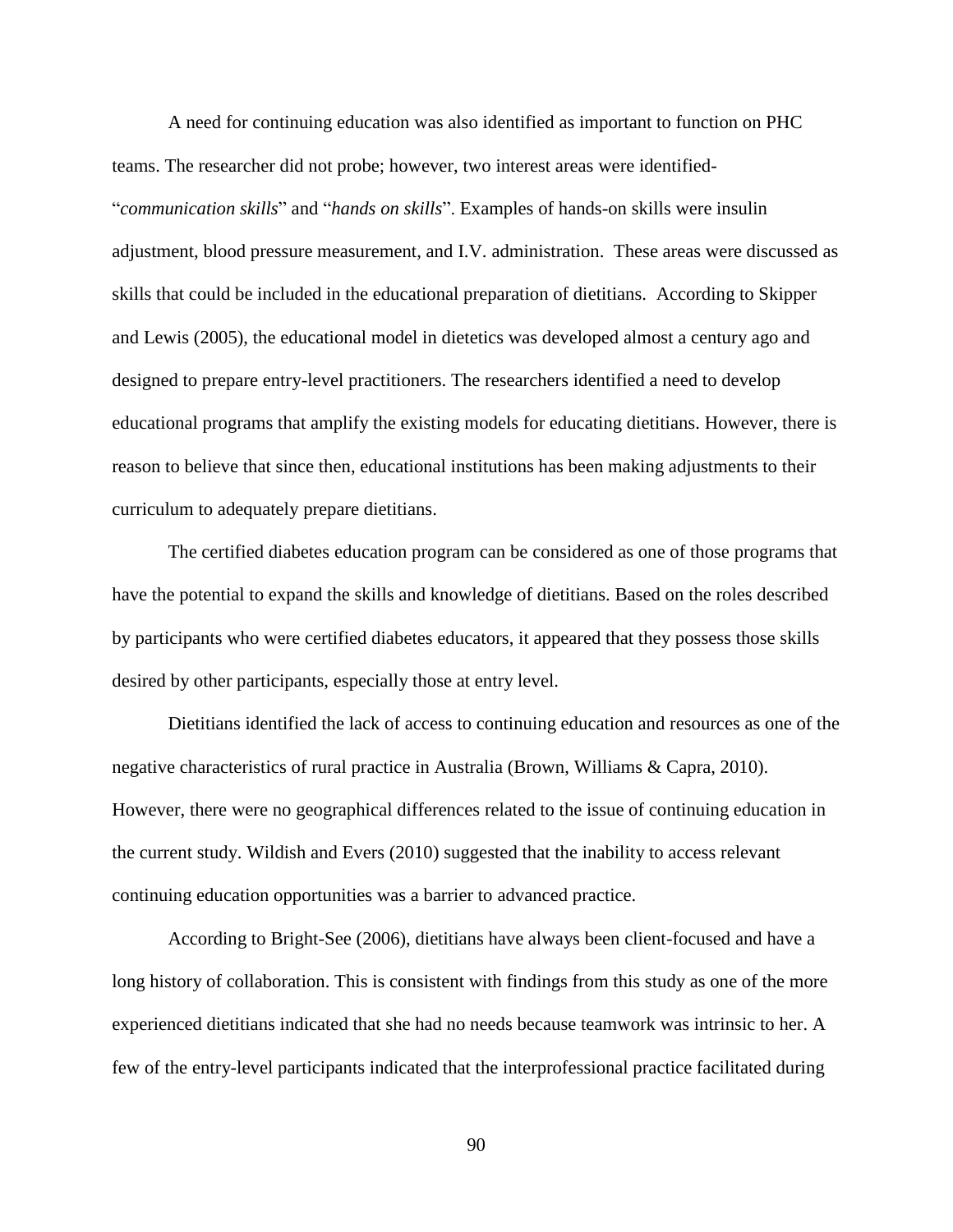A need for continuing education was also identified as important to function on PHC teams. The researcher did not probe; however, two interest areas were identified- "*communication skills*" and "*hands on skills*". Examples of hands-on skills were insulin adjustment, blood pressure measurement, and I.V. administration. These areas were discussed as skills that could be included in the educational preparation of dietitians. According to Skipper and Lewis (2005), the educational model in dietetics was developed almost a century ago and designed to prepare entry-level practitioners. The researchers identified a need to develop educational programs that amplify the existing models for educating dietitians. However, there is reason to believe that since then, educational institutions has been making adjustments to their curriculum to adequately prepare dietitians.

The certified diabetes education program can be considered as one of those programs that have the potential to expand the skills and knowledge of dietitians. Based on the roles described by participants who were certified diabetes educators, it appeared that they possess those skills desired by other participants, especially those at entry level.

Dietitians identified the lack of access to continuing education and resources as one of the negative characteristics of rural practice in Australia (Brown, Williams & Capra, 2010). However, there were no geographical differences related to the issue of continuing education in the current study. Wildish and Evers (2010) suggested that the inability to access relevant continuing education opportunities was a barrier to advanced practice.

According to Bright-See (2006), dietitians have always been client-focused and have a long history of collaboration. This is consistent with findings from this study as one of the more experienced dietitians indicated that she had no needs because teamwork was intrinsic to her. A few of the entry-level participants indicated that the interprofessional practice facilitated during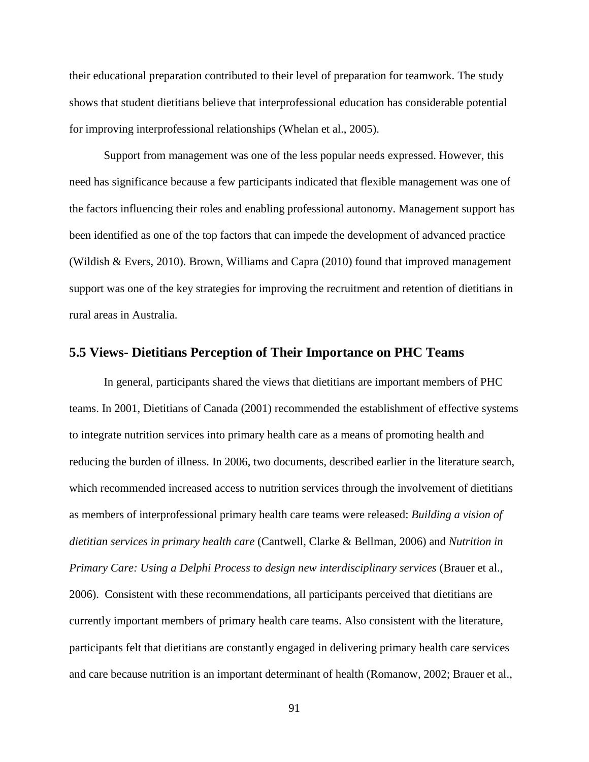their educational preparation contributed to their level of preparation for teamwork. The study shows that student dietitians believe that interprofessional education has considerable potential for improving interprofessional relationships (Whelan et al., 2005).

Support from management was one of the less popular needs expressed. However, this need has significance because a few participants indicated that flexible management was one of the factors influencing their roles and enabling professional autonomy. Management support has been identified as one of the top factors that can impede the development of advanced practice (Wildish & Evers, 2010). Brown, Williams and Capra (2010) found that improved management support was one of the key strategies for improving the recruitment and retention of dietitians in rural areas in Australia.

## 5.5 Views- Dietitians Perception of Their Importance on PHC Teams

In general, participants shared the views that dietitians are important members of PHC teams. In 2001, Dietitians of Canada (2001) recommended the establishment of effective systems to integrate nutrition services into primary health care as a means of promoting health and reducing the burden of illness. In 2006, two documents, described earlier in the literature search, which recommended increased access to nutrition services through the involvement of dietitians as members of interprofessional primary health care teams were released: *Building a vision of dietitian services in primary health care* (Cantwell, Clarke & Bellman, 2006) and *Nutrition in Primary Care: Using a Delphi Process to design new interdisciplinary services* (Brauer et al., 2006). Consistent with these recommendations, all participants perceived that dietitians are currently important members of primary health care teams. Also consistent with the literature, participants felt that dietitians are constantly engaged in delivering primary health care services and care because nutrition is an important determinant of health (Romanow, 2002; Brauer et al.,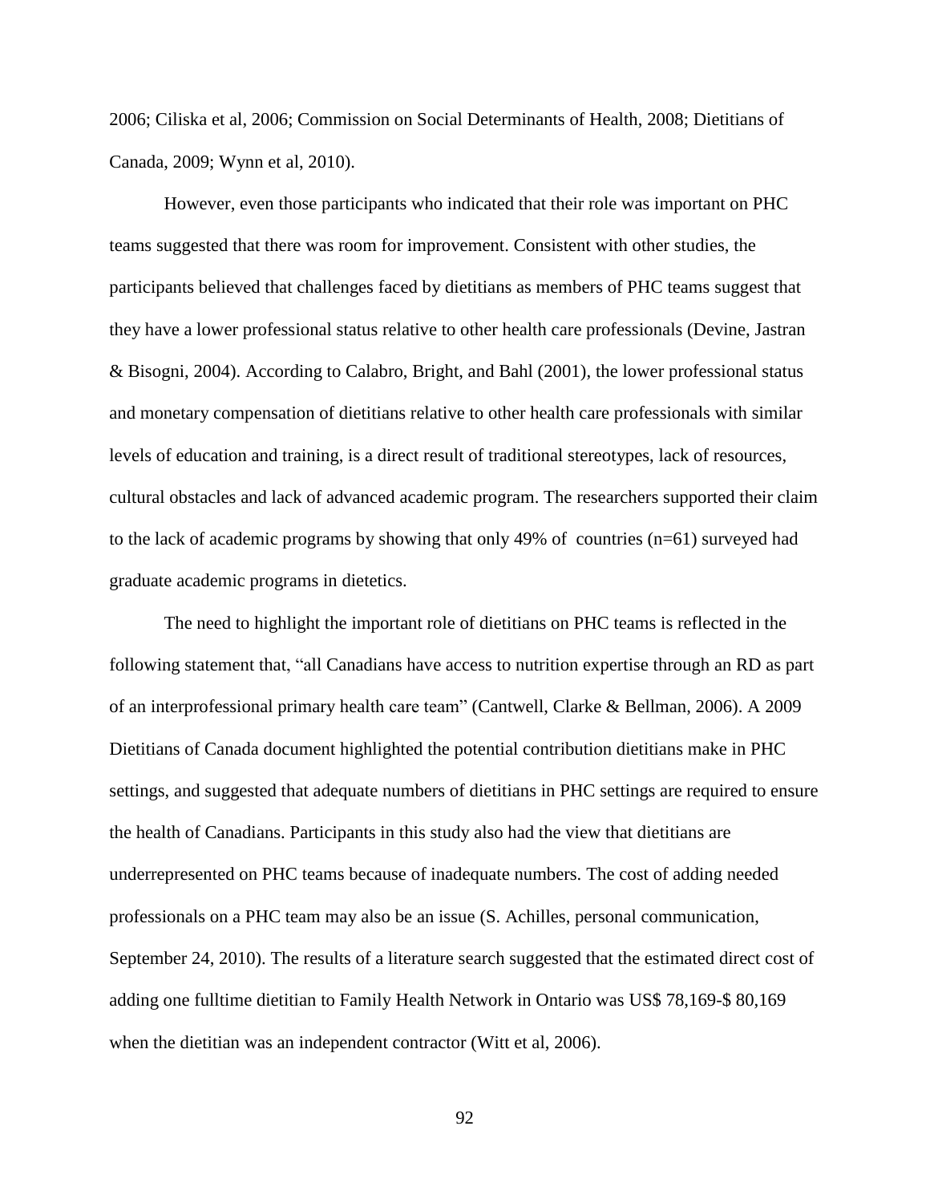2006; Ciliska et al, 2006; Commission on Social Determinants of Health, 2008; Dietitians of Canada, 2009; Wynn et al, 2010).

However, even those participants who indicated that their role was important on PHC teams suggested that there was room for improvement. Consistent with other studies, the participants believed that challenges faced by dietitians as members of PHC teams suggest that they have a lower professional status relative to other health care professionals (Devine, Jastran & Bisogni, 2004). According to Calabro, Bright, and Bahl (2001), the lower professional status and monetary compensation of dietitians relative to other health care professionals with similar levels of education and training, is a direct result of traditional stereotypes, lack of resources, cultural obstacles and lack of advanced academic program. The researchers supported their claim to the lack of academic programs by showing that only 49% of countries (n=61) surveyed had graduate academic programs in dietetics.

The need to highlight the important role of dietitians on PHC teams is reflected in the following statement that, "all Canadians have access to nutrition expertise through an RD as part of an interprofessional primary health care team" (Cantwell, Clarke & Bellman, 2006). A 2009 Dietitians of Canada document highlighted the potential contribution dietitians make in PHC settings, and suggested that adequate numbers of dietitians in PHC settings are required to ensure the health of Canadians. Participants in this study also had the view that dietitians are underrepresented on PHC teams because of inadequate numbers. The cost of adding needed professionals on a PHC team may also be an issue (S. Achilles, personal communication, September 24, 2010). The results of a literature search suggested that the estimated direct cost of adding one fulltime dietitian to Family Health Network in Ontario was US$ 78,169-$ 80,169 when the dietitian was an independent contractor (Witt et al, 2006).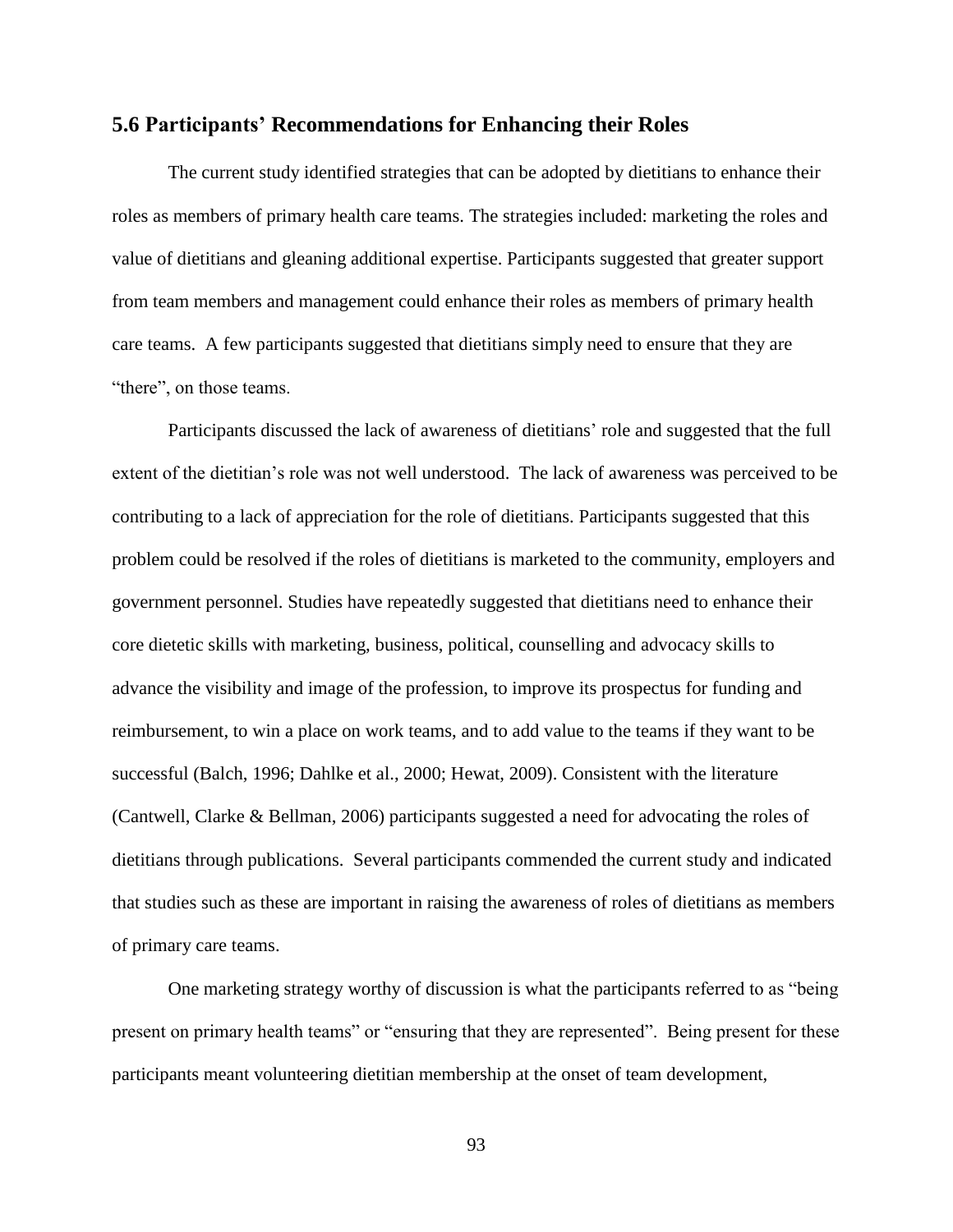## 5.6 Participants' Recommendations for Enhancing their Roles

The current study identified strategies that can be adopted by dietitians to enhance their roles as members of primary health care teams. The strategies included: marketing the roles and value of dietitians and gleaning additional expertise. Participants suggested that greater support from team members and management could enhance their roles as members of primary health care teams. A few participants suggested that dietitians simply need to ensure that they are "there", on those teams.

Participants discussed the lack of awareness of dietitians' role and suggested that the full extent of the dietitian's role was not well understood. The lack of awareness was perceived to be contributing to a lack of appreciation for the role of dietitians. Participants suggested that this problem could be resolved if the roles of dietitians is marketed to the community, employers and government personnel. Studies have repeatedly suggested that dietitians need to enhance their core dietetic skills with marketing, business, political, counselling and advocacy skills to advance the visibility and image of the profession, to improve its prospectus for funding and reimbursement, to win a place on work teams, and to add value to the teams if they want to be successful (Balch, 1996; Dahlke et al., 2000; Hewat, 2009). Consistent with the literature (Cantwell, Clarke & Bellman, 2006) participants suggested a need for advocating the roles of dietitians through publications. Several participants commended the current study and indicated that studies such as these are important in raising the awareness of roles of dietitians as members of primary care teams.

One marketing strategy worthy of discussion is what the participants referred to as "being present on primary health teams" or "ensuring that they are represented". Being present for these participants meant volunteering dietitian membership at the onset of team development,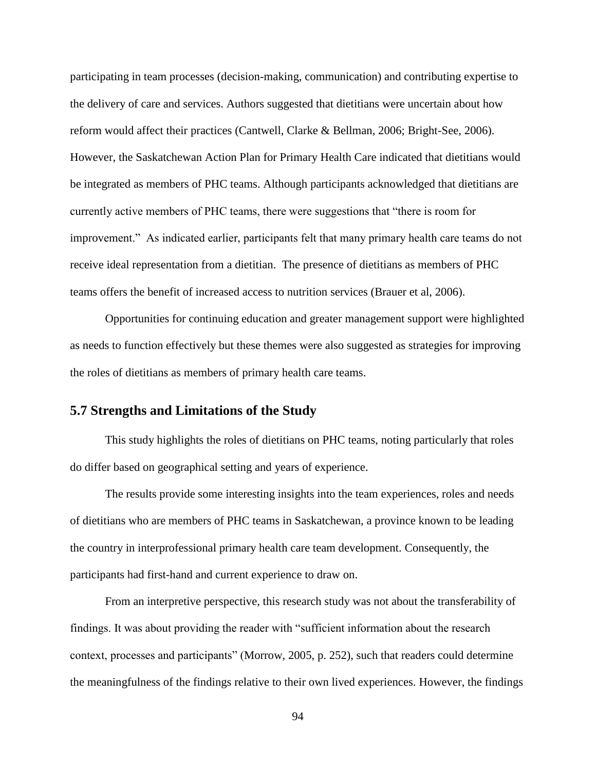participating in team processes (decision-making, communication) and contributing expertise to the delivery of care and services. Authors suggested that dietitians were uncertain about how reform would affect their practices (Cantwell, Clarke & Bellman, 2006; Bright-See, 2006). However, the Saskatchewan Action Plan for Primary Health Care indicated that dietitians would be integrated as members of PHC teams. Although participants acknowledged that dietitians are currently active members of PHC teams, there were suggestions that "there is room for improvement." As indicated earlier, participants felt that many primary health care teams do not receive ideal representation from a dietitian. The presence of dietitians as members of PHC teams offers the benefit of increased access to nutrition services (Brauer et al, 2006).

Opportunities for continuing education and greater management support were highlighted as needs to function effectively but these themes were also suggested as strategies for improving the roles of dietitians as members of primary health care teams.

## 5.7 Strengths and Limitations of the Study

This study highlights the roles of dietitians on PHC teams, noting particularly that roles do differ based on geographical setting and years of experience.

The results provide some interesting insights into the team experiences, roles and needs of dietitians who are members of PHC teams in Saskatchewan, a province known to be leading the country in interprofessional primary health care team development. Consequently, the participants had first-hand and current experience to draw on.

From an interpretive perspective, this research study was not about the transferability of findings. It was about providing the reader with "sufficient information about the research context, processes and participants" (Morrow, 2005, p. 252), such that readers could determine the meaningfulness of the findings relative to their own lived experiences. However, the findings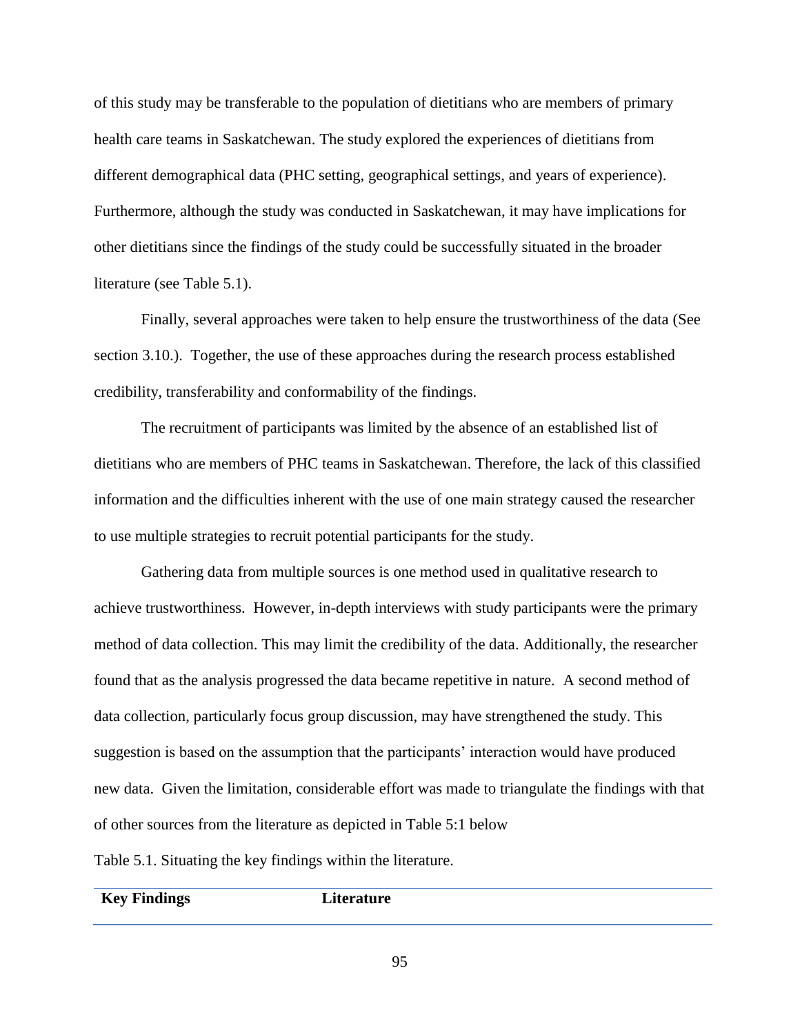of this study may be transferable to the population of dietitians who are members of primary health care teams in Saskatchewan. The study explored the experiences of dietitians from different demographical data (PHC setting, geographical settings, and years of experience). Furthermore, although the study was conducted in Saskatchewan, it may have implications for other dietitians since the findings of the study could be successfully situated in the broader literature (see Table 5.1).

Finally, several approaches were taken to help ensure the trustworthiness of the data (See section 3.10.). Together, the use of these approaches during the research process established credibility, transferability and conformability of the findings.

The recruitment of participants was limited by the absence of an established list of dietitians who are members of PHC teams in Saskatchewan. Therefore, the lack of this classified information and the difficulties inherent with the use of one main strategy caused the researcher to use multiple strategies to recruit potential participants for the study.

Gathering data from multiple sources is one method used in qualitative research to achieve trustworthiness. However, in-depth interviews with study participants were the primary method of data collection. This may limit the credibility of the data. Additionally, the researcher found that as the analysis progressed the data became repetitive in nature. A second method of data collection, particularly focus group discussion, may have strengthened the study. This suggestion is based on the assumption that the participants' interaction would have produced new data. Given the limitation, considerable effort was made to triangulate the findings with that of other sources from the literature as depicted in Table 5:1 below

Table 5.1. Situating the key findings within the literature.

| Key Findings | Literature |
|---|---|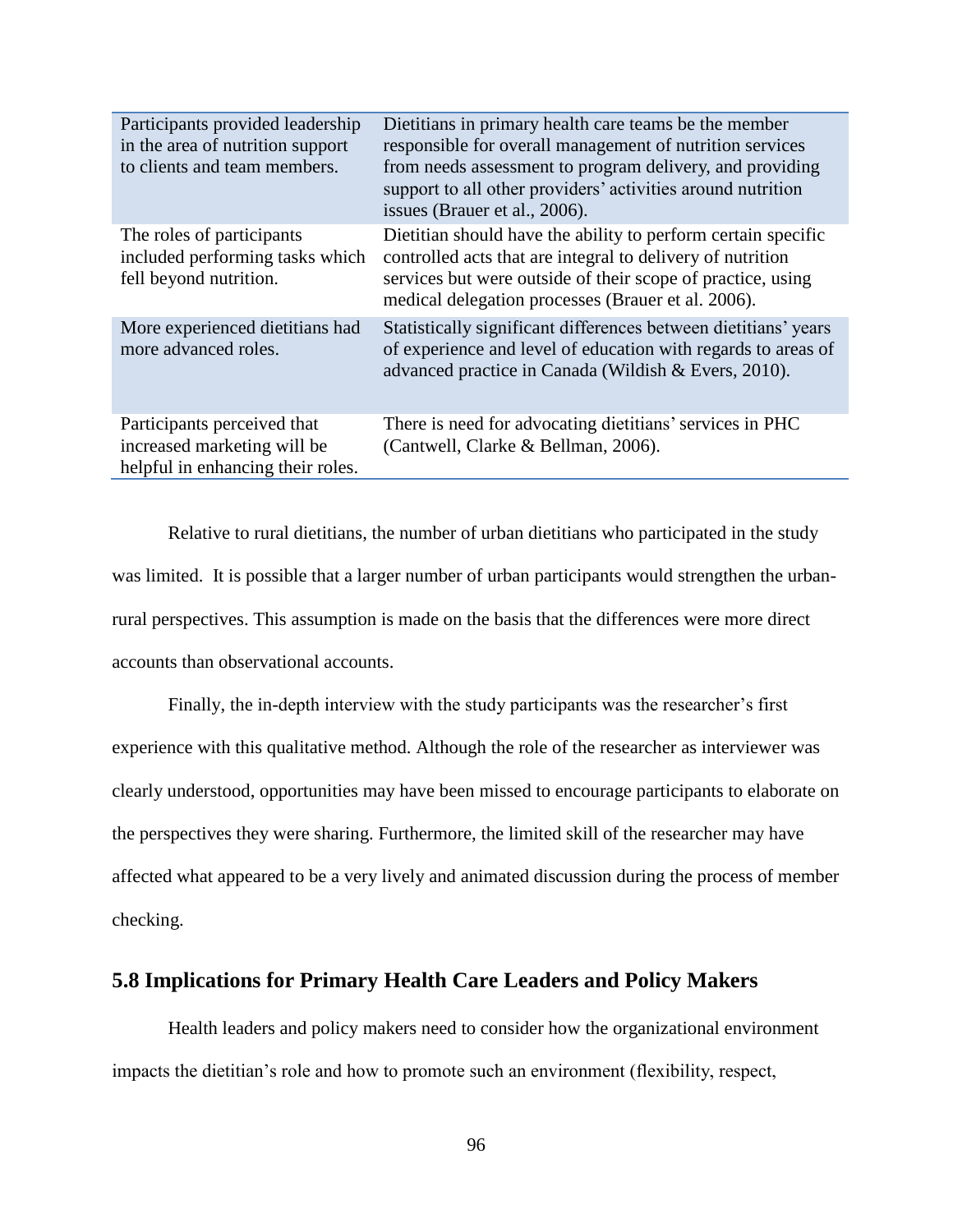| Participants provided leadership in the area of nutrition support to clients and team members. | Dietitians in primary health care teams be the member responsible for overall management of nutrition services from needs assessment to program delivery, and providing support to all other providers' activities around nutrition issues (Brauer et al., 2006). |
|---|---|
| The roles of participants included performing tasks which fell beyond nutrition. | Dietitian should have the ability to perform certain specific controlled acts that are integral to delivery of nutrition services but were outside of their scope of practice, using medical delegation processes (Brauer et al. 2006). |
| More experienced dietitians had more advanced roles. | Statistically significant differences between dietitians' years of experience and level of education with regards to areas of advanced practice in Canada (Wildish & Evers, 2010). |
| Participants perceived that increased marketing will be helpful in enhancing their roles. | There is need for advocating dietitians' services in PHC (Cantwell, Clarke & Bellman, 2006). |

Relative to rural dietitians, the number of urban dietitians who participated in the study was limited. It is possible that a larger number of urban participants would strengthen the urban-rural perspectives. This assumption is made on the basis that the differences were more direct accounts than observational accounts.

Finally, the in-depth interview with the study participants was the researcher's first experience with this qualitative method. Although the role of the researcher as interviewer was clearly understood, opportunities may have been missed to encourage participants to elaborate on the perspectives they were sharing. Furthermore, the limited skill of the researcher may have affected what appeared to be a very lively and animated discussion during the process of member checking.

## 5.8 Implications for Primary Health Care Leaders and Policy Makers

Health leaders and policy makers need to consider how the organizational environment impacts the dietitian's role and how to promote such an environment (flexibility, respect,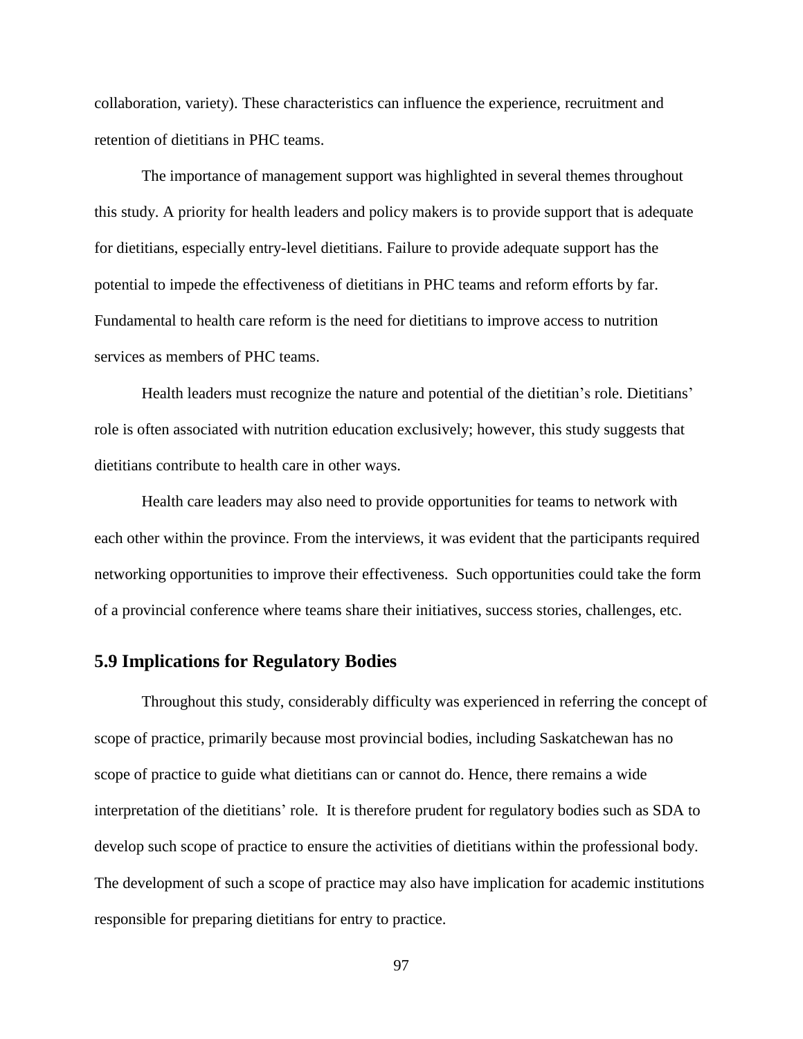collaboration, variety). These characteristics can influence the experience, recruitment and retention of dietitians in PHC teams.

The importance of management support was highlighted in several themes throughout this study. A priority for health leaders and policy makers is to provide support that is adequate for dietitians, especially entry-level dietitians. Failure to provide adequate support has the potential to impede the effectiveness of dietitians in PHC teams and reform efforts by far. Fundamental to health care reform is the need for dietitians to improve access to nutrition services as members of PHC teams.

Health leaders must recognize the nature and potential of the dietitian's role. Dietitians' role is often associated with nutrition education exclusively; however, this study suggests that dietitians contribute to health care in other ways.

Health care leaders may also need to provide opportunities for teams to network with each other within the province. From the interviews, it was evident that the participants required networking opportunities to improve their effectiveness. Such opportunities could take the form of a provincial conference where teams share their initiatives, success stories, challenges, etc.

## 5.9 Implications for Regulatory Bodies

Throughout this study, considerably difficulty was experienced in referring the concept of scope of practice, primarily because most provincial bodies, including Saskatchewan has no scope of practice to guide what dietitians can or cannot do. Hence, there remains a wide interpretation of the dietitians' role. It is therefore prudent for regulatory bodies such as SDA to develop such scope of practice to ensure the activities of dietitians within the professional body. The development of such a scope of practice may also have implication for academic institutions responsible for preparing dietitians for entry to practice.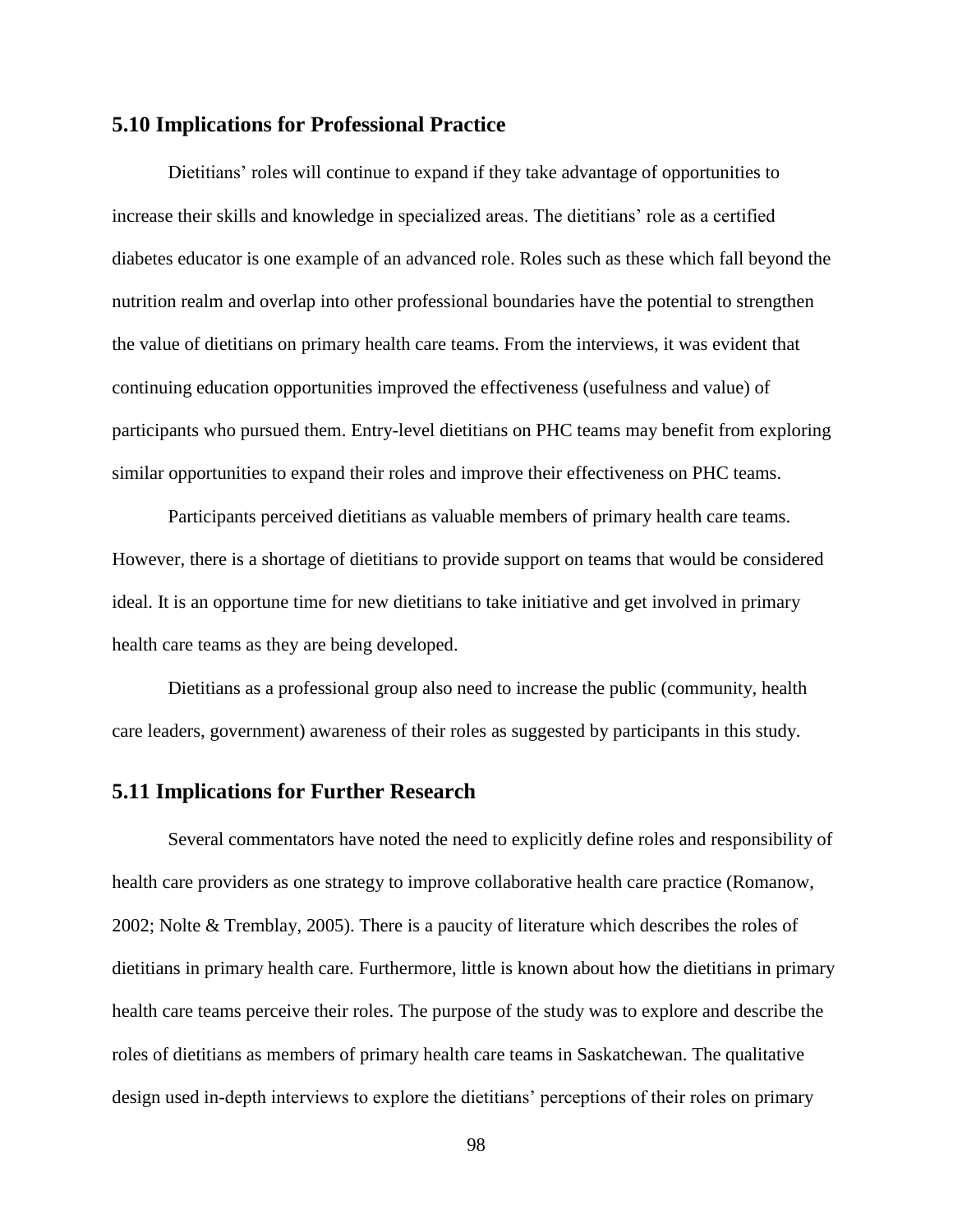## 5.10 Implications for Professional Practice

Dietitians' roles will continue to expand if they take advantage of opportunities to increase their skills and knowledge in specialized areas. The dietitians' role as a certified diabetes educator is one example of an advanced role. Roles such as these which fall beyond the nutrition realm and overlap into other professional boundaries have the potential to strengthen the value of dietitians on primary health care teams. From the interviews, it was evident that continuing education opportunities improved the effectiveness (usefulness and value) of participants who pursued them. Entry-level dietitians on PHC teams may benefit from exploring similar opportunities to expand their roles and improve their effectiveness on PHC teams.

Participants perceived dietitians as valuable members of primary health care teams. However, there is a shortage of dietitians to provide support on teams that would be considered ideal. It is an opportune time for new dietitians to take initiative and get involved in primary health care teams as they are being developed.

Dietitians as a professional group also need to increase the public (community, health care leaders, government) awareness of their roles as suggested by participants in this study.

## 5.11 Implications for Further Research

Several commentators have noted the need to explicitly define roles and responsibility of health care providers as one strategy to improve collaborative health care practice (Romanow, 2002; Nolte & Tremblay, 2005). There is a paucity of literature which describes the roles of dietitians in primary health care. Furthermore, little is known about how the dietitians in primary health care teams perceive their roles. The purpose of the study was to explore and describe the roles of dietitians as members of primary health care teams in Saskatchewan. The qualitative design used in-depth interviews to explore the dietitians' perceptions of their roles on primary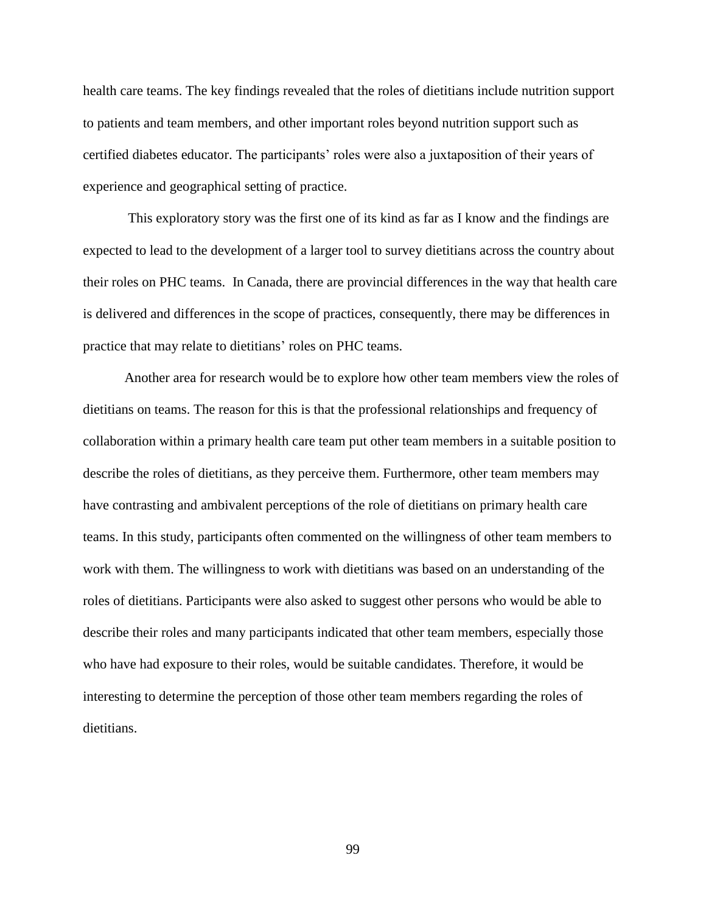health care teams. The key findings revealed that the roles of dietitians include nutrition support to patients and team members, and other important roles beyond nutrition support such as certified diabetes educator. The participants' roles were also a juxtaposition of their years of experience and geographical setting of practice.

This exploratory story was the first one of its kind as far as I know and the findings are expected to lead to the development of a larger tool to survey dietitians across the country about their roles on PHC teams. In Canada, there are provincial differences in the way that health care is delivered and differences in the scope of practices, consequently, there may be differences in practice that may relate to dietitians' roles on PHC teams.

Another area for research would be to explore how other team members view the roles of dietitians on teams. The reason for this is that the professional relationships and frequency of collaboration within a primary health care team put other team members in a suitable position to describe the roles of dietitians, as they perceive them. Furthermore, other team members may have contrasting and ambivalent perceptions of the role of dietitians on primary health care teams. In this study, participants often commented on the willingness of other team members to work with them. The willingness to work with dietitians was based on an understanding of the roles of dietitians. Participants were also asked to suggest other persons who would be able to describe their roles and many participants indicated that other team members, especially those who have had exposure to their roles, would be suitable candidates. Therefore, it would be interesting to determine the perception of those other team members regarding the roles of dietitians.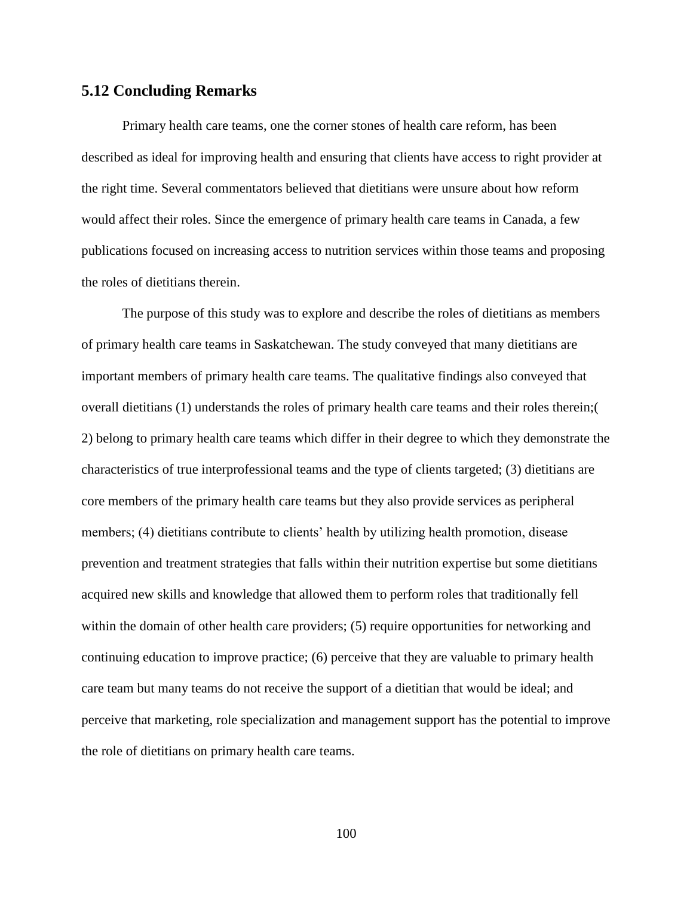## 5.12 Concluding Remarks

Primary health care teams, one the corner stones of health care reform, has been described as ideal for improving health and ensuring that clients have access to right provider at the right time. Several commentators believed that dietitians were unsure about how reform would affect their roles. Since the emergence of primary health care teams in Canada, a few publications focused on increasing access to nutrition services within those teams and proposing the roles of dietitians therein.

The purpose of this study was to explore and describe the roles of dietitians as members of primary health care teams in Saskatchewan. The study conveyed that many dietitians are important members of primary health care teams. The qualitative findings also conveyed that overall dietitians (1) understands the roles of primary health care teams and their roles therein;( 2) belong to primary health care teams which differ in their degree to which they demonstrate the characteristics of true interprofessional teams and the type of clients targeted; (3) dietitians are core members of the primary health care teams but they also provide services as peripheral members; (4) dietitians contribute to clients' health by utilizing health promotion, disease prevention and treatment strategies that falls within their nutrition expertise but some dietitians acquired new skills and knowledge that allowed them to perform roles that traditionally fell within the domain of other health care providers; (5) require opportunities for networking and continuing education to improve practice; (6) perceive that they are valuable to primary health care team but many teams do not receive the support of a dietitian that would be ideal; and perceive that marketing, role specialization and management support has the potential to improve the role of dietitians on primary health care teams.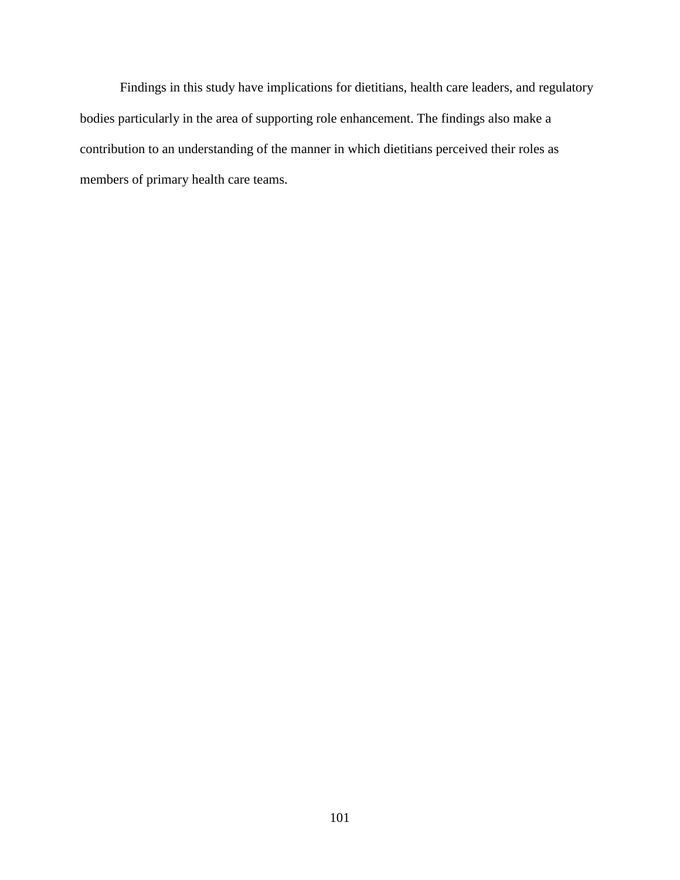Findings in this study have implications for dietitians, health care leaders, and regulatory bodies particularly in the area of supporting role enhancement. The findings also make a contribution to an understanding of the manner in which dietitians perceived their roles as members of primary health care teams.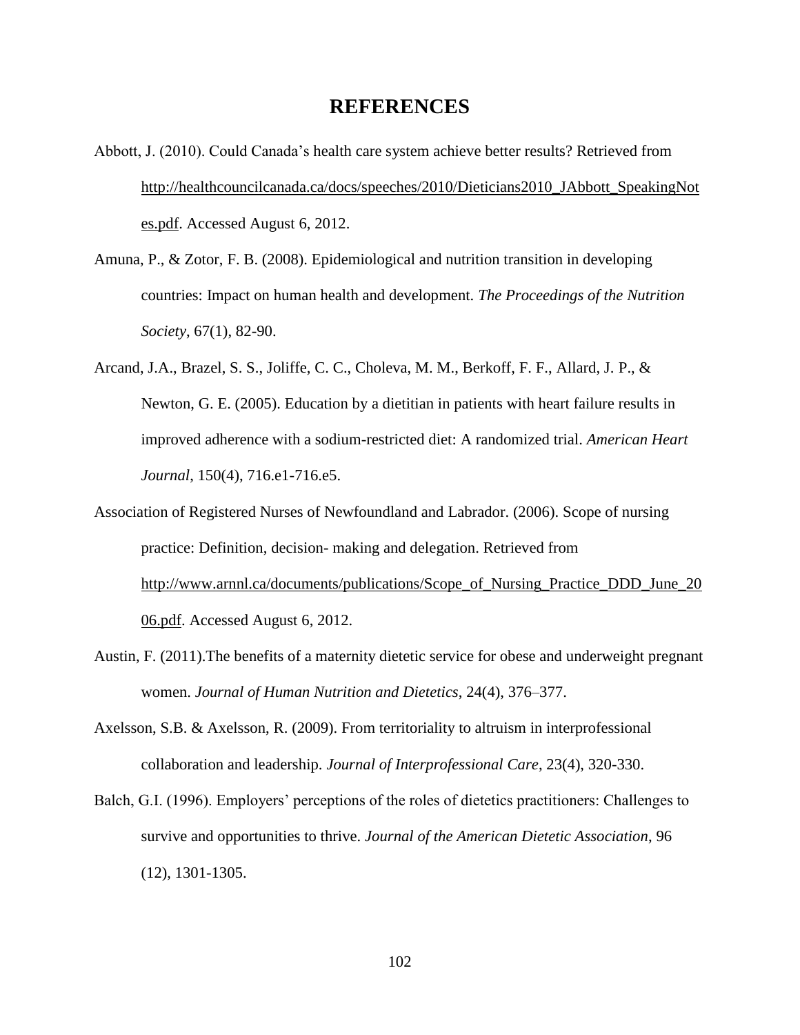# REFERENCES

Abbott, J. (2010). Could Canada's health care system achieve better results? Retrieved from http://healthcouncilcanada.ca/docs/speeches/2010/Dieticians2010_JAbbott_SpeakingNotes.pdf. Accessed August 6, 2012.

Amuna, P., & Zotor, F. B. (2008). Epidemiological and nutrition transition in developing countries: Impact on human health and development. *The Proceedings of the Nutrition Society*, 67(1), 82-90.

Arcand, J.A., Brazel, S. S., Joliffe, C. C., Choleva, M. M., Berkoff, F. F., Allard, J. P., & Newton, G. E. (2005). Education by a dietitian in patients with heart failure results in improved adherence with a sodium-restricted diet: A randomized trial. *American Heart Journal*, 150(4), 716.e1-716.e5.

Association of Registered Nurses of Newfoundland and Labrador. (2006). Scope of nursing practice: Definition, decision- making and delegation. Retrieved from http://www.arnnl.ca/documents/publications/Scope_of_Nursing_Practice_DDD_June_2006.pdf. Accessed August 6, 2012.

Austin, F. (2011).The benefits of a maternity dietetic service for obese and underweight pregnant women. *Journal of Human Nutrition and Dietetics*, 24(4), 376–377.

Axelsson, S.B. & Axelsson, R. (2009). From territoriality to altruism in interprofessional collaboration and leadership. *Journal of Interprofessional Care*, 23(4), 320-330.

Balch, G.I. (1996). Employers' perceptions of the roles of dietetics practitioners: Challenges to survive and opportunities to thrive. *Journal of the American Dietetic Association*, 96 (12), 1301-1305.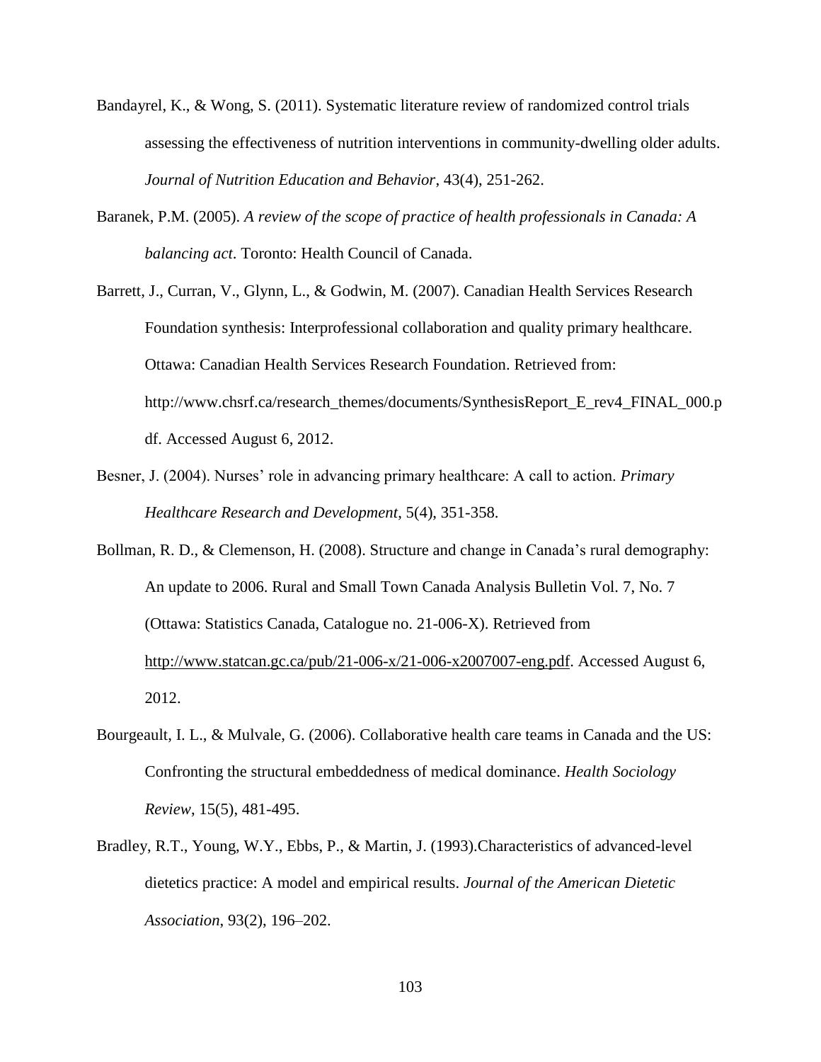Bandayrel, K., & Wong, S. (2011). Systematic literature review of randomized control trials assessing the effectiveness of nutrition interventions in community-dwelling older adults. *Journal of Nutrition Education and Behavior*, 43(4), 251-262.

Baranek, P.M. (2005). *A review of the scope of practice of health professionals in Canada: A balancing act*. Toronto: Health Council of Canada.

Barrett, J., Curran, V., Glynn, L., & Godwin, M. (2007). Canadian Health Services Research Foundation synthesis: Interprofessional collaboration and quality primary healthcare. Ottawa: Canadian Health Services Research Foundation. Retrieved from: http://www.chsrf.ca/research_themes/documents/SynthesisReport_E_rev4_FINAL_000.pdf. Accessed August 6, 2012.

Besner, J. (2004). Nurses' role in advancing primary healthcare: A call to action. *Primary Healthcare Research and Development*, 5(4), 351-358.

Bollman, R. D., & Clemenson, H. (2008). Structure and change in Canada's rural demography: An update to 2006. Rural and Small Town Canada Analysis Bulletin Vol. 7, No. 7 (Ottawa: Statistics Canada, Catalogue no. 21-006-X). Retrieved from http://www.statcan.gc.ca/pub/21-006-x/21-006-x2007007-eng.pdf. Accessed August 6, 2012.

Bourgeault, I. L., & Mulvale, G. (2006). Collaborative health care teams in Canada and the US: Confronting the structural embeddedness of medical dominance. *Health Sociology Review*, 15(5), 481-495.

Bradley, R.T., Young, W.Y., Ebbs, P., & Martin, J. (1993).Characteristics of advanced-level dietetics practice: A model and empirical results. *Journal of the American Dietetic Association*, 93(2), 196–202.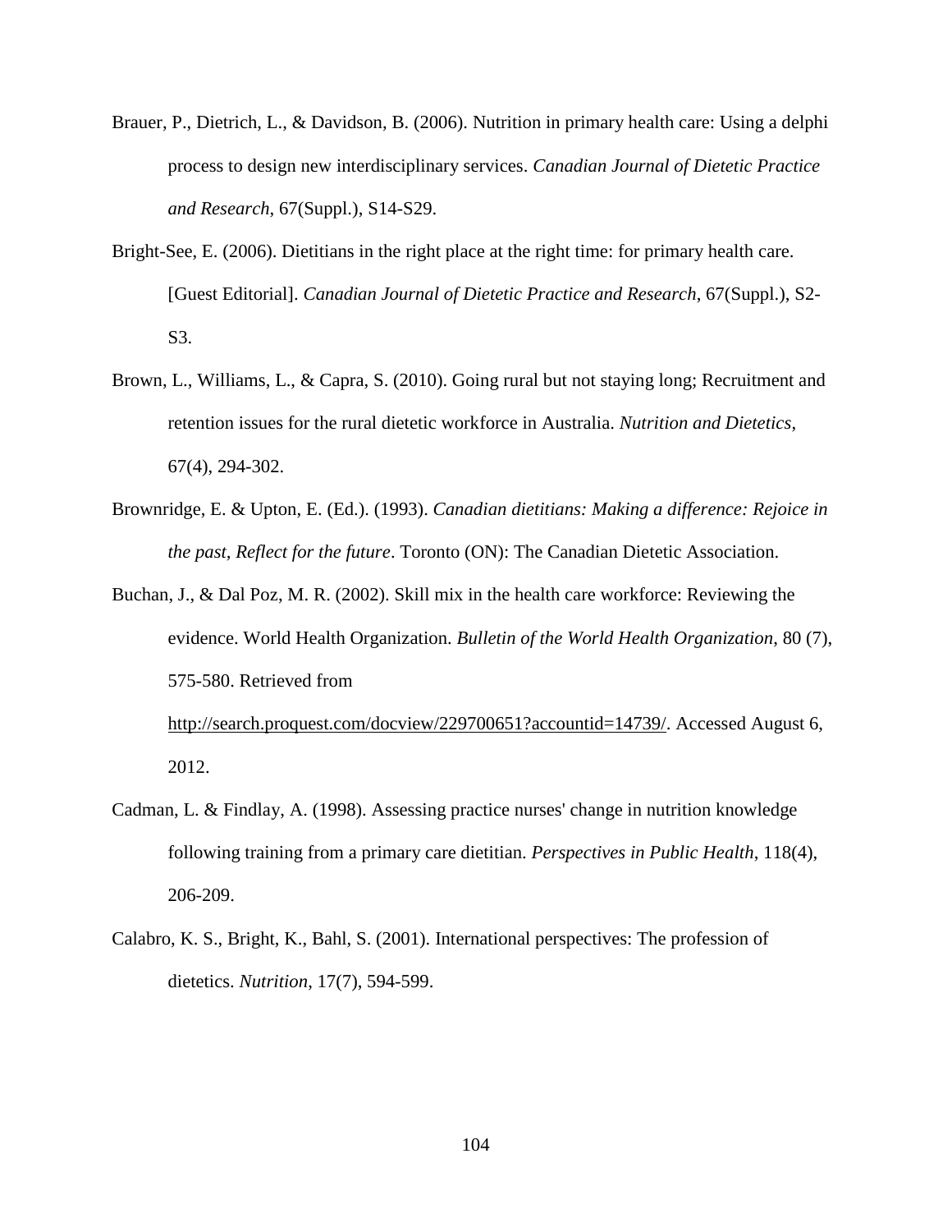Brauer, P., Dietrich, L., & Davidson, B. (2006). Nutrition in primary health care: Using a delphi process to design new interdisciplinary services. *Canadian Journal of Dietetic Practice and Research*, 67(Suppl.), S14-S29.

Bright-See, E. (2006). Dietitians in the right place at the right time: for primary health care. [Guest Editorial]. *Canadian Journal of Dietetic Practice and Research*, 67(Suppl.), S2-S3.

Brown, L., Williams, L., & Capra, S. (2010). Going rural but not staying long; Recruitment and retention issues for the rural dietetic workforce in Australia. *Nutrition and Dietetics*, 67(4), 294-302.

Brownridge, E. & Upton, E. (Ed.). (1993). *Canadian dietitians: Making a difference: Rejoice in the past, Reflect for the future*. Toronto (ON): The Canadian Dietetic Association.

Buchan, J., & Dal Poz, M. R. (2002). Skill mix in the health care workforce: Reviewing the evidence. World Health Organization. *Bulletin of the World Health Organization*, 80 (7), 575-580. Retrieved from http://search.proquest.com/docview/229700651?accountid=14739/. Accessed August 6, 2012.

Cadman, L. & Findlay, A. (1998). Assessing practice nurses' change in nutrition knowledge following training from a primary care dietitian. *Perspectives in Public Health*, 118(4), 206-209.

Calabro, K. S., Bright, K., Bahl, S. (2001). International perspectives: The profession of dietetics. *Nutrition*, 17(7), 594-599.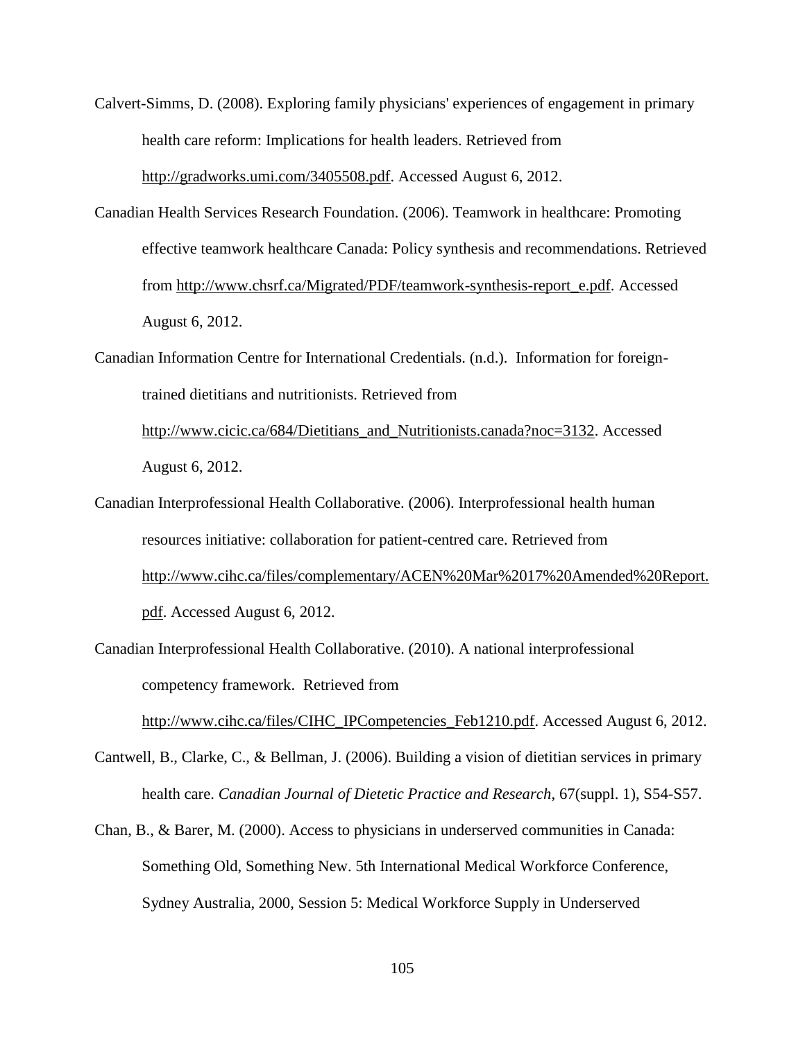Calvert-Simms, D. (2008). Exploring family physicians' experiences of engagement in primary health care reform: Implications for health leaders. Retrieved from http://gradworks.umi.com/3405508.pdf. Accessed August 6, 2012.

Canadian Health Services Research Foundation. (2006). Teamwork in healthcare: Promoting effective teamwork healthcare Canada: Policy synthesis and recommendations. Retrieved from http://www.chsrf.ca/Migrated/PDF/teamwork-synthesis-report_e.pdf. Accessed August 6, 2012.

Canadian Information Centre for International Credentials. (n.d.). Information for foreign-trained dietitians and nutritionists. Retrieved from http://www.cicic.ca/684/Dietitians_and_Nutritionists.canada?noc=3132. Accessed August 6, 2012.

Canadian Interprofessional Health Collaborative. (2006). Interprofessional health human resources initiative: collaboration for patient-centred care. Retrieved from http://www.cihc.ca/files/complementary/ACEN%20Mar%2017%20Amended%20Report.pdf. Accessed August 6, 2012.

Canadian Interprofessional Health Collaborative. (2010). A national interprofessional competency framework. Retrieved from http://www.cihc.ca/files/CIHC_IPCompetencies_Feb1210.pdf. Accessed August 6, 2012.

Cantwell, B., Clarke, C., & Bellman, J. (2006). Building a vision of dietitian services in primary health care. *Canadian Journal of Dietetic Practice and Research*, 67(suppl. 1), S54-S57.

Chan, B., & Barer, M. (2000). Access to physicians in underserved communities in Canada: Something Old, Something New. 5th International Medical Workforce Conference, Sydney Australia, 2000, Session 5: Medical Workforce Supply in Underserved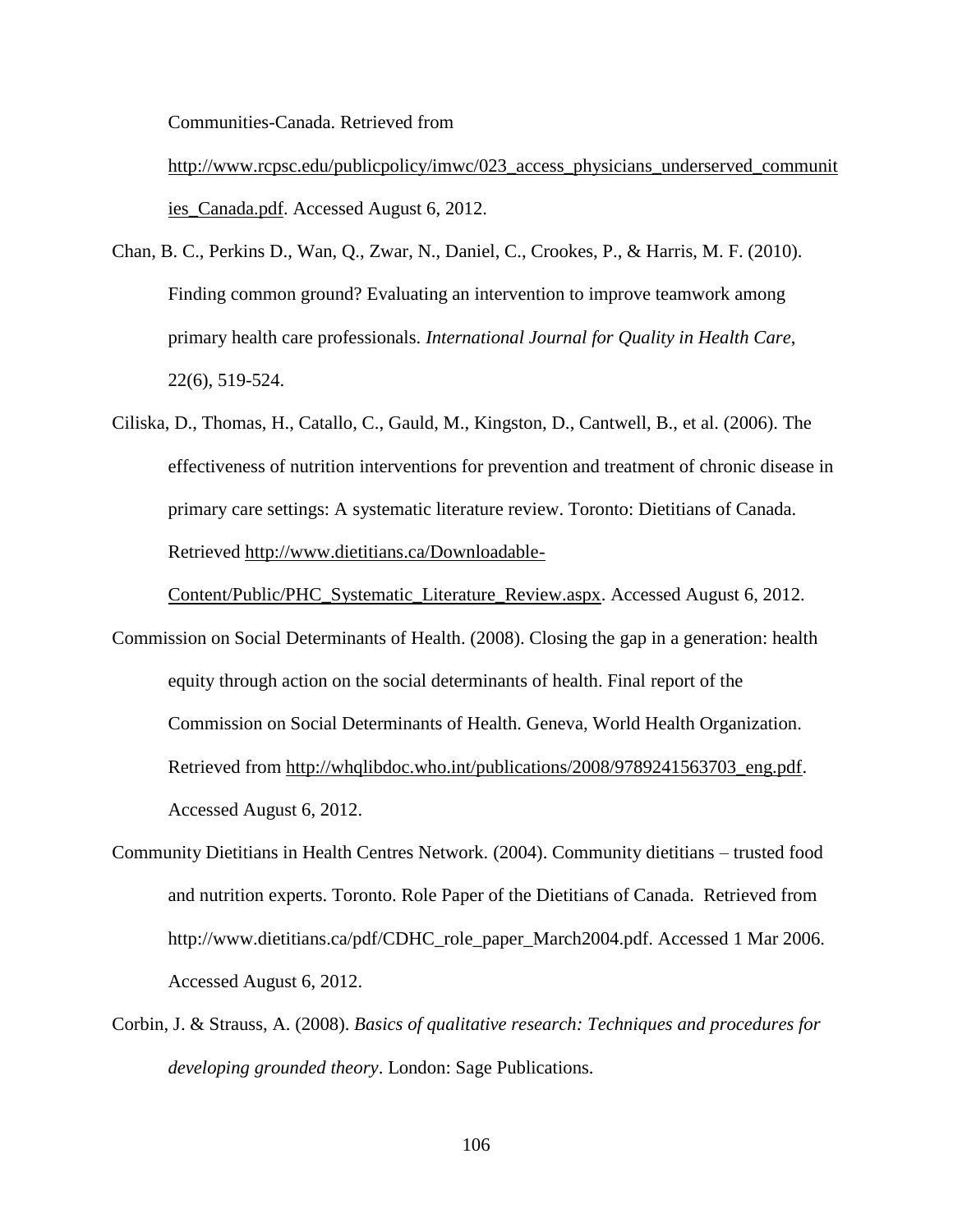Communities-Canada. Retrieved from http://www.rcpsc.edu/publicpolicy/imwc/023_access_physicians_underserved_communities_Canada.pdf. Accessed August 6, 2012.

Chan, B. C., Perkins D., Wan, Q., Zwar, N., Daniel, C., Crookes, P., & Harris, M. F. (2010). Finding common ground? Evaluating an intervention to improve teamwork among primary health care professionals. *International Journal for Quality in Health Care*, 22(6), 519-524.

Ciliska, D., Thomas, H., Catallo, C., Gauld, M., Kingston, D., Cantwell, B., et al. (2006). The effectiveness of nutrition interventions for prevention and treatment of chronic disease in primary care settings: A systematic literature review. Toronto: Dietitians of Canada. Retrieved http://www.dietitians.ca/Downloadable-Content/Public/PHC_Systematic_Literature_Review.aspx. Accessed August 6, 2012.

Commission on Social Determinants of Health. (2008). Closing the gap in a generation: health equity through action on the social determinants of health. Final report of the Commission on Social Determinants of Health. Geneva, World Health Organization. Retrieved from http://whqlibdoc.who.int/publications/2008/9789241563703_eng.pdf. Accessed August 6, 2012.

Community Dietitians in Health Centres Network. (2004). Community dietitians – trusted food and nutrition experts. Toronto. Role Paper of the Dietitians of Canada. Retrieved from http://www.dietitians.ca/pdf/CDHC_role_paper_March2004.pdf. Accessed 1 Mar 2006. Accessed August 6, 2012.

Corbin, J. & Strauss, A. (2008). *Basics of qualitative research: Techniques and procedures for developing grounded theory*. London: Sage Publications.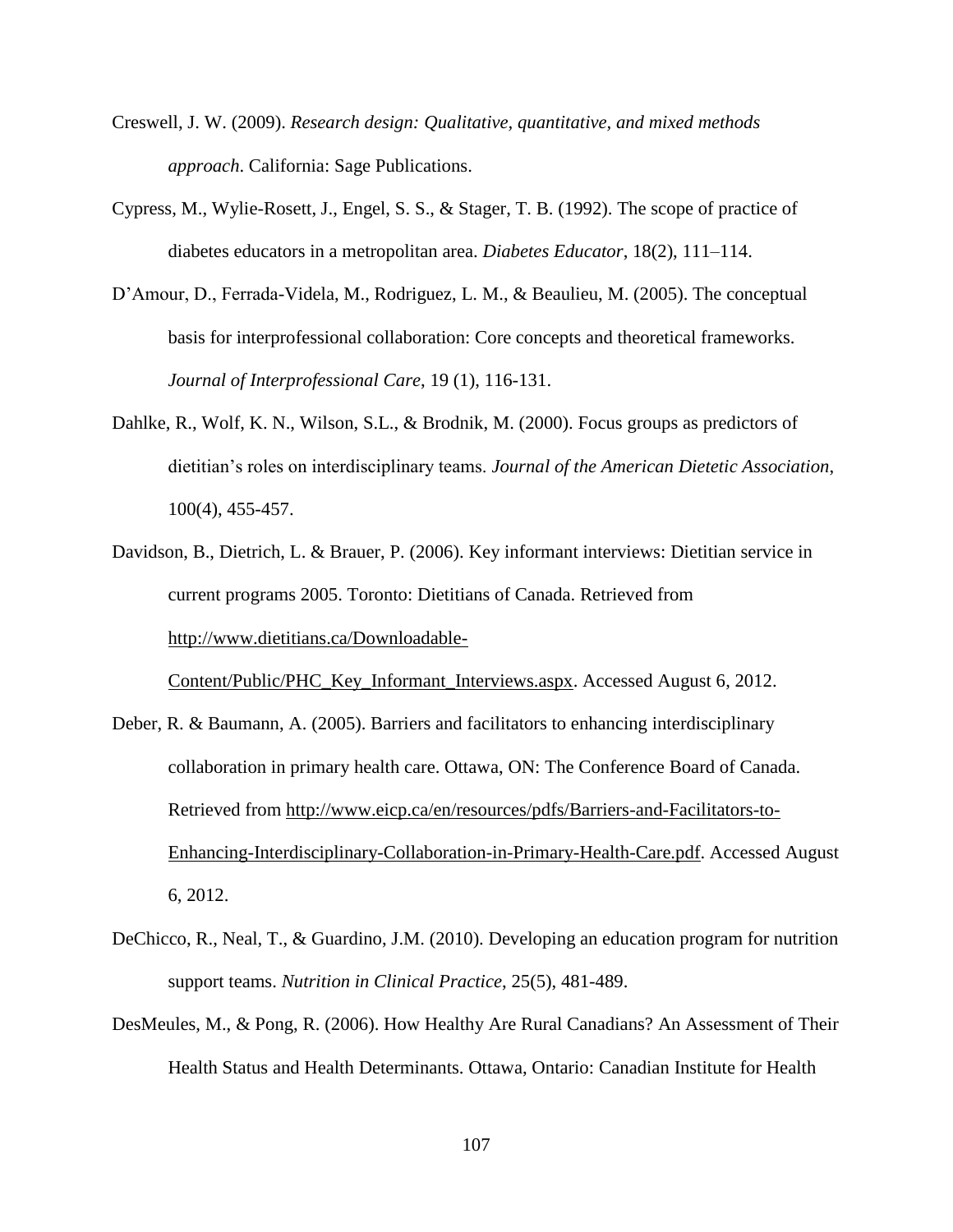Creswell, J. W. (2009). *Research design: Qualitative, quantitative, and mixed methods approach*. California: Sage Publications.

Cypress, M., Wylie-Rosett, J., Engel, S. S., & Stager, T. B. (1992). The scope of practice of diabetes educators in a metropolitan area. *Diabetes Educator*, 18(2), 111–114.

D'Amour, D., Ferrada-Videla, M., Rodriguez, L. M., & Beaulieu, M. (2005). The conceptual basis for interprofessional collaboration: Core concepts and theoretical frameworks. *Journal of Interprofessional Care*, 19 (1), 116-131.

Dahlke, R., Wolf, K. N., Wilson, S.L., & Brodnik, M. (2000). Focus groups as predictors of dietitian's roles on interdisciplinary teams. *Journal of the American Dietetic Association*, 100(4), 455-457.

Davidson, B., Dietrich, L. & Brauer, P. (2006). Key informant interviews: Dietitian service in current programs 2005. Toronto: Dietitians of Canada. Retrieved from http://www.dietitians.ca/Downloadable-Content/Public/PHC_Key_Informant_Interviews.aspx. Accessed August 6, 2012.

Deber, R. & Baumann, A. (2005). Barriers and facilitators to enhancing interdisciplinary collaboration in primary health care. Ottawa, ON: The Conference Board of Canada. Retrieved from http://www.eicp.ca/en/resources/pdfs/Barriers-and-Facilitators-to-Enhancing-Interdisciplinary-Collaboration-in-Primary-Health-Care.pdf. Accessed August 6, 2012.

DeChicco, R., Neal, T., & Guardino, J.M. (2010). Developing an education program for nutrition support teams. *Nutrition in Clinical Practice*, 25(5), 481-489.

DesMeules, M., & Pong, R. (2006). How Healthy Are Rural Canadians? An Assessment of Their Health Status and Health Determinants. Ottawa, Ontario: Canadian Institute for Health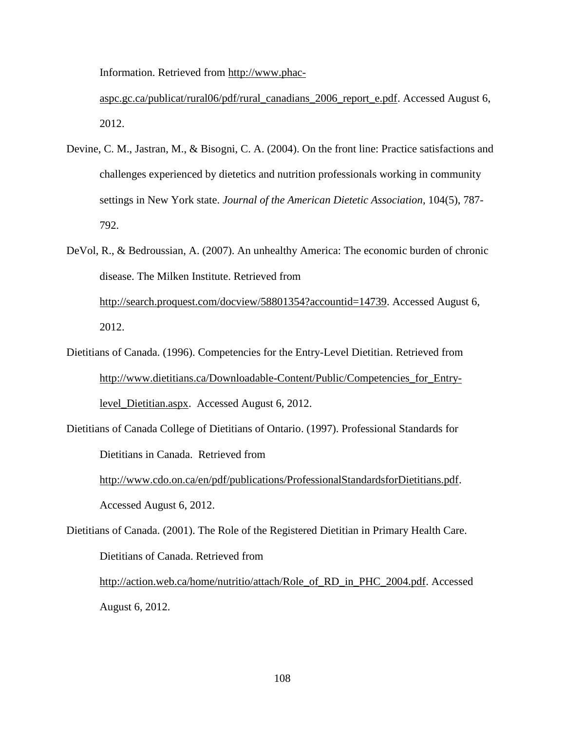Information. Retrieved from http://www.phac-aspc.gc.ca/publicat/rural06/pdf/rural_canadians_2006_report_e.pdf. Accessed August 6, 2012.

Devine, C. M., Jastran, M., & Bisogni, C. A. (2004). On the front line: Practice satisfactions and challenges experienced by dietetics and nutrition professionals working in community settings in New York state. *Journal of the American Dietetic Association*, 104(5), 787-792.

DeVol, R., & Bedroussian, A. (2007). An unhealthy America: The economic burden of chronic disease. The Milken Institute. Retrieved from http://search.proquest.com/docview/58801354?accountid=14739. Accessed August 6, 2012.

Dietitians of Canada. (1996). Competencies for the Entry-Level Dietitian. Retrieved from http://www.dietitians.ca/Downloadable-Content/Public/Competencies_for_Entry-level_Dietitian.aspx. Accessed August 6, 2012.

Dietitians of Canada College of Dietitians of Ontario. (1997). Professional Standards for Dietitians in Canada. Retrieved from http://www.cdo.on.ca/en/pdf/publications/ProfessionalStandardsforDietitians.pdf. Accessed August 6, 2012.

Dietitians of Canada. (2001). The Role of the Registered Dietitian in Primary Health Care. Dietitians of Canada. Retrieved from http://action.web.ca/home/nutritio/attach/Role_of_RD_in_PHC_2004.pdf. Accessed August 6, 2012.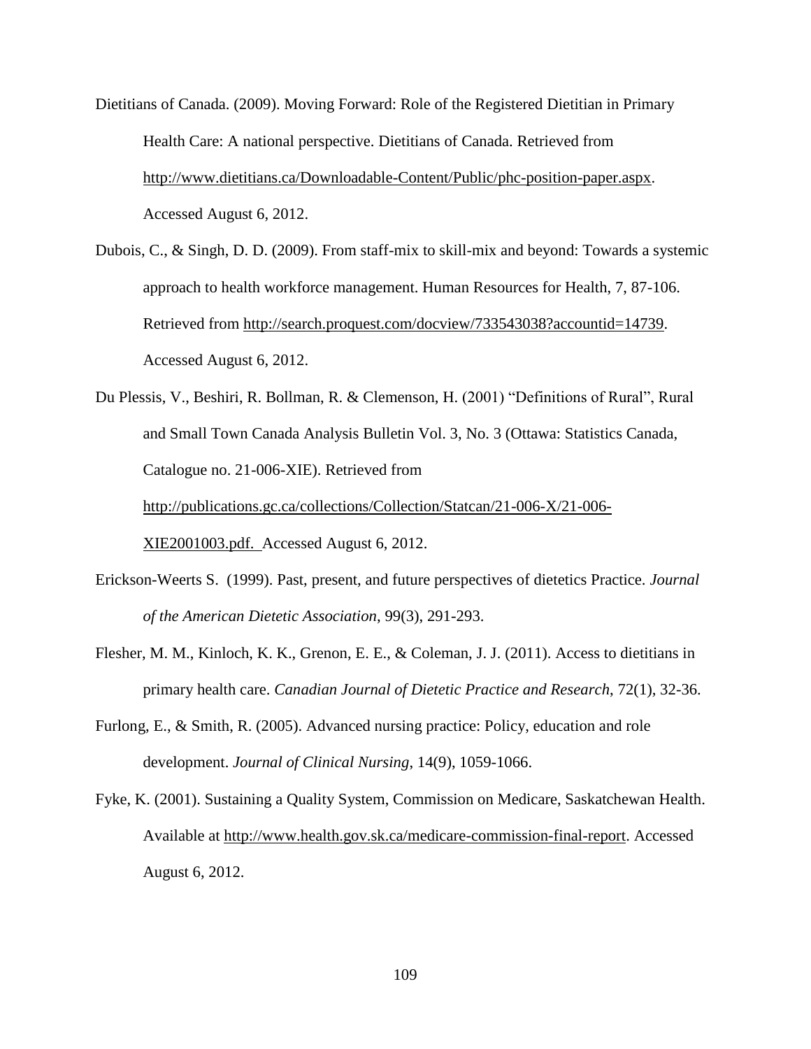Dietitians of Canada. (2009). Moving Forward: Role of the Registered Dietitian in Primary Health Care: A national perspective. Dietitians of Canada. Retrieved from http://www.dietitians.ca/Downloadable-Content/Public/phc-position-paper.aspx. Accessed August 6, 2012.

Dubois, C., & Singh, D. D. (2009). From staff-mix to skill-mix and beyond: Towards a systemic approach to health workforce management. Human Resources for Health, 7, 87-106. Retrieved from http://search.proquest.com/docview/733543038?accountid=14739. Accessed August 6, 2012.

Du Plessis, V., Beshiri, R. Bollman, R. & Clemenson, H. (2001) "Definitions of Rural", Rural and Small Town Canada Analysis Bulletin Vol. 3, No. 3 (Ottawa: Statistics Canada, Catalogue no. 21-006-XIE). Retrieved from http://publications.gc.ca/collections/Collection/Statcan/21-006-X/21-006-XIE2001003.pdf. Accessed August 6, 2012.

Erickson-Weerts S. (1999). Past, present, and future perspectives of dietetics Practice. *Journal of the American Dietetic Association*, 99(3), 291-293.

Flesher, M. M., Kinloch, K. K., Grenon, E. E., & Coleman, J. J. (2011). Access to dietitians in primary health care. *Canadian Journal of Dietetic Practice and Research*, 72(1), 32-36.

Furlong, E., & Smith, R. (2005). Advanced nursing practice: Policy, education and role development. *Journal of Clinical Nursing*, 14(9), 1059-1066.

Fyke, K. (2001). Sustaining a Quality System, Commission on Medicare, Saskatchewan Health. Available at http://www.health.gov.sk.ca/medicare-commission-final-report. Accessed August 6, 2012.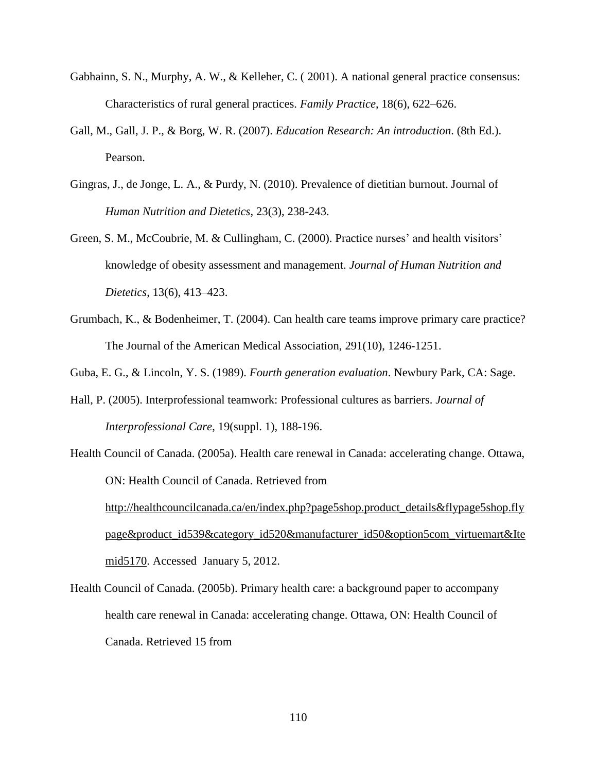Gabhainn, S. N., Murphy, A. W., & Kelleher, C. ( 2001). A national general practice consensus: Characteristics of rural general practices. *Family Practice*, 18(6), 622–626.

Gall, M., Gall, J. P., & Borg, W. R. (2007). *Education Research: An introduction*. (8th Ed.). Pearson.

Gingras, J., de Jonge, L. A., & Purdy, N. (2010). Prevalence of dietitian burnout. Journal of *Human Nutrition and Dietetics*, 23(3), 238-243.

Green, S. M., McCoubrie, M. & Cullingham, C. (2000). Practice nurses' and health visitors' knowledge of obesity assessment and management. *Journal of Human Nutrition and Dietetics*, 13(6), 413–423.

Grumbach, K., & Bodenheimer, T. (2004). Can health care teams improve primary care practice? The Journal of the American Medical Association, 291(10), 1246-1251.

Guba, E. G., & Lincoln, Y. S. (1989). *Fourth generation evaluation*. Newbury Park, CA: Sage.

Hall, P. (2005). Interprofessional teamwork: Professional cultures as barriers. *Journal of Interprofessional Care*, 19(suppl. 1), 188-196.

Health Council of Canada. (2005a). Health care renewal in Canada: accelerating change. Ottawa, ON: Health Council of Canada. Retrieved from http://healthcouncilcanada.ca/en/index.php?page5shop.product_details&flypage5shop.flypage&product_id539&category_id520&manufacturer_id50&option5com_virtuemart&Itemid5170. Accessed January 5, 2012.

Health Council of Canada. (2005b). Primary health care: a background paper to accompany health care renewal in Canada: accelerating change. Ottawa, ON: Health Council of Canada. Retrieved 15 from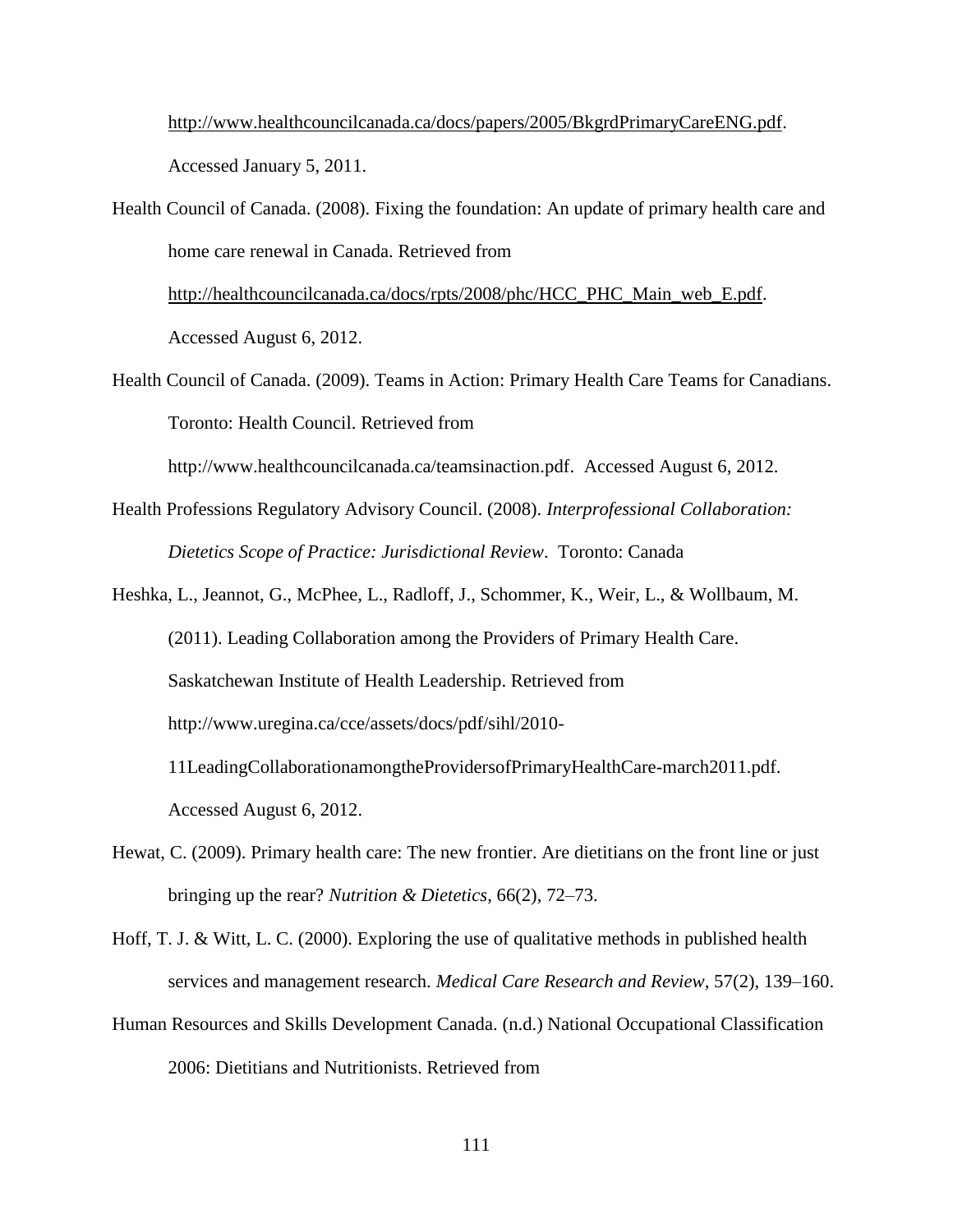http://www.healthcouncilcanada.ca/docs/papers/2005/BkgrdPrimaryCareENG.pdf. Accessed January 5, 2011.

Health Council of Canada. (2008). Fixing the foundation: An update of primary health care and home care renewal in Canada. Retrieved from http://healthcouncilcanada.ca/docs/rpts/2008/phc/HCC_PHC_Main_web_E.pdf. Accessed August 6, 2012.

Health Council of Canada. (2009). Teams in Action: Primary Health Care Teams for Canadians. Toronto: Health Council. Retrieved from http://www.healthcouncilcanada.ca/teamsinaction.pdf. Accessed August 6, 2012.

Health Professions Regulatory Advisory Council. (2008). *Interprofessional Collaboration: Dietetics Scope of Practice: Jurisdictional Review*. Toronto: Canada

Heshka, L., Jeannot, G., McPhee, L., Radloff, J., Schommer, K., Weir, L., & Wollbaum, M. (2011). Leading Collaboration among the Providers of Primary Health Care. Saskatchewan Institute of Health Leadership. Retrieved from http://www.uregina.ca/cce/assets/docs/pdf/sihl/2010-11LeadingCollaborationamongtheProvidersofPrimaryHealthCare-march2011.pdf. Accessed August 6, 2012.

Hewat, C. (2009). Primary health care: The new frontier. Are dietitians on the front line or just bringing up the rear? *Nutrition & Dietetics*, 66(2), 72–73.

Hoff, T. J. & Witt, L. C. (2000). Exploring the use of qualitative methods in published health services and management research. *Medical Care Research and Review*, 57(2), 139–160.

Human Resources and Skills Development Canada. (n.d.) National Occupational Classification 2006: Dietitians and Nutritionists. Retrieved from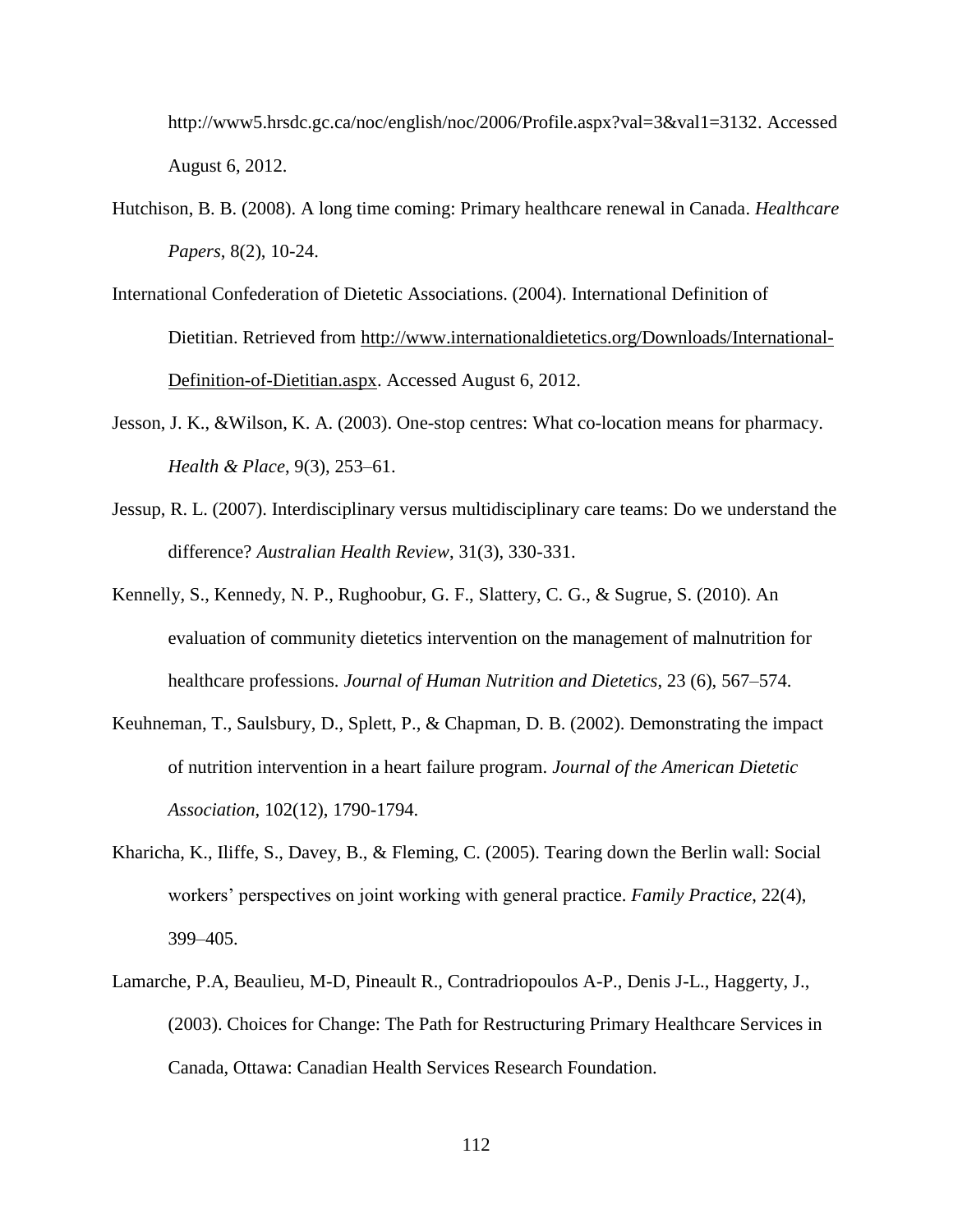http://www5.hrsdc.gc.ca/noc/english/noc/2006/Profile.aspx?val=3&val1=3132. Accessed August 6, 2012.

Hutchison, B. B. (2008). A long time coming: Primary healthcare renewal in Canada. *Healthcare Papers*, 8(2), 10-24.

International Confederation of Dietetic Associations. (2004). International Definition of Dietitian. Retrieved from http://www.internationaldietetics.org/Downloads/International-Definition-of-Dietitian.aspx. Accessed August 6, 2012.

Jesson, J. K., &Wilson, K. A. (2003). One-stop centres: What co-location means for pharmacy. *Health & Place*, 9(3), 253–61.

Jessup, R. L. (2007). Interdisciplinary versus multidisciplinary care teams: Do we understand the difference? *Australian Health Review*, 31(3), 330-331.

Kennelly, S., Kennedy, N. P., Rughoobur, G. F., Slattery, C. G., & Sugrue, S. (2010). An evaluation of community dietetics intervention on the management of malnutrition for healthcare professions. *Journal of Human Nutrition and Dietetics*, 23 (6), 567–574.

Keuhneman, T., Saulsbury, D., Splett, P., & Chapman, D. B. (2002). Demonstrating the impact of nutrition intervention in a heart failure program. *Journal of the American Dietetic Association*, 102(12), 1790-1794.

Kharicha, K., Iliffe, S., Davey, B., & Fleming, C. (2005). Tearing down the Berlin wall: Social workers' perspectives on joint working with general practice. *Family Practice*, 22(4), 399–405.

Lamarche, P.A, Beaulieu, M-D, Pineault R., Contradriopoulos A-P., Denis J-L., Haggerty, J., (2003). Choices for Change: The Path for Restructuring Primary Healthcare Services in Canada, Ottawa: Canadian Health Services Research Foundation.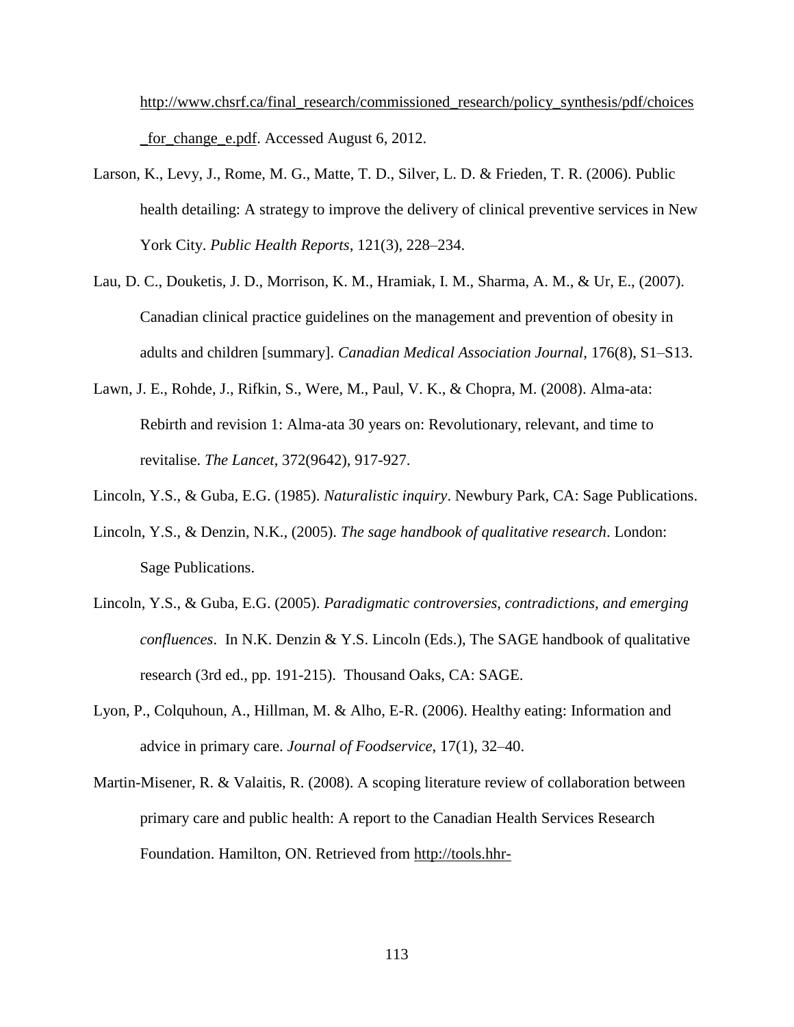http://www.chsrf.ca/final_research/commissioned_research/policy_synthesis/pdf/choices_for_change_e.pdf. Accessed August 6, 2012.

Larson, K., Levy, J., Rome, M. G., Matte, T. D., Silver, L. D. & Frieden, T. R. (2006). Public health detailing: A strategy to improve the delivery of clinical preventive services in New York City. *Public Health Reports*, 121(3), 228–234.

Lau, D. C., Douketis, J. D., Morrison, K. M., Hramiak, I. M., Sharma, A. M., & Ur, E., (2007). Canadian clinical practice guidelines on the management and prevention of obesity in adults and children [summary]. *Canadian Medical Association Journal*, 176(8), S1–S13.

Lawn, J. E., Rohde, J., Rifkin, S., Were, M., Paul, V. K., & Chopra, M. (2008). Alma-ata: Rebirth and revision 1: Alma-ata 30 years on: Revolutionary, relevant, and time to revitalise. *The Lancet*, 372(9642), 917-927.

Lincoln, Y.S., & Guba, E.G. (1985). *Naturalistic inquiry*. Newbury Park, CA: Sage Publications.

Lincoln, Y.S., & Denzin, N.K., (2005). *The sage handbook of qualitative research*. London: Sage Publications.

Lincoln, Y.S., & Guba, E.G. (2005). *Paradigmatic controversies, contradictions, and emerging confluences*. In N.K. Denzin & Y.S. Lincoln (Eds.), The SAGE handbook of qualitative research (3rd ed., pp. 191-215). Thousand Oaks, CA: SAGE.

Lyon, P., Colquhoun, A., Hillman, M. & Alho, E-R. (2006). Healthy eating: Information and advice in primary care. *Journal of Foodservice*, 17(1), 32–40.

Martin-Misener, R. & Valaitis, R. (2008). A scoping literature review of collaboration between primary care and public health: A report to the Canadian Health Services Research Foundation. Hamilton, ON. Retrieved from http://tools.hhr-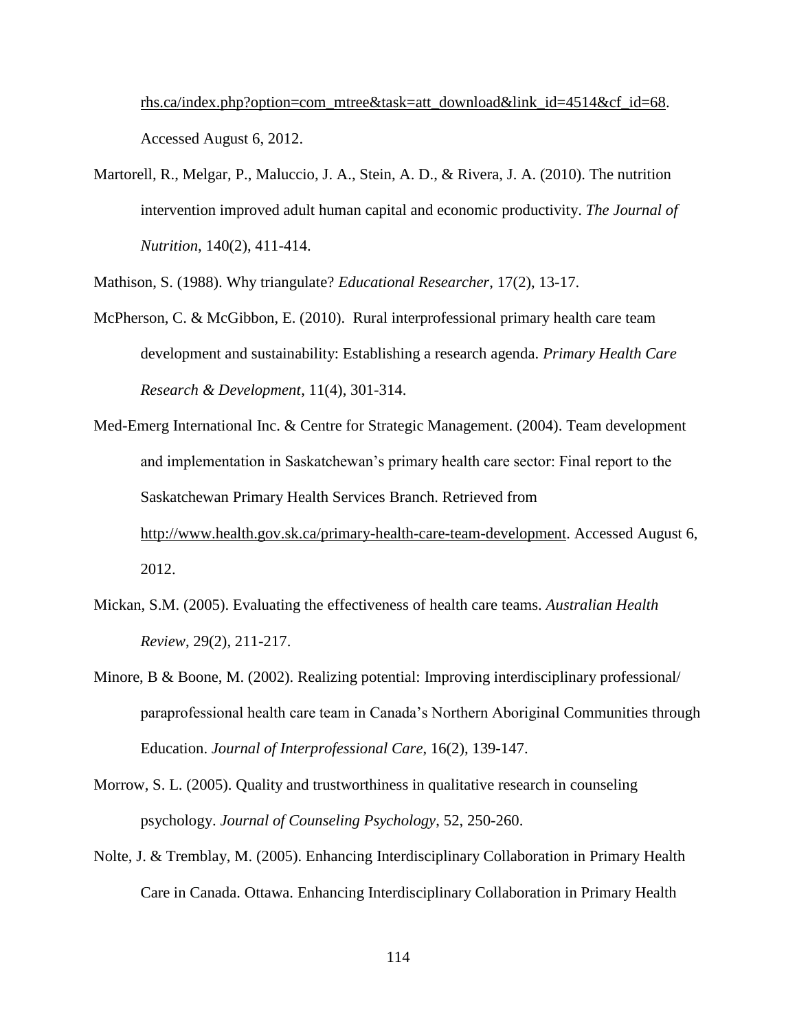rhs.ca/index.php?option=com_mtree&task=att_download&link_id=4514&cf_id=68. Accessed August 6, 2012.

Martorell, R., Melgar, P., Maluccio, J. A., Stein, A. D., & Rivera, J. A. (2010). The nutrition intervention improved adult human capital and economic productivity. *The Journal of Nutrition*, 140(2), 411-414.

Mathison, S. (1988). Why triangulate? *Educational Researcher*, 17(2), 13-17.

McPherson, C. & McGibbon, E. (2010). Rural interprofessional primary health care team development and sustainability: Establishing a research agenda. *Primary Health Care Research & Development*, 11(4), 301-314.

Med-Emerg International Inc. & Centre for Strategic Management. (2004). Team development and implementation in Saskatchewan's primary health care sector: Final report to the Saskatchewan Primary Health Services Branch. Retrieved from http://www.health.gov.sk.ca/primary-health-care-team-development. Accessed August 6, 2012.

Mickan, S.M. (2005). Evaluating the effectiveness of health care teams. *Australian Health Review*, 29(2), 211-217.

Minore, B & Boone, M. (2002). Realizing potential: Improving interdisciplinary professional/ paraprofessional health care team in Canada's Northern Aboriginal Communities through Education. *Journal of Interprofessional Care*, 16(2), 139-147.

Morrow, S. L. (2005). Quality and trustworthiness in qualitative research in counseling psychology. *Journal of Counseling Psychology*, 52, 250-260.

Nolte, J. & Tremblay, M. (2005). Enhancing Interdisciplinary Collaboration in Primary Health Care in Canada. Ottawa. Enhancing Interdisciplinary Collaboration in Primary Health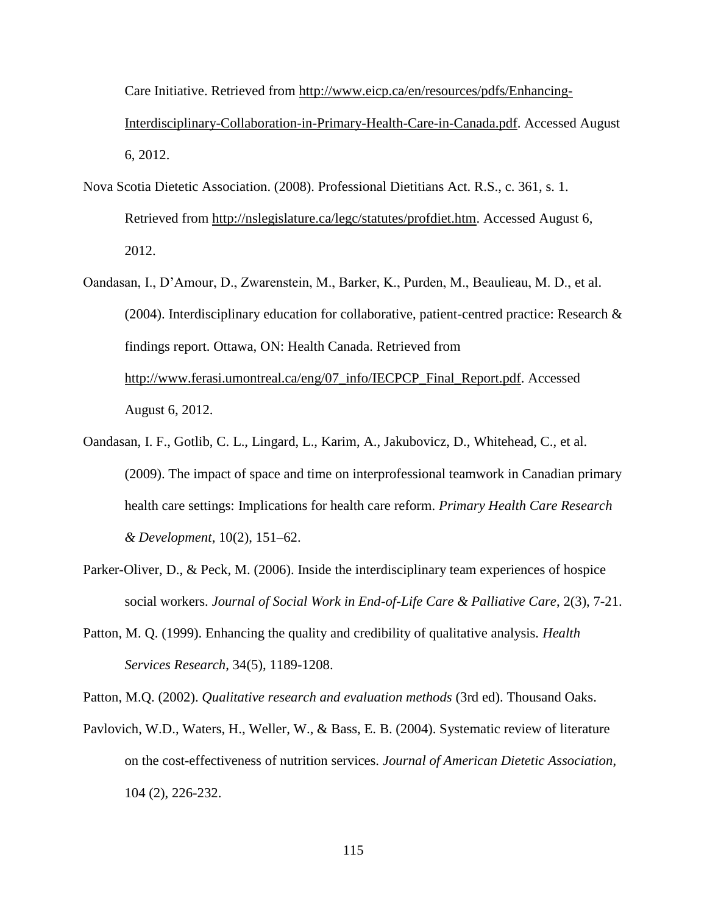Care Initiative. Retrieved from http://www.eicp.ca/en/resources/pdfs/Enhancing-Interdisciplinary-Collaboration-in-Primary-Health-Care-in-Canada.pdf. Accessed August 6, 2012.

Nova Scotia Dietetic Association. (2008). Professional Dietitians Act. R.S., c. 361, s. 1. Retrieved from http://nslegislature.ca/legc/statutes/profdiet.htm. Accessed August 6, 2012.

Oandasan, I., D'Amour, D., Zwarenstein, M., Barker, K., Purden, M., Beaulieau, M. D., et al. (2004). Interdisciplinary education for collaborative, patient-centred practice: Research & findings report. Ottawa, ON: Health Canada. Retrieved from http://www.ferasi.umontreal.ca/eng/07_info/IECPCP_Final_Report.pdf. Accessed August 6, 2012.

Oandasan, I. F., Gotlib, C. L., Lingard, L., Karim, A., Jakubovicz, D., Whitehead, C., et al. (2009). The impact of space and time on interprofessional teamwork in Canadian primary health care settings: Implications for health care reform. *Primary Health Care Research & Development*, 10(2), 151–62.

Parker-Oliver, D., & Peck, M. (2006). Inside the interdisciplinary team experiences of hospice social workers. *Journal of Social Work in End-of-Life Care & Palliative Care*, 2(3), 7-21.

Patton, M. Q. (1999). Enhancing the quality and credibility of qualitative analysis. *Health Services Research*, 34(5), 1189-1208.

Patton, M.Q. (2002). *Qualitative research and evaluation methods* (3rd ed). Thousand Oaks.

Pavlovich, W.D., Waters, H., Weller, W., & Bass, E. B. (2004). Systematic review of literature on the cost-effectiveness of nutrition services. *Journal of American Dietetic Association*, 104 (2), 226-232.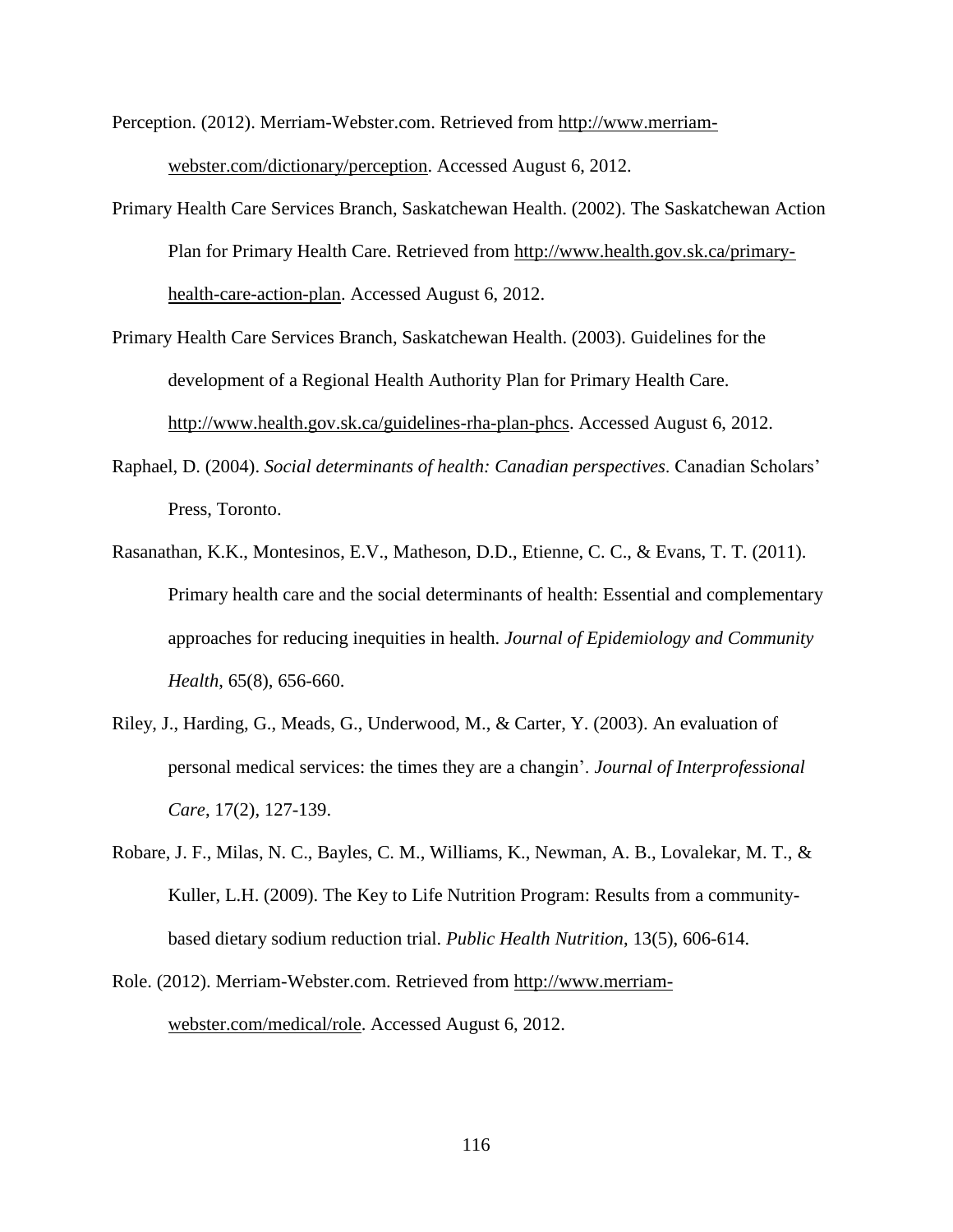Perception. (2012). Merriam-Webster.com. Retrieved from http://www.merriam-webster.com/dictionary/perception. Accessed August 6, 2012.

Primary Health Care Services Branch, Saskatchewan Health. (2002). The Saskatchewan Action Plan for Primary Health Care. Retrieved from http://www.health.gov.sk.ca/primary-health-care-action-plan. Accessed August 6, 2012.

Primary Health Care Services Branch, Saskatchewan Health. (2003). Guidelines for the development of a Regional Health Authority Plan for Primary Health Care. http://www.health.gov.sk.ca/guidelines-rha-plan-phcs. Accessed August 6, 2012.

Raphael, D. (2004). *Social determinants of health: Canadian perspectives*. Canadian Scholars' Press, Toronto.

Rasanathan, K.K., Montesinos, E.V., Matheson, D.D., Etienne, C. C., & Evans, T. T. (2011). Primary health care and the social determinants of health: Essential and complementary approaches for reducing inequities in health. *Journal of Epidemiology and Community Health*, 65(8), 656-660.

Riley, J., Harding, G., Meads, G., Underwood, M., & Carter, Y. (2003). An evaluation of personal medical services: the times they are a changin'. *Journal of Interprofessional Care*, 17(2), 127-139.

Robare, J. F., Milas, N. C., Bayles, C. M., Williams, K., Newman, A. B., Lovalekar, M. T., & Kuller, L.H. (2009). The Key to Life Nutrition Program: Results from a community-based dietary sodium reduction trial. *Public Health Nutrition*, 13(5), 606-614.

Role. (2012). Merriam-Webster.com. Retrieved from http://www.merriam-webster.com/medical/role. Accessed August 6, 2012.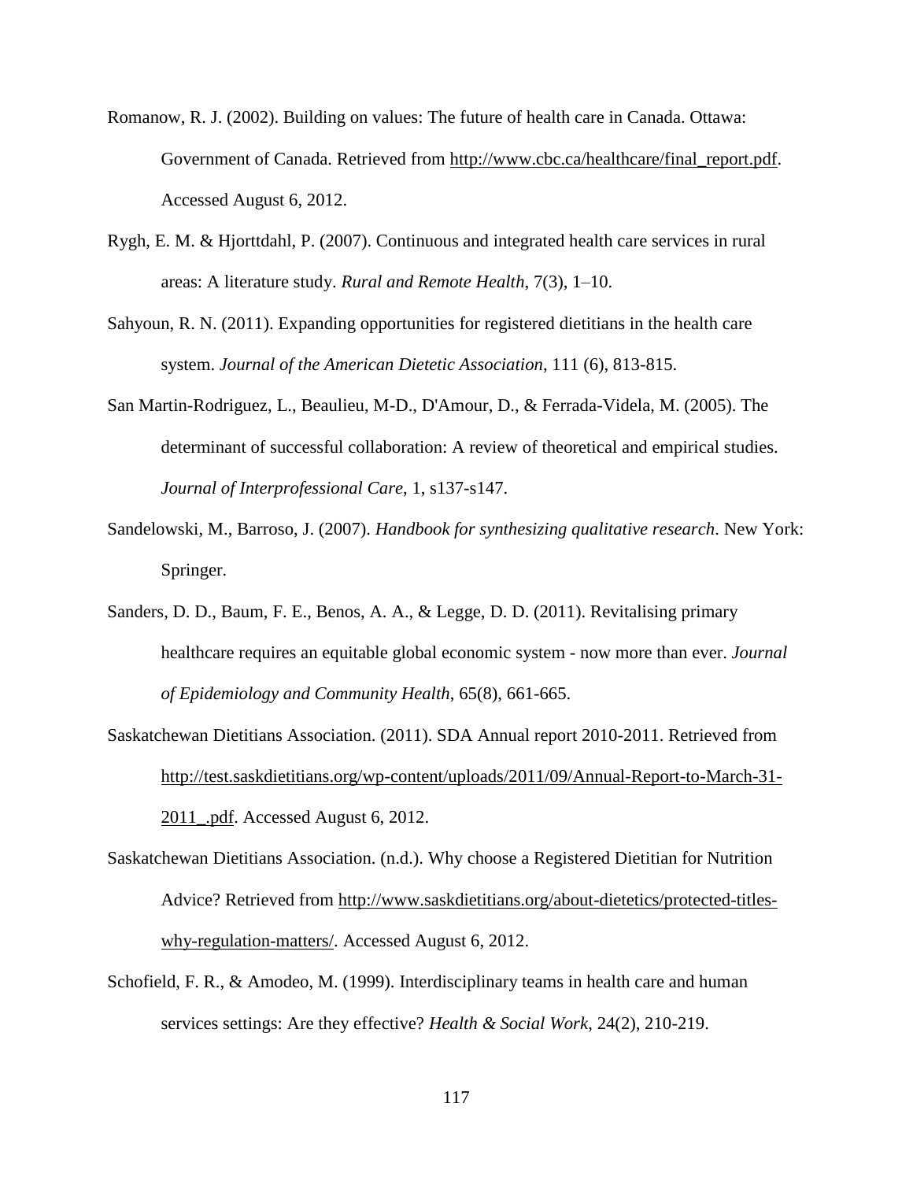Romanow, R. J. (2002). Building on values: The future of health care in Canada. Ottawa: Government of Canada. Retrieved from http://www.cbc.ca/healthcare/final_report.pdf. Accessed August 6, 2012.

Rygh, E. M. & Hjorttdahl, P. (2007). Continuous and integrated health care services in rural areas: A literature study. *Rural and Remote Health*, 7(3), 1–10.

Sahyoun, R. N. (2011). Expanding opportunities for registered dietitians in the health care system. *Journal of the American Dietetic Association*, 111 (6), 813-815.

San Martin-Rodriguez, L., Beaulieu, M-D., D'Amour, D., & Ferrada-Videla, M. (2005). The determinant of successful collaboration: A review of theoretical and empirical studies. *Journal of Interprofessional Care*, 1, s137-s147.

Sandelowski, M., Barroso, J. (2007). *Handbook for synthesizing qualitative research*. New York: Springer.

Sanders, D. D., Baum, F. E., Benos, A. A., & Legge, D. D. (2011). Revitalising primary healthcare requires an equitable global economic system - now more than ever. *Journal of Epidemiology and Community Health*, 65(8), 661-665.

Saskatchewan Dietitians Association. (2011). SDA Annual report 2010-2011. Retrieved from http://test.saskdietitians.org/wp-content/uploads/2011/09/Annual-Report-to-March-31-2011_.pdf. Accessed August 6, 2012.

Saskatchewan Dietitians Association. (n.d.). Why choose a Registered Dietitian for Nutrition Advice? Retrieved from http://www.saskdietitians.org/about-dietetics/protected-titles-why-regulation-matters/. Accessed August 6, 2012.

Schofield, F. R., & Amodeo, M. (1999). Interdisciplinary teams in health care and human services settings: Are they effective? *Health & Social Work*, 24(2), 210-219.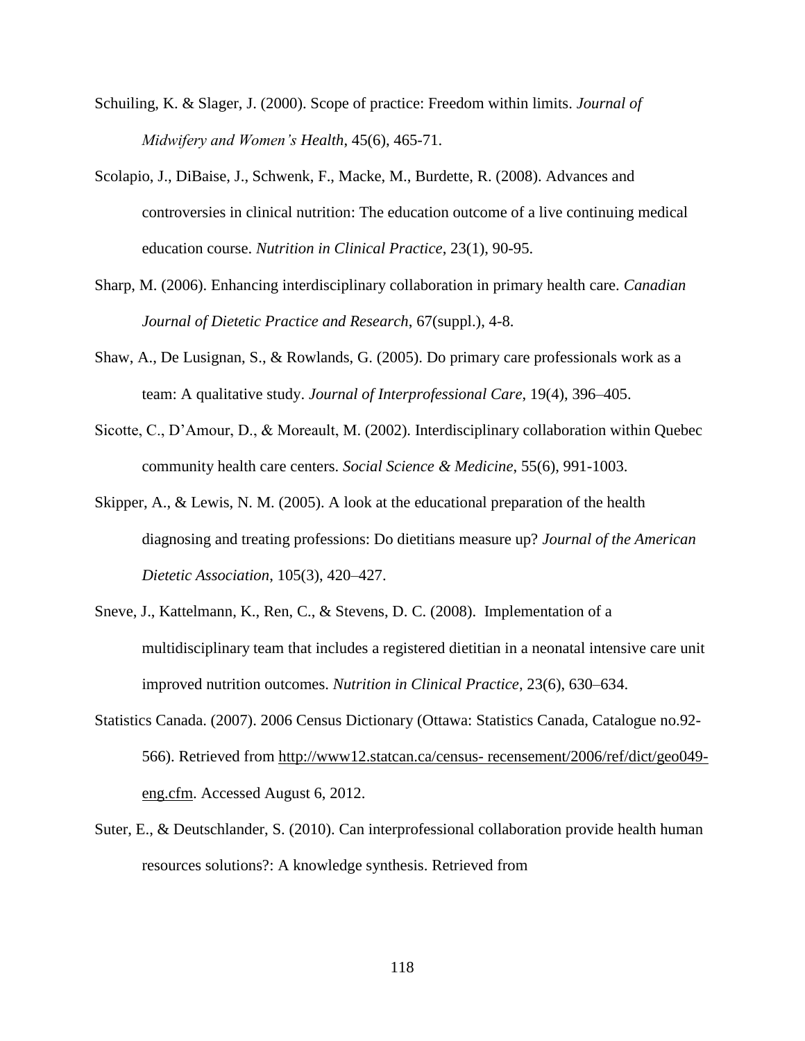Schuiling, K. & Slager, J. (2000). Scope of practice: Freedom within limits. *Journal of Midwifery and Women's Health*, 45(6), 465-71.

Scolapio, J., DiBaise, J., Schwenk, F., Macke, M., Burdette, R. (2008). Advances and controversies in clinical nutrition: The education outcome of a live continuing medical education course. *Nutrition in Clinical Practice*, 23(1), 90-95.

Sharp, M. (2006). Enhancing interdisciplinary collaboration in primary health care. *Canadian Journal of Dietetic Practice and Research*, 67(suppl.), 4-8.

Shaw, A., De Lusignan, S., & Rowlands, G. (2005). Do primary care professionals work as a team: A qualitative study. *Journal of Interprofessional Care*, 19(4), 396–405.

Sicotte, C., D'Amour, D., & Moreault, M. (2002). Interdisciplinary collaboration within Quebec community health care centers. *Social Science & Medicine*, 55(6), 991-1003.

Skipper, A., & Lewis, N. M. (2005). A look at the educational preparation of the health diagnosing and treating professions: Do dietitians measure up? *Journal of the American Dietetic Association*, 105(3), 420–427.

Sneve, J., Kattelmann, K., Ren, C., & Stevens, D. C. (2008). Implementation of a multidisciplinary team that includes a registered dietitian in a neonatal intensive care unit improved nutrition outcomes. *Nutrition in Clinical Practice*, 23(6), 630–634.

Statistics Canada. (2007). 2006 Census Dictionary (Ottawa: Statistics Canada, Catalogue no.92-566). Retrieved from http://www12.statcan.ca/census- recensement/2006/ref/dict/geo049-eng.cfm. Accessed August 6, 2012.

Suter, E., & Deutschlander, S. (2010). Can interprofessional collaboration provide health human resources solutions?: A knowledge synthesis. Retrieved from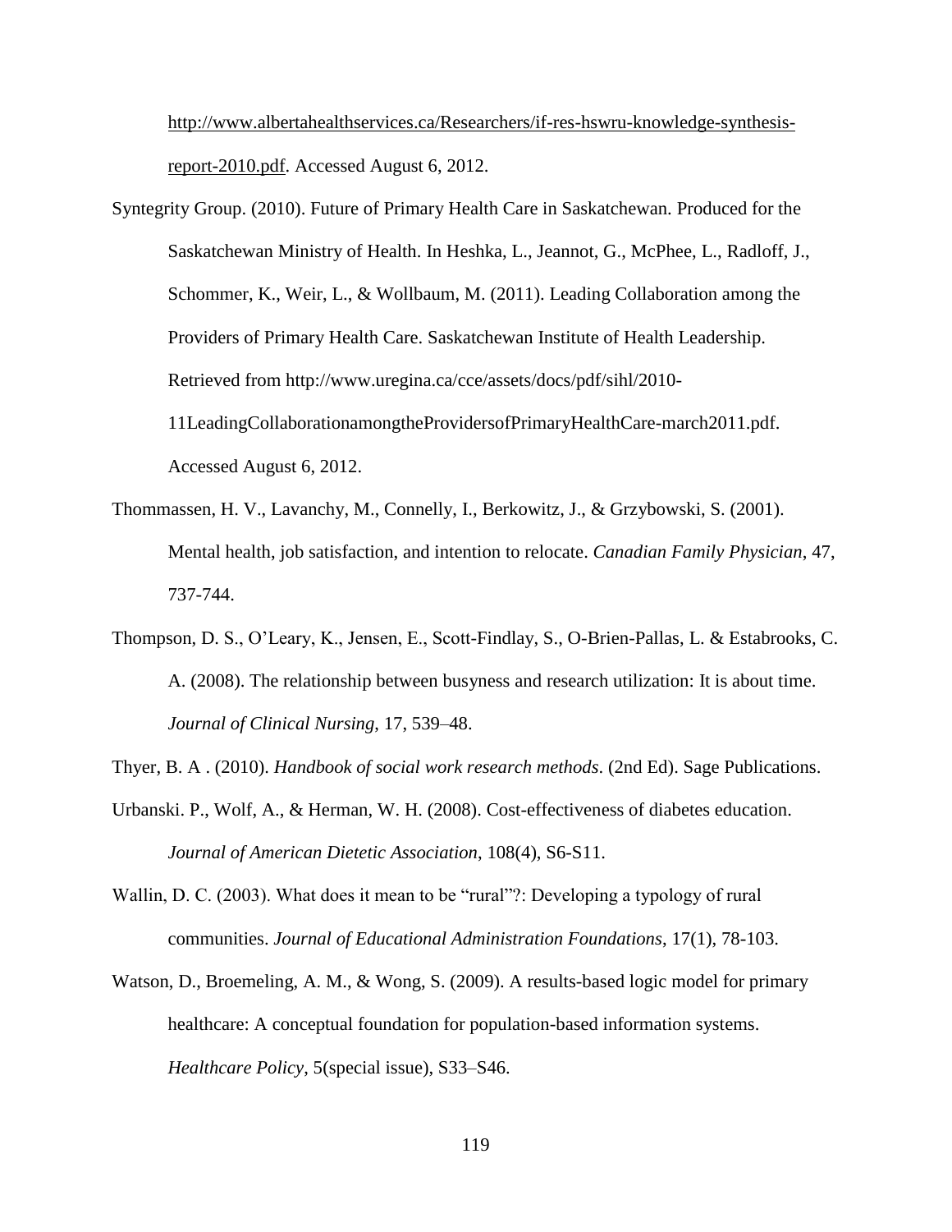http://www.albertahealthservices.ca/Researchers/if-res-hswru-knowledge-synthesis-report-2010.pdf. Accessed August 6, 2012.

Syntegrity Group. (2010). Future of Primary Health Care in Saskatchewan. Produced for the Saskatchewan Ministry of Health. In Heshka, L., Jeannot, G., McPhee, L., Radloff, J., Schommer, K., Weir, L., & Wollbaum, M. (2011). Leading Collaboration among the Providers of Primary Health Care. Saskatchewan Institute of Health Leadership. Retrieved from http://www.uregina.ca/cce/assets/docs/pdf/sihl/2010-11LeadingCollaborationamongtheProvidersofPrimaryHealthCare-march2011.pdf. Accessed August 6, 2012.

Thommassen, H. V., Lavanchy, M., Connelly, I., Berkowitz, J., & Grzybowski, S. (2001). Mental health, job satisfaction, and intention to relocate. *Canadian Family Physician*, 47, 737-744.

Thompson, D. S., O'Leary, K., Jensen, E., Scott-Findlay, S., O-Brien-Pallas, L. & Estabrooks, C. A. (2008). The relationship between busyness and research utilization: It is about time. *Journal of Clinical Nursing*, 17, 539–48.

Thyer, B. A . (2010). *Handbook of social work research methods*. (2nd Ed). Sage Publications.

Urbanski. P., Wolf, A., & Herman, W. H. (2008). Cost-effectiveness of diabetes education. *Journal of American Dietetic Association*, 108(4), S6-S11.

Wallin, D. C. (2003). What does it mean to be "rural"?: Developing a typology of rural communities. *Journal of Educational Administration Foundations*, 17(1), 78-103.

Watson, D., Broemeling, A. M., & Wong, S. (2009). A results-based logic model for primary healthcare: A conceptual foundation for population-based information systems. *Healthcare Policy*, 5(special issue), S33–S46.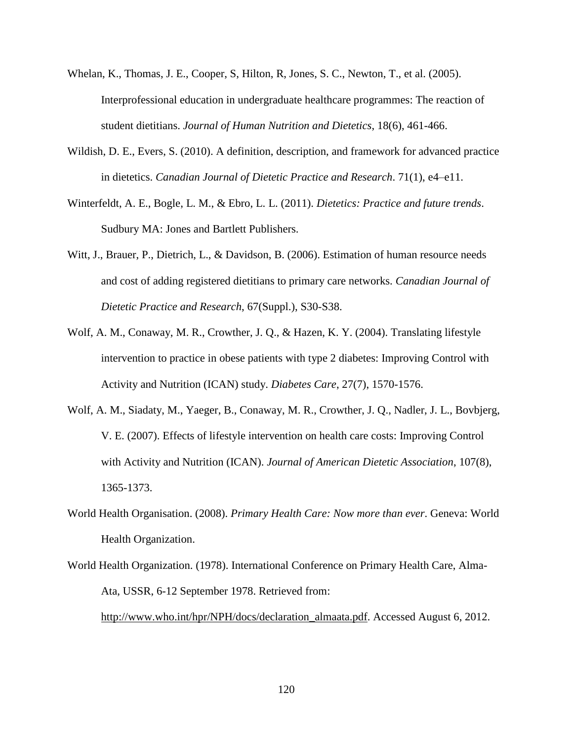Whelan, K., Thomas, J. E., Cooper, S, Hilton, R, Jones, S. C., Newton, T., et al. (2005). Interprofessional education in undergraduate healthcare programmes: The reaction of student dietitians. *Journal of Human Nutrition and Dietetics*, 18(6), 461-466.

Wildish, D. E., Evers, S. (2010). A definition, description, and framework for advanced practice in dietetics. *Canadian Journal of Dietetic Practice and Research*. 71(1), e4–e11.

Winterfeldt, A. E., Bogle, L. M., & Ebro, L. L. (2011). *Dietetics: Practice and future trends*. Sudbury MA: Jones and Bartlett Publishers.

Witt, J., Brauer, P., Dietrich, L., & Davidson, B. (2006). Estimation of human resource needs and cost of adding registered dietitians to primary care networks. *Canadian Journal of Dietetic Practice and Research*, 67(Suppl.), S30-S38.

Wolf, A. M., Conaway, M. R., Crowther, J. Q., & Hazen, K. Y. (2004). Translating lifestyle intervention to practice in obese patients with type 2 diabetes: Improving Control with Activity and Nutrition (ICAN) study. *Diabetes Care*, 27(7), 1570-1576.

Wolf, A. M., Siadaty, M., Yaeger, B., Conaway, M. R., Crowther, J. Q., Nadler, J. L., Bovbjerg, V. E. (2007). Effects of lifestyle intervention on health care costs: Improving Control with Activity and Nutrition (ICAN). *Journal of American Dietetic Association*, 107(8), 1365-1373.

World Health Organisation. (2008). *Primary Health Care: Now more than ever*. Geneva: World Health Organization.

World Health Organization. (1978). International Conference on Primary Health Care, Alma-Ata, USSR, 6-12 September 1978. Retrieved from: http://www.who.int/hpr/NPH/docs/declaration_almaata.pdf. Accessed August 6, 2012.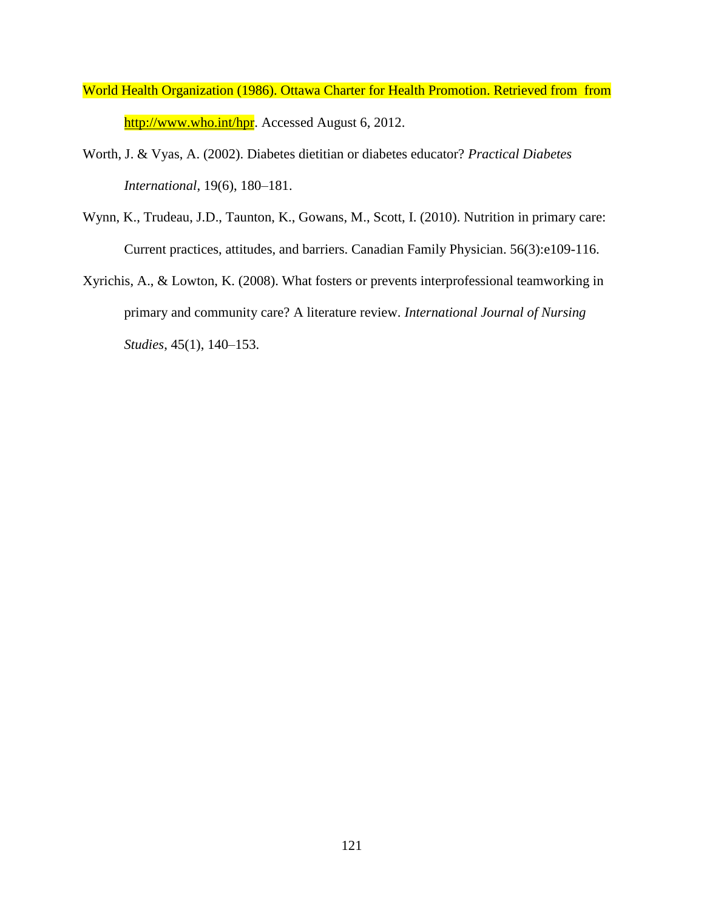World Health Organization (1986). Ottawa Charter for Health Promotion. Retrieved from  from http://www.who.int/hpr. Accessed August 6, 2012.

Worth, J. & Vyas, A. (2002). Diabetes dietitian or diabetes educator? *Practical Diabetes International*, 19(6), 180–181.

Wynn, K., Trudeau, J.D., Taunton, K., Gowans, M., Scott, I. (2010). Nutrition in primary care: Current practices, attitudes, and barriers. Canadian Family Physician. 56(3):e109-116.

Xyrichis, A., & Lowton, K. (2008). What fosters or prevents interprofessional teamworking in primary and community care? A literature review. *International Journal of Nursing Studies*, 45(1), 140–153.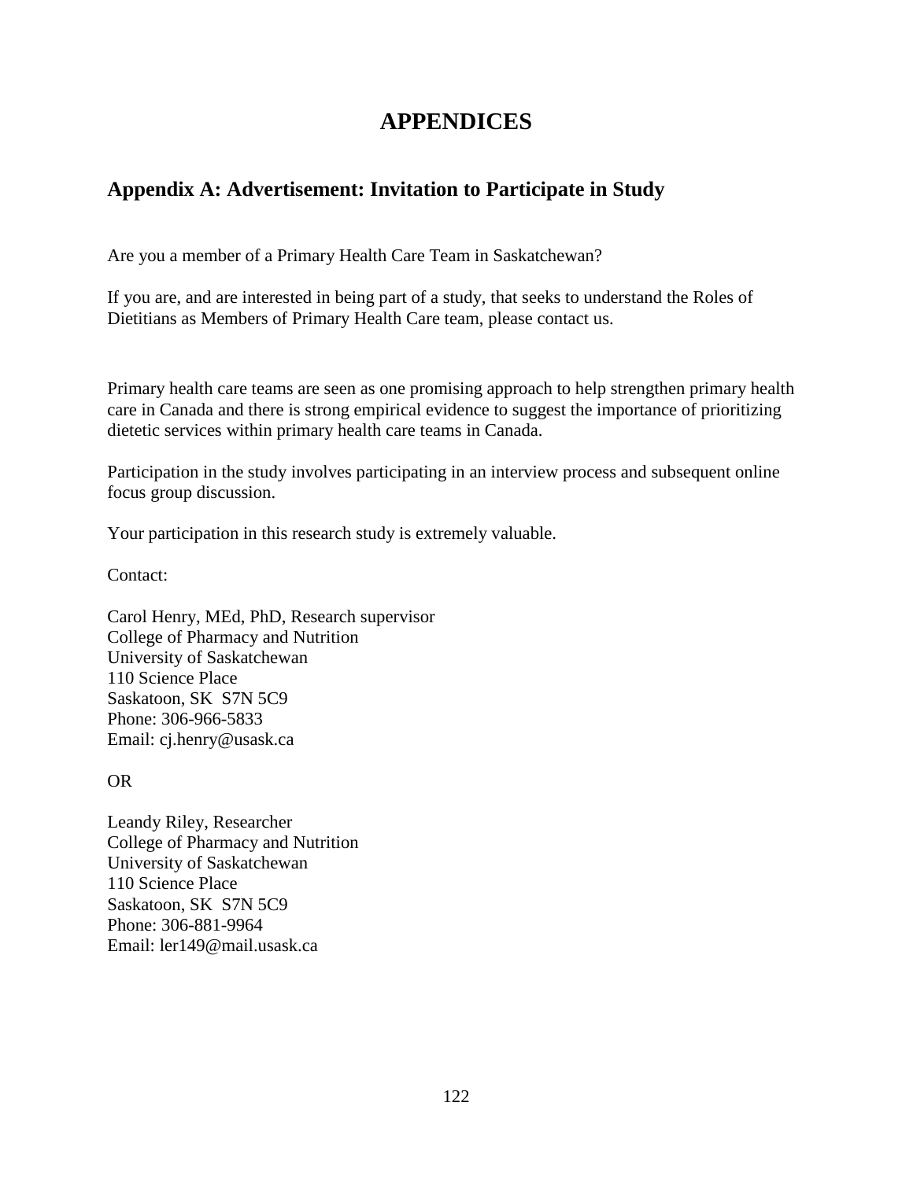# APPENDICES

## Appendix A: Advertisement: Invitation to Participate in Study

Are you a member of a Primary Health Care Team in Saskatchewan?

If you are, and are interested in being part of a study, that seeks to understand the Roles of Dietitians as Members of Primary Health Care team, please contact us.

Primary health care teams are seen as one promising approach to help strengthen primary health care in Canada and there is strong empirical evidence to suggest the importance of prioritizing dietetic services within primary health care teams in Canada.

Participation in the study involves participating in an interview process and subsequent online focus group discussion.

Your participation in this research study is extremely valuable.

Contact:

Carol Henry, MEd, PhD, Research supervisor
College of Pharmacy and Nutrition
University of Saskatchewan
110 Science Place
Saskatoon, SK  S7N 5C9
Phone: 306-966-5833
Email: cj.henry@usask.ca

OR

Leandy Riley, Researcher
College of Pharmacy and Nutrition
University of Saskatchewan
110 Science Place
Saskatoon, SK  S7N 5C9
Phone: 306-881-9964
Email: ler149@mail.usask.ca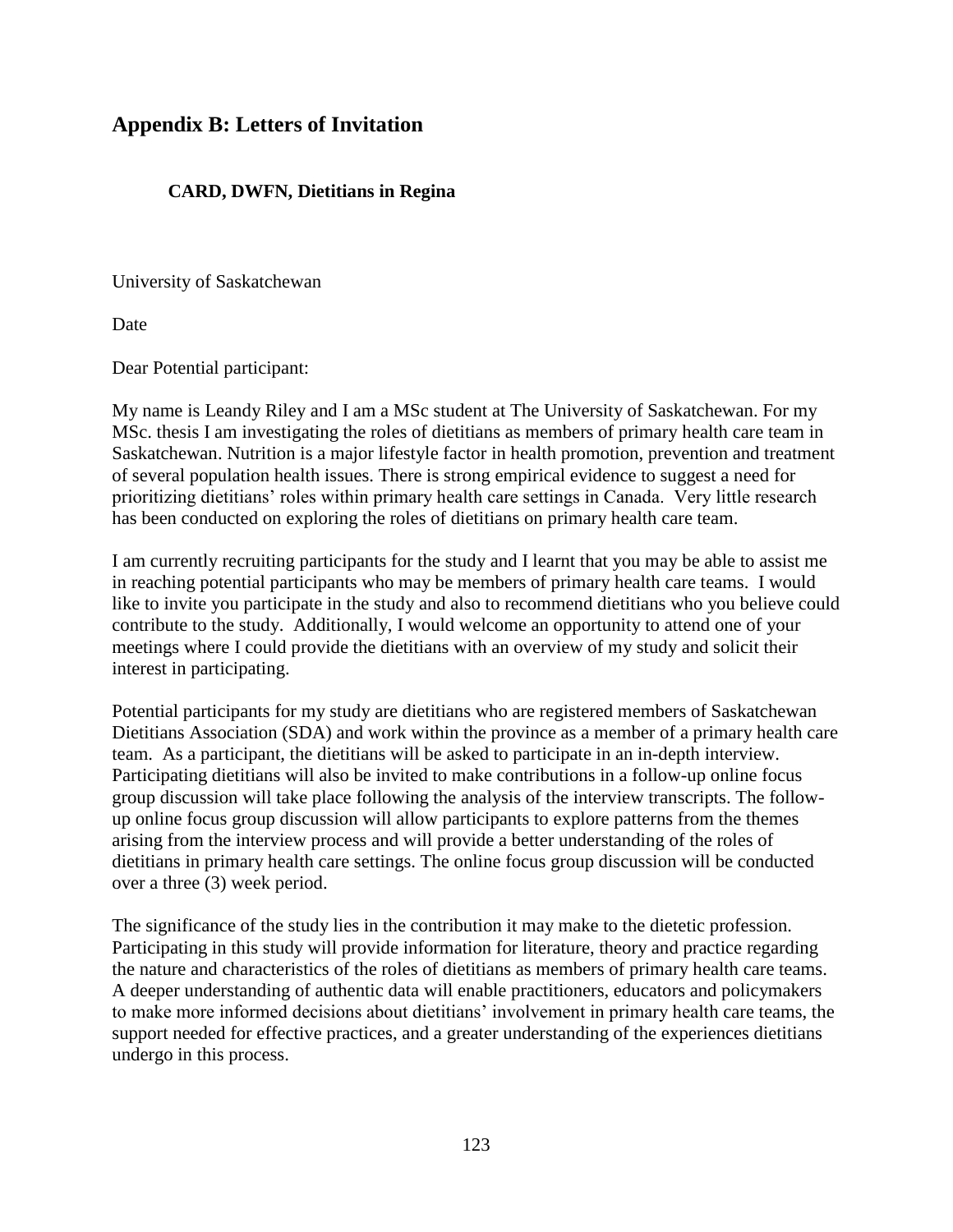## Appendix B: Letters of Invitation

### CARD, DWFN, Dietitians in Regina

University of Saskatchewan

Date

Dear Potential participant:

My name is Leandy Riley and I am a MSc student at The University of Saskatchewan. For my MSc. thesis I am investigating the roles of dietitians as members of primary health care team in Saskatchewan. Nutrition is a major lifestyle factor in health promotion, prevention and treatment of several population health issues. There is strong empirical evidence to suggest a need for prioritizing dietitians' roles within primary health care settings in Canada. Very little research has been conducted on exploring the roles of dietitians on primary health care team.

I am currently recruiting participants for the study and I learnt that you may be able to assist me in reaching potential participants who may be members of primary health care teams. I would like to invite you participate in the study and also to recommend dietitians who you believe could contribute to the study. Additionally, I would welcome an opportunity to attend one of your meetings where I could provide the dietitians with an overview of my study and solicit their interest in participating.

Potential participants for my study are dietitians who are registered members of Saskatchewan Dietitians Association (SDA) and work within the province as a member of a primary health care team. As a participant, the dietitians will be asked to participate in an in-depth interview. Participating dietitians will also be invited to make contributions in a follow-up online focus group discussion will take place following the analysis of the interview transcripts. The follow-up online focus group discussion will allow participants to explore patterns from the themes arising from the interview process and will provide a better understanding of the roles of dietitians in primary health care settings. The online focus group discussion will be conducted over a three (3) week period.

The significance of the study lies in the contribution it may make to the dietetic profession. Participating in this study will provide information for literature, theory and practice regarding the nature and characteristics of the roles of dietitians as members of primary health care teams. A deeper understanding of authentic data will enable practitioners, educators and policymakers to make more informed decisions about dietitians' involvement in primary health care teams, the support needed for effective practices, and a greater understanding of the experiences dietitians undergo in this process.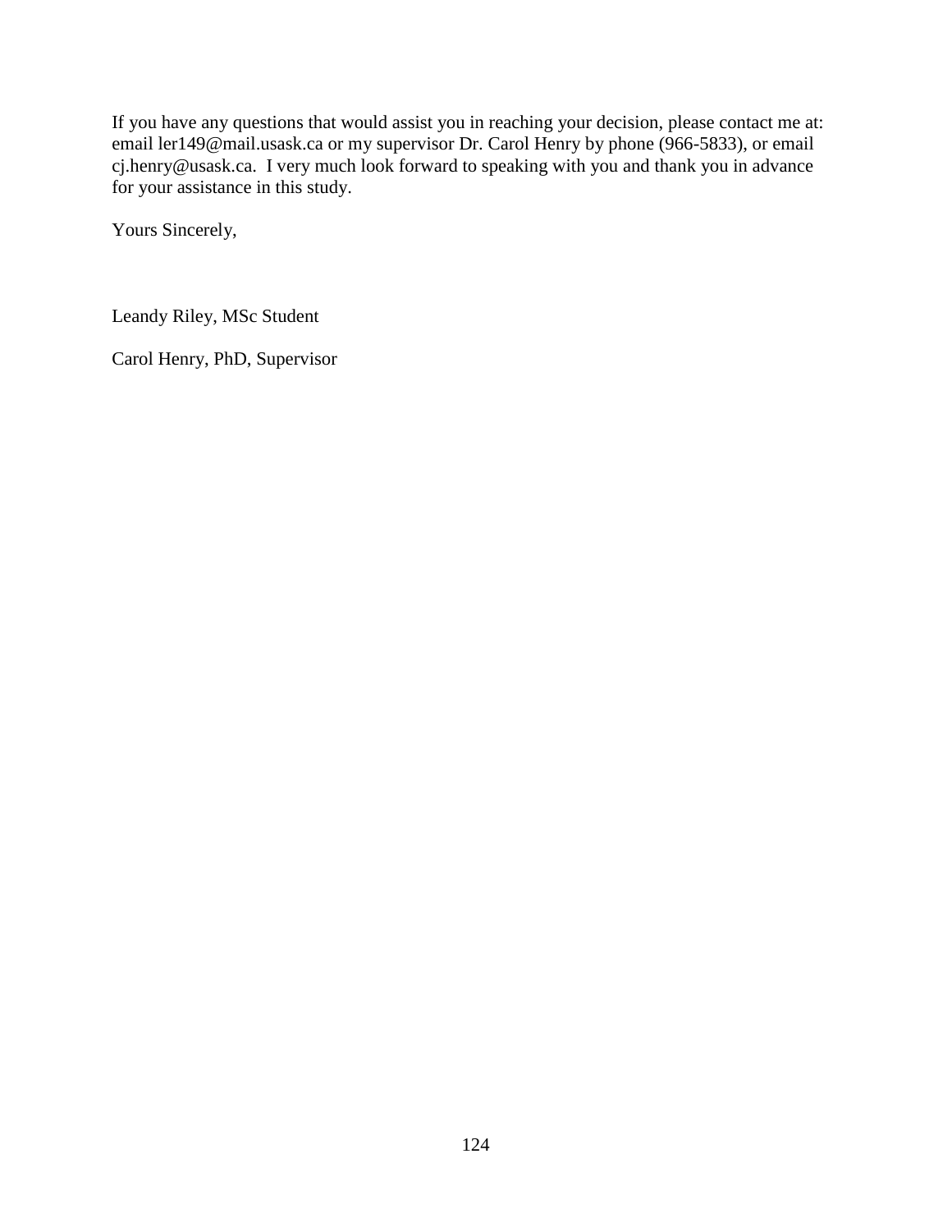If you have any questions that would assist you in reaching your decision, please contact me at: email ler149@mail.usask.ca or my supervisor Dr. Carol Henry by phone (966-5833), or email cj.henry@usask.ca. I very much look forward to speaking with you and thank you in advance for your assistance in this study.

Yours Sincerely,

Leandy Riley, MSc Student

Carol Henry, PhD, Supervisor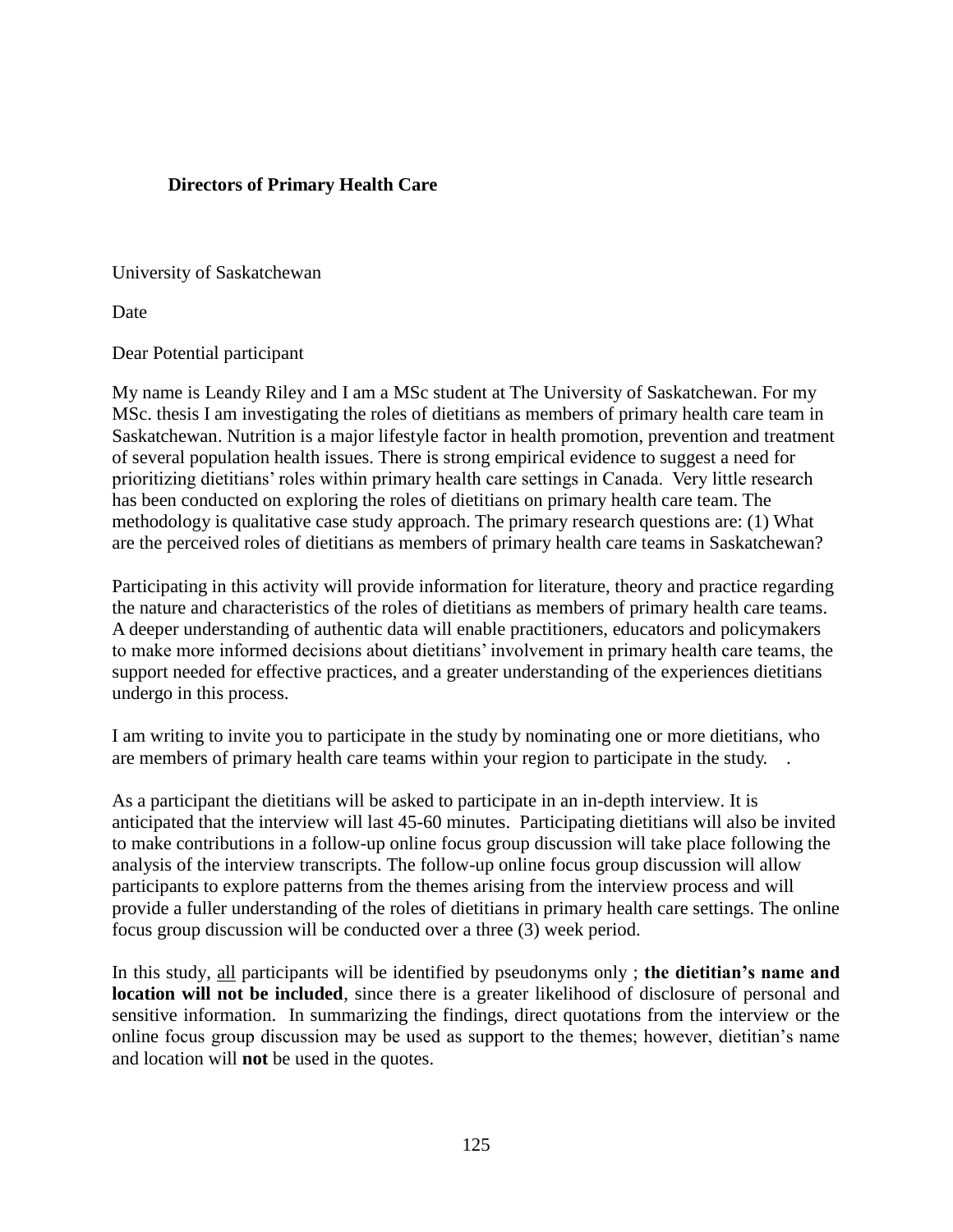**Directors of Primary Health Care**

University of Saskatchewan

Date

Dear Potential participant

My name is Leandy Riley and I am a MSc student at The University of Saskatchewan. For my MSc. thesis I am investigating the roles of dietitians as members of primary health care team in Saskatchewan. Nutrition is a major lifestyle factor in health promotion, prevention and treatment of several population health issues. There is strong empirical evidence to suggest a need for prioritizing dietitians' roles within primary health care settings in Canada. Very little research has been conducted on exploring the roles of dietitians on primary health care team. The methodology is qualitative case study approach. The primary research questions are: (1) What are the perceived roles of dietitians as members of primary health care teams in Saskatchewan?

Participating in this activity will provide information for literature, theory and practice regarding the nature and characteristics of the roles of dietitians as members of primary health care teams. A deeper understanding of authentic data will enable practitioners, educators and policymakers to make more informed decisions about dietitians' involvement in primary health care teams, the support needed for effective practices, and a greater understanding of the experiences dietitians undergo in this process.

I am writing to invite you to participate in the study by nominating one or more dietitians, who are members of primary health care teams within your region to participate in the study. .

As a participant the dietitians will be asked to participate in an in-depth interview. It is anticipated that the interview will last 45-60 minutes. Participating dietitians will also be invited to make contributions in a follow-up online focus group discussion will take place following the analysis of the interview transcripts. The follow-up online focus group discussion will allow participants to explore patterns from the themes arising from the interview process and will provide a fuller understanding of the roles of dietitians in primary health care settings. The online focus group discussion will be conducted over a three (3) week period.

In this study, <u>all</u> participants will be identified by pseudonyms only ; **the dietitian's name and location will not be included**, since there is a greater likelihood of disclosure of personal and sensitive information. In summarizing the findings, direct quotations from the interview or the online focus group discussion may be used as support to the themes; however, dietitian's name and location will **not** be used in the quotes.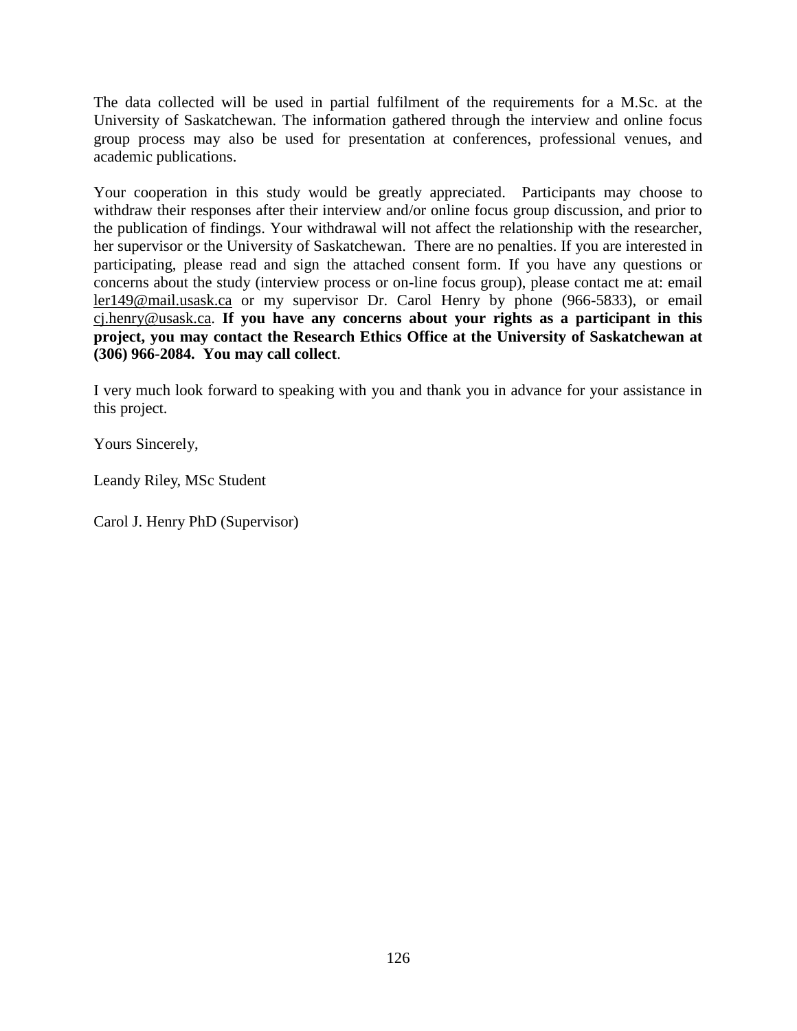The data collected will be used in partial fulfilment of the requirements for a M.Sc. at the University of Saskatchewan. The information gathered through the interview and online focus group process may also be used for presentation at conferences, professional venues, and academic publications.

Your cooperation in this study would be greatly appreciated. Participants may choose to withdraw their responses after their interview and/or online focus group discussion, and prior to the publication of findings. Your withdrawal will not affect the relationship with the researcher, her supervisor or the University of Saskatchewan. There are no penalties. If you are interested in participating, please read and sign the attached consent form. If you have any questions or concerns about the study (interview process or on-line focus group), please contact me at: email ler149@mail.usask.ca or my supervisor Dr. Carol Henry by phone (966-5833), or email cj.henry@usask.ca. **If you have any concerns about your rights as a participant in this project, you may contact the Research Ethics Office at the University of Saskatchewan at (306) 966-2084. You may call collect**.

I very much look forward to speaking with you and thank you in advance for your assistance in this project.

Yours Sincerely,

Leandy Riley, MSc Student

Carol J. Henry PhD (Supervisor)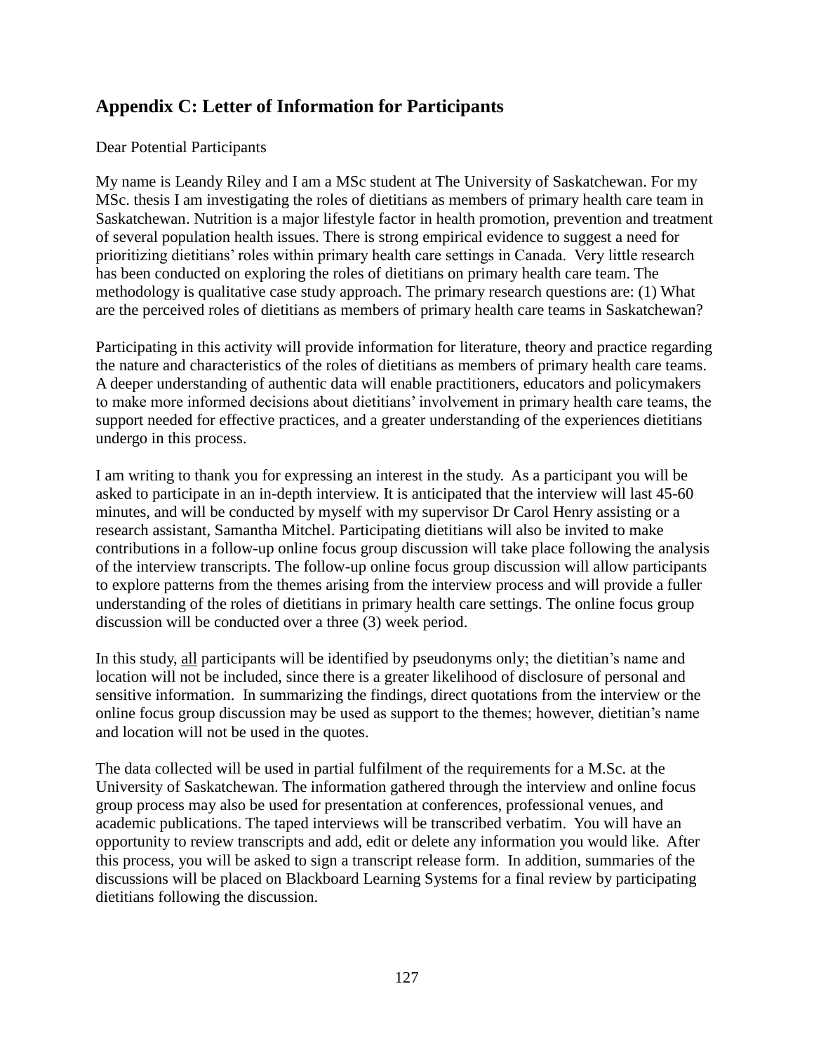## Appendix C: Letter of Information for Participants

Dear Potential Participants

My name is Leandy Riley and I am a MSc student at The University of Saskatchewan. For my MSc. thesis I am investigating the roles of dietitians as members of primary health care team in Saskatchewan. Nutrition is a major lifestyle factor in health promotion, prevention and treatment of several population health issues. There is strong empirical evidence to suggest a need for prioritizing dietitians' roles within primary health care settings in Canada. Very little research has been conducted on exploring the roles of dietitians on primary health care team. The methodology is qualitative case study approach. The primary research questions are: (1) What are the perceived roles of dietitians as members of primary health care teams in Saskatchewan?

Participating in this activity will provide information for literature, theory and practice regarding the nature and characteristics of the roles of dietitians as members of primary health care teams. A deeper understanding of authentic data will enable practitioners, educators and policymakers to make more informed decisions about dietitians' involvement in primary health care teams, the support needed for effective practices, and a greater understanding of the experiences dietitians undergo in this process.

I am writing to thank you for expressing an interest in the study. As a participant you will be asked to participate in an in-depth interview. It is anticipated that the interview will last 45-60 minutes, and will be conducted by myself with my supervisor Dr Carol Henry assisting or a research assistant, Samantha Mitchel. Participating dietitians will also be invited to make contributions in a follow-up online focus group discussion will take place following the analysis of the interview transcripts. The follow-up online focus group discussion will allow participants to explore patterns from the themes arising from the interview process and will provide a fuller understanding of the roles of dietitians in primary health care settings. The online focus group discussion will be conducted over a three (3) week period.

In this study, <u>all</u> participants will be identified by pseudonyms only; the dietitian's name and location will not be included, since there is a greater likelihood of disclosure of personal and sensitive information. In summarizing the findings, direct quotations from the interview or the online focus group discussion may be used as support to the themes; however, dietitian's name and location will not be used in the quotes.

The data collected will be used in partial fulfilment of the requirements for a M.Sc. at the University of Saskatchewan. The information gathered through the interview and online focus group process may also be used for presentation at conferences, professional venues, and academic publications. The taped interviews will be transcribed verbatim. You will have an opportunity to review transcripts and add, edit or delete any information you would like. After this process, you will be asked to sign a transcript release form. In addition, summaries of the discussions will be placed on Blackboard Learning Systems for a final review by participating dietitians following the discussion.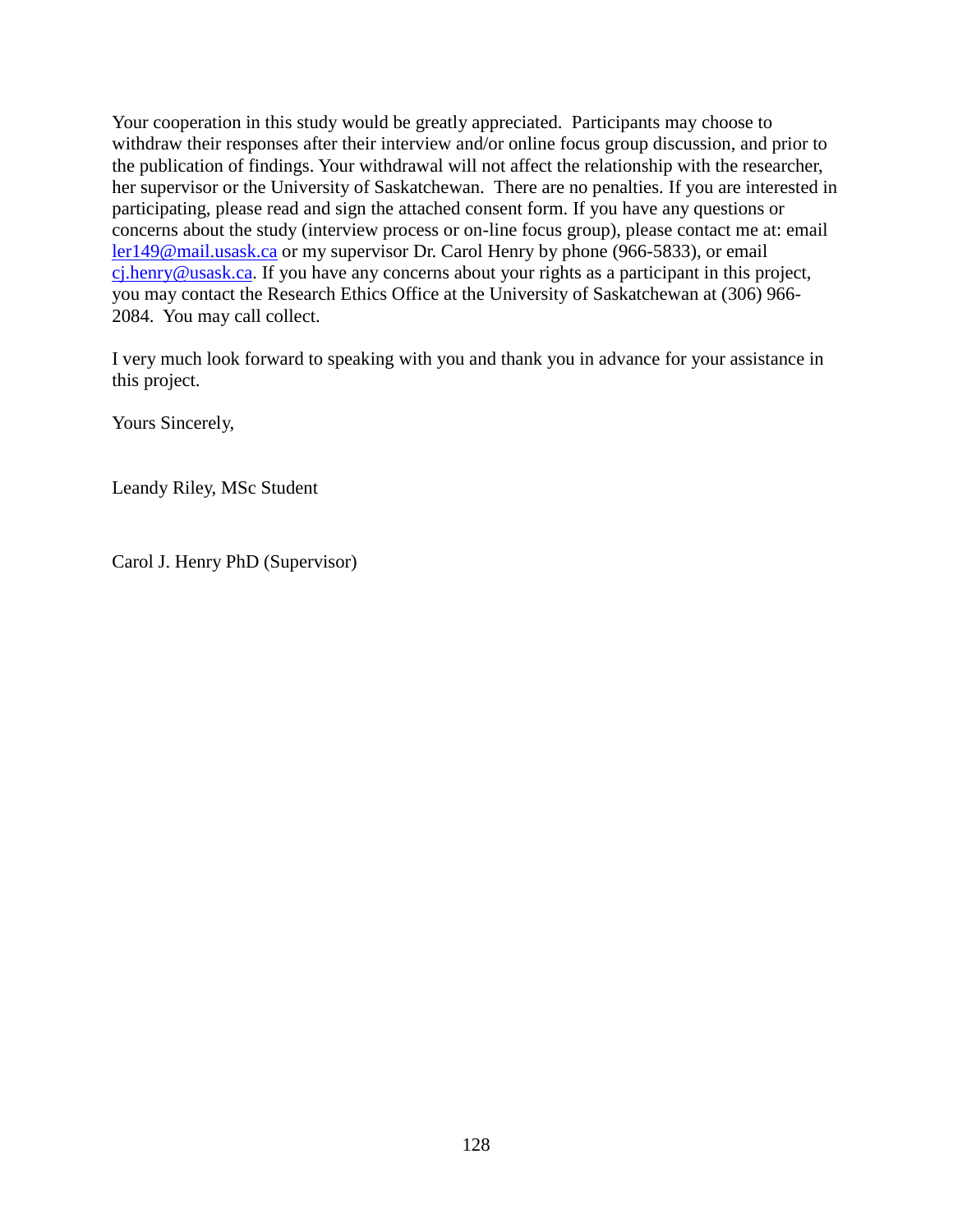Your cooperation in this study would be greatly appreciated. Participants may choose to withdraw their responses after their interview and/or online focus group discussion, and prior to the publication of findings. Your withdrawal will not affect the relationship with the researcher, her supervisor or the University of Saskatchewan. There are no penalties. If you are interested in participating, please read and sign the attached consent form. If you have any questions or concerns about the study (interview process or on-line focus group), please contact me at: email ler149@mail.usask.ca or my supervisor Dr. Carol Henry by phone (966-5833), or email cj.henry@usask.ca. If you have any concerns about your rights as a participant in this project, you may contact the Research Ethics Office at the University of Saskatchewan at (306) 966-2084. You may call collect.

I very much look forward to speaking with you and thank you in advance for your assistance in this project.

Yours Sincerely,

Leandy Riley, MSc Student

Carol J. Henry PhD (Supervisor)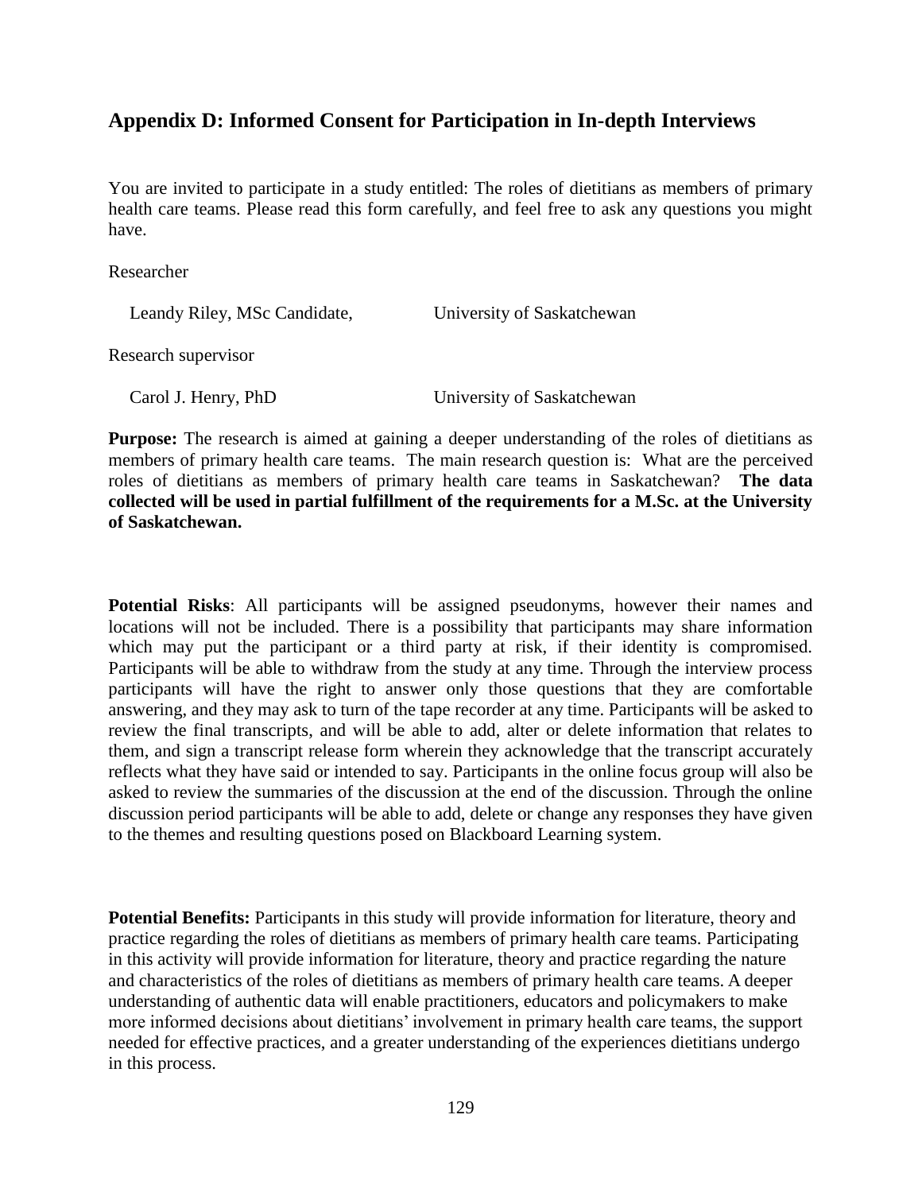## Appendix D: Informed Consent for Participation in In-depth Interviews

You are invited to participate in a study entitled: The roles of dietitians as members of primary health care teams. Please read this form carefully, and feel free to ask any questions you might have.

Researcher

Leandy Riley, MSc Candidate, University of Saskatchewan

Research supervisor

Carol J. Henry, PhD University of Saskatchewan

**Purpose:** The research is aimed at gaining a deeper understanding of the roles of dietitians as members of primary health care teams. The main research question is: What are the perceived roles of dietitians as members of primary health care teams in Saskatchewan? **The data collected will be used in partial fulfillment of the requirements for a M.Sc. at the University of Saskatchewan.**

**Potential Risks**: All participants will be assigned pseudonyms, however their names and locations will not be included. There is a possibility that participants may share information which may put the participant or a third party at risk, if their identity is compromised. Participants will be able to withdraw from the study at any time. Through the interview process participants will have the right to answer only those questions that they are comfortable answering, and they may ask to turn of the tape recorder at any time. Participants will be asked to review the final transcripts, and will be able to add, alter or delete information that relates to them, and sign a transcript release form wherein they acknowledge that the transcript accurately reflects what they have said or intended to say. Participants in the online focus group will also be asked to review the summaries of the discussion at the end of the discussion. Through the online discussion period participants will be able to add, delete or change any responses they have given to the themes and resulting questions posed on Blackboard Learning system.

**Potential Benefits:** Participants in this study will provide information for literature, theory and practice regarding the roles of dietitians as members of primary health care teams. Participating in this activity will provide information for literature, theory and practice regarding the nature and characteristics of the roles of dietitians as members of primary health care teams. A deeper understanding of authentic data will enable practitioners, educators and policymakers to make more informed decisions about dietitians' involvement in primary health care teams, the support needed for effective practices, and a greater understanding of the experiences dietitians undergo in this process.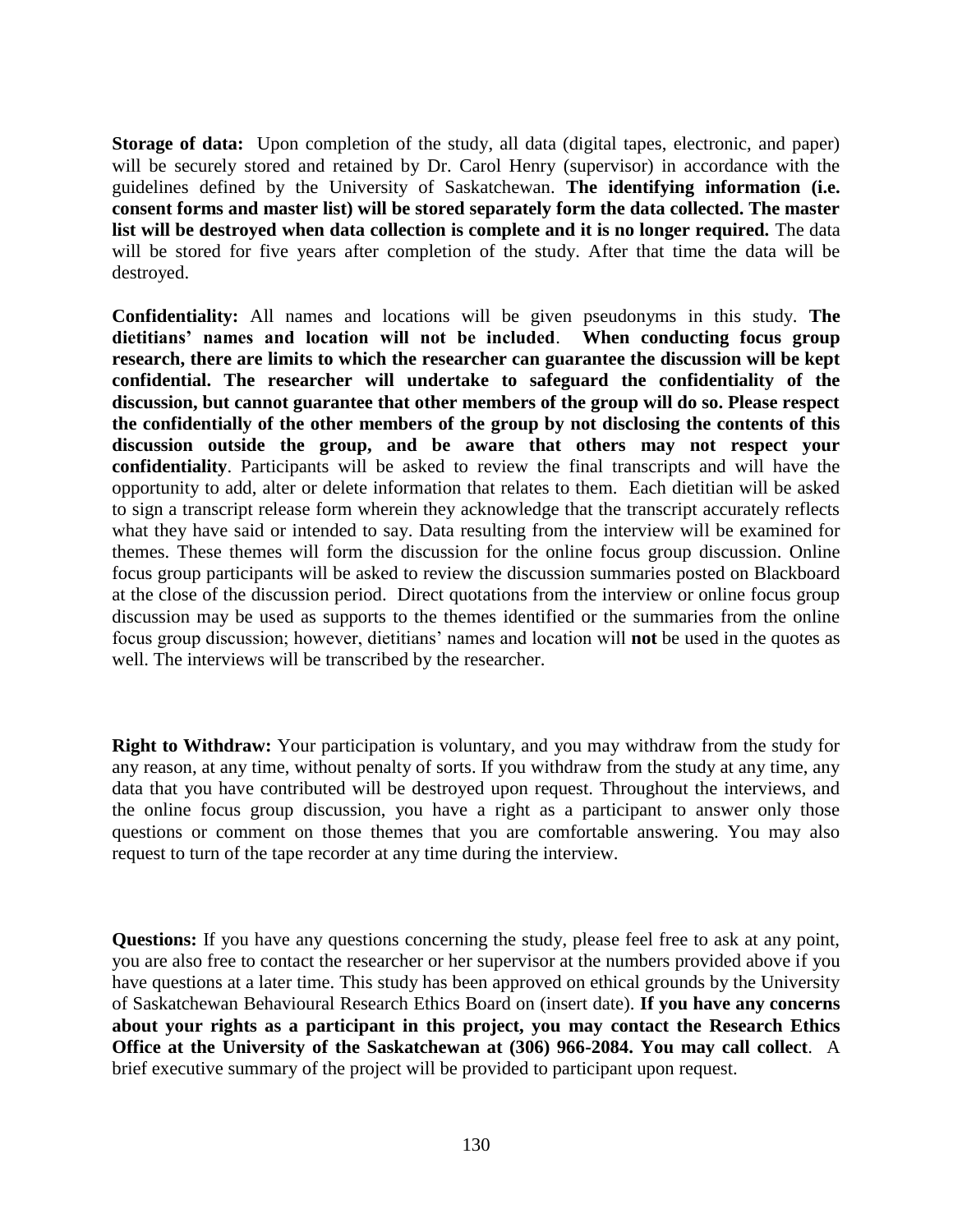**Storage of data:** Upon completion of the study, all data (digital tapes, electronic, and paper) will be securely stored and retained by Dr. Carol Henry (supervisor) in accordance with the guidelines defined by the University of Saskatchewan. **The identifying information (i.e. consent forms and master list) will be stored separately form the data collected. The master list will be destroyed when data collection is complete and it is no longer required.** The data will be stored for five years after completion of the study. After that time the data will be destroyed.

**Confidentiality:** All names and locations will be given pseudonyms in this study. **The dietitians' names and location will not be included**. **When conducting focus group research, there are limits to which the researcher can guarantee the discussion will be kept confidential. The researcher will undertake to safeguard the confidentiality of the discussion, but cannot guarantee that other members of the group will do so. Please respect the confidentially of the other members of the group by not disclosing the contents of this discussion outside the group, and be aware that others may not respect your confidentiality**. Participants will be asked to review the final transcripts and will have the opportunity to add, alter or delete information that relates to them. Each dietitian will be asked to sign a transcript release form wherein they acknowledge that the transcript accurately reflects what they have said or intended to say. Data resulting from the interview will be examined for themes. These themes will form the discussion for the online focus group discussion. Online focus group participants will be asked to review the discussion summaries posted on Blackboard at the close of the discussion period. Direct quotations from the interview or online focus group discussion may be used as supports to the themes identified or the summaries from the online focus group discussion; however, dietitians' names and location will **not** be used in the quotes as well. The interviews will be transcribed by the researcher.

**Right to Withdraw:** Your participation is voluntary, and you may withdraw from the study for any reason, at any time, without penalty of sorts. If you withdraw from the study at any time, any data that you have contributed will be destroyed upon request. Throughout the interviews, and the online focus group discussion, you have a right as a participant to answer only those questions or comment on those themes that you are comfortable answering. You may also request to turn of the tape recorder at any time during the interview.

**Questions:** If you have any questions concerning the study, please feel free to ask at any point, you are also free to contact the researcher or her supervisor at the numbers provided above if you have questions at a later time. This study has been approved on ethical grounds by the University of Saskatchewan Behavioural Research Ethics Board on (insert date). **If you have any concerns about your rights as a participant in this project, you may contact the Research Ethics Office at the University of the Saskatchewan at (306) 966-2084. You may call collect**. A brief executive summary of the project will be provided to participant upon request.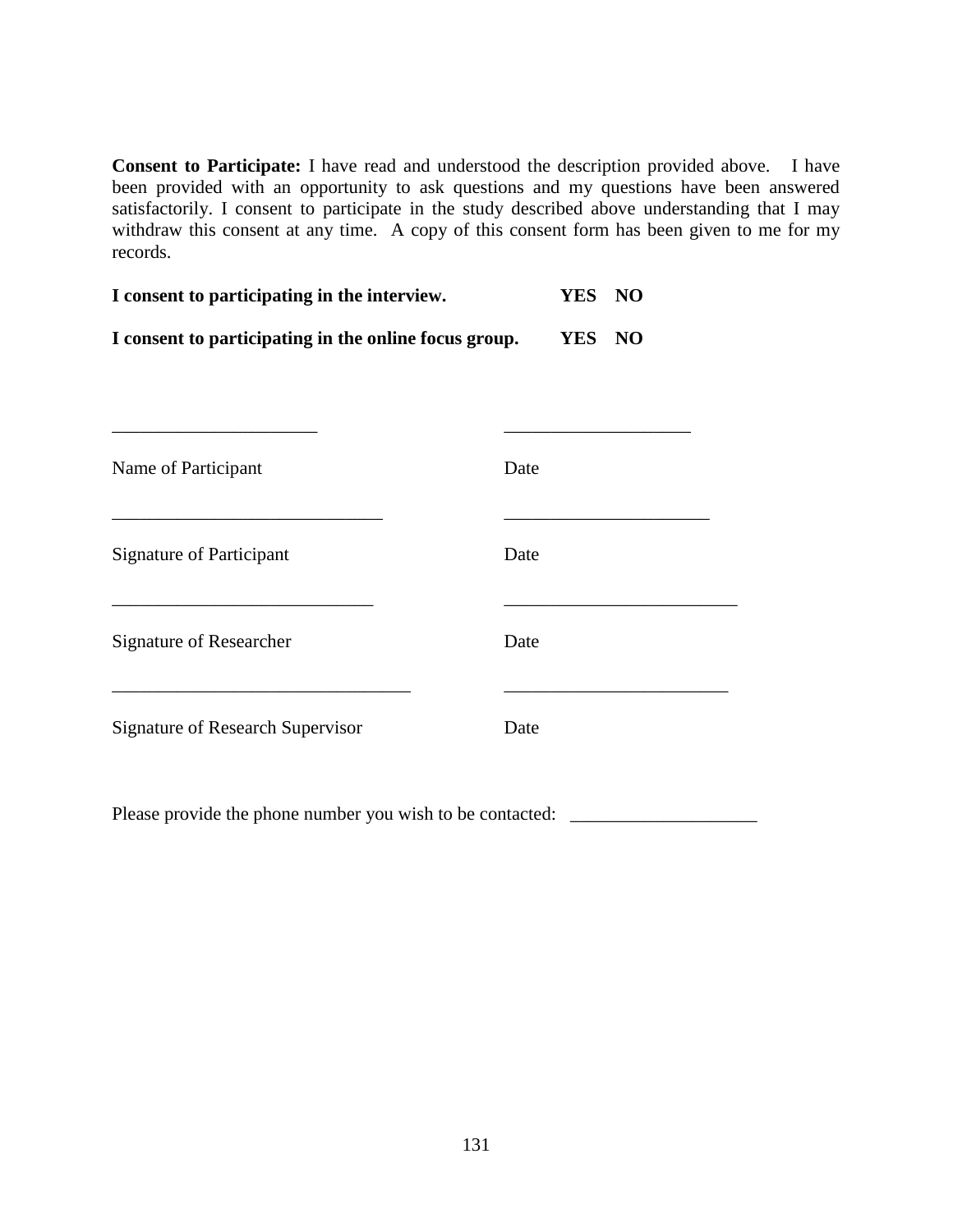**Consent to Participate:** I have read and understood the description provided above. I have been provided with an opportunity to ask questions and my questions have been answered satisfactorily. I consent to participate in the study described above understanding that I may withdraw this consent at any time. A copy of this consent form has been given to me for my records.

**I consent to participating in the interview.** **YES NO**

**I consent to participating in the online focus group.** **YES NO**

______________________ ____________________

Name of Participant Date

_____________________________ ______________________

Signature of Participant Date

____________________________ _________________________

Signature of Researcher Date

________________________________ ________________________

Signature of Research Supervisor Date

Please provide the phone number you wish to be contacted: ____________________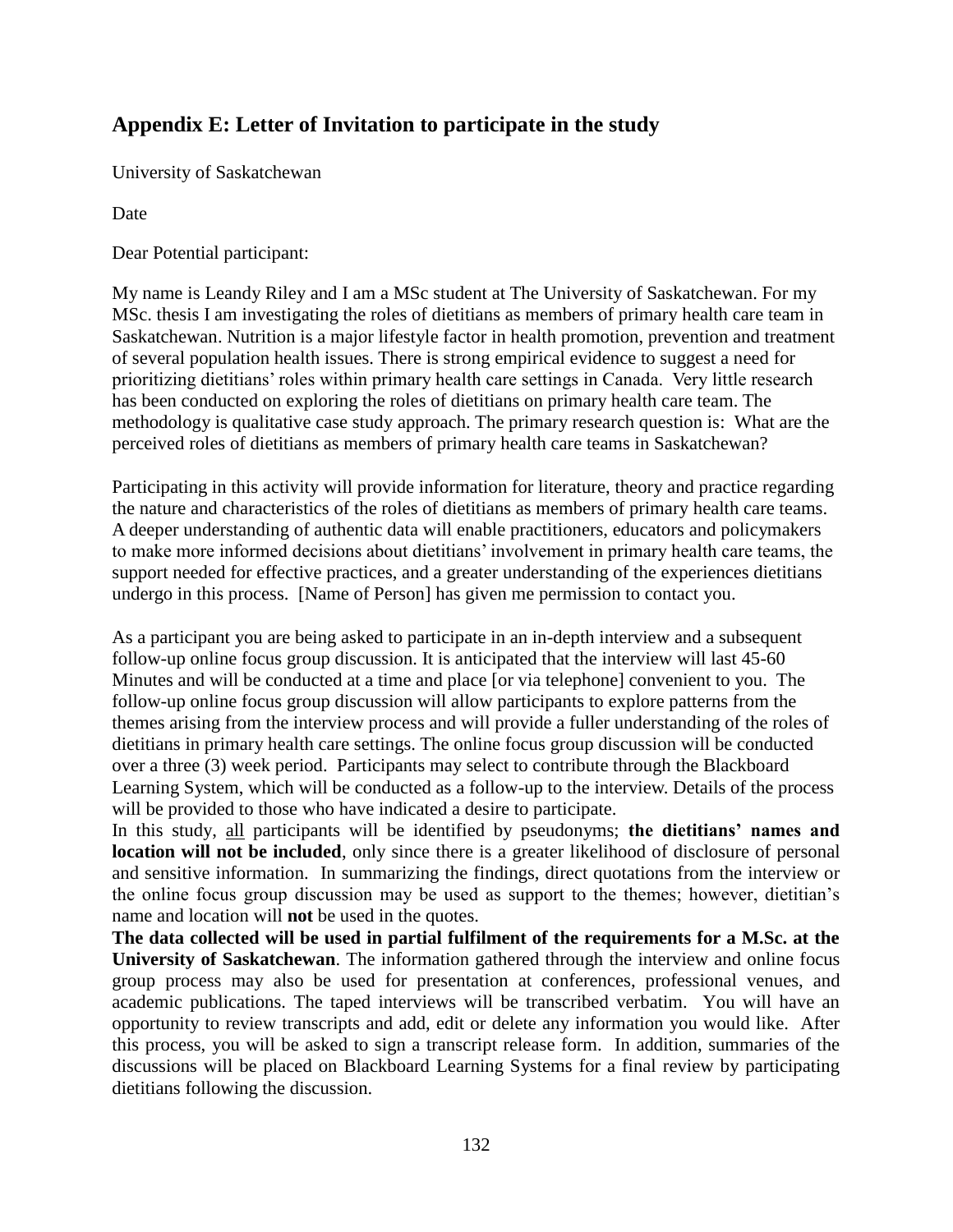## Appendix E: Letter of Invitation to participate in the study

University of Saskatchewan

Date

Dear Potential participant:

My name is Leandy Riley and I am a MSc student at The University of Saskatchewan. For my MSc. thesis I am investigating the roles of dietitians as members of primary health care team in Saskatchewan. Nutrition is a major lifestyle factor in health promotion, prevention and treatment of several population health issues. There is strong empirical evidence to suggest a need for prioritizing dietitians' roles within primary health care settings in Canada. Very little research has been conducted on exploring the roles of dietitians on primary health care team. The methodology is qualitative case study approach. The primary research question is: What are the perceived roles of dietitians as members of primary health care teams in Saskatchewan?

Participating in this activity will provide information for literature, theory and practice regarding the nature and characteristics of the roles of dietitians as members of primary health care teams. A deeper understanding of authentic data will enable practitioners, educators and policymakers to make more informed decisions about dietitians' involvement in primary health care teams, the support needed for effective practices, and a greater understanding of the experiences dietitians undergo in this process. [Name of Person] has given me permission to contact you.

As a participant you are being asked to participate in an in-depth interview and a subsequent follow-up online focus group discussion. It is anticipated that the interview will last 45-60 Minutes and will be conducted at a time and place [or via telephone] convenient to you. The follow-up online focus group discussion will allow participants to explore patterns from the themes arising from the interview process and will provide a fuller understanding of the roles of dietitians in primary health care settings. The online focus group discussion will be conducted over a three (3) week period. Participants may select to contribute through the Blackboard Learning System, which will be conducted as a follow-up to the interview. Details of the process will be provided to those who have indicated a desire to participate.

In this study, all participants will be identified by pseudonyms; **the dietitians' names and location will not be included**, only since there is a greater likelihood of disclosure of personal and sensitive information. In summarizing the findings, direct quotations from the interview or the online focus group discussion may be used as support to the themes; however, dietitian's name and location will **not** be used in the quotes.

**The data collected will be used in partial fulfilment of the requirements for a M.Sc. at the University of Saskatchewan**. The information gathered through the interview and online focus group process may also be used for presentation at conferences, professional venues, and academic publications. The taped interviews will be transcribed verbatim. You will have an opportunity to review transcripts and add, edit or delete any information you would like. After this process, you will be asked to sign a transcript release form. In addition, summaries of the discussions will be placed on Blackboard Learning Systems for a final review by participating dietitians following the discussion.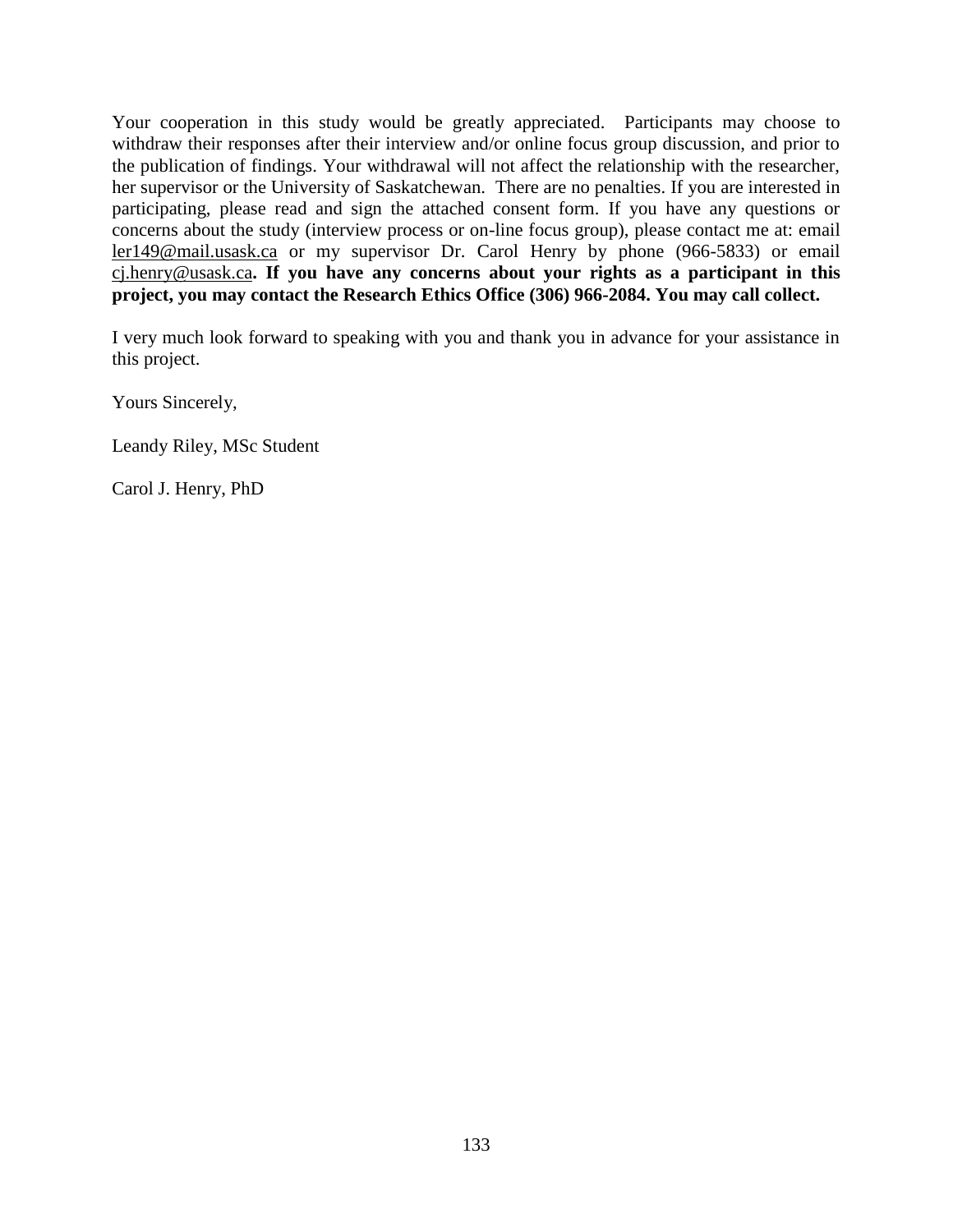Your cooperation in this study would be greatly appreciated. Participants may choose to withdraw their responses after their interview and/or online focus group discussion, and prior to the publication of findings. Your withdrawal will not affect the relationship with the researcher, her supervisor or the University of Saskatchewan. There are no penalties. If you are interested in participating, please read and sign the attached consent form. If you have any questions or concerns about the study (interview process or on-line focus group), please contact me at: email ler149@mail.usask.ca or my supervisor Dr. Carol Henry by phone (966-5833) or email cj.henry@usask.ca**. If you have any concerns about your rights as a participant in this project, you may contact the Research Ethics Office (306) 966-2084. You may call collect.**

I very much look forward to speaking with you and thank you in advance for your assistance in this project.

Yours Sincerely,

Leandy Riley, MSc Student

Carol J. Henry, PhD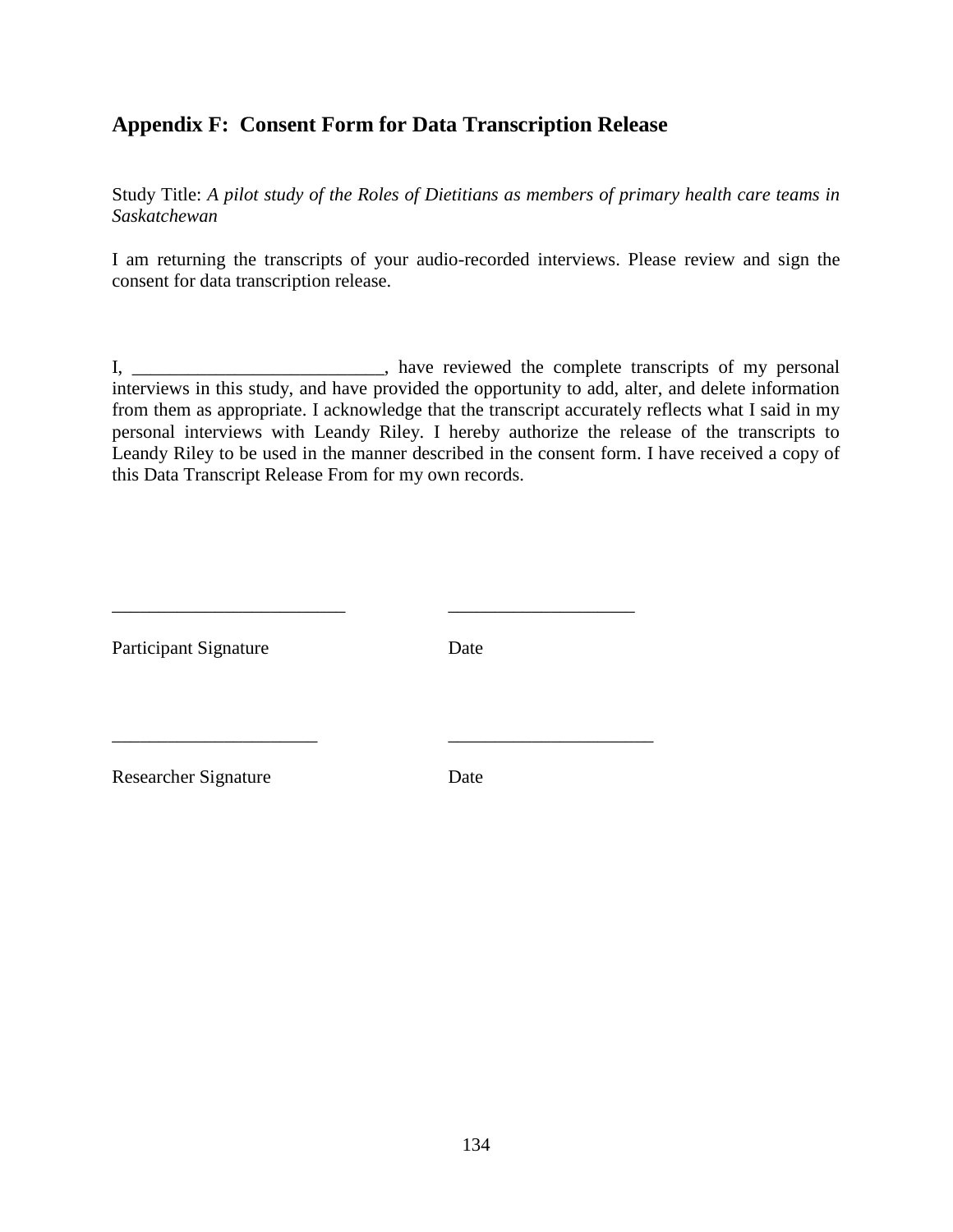## Appendix F: Consent Form for Data Transcription Release

Study Title: *A pilot study of the Roles of Dietitians as members of primary health care teams in Saskatchewan*

I am returning the transcripts of your audio-recorded interviews. Please review and sign the consent for data transcription release.

I, ___________________________, have reviewed the complete transcripts of my personal interviews in this study, and have provided the opportunity to add, alter, and delete information from them as appropriate. I acknowledge that the transcript accurately reflects what I said in my personal interviews with Leandy Riley. I hereby authorize the release of the transcripts to Leandy Riley to be used in the manner described in the consent form. I have received a copy of this Data Transcript Release From for my own records.

_________________________ ___________________

Participant Signature Date

______________________ ______________________

Researcher Signature Date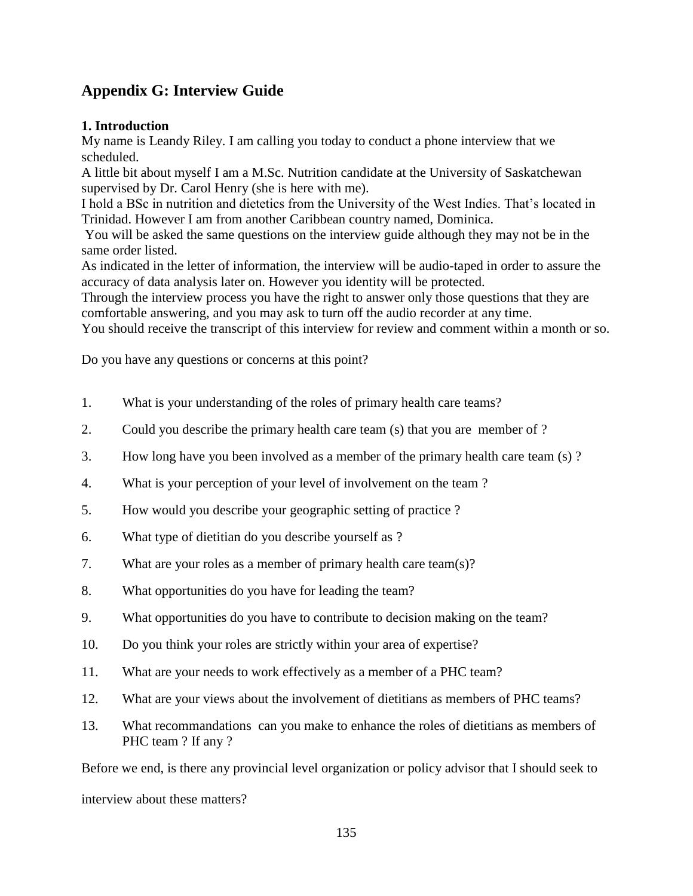## Appendix G: Interview Guide

**1. Introduction**

My name is Leandy Riley. I am calling you today to conduct a phone interview that we scheduled.

A little bit about myself I am a M.Sc. Nutrition candidate at the University of Saskatchewan supervised by Dr. Carol Henry (she is here with me).

I hold a BSc in nutrition and dietetics from the University of the West Indies. That's located in Trinidad. However I am from another Caribbean country named, Dominica.

You will be asked the same questions on the interview guide although they may not be in the same order listed.

As indicated in the letter of information, the interview will be audio-taped in order to assure the accuracy of data analysis later on. However you identity will be protected.

Through the interview process you have the right to answer only those questions that they are comfortable answering, and you may ask to turn off the audio recorder at any time.

You should receive the transcript of this interview for review and comment within a month or so.

Do you have any questions or concerns at this point?

1. What is your understanding of the roles of primary health care teams?
2. Could you describe the primary health care team (s) that you are member of ?
3. How long have you been involved as a member of the primary health care team (s) ?
4. What is your perception of your level of involvement on the team ?
5. How would you describe your geographic setting of practice ?
6. What type of dietitian do you describe yourself as ?
7. What are your roles as a member of primary health care team(s)?
8. What opportunities do you have for leading the team?
9. What opportunities do you have to contribute to decision making on the team?
10. Do you think your roles are strictly within your area of expertise?
11. What are your needs to work effectively as a member of a PHC team?
12. What are your views about the involvement of dietitians as members of PHC teams?
13. What recommandations can you make to enhance the roles of dietitians as members of PHC team ? If any ?

Before we end, is there any provincial level organization or policy advisor that I should seek to interview about these matters?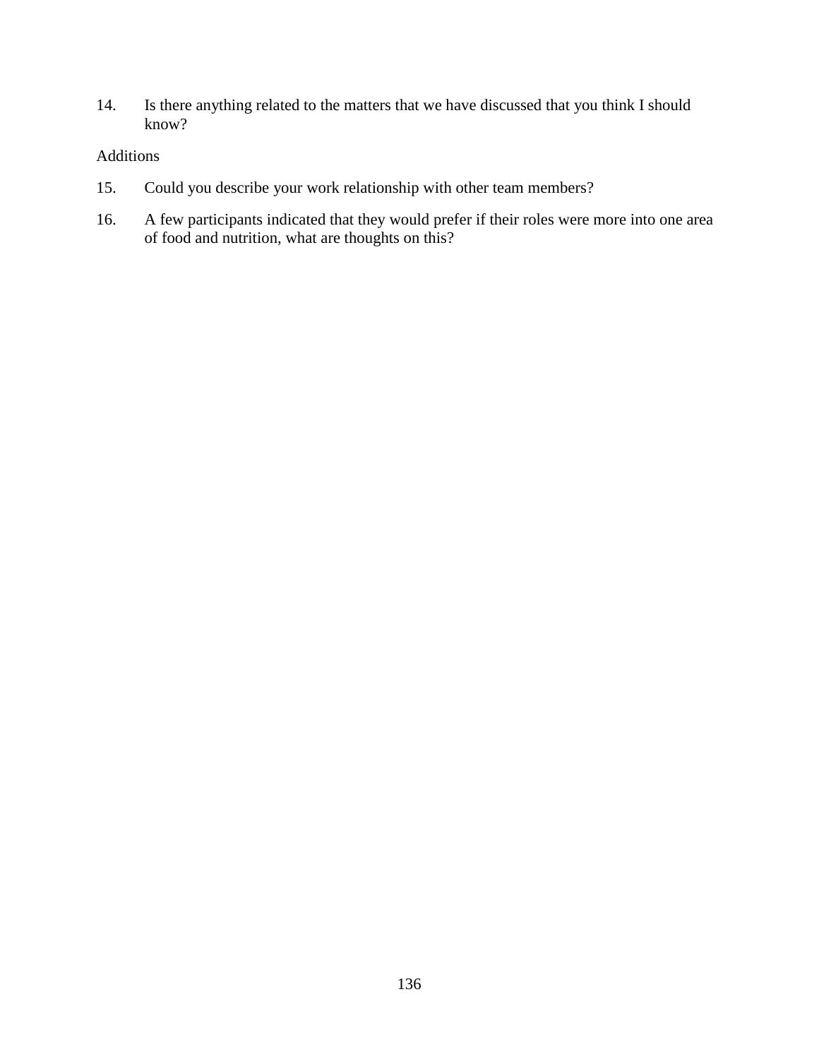14. Is there anything related to the matters that we have discussed that you think I should know?

Additions

15. Could you describe your work relationship with other team members?

16. A few participants indicated that they would prefer if their roles were more into one area of food and nutrition, what are thoughts on this?